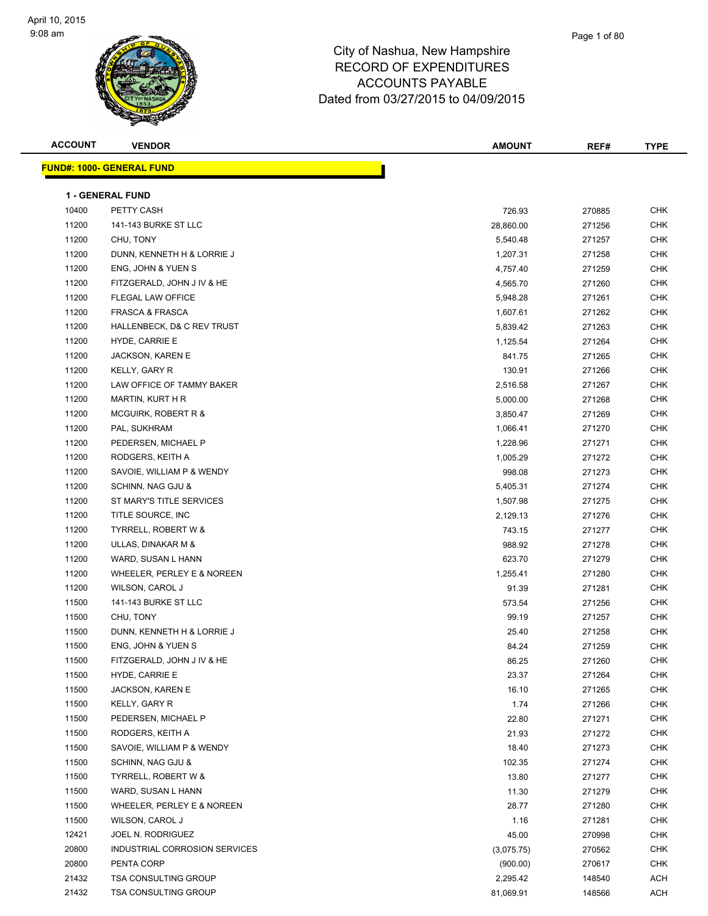# City of Nashua, New Hampshire
## RECORD OF EXPENDITURES
## ACCOUNTS PAYABLE
## Dated from 03/27/2015 to 04/09/2015

| ACCOUNT | VENDOR | AMOUNT | REF# | TYPE |
|---|---|---|---|---|

**FUND#: 1000- GENERAL FUND**

**1 - GENERAL FUND**

| ACCOUNT | VENDOR | AMOUNT | REF# | TYPE |
|---|---|---|---|---|
| 10400 | PETTY CASH | 726.93 | 270885 | CHK |
| 11200 | 141-143 BURKE ST LLC | 28,860.00 | 271256 | CHK |
| 11200 | CHU, TONY | 5,540.48 | 271257 | CHK |
| 11200 | DUNN, KENNETH H & LORRIE J | 1,207.31 | 271258 | CHK |
| 11200 | ENG, JOHN & YUEN S | 4,757.40 | 271259 | CHK |
| 11200 | FITZGERALD, JOHN J IV & HE | 4,565.70 | 271260 | CHK |
| 11200 | FLEGAL LAW OFFICE | 5,948.28 | 271261 | CHK |
| 11200 | FRASCA & FRASCA | 1,607.61 | 271262 | CHK |
| 11200 | HALLENBECK, D& C REV TRUST | 5,839.42 | 271263 | CHK |
| 11200 | HYDE, CARRIE E | 1,125.54 | 271264 | CHK |
| 11200 | JACKSON, KAREN E | 841.75 | 271265 | CHK |
| 11200 | KELLY, GARY R | 130.91 | 271266 | CHK |
| 11200 | LAW OFFICE OF TAMMY BAKER | 2,516.58 | 271267 | CHK |
| 11200 | MARTIN, KURT H R | 5,000.00 | 271268 | CHK |
| 11200 | MCGUIRK, ROBERT R & | 3,850.47 | 271269 | CHK |
| 11200 | PAL, SUKHRAM | 1,066.41 | 271270 | CHK |
| 11200 | PEDERSEN, MICHAEL P | 1,228.96 | 271271 | CHK |
| 11200 | RODGERS, KEITH A | 1,005.29 | 271272 | CHK |
| 11200 | SAVOIE, WILLIAM P & WENDY | 998.08 | 271273 | CHK |
| 11200 | SCHINN, NAG GJU & | 5,405.31 | 271274 | CHK |
| 11200 | ST MARY'S TITLE SERVICES | 1,507.98 | 271275 | CHK |
| 11200 | TITLE SOURCE, INC | 2,129.13 | 271276 | CHK |
| 11200 | TYRRELL, ROBERT W & | 743.15 | 271277 | CHK |
| 11200 | ULLAS, DINAKAR M & | 988.92 | 271278 | CHK |
| 11200 | WARD, SUSAN L HANN | 623.70 | 271279 | CHK |
| 11200 | WHEELER, PERLEY E & NOREEN | 1,255.41 | 271280 | CHK |
| 11200 | WILSON, CAROL J | 91.39 | 271281 | CHK |
| 11500 | 141-143 BURKE ST LLC | 573.54 | 271256 | CHK |
| 11500 | CHU, TONY | 99.19 | 271257 | CHK |
| 11500 | DUNN, KENNETH H & LORRIE J | 25.40 | 271258 | CHK |
| 11500 | ENG, JOHN & YUEN S | 84.24 | 271259 | CHK |
| 11500 | FITZGERALD, JOHN J IV & HE | 86.25 | 271260 | CHK |
| 11500 | HYDE, CARRIE E | 23.37 | 271264 | CHK |
| 11500 | JACKSON, KAREN E | 16.10 | 271265 | CHK |
| 11500 | KELLY, GARY R | 1.74 | 271266 | CHK |
| 11500 | PEDERSEN, MICHAEL P | 22.80 | 271271 | CHK |
| 11500 | RODGERS, KEITH A | 21.93 | 271272 | CHK |
| 11500 | SAVOIE, WILLIAM P & WENDY | 18.40 | 271273 | CHK |
| 11500 | SCHINN, NAG GJU & | 102.35 | 271274 | CHK |
| 11500 | TYRRELL, ROBERT W & | 13.80 | 271277 | CHK |
| 11500 | WARD, SUSAN L HANN | 11.30 | 271279 | CHK |
| 11500 | WHEELER, PERLEY E & NOREEN | 28.77 | 271280 | CHK |
| 11500 | WILSON, CAROL J | 1.16 | 271281 | CHK |
| 12421 | JOEL N. RODRIGUEZ | 45.00 | 270998 | CHK |
| 20800 | INDUSTRIAL CORROSION SERVICES | (3,075.75) | 270562 | CHK |
| 20800 | PENTA CORP | (900.00) | 270617 | CHK |
| 21432 | TSA CONSULTING GROUP | 2,295.42 | 148540 | ACH |
| 21432 | TSA CONSULTING GROUP | 81,069.91 | 148566 | ACH |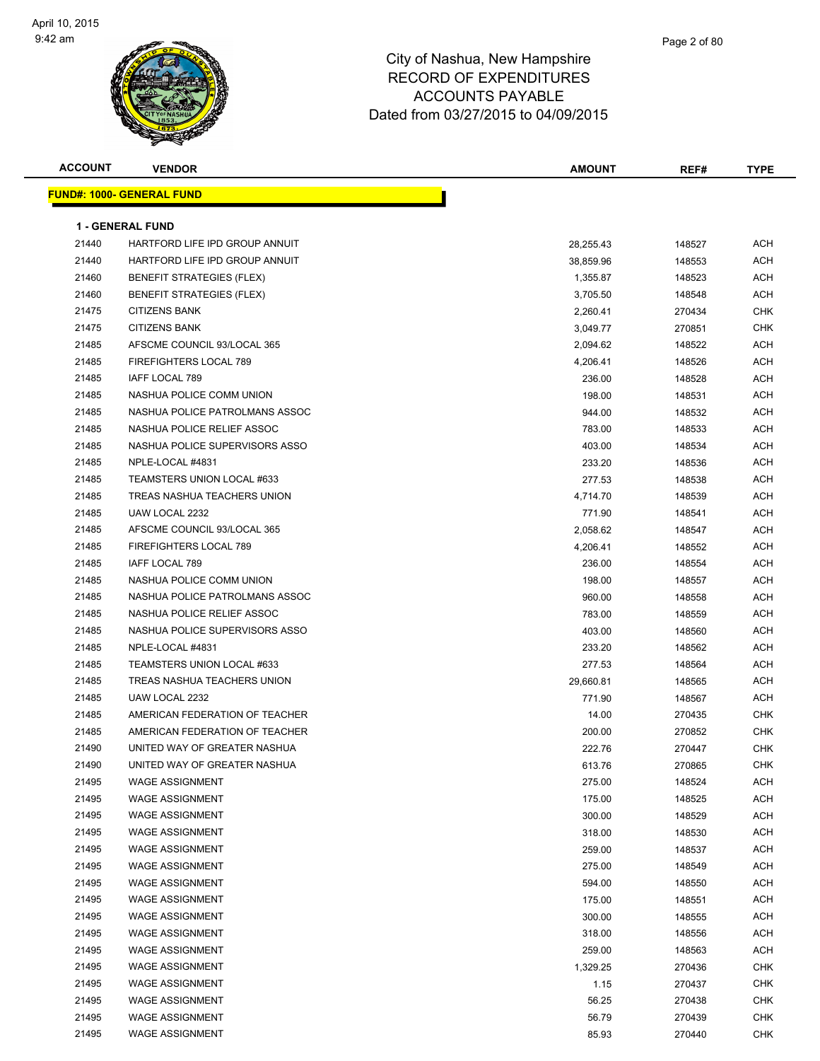# City of Nashua, New Hampshire
## RECORD OF EXPENDITURES
## ACCOUNTS PAYABLE
## Dated from 03/27/2015 to 04/09/2015

| ACCOUNT | VENDOR | AMOUNT | REF# | TYPE |
|---|---|---|---|---|

**FUND#: 1000- GENERAL FUND**

**1 - GENERAL FUND**

| ACCOUNT | VENDOR | AMOUNT | REF# | TYPE |
|---|---|---|---|---|
| 21440 | HARTFORD LIFE IPD GROUP ANNUIT | 28,255.43 | 148527 | ACH |
| 21440 | HARTFORD LIFE IPD GROUP ANNUIT | 38,859.96 | 148553 | ACH |
| 21460 | BENEFIT STRATEGIES (FLEX) | 1,355.87 | 148523 | ACH |
| 21460 | BENEFIT STRATEGIES (FLEX) | 3,705.50 | 148548 | ACH |
| 21475 | CITIZENS BANK | 2,260.41 | 270434 | CHK |
| 21475 | CITIZENS BANK | 3,049.77 | 270851 | CHK |
| 21485 | AFSCME COUNCIL 93/LOCAL 365 | 2,094.62 | 148522 | ACH |
| 21485 | FIREFIGHTERS LOCAL 789 | 4,206.41 | 148526 | ACH |
| 21485 | IAFF LOCAL 789 | 236.00 | 148528 | ACH |
| 21485 | NASHUA POLICE COMM UNION | 198.00 | 148531 | ACH |
| 21485 | NASHUA POLICE PATROLMANS ASSOC | 944.00 | 148532 | ACH |
| 21485 | NASHUA POLICE RELIEF ASSOC | 783.00 | 148533 | ACH |
| 21485 | NASHUA POLICE SUPERVISORS ASSO | 403.00 | 148534 | ACH |
| 21485 | NPLE-LOCAL #4831 | 233.20 | 148536 | ACH |
| 21485 | TEAMSTERS UNION LOCAL #633 | 277.53 | 148538 | ACH |
| 21485 | TREAS NASHUA TEACHERS UNION | 4,714.70 | 148539 | ACH |
| 21485 | UAW LOCAL 2232 | 771.90 | 148541 | ACH |
| 21485 | AFSCME COUNCIL 93/LOCAL 365 | 2,058.62 | 148547 | ACH |
| 21485 | FIREFIGHTERS LOCAL 789 | 4,206.41 | 148552 | ACH |
| 21485 | IAFF LOCAL 789 | 236.00 | 148554 | ACH |
| 21485 | NASHUA POLICE COMM UNION | 198.00 | 148557 | ACH |
| 21485 | NASHUA POLICE PATROLMANS ASSOC | 960.00 | 148558 | ACH |
| 21485 | NASHUA POLICE RELIEF ASSOC | 783.00 | 148559 | ACH |
| 21485 | NASHUA POLICE SUPERVISORS ASSO | 403.00 | 148560 | ACH |
| 21485 | NPLE-LOCAL #4831 | 233.20 | 148562 | ACH |
| 21485 | TEAMSTERS UNION LOCAL #633 | 277.53 | 148564 | ACH |
| 21485 | TREAS NASHUA TEACHERS UNION | 29,660.81 | 148565 | ACH |
| 21485 | UAW LOCAL 2232 | 771.90 | 148567 | ACH |
| 21485 | AMERICAN FEDERATION OF TEACHER | 14.00 | 270435 | CHK |
| 21485 | AMERICAN FEDERATION OF TEACHER | 200.00 | 270852 | CHK |
| 21490 | UNITED WAY OF GREATER NASHUA | 222.76 | 270447 | CHK |
| 21490 | UNITED WAY OF GREATER NASHUA | 613.76 | 270865 | CHK |
| 21495 | WAGE ASSIGNMENT | 275.00 | 148524 | ACH |
| 21495 | WAGE ASSIGNMENT | 175.00 | 148525 | ACH |
| 21495 | WAGE ASSIGNMENT | 300.00 | 148529 | ACH |
| 21495 | WAGE ASSIGNMENT | 318.00 | 148530 | ACH |
| 21495 | WAGE ASSIGNMENT | 259.00 | 148537 | ACH |
| 21495 | WAGE ASSIGNMENT | 275.00 | 148549 | ACH |
| 21495 | WAGE ASSIGNMENT | 594.00 | 148550 | ACH |
| 21495 | WAGE ASSIGNMENT | 175.00 | 148551 | ACH |
| 21495 | WAGE ASSIGNMENT | 300.00 | 148555 | ACH |
| 21495 | WAGE ASSIGNMENT | 318.00 | 148556 | ACH |
| 21495 | WAGE ASSIGNMENT | 259.00 | 148563 | ACH |
| 21495 | WAGE ASSIGNMENT | 1,329.25 | 270436 | CHK |
| 21495 | WAGE ASSIGNMENT | 1.15 | 270437 | CHK |
| 21495 | WAGE ASSIGNMENT | 56.25 | 270438 | CHK |
| 21495 | WAGE ASSIGNMENT | 56.79 | 270439 | CHK |
| 21495 | WAGE ASSIGNMENT | 85.93 | 270440 | CHK |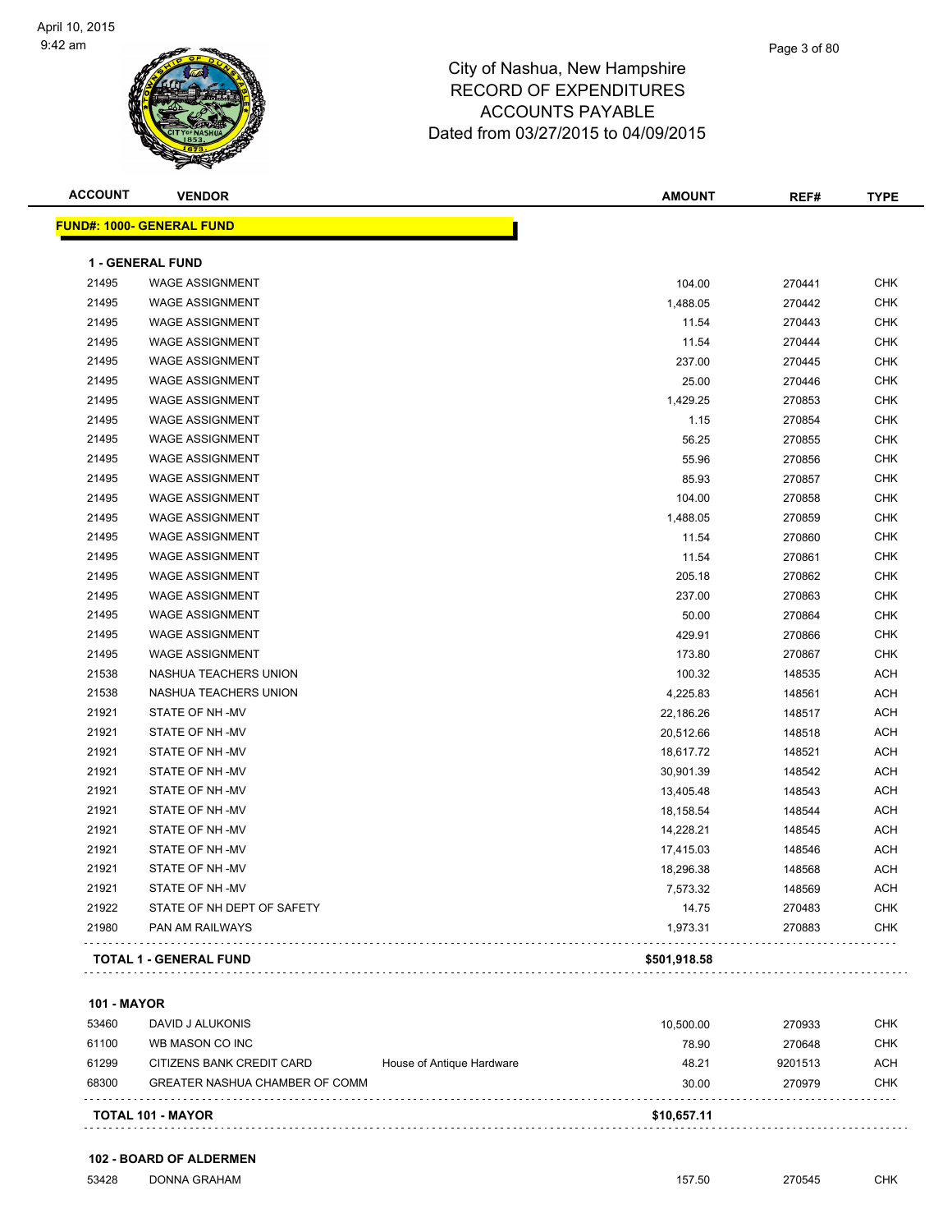City of Nashua, New Hampshire
RECORD OF EXPENDITURES
ACCOUNTS PAYABLE
Dated from 03/27/2015 to 04/09/2015

| ACCOUNT | VENDOR | | AMOUNT | REF# | TYPE |
|---|---|---|---|---|---|
| **FUND#: 1000- GENERAL FUND** | | | | | |
| **1 - GENERAL FUND** | | | | | |
| 21495 | WAGE ASSIGNMENT | | 104.00 | 270441 | CHK |
| 21495 | WAGE ASSIGNMENT | | 1,488.05 | 270442 | CHK |
| 21495 | WAGE ASSIGNMENT | | 11.54 | 270443 | CHK |
| 21495 | WAGE ASSIGNMENT | | 11.54 | 270444 | CHK |
| 21495 | WAGE ASSIGNMENT | | 237.00 | 270445 | CHK |
| 21495 | WAGE ASSIGNMENT | | 25.00 | 270446 | CHK |
| 21495 | WAGE ASSIGNMENT | | 1,429.25 | 270853 | CHK |
| 21495 | WAGE ASSIGNMENT | | 1.15 | 270854 | CHK |
| 21495 | WAGE ASSIGNMENT | | 56.25 | 270855 | CHK |
| 21495 | WAGE ASSIGNMENT | | 55.96 | 270856 | CHK |
| 21495 | WAGE ASSIGNMENT | | 85.93 | 270857 | CHK |
| 21495 | WAGE ASSIGNMENT | | 104.00 | 270858 | CHK |
| 21495 | WAGE ASSIGNMENT | | 1,488.05 | 270859 | CHK |
| 21495 | WAGE ASSIGNMENT | | 11.54 | 270860 | CHK |
| 21495 | WAGE ASSIGNMENT | | 11.54 | 270861 | CHK |
| 21495 | WAGE ASSIGNMENT | | 205.18 | 270862 | CHK |
| 21495 | WAGE ASSIGNMENT | | 237.00 | 270863 | CHK |
| 21495 | WAGE ASSIGNMENT | | 50.00 | 270864 | CHK |
| 21495 | WAGE ASSIGNMENT | | 429.91 | 270866 | CHK |
| 21495 | WAGE ASSIGNMENT | | 173.80 | 270867 | CHK |
| 21538 | NASHUA TEACHERS UNION | | 100.32 | 148535 | ACH |
| 21538 | NASHUA TEACHERS UNION | | 4,225.83 | 148561 | ACH |
| 21921 | STATE OF NH -MV | | 22,186.26 | 148517 | ACH |
| 21921 | STATE OF NH -MV | | 20,512.66 | 148518 | ACH |
| 21921 | STATE OF NH -MV | | 18,617.72 | 148521 | ACH |
| 21921 | STATE OF NH -MV | | 30,901.39 | 148542 | ACH |
| 21921 | STATE OF NH -MV | | 13,405.48 | 148543 | ACH |
| 21921 | STATE OF NH -MV | | 18,158.54 | 148544 | ACH |
| 21921 | STATE OF NH -MV | | 14,228.21 | 148545 | ACH |
| 21921 | STATE OF NH -MV | | 17,415.03 | 148546 | ACH |
| 21921 | STATE OF NH -MV | | 18,296.38 | 148568 | ACH |
| 21921 | STATE OF NH -MV | | 7,573.32 | 148569 | ACH |
| 21922 | STATE OF NH DEPT OF SAFETY | | 14.75 | 270483 | CHK |
| 21980 | PAN AM RAILWAYS | | 1,973.31 | 270883 | CHK |
| **TOTAL 1 - GENERAL FUND** | | | **$501,918.58** | | |
| **101 - MAYOR** | | | | | |
| 53460 | DAVID J ALUKONIS | | 10,500.00 | 270933 | CHK |
| 61100 | WB MASON CO INC | | 78.90 | 270648 | CHK |
| 61299 | CITIZENS BANK CREDIT CARD | House of Antique Hardware | 48.21 | 9201513 | ACH |
| 68300 | GREATER NASHUA CHAMBER OF COMM | | 30.00 | 270979 | CHK |
| **TOTAL 101 - MAYOR** | | | **$10,657.11** | | |
| **102 - BOARD OF ALDERMEN** | | | | | |
| 53428 | DONNA GRAHAM | | 157.50 | 270545 | CHK |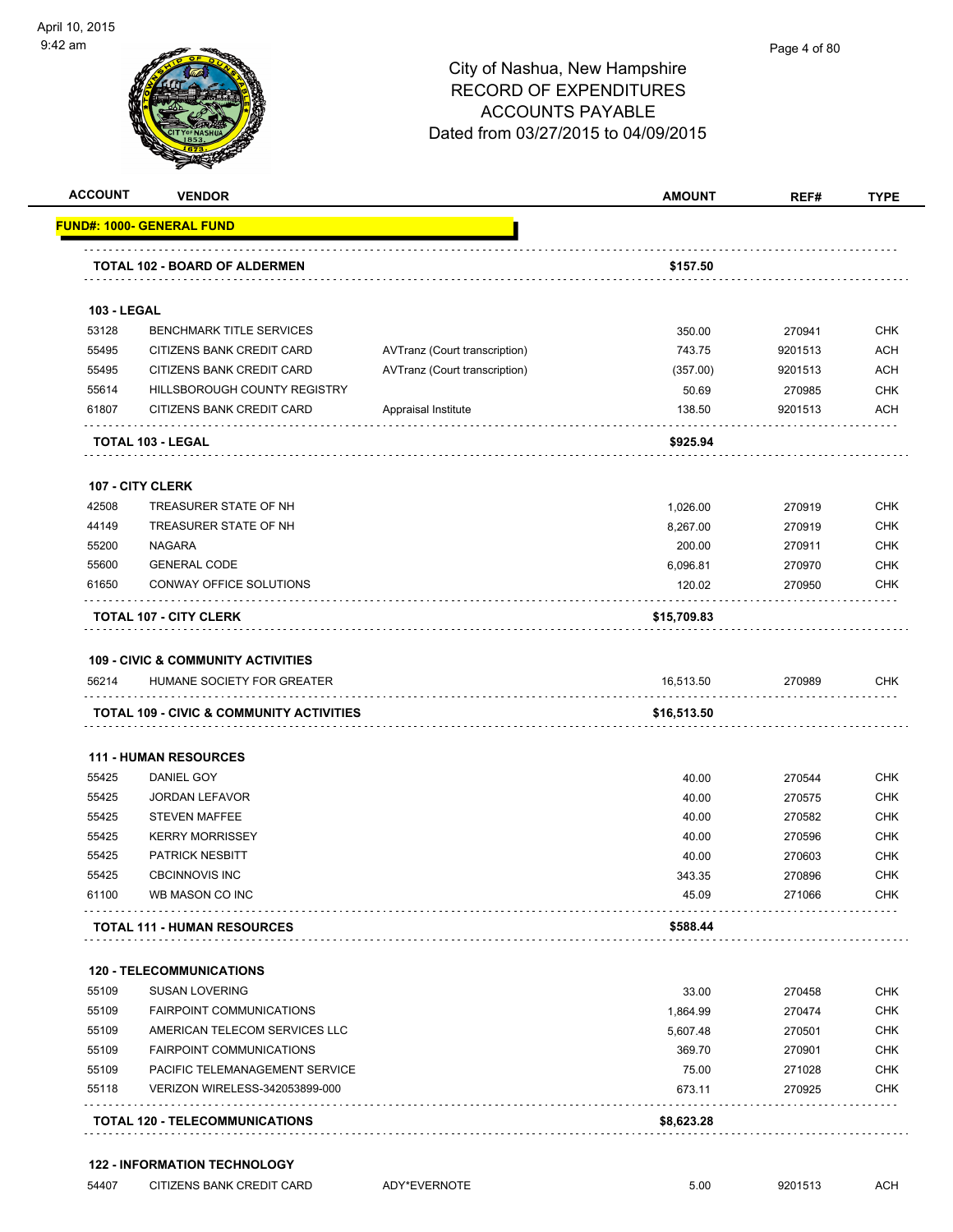City of Nashua, New Hampshire
RECORD OF EXPENDITURES
ACCOUNTS PAYABLE
Dated from 03/27/2015 to 04/09/2015

| ACCOUNT | VENDOR | | AMOUNT | REF# | TYPE |
|---|---|---|---|---|---|
| **FUND#: 1000- GENERAL FUND** | | | | | |
| **TOTAL 102 - BOARD OF ALDERMEN** | | | **$157.50** | | |
| **103 - LEGAL** | | | | | |
| 53128 | BENCHMARK TITLE SERVICES | | 350.00 | 270941 | CHK |
| 55495 | CITIZENS BANK CREDIT CARD | AVTranz (Court transcription) | 743.75 | 9201513 | ACH |
| 55495 | CITIZENS BANK CREDIT CARD | AVTranz (Court transcription) | (357.00) | 9201513 | ACH |
| 55614 | HILLSBOROUGH COUNTY REGISTRY | | 50.69 | 270985 | CHK |
| 61807 | CITIZENS BANK CREDIT CARD | Appraisal Institute | 138.50 | 9201513 | ACH |
| **TOTAL 103 - LEGAL** | | | **$925.94** | | |
| **107 - CITY CLERK** | | | | | |
| 42508 | TREASURER STATE OF NH | | 1,026.00 | 270919 | CHK |
| 44149 | TREASURER STATE OF NH | | 8,267.00 | 270919 | CHK |
| 55200 | NAGARA | | 200.00 | 270911 | CHK |
| 55600 | GENERAL CODE | | 6,096.81 | 270970 | CHK |
| 61650 | CONWAY OFFICE SOLUTIONS | | 120.02 | 270950 | CHK |
| **TOTAL 107 - CITY CLERK** | | | **$15,709.83** | | |
| **109 - CIVIC & COMMUNITY ACTIVITIES** | | | | | |
| 56214 | HUMANE SOCIETY FOR GREATER | | 16,513.50 | 270989 | CHK |
| **TOTAL 109 - CIVIC & COMMUNITY ACTIVITIES** | | | **$16,513.50** | | |
| **111 - HUMAN RESOURCES** | | | | | |
| 55425 | DANIEL GOY | | 40.00 | 270544 | CHK |
| 55425 | JORDAN LEFAVOR | | 40.00 | 270575 | CHK |
| 55425 | STEVEN MAFFEE | | 40.00 | 270582 | CHK |
| 55425 | KERRY MORRISSEY | | 40.00 | 270596 | CHK |
| 55425 | PATRICK NESBITT | | 40.00 | 270603 | CHK |
| 55425 | CBCINNOVIS INC | | 343.35 | 270896 | CHK |
| 61100 | WB MASON CO INC | | 45.09 | 271066 | CHK |
| **TOTAL 111 - HUMAN RESOURCES** | | | **$588.44** | | |
| **120 - TELECOMMUNICATIONS** | | | | | |
| 55109 | SUSAN LOVERING | | 33.00 | 270458 | CHK |
| 55109 | FAIRPOINT COMMUNICATIONS | | 1,864.99 | 270474 | CHK |
| 55109 | AMERICAN TELECOM SERVICES LLC | | 5,607.48 | 270501 | CHK |
| 55109 | FAIRPOINT COMMUNICATIONS | | 369.70 | 270901 | CHK |
| 55109 | PACIFIC TELEMANAGEMENT SERVICE | | 75.00 | 271028 | CHK |
| 55118 | VERIZON WIRELESS-342053899-000 | | 673.11 | 270925 | CHK |
| **TOTAL 120 - TELECOMMUNICATIONS** | | | **$8,623.28** | | |
| **122 - INFORMATION TECHNOLOGY** | | | | | |
| 54407 | CITIZENS BANK CREDIT CARD | ADY*EVERNOTE | 5.00 | 9201513 | ACH |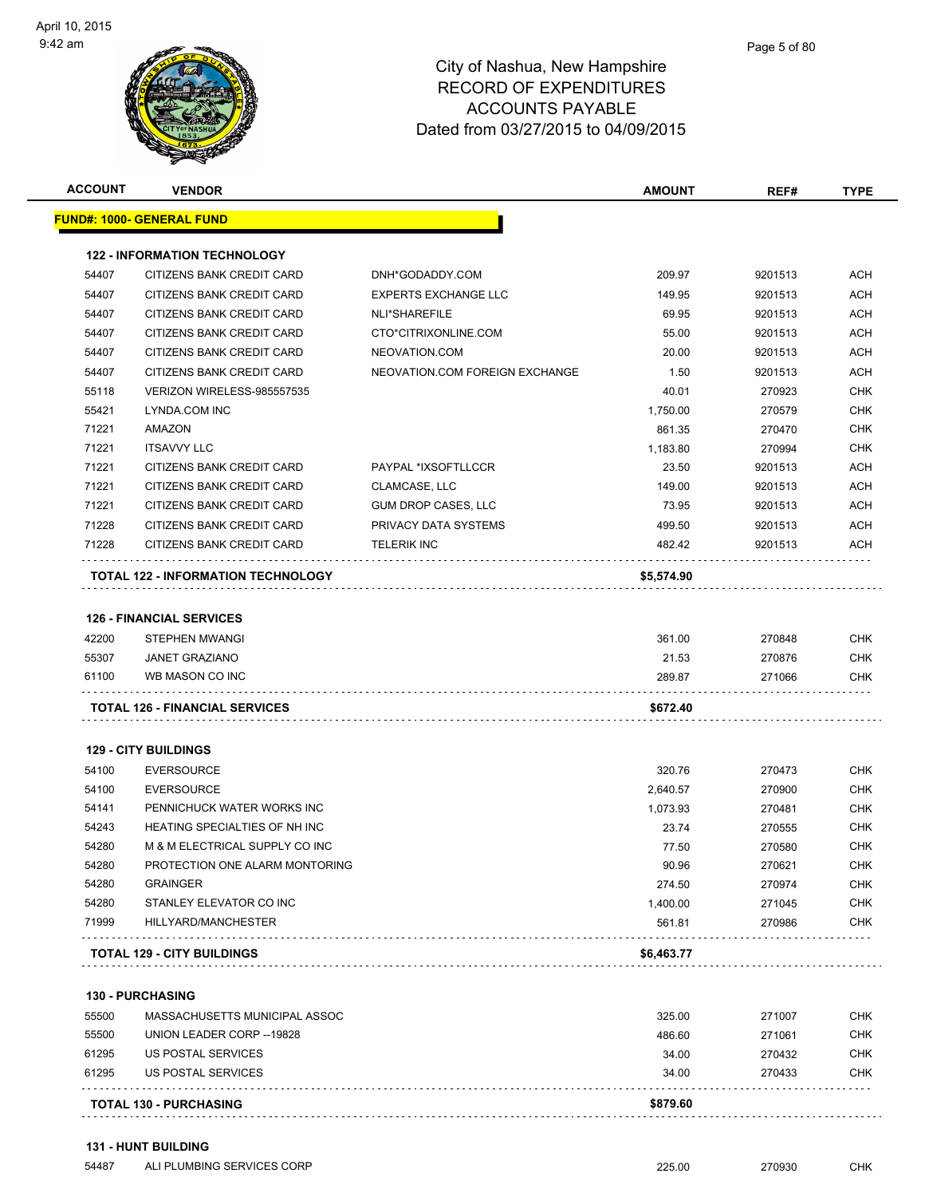# City of Nashua, New Hampshire
## RECORD OF EXPENDITURES
## ACCOUNTS PAYABLE
## Dated from 03/27/2015 to 04/09/2015

April 10, 2015
9:42 am

| ACCOUNT | VENDOR | | AMOUNT | REF# | TYPE |
|---|---|---|---|---|---|
| **FUND#: 1000- GENERAL FUND** | | | | | |
| **122 - INFORMATION TECHNOLOGY** | | | | | |
| 54407 | CITIZENS BANK CREDIT CARD | DNH*GODADDY.COM | 209.97 | 9201513 | ACH |
| 54407 | CITIZENS BANK CREDIT CARD | EXPERTS EXCHANGE LLC | 149.95 | 9201513 | ACH |
| 54407 | CITIZENS BANK CREDIT CARD | NLI*SHAREFILE | 69.95 | 9201513 | ACH |
| 54407 | CITIZENS BANK CREDIT CARD | CTO*CITRIXONLINE.COM | 55.00 | 9201513 | ACH |
| 54407 | CITIZENS BANK CREDIT CARD | NEOVATION.COM | 20.00 | 9201513 | ACH |
| 54407 | CITIZENS BANK CREDIT CARD | NEOVATION.COM FOREIGN EXCHANGE | 1.50 | 9201513 | ACH |
| 55118 | VERIZON WIRELESS-985557535 | | 40.01 | 270923 | CHK |
| 55421 | LYNDA.COM INC | | 1,750.00 | 270579 | CHK |
| 71221 | AMAZON | | 861.35 | 270470 | CHK |
| 71221 | ITSAVVY LLC | | 1,183.80 | 270994 | CHK |
| 71221 | CITIZENS BANK CREDIT CARD | PAYPAL *IXSOFTLLCCR | 23.50 | 9201513 | ACH |
| 71221 | CITIZENS BANK CREDIT CARD | CLAMCASE, LLC | 149.00 | 9201513 | ACH |
| 71221 | CITIZENS BANK CREDIT CARD | GUM DROP CASES, LLC | 73.95 | 9201513 | ACH |
| 71228 | CITIZENS BANK CREDIT CARD | PRIVACY DATA SYSTEMS | 499.50 | 9201513 | ACH |
| 71228 | CITIZENS BANK CREDIT CARD | TELERIK INC | 482.42 | 9201513 | ACH |
| **TOTAL 122 - INFORMATION TECHNOLOGY** | | | **$5,574.90** | | |
| **126 - FINANCIAL SERVICES** | | | | | |
| 42200 | STEPHEN MWANGI | | 361.00 | 270848 | CHK |
| 55307 | JANET GRAZIANO | | 21.53 | 270876 | CHK |
| 61100 | WB MASON CO INC | | 289.87 | 271066 | CHK |
| **TOTAL 126 - FINANCIAL SERVICES** | | | **$672.40** | | |
| **129 - CITY BUILDINGS** | | | | | |
| 54100 | EVERSOURCE | | 320.76 | 270473 | CHK |
| 54100 | EVERSOURCE | | 2,640.57 | 270900 | CHK |
| 54141 | PENNICHUCK WATER WORKS INC | | 1,073.93 | 270481 | CHK |
| 54243 | HEATING SPECIALTIES OF NH INC | | 23.74 | 270555 | CHK |
| 54280 | M & M ELECTRICAL SUPPLY CO INC | | 77.50 | 270580 | CHK |
| 54280 | PROTECTION ONE ALARM MONTORING | | 90.96 | 270621 | CHK |
| 54280 | GRAINGER | | 274.50 | 270974 | CHK |
| 54280 | STANLEY ELEVATOR CO INC | | 1,400.00 | 271045 | CHK |
| 71999 | HILLYARD/MANCHESTER | | 561.81 | 270986 | CHK |
| **TOTAL 129 - CITY BUILDINGS** | | | **$6,463.77** | | |
| **130 - PURCHASING** | | | | | |
| 55500 | MASSACHUSETTS MUNICIPAL ASSOC | | 325.00 | 271007 | CHK |
| 55500 | UNION LEADER CORP --19828 | | 486.60 | 271061 | CHK |
| 61295 | US POSTAL SERVICES | | 34.00 | 270432 | CHK |
| 61295 | US POSTAL SERVICES | | 34.00 | 270433 | CHK |
| **TOTAL 130 - PURCHASING** | | | **$879.60** | | |
| **131 - HUNT BUILDING** | | | | | |
| 54487 | ALI PLUMBING SERVICES CORP | | 225.00 | 270930 | CHK |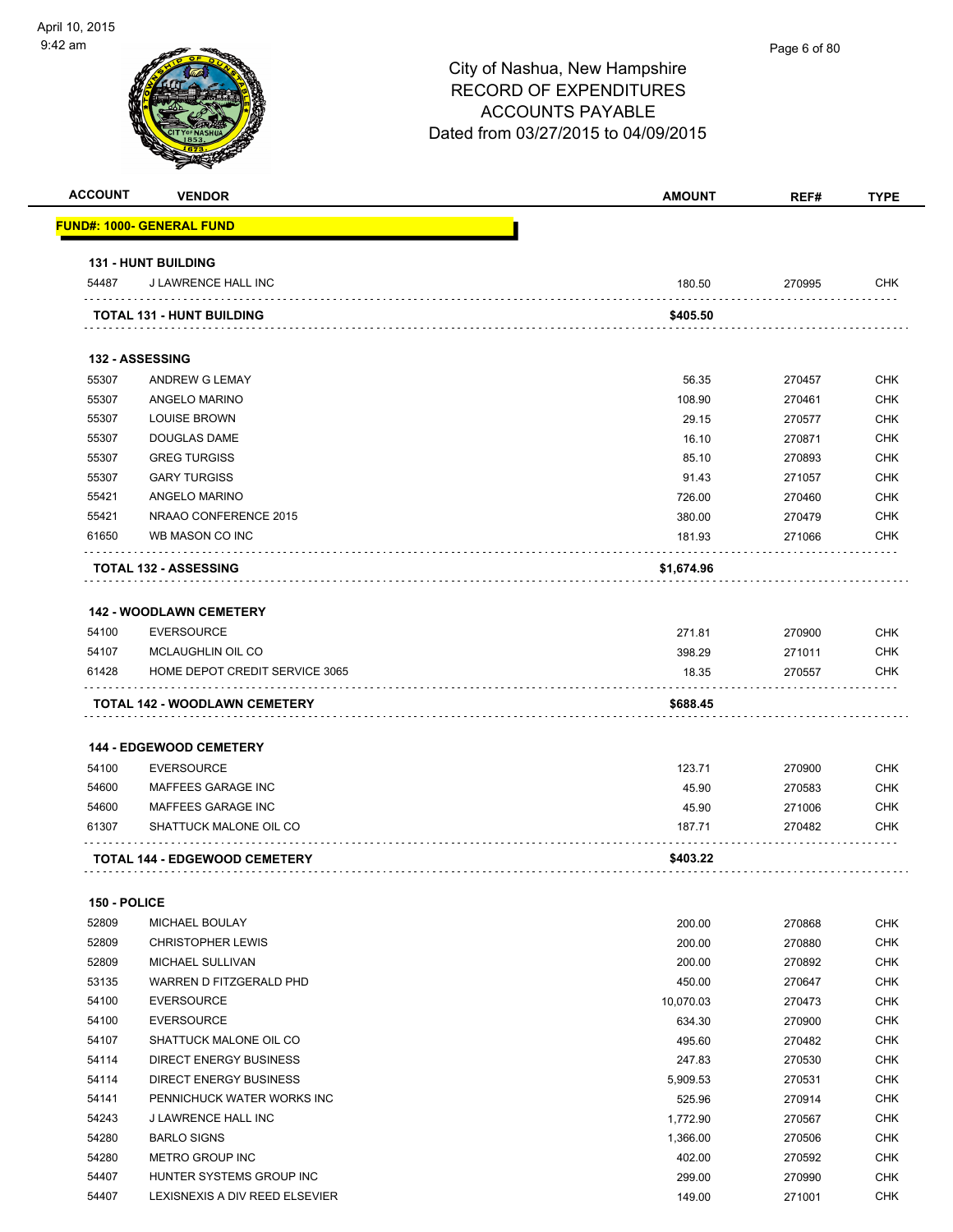# City of Nashua, New Hampshire
## RECORD OF EXPENDITURES
## ACCOUNTS PAYABLE
## Dated from 03/27/2015 to 04/09/2015

| ACCOUNT | VENDOR | AMOUNT | REF# | TYPE |
|---|---|---|---|---|
| **FUND#: 1000- GENERAL FUND** | | | | |
| **131 - HUNT BUILDING** | | | | |
| 54487 | J LAWRENCE HALL INC | 180.50 | 270995 | CHK |
| | **TOTAL 131 - HUNT BUILDING** | **$405.50** | | |
| **132 - ASSESSING** | | | | |
| 55307 | ANDREW G LEMAY | 56.35 | 270457 | CHK |
| 55307 | ANGELO MARINO | 108.90 | 270461 | CHK |
| 55307 | LOUISE BROWN | 29.15 | 270577 | CHK |
| 55307 | DOUGLAS DAME | 16.10 | 270871 | CHK |
| 55307 | GREG TURGISS | 85.10 | 270893 | CHK |
| 55307 | GARY TURGISS | 91.43 | 271057 | CHK |
| 55421 | ANGELO MARINO | 726.00 | 270460 | CHK |
| 55421 | NRAAO CONFERENCE 2015 | 380.00 | 270479 | CHK |
| 61650 | WB MASON CO INC | 181.93 | 271066 | CHK |
| | **TOTAL 132 - ASSESSING** | **$1,674.96** | | |
| **142 - WOODLAWN CEMETERY** | | | | |
| 54100 | EVERSOURCE | 271.81 | 270900 | CHK |
| 54107 | MCLAUGHLIN OIL CO | 398.29 | 271011 | CHK |
| 61428 | HOME DEPOT CREDIT SERVICE 3065 | 18.35 | 270557 | CHK |
| | **TOTAL 142 - WOODLAWN CEMETERY** | **$688.45** | | |
| **144 - EDGEWOOD CEMETERY** | | | | |
| 54100 | EVERSOURCE | 123.71 | 270900 | CHK |
| 54600 | MAFFEES GARAGE INC | 45.90 | 270583 | CHK |
| 54600 | MAFFEES GARAGE INC | 45.90 | 271006 | CHK |
| 61307 | SHATTUCK MALONE OIL CO | 187.71 | 270482 | CHK |
| | **TOTAL 144 - EDGEWOOD CEMETERY** | **$403.22** | | |
| **150 - POLICE** | | | | |
| 52809 | MICHAEL BOULAY | 200.00 | 270868 | CHK |
| 52809 | CHRISTOPHER LEWIS | 200.00 | 270880 | CHK |
| 52809 | MICHAEL SULLIVAN | 200.00 | 270892 | CHK |
| 53135 | WARREN D FITZGERALD PHD | 450.00 | 270647 | CHK |
| 54100 | EVERSOURCE | 10,070.03 | 270473 | CHK |
| 54100 | EVERSOURCE | 634.30 | 270900 | CHK |
| 54107 | SHATTUCK MALONE OIL CO | 495.60 | 270482 | CHK |
| 54114 | DIRECT ENERGY BUSINESS | 247.83 | 270530 | CHK |
| 54114 | DIRECT ENERGY BUSINESS | 5,909.53 | 270531 | CHK |
| 54141 | PENNICHUCK WATER WORKS INC | 525.96 | 270914 | CHK |
| 54243 | J LAWRENCE HALL INC | 1,772.90 | 270567 | CHK |
| 54280 | BARLO SIGNS | 1,366.00 | 270506 | CHK |
| 54280 | METRO GROUP INC | 402.00 | 270592 | CHK |
| 54407 | HUNTER SYSTEMS GROUP INC | 299.00 | 270990 | CHK |
| 54407 | LEXISNEXIS A DIV REED ELSEVIER | 149.00 | 271001 | CHK |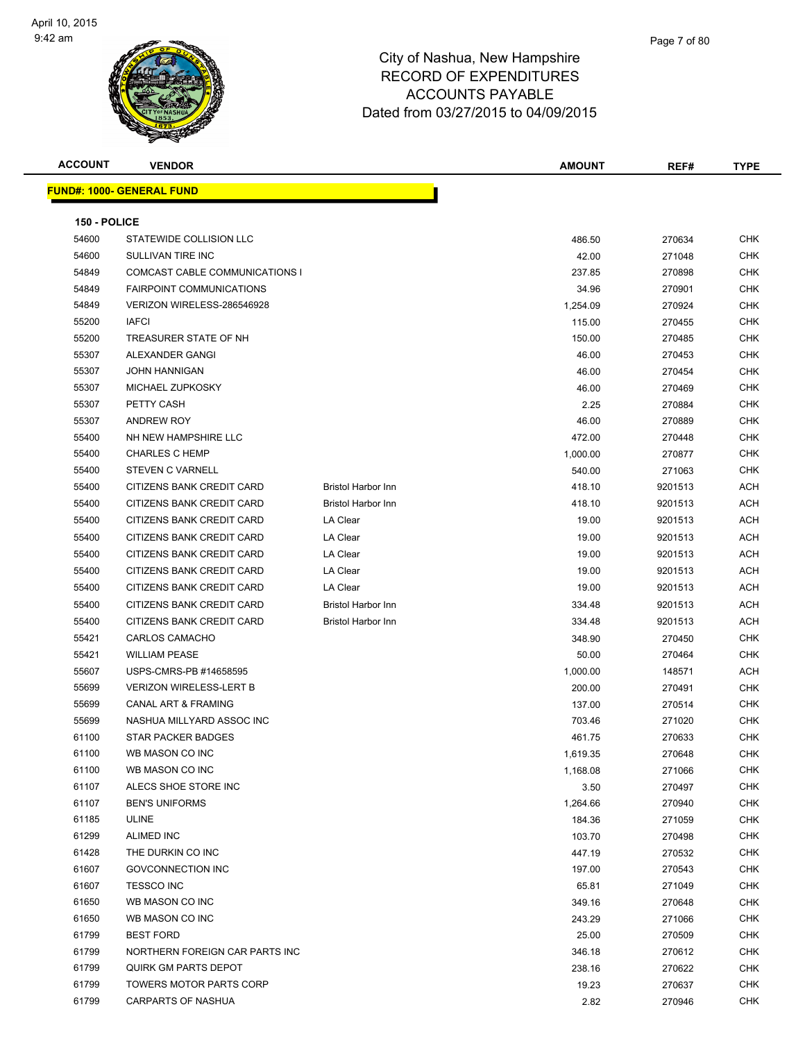# City of Nashua, New Hampshire
## RECORD OF EXPENDITURES
## ACCOUNTS PAYABLE
## Dated from 03/27/2015 to 04/09/2015

| ACCOUNT | VENDOR | | AMOUNT | REF# | TYPE |
|---|---|---|---|---|---|

**FUND#: 1000- GENERAL FUND**

**150 - POLICE**

| ACCOUNT | VENDOR | | AMOUNT | REF# | TYPE |
|---|---|---|---|---|---|
| 54600 | STATEWIDE COLLISION LLC | | 486.50 | 270634 | CHK |
| 54600 | SULLIVAN TIRE INC | | 42.00 | 271048 | CHK |
| 54849 | COMCAST CABLE COMMUNICATIONS I | | 237.85 | 270898 | CHK |
| 54849 | FAIRPOINT COMMUNICATIONS | | 34.96 | 270901 | CHK |
| 54849 | VERIZON WIRELESS-286546928 | | 1,254.09 | 270924 | CHK |
| 55200 | IAFCI | | 115.00 | 270455 | CHK |
| 55200 | TREASURER STATE OF NH | | 150.00 | 270485 | CHK |
| 55307 | ALEXANDER GANGI | | 46.00 | 270453 | CHK |
| 55307 | JOHN HANNIGAN | | 46.00 | 270454 | CHK |
| 55307 | MICHAEL ZUPKOSKY | | 46.00 | 270469 | CHK |
| 55307 | PETTY CASH | | 2.25 | 270884 | CHK |
| 55307 | ANDREW ROY | | 46.00 | 270889 | CHK |
| 55400 | NH NEW HAMPSHIRE LLC | | 472.00 | 270448 | CHK |
| 55400 | CHARLES C HEMP | | 1,000.00 | 270877 | CHK |
| 55400 | STEVEN C VARNELL | | 540.00 | 271063 | CHK |
| 55400 | CITIZENS BANK CREDIT CARD | Bristol Harbor Inn | 418.10 | 9201513 | ACH |
| 55400 | CITIZENS BANK CREDIT CARD | Bristol Harbor Inn | 418.10 | 9201513 | ACH |
| 55400 | CITIZENS BANK CREDIT CARD | LA Clear | 19.00 | 9201513 | ACH |
| 55400 | CITIZENS BANK CREDIT CARD | LA Clear | 19.00 | 9201513 | ACH |
| 55400 | CITIZENS BANK CREDIT CARD | LA Clear | 19.00 | 9201513 | ACH |
| 55400 | CITIZENS BANK CREDIT CARD | LA Clear | 19.00 | 9201513 | ACH |
| 55400 | CITIZENS BANK CREDIT CARD | LA Clear | 19.00 | 9201513 | ACH |
| 55400 | CITIZENS BANK CREDIT CARD | Bristol Harbor Inn | 334.48 | 9201513 | ACH |
| 55400 | CITIZENS BANK CREDIT CARD | Bristol Harbor Inn | 334.48 | 9201513 | ACH |
| 55421 | CARLOS CAMACHO | | 348.90 | 270450 | CHK |
| 55421 | WILLIAM PEASE | | 50.00 | 270464 | CHK |
| 55607 | USPS-CMRS-PB #14658595 | | 1,000.00 | 148571 | ACH |
| 55699 | VERIZON WIRELESS-LERT B | | 200.00 | 270491 | CHK |
| 55699 | CANAL ART & FRAMING | | 137.00 | 270514 | CHK |
| 55699 | NASHUA MILLYARD ASSOC INC | | 703.46 | 271020 | CHK |
| 61100 | STAR PACKER BADGES | | 461.75 | 270633 | CHK |
| 61100 | WB MASON CO INC | | 1,619.35 | 270648 | CHK |
| 61100 | WB MASON CO INC | | 1,168.08 | 271066 | CHK |
| 61107 | ALECS SHOE STORE INC | | 3.50 | 270497 | CHK |
| 61107 | BEN'S UNIFORMS | | 1,264.66 | 270940 | CHK |
| 61185 | ULINE | | 184.36 | 271059 | CHK |
| 61299 | ALIMED INC | | 103.70 | 270498 | CHK |
| 61428 | THE DURKIN CO INC | | 447.19 | 270532 | CHK |
| 61607 | GOVCONNECTION INC | | 197.00 | 270543 | CHK |
| 61607 | TESSCO INC | | 65.81 | 271049 | CHK |
| 61650 | WB MASON CO INC | | 349.16 | 270648 | CHK |
| 61650 | WB MASON CO INC | | 243.29 | 271066 | CHK |
| 61799 | BEST FORD | | 25.00 | 270509 | CHK |
| 61799 | NORTHERN FOREIGN CAR PARTS INC | | 346.18 | 270612 | CHK |
| 61799 | QUIRK GM PARTS DEPOT | | 238.16 | 270622 | CHK |
| 61799 | TOWERS MOTOR PARTS CORP | | 19.23 | 270637 | CHK |
| 61799 | CARPARTS OF NASHUA | | 2.82 | 270946 | CHK |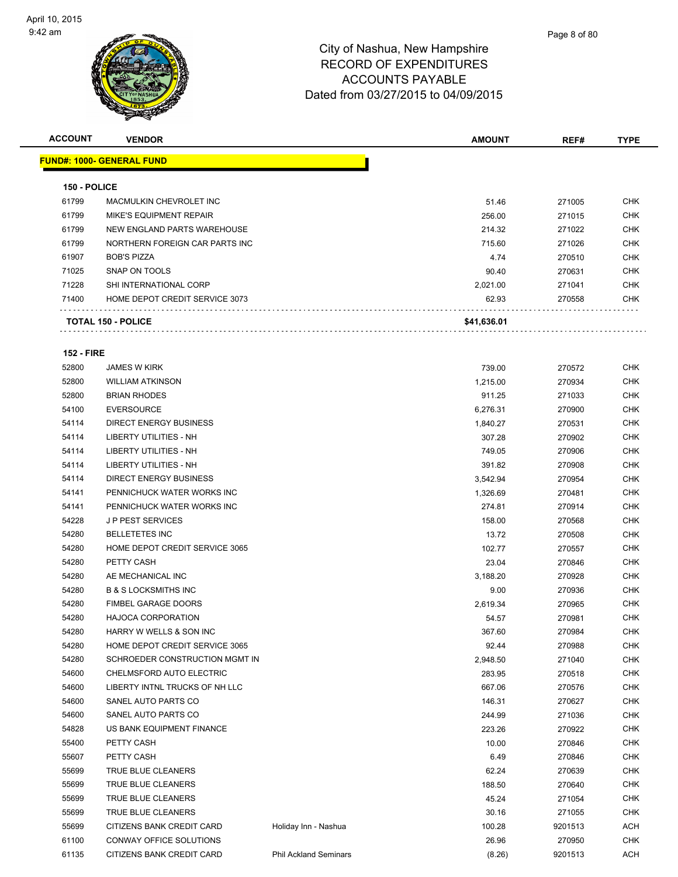City of Nashua, New Hampshire
RECORD OF EXPENDITURES
ACCOUNTS PAYABLE
Dated from 03/27/2015 to 04/09/2015

**FUND#: 1000- GENERAL FUND**

**150 - POLICE**

| ACCOUNT | VENDOR | | AMOUNT | REF# | TYPE |
|---|---|---|---|---|---|
| 61799 | MACMULKIN CHEVROLET INC | | 51.46 | 271005 | CHK |
| 61799 | MIKE'S EQUIPMENT REPAIR | | 256.00 | 271015 | CHK |
| 61799 | NEW ENGLAND PARTS WAREHOUSE | | 214.32 | 271022 | CHK |
| 61799 | NORTHERN FOREIGN CAR PARTS INC | | 715.60 | 271026 | CHK |
| 61907 | BOB'S PIZZA | | 4.74 | 270510 | CHK |
| 71025 | SNAP ON TOOLS | | 90.40 | 270631 | CHK |
| 71228 | SHI INTERNATIONAL CORP | | 2,021.00 | 271041 | CHK |
| 71400 | HOME DEPOT CREDIT SERVICE 3073 | | 62.93 | 270558 | CHK |
| | **TOTAL 150 - POLICE** | | **$41,636.01** | | |

**152 - FIRE**

| ACCOUNT | VENDOR | | AMOUNT | REF# | TYPE |
|---|---|---|---|---|---|
| 52800 | JAMES W KIRK | | 739.00 | 270572 | CHK |
| 52800 | WILLIAM ATKINSON | | 1,215.00 | 270934 | CHK |
| 52800 | BRIAN RHODES | | 911.25 | 271033 | CHK |
| 54100 | EVERSOURCE | | 6,276.31 | 270900 | CHK |
| 54114 | DIRECT ENERGY BUSINESS | | 1,840.27 | 270531 | CHK |
| 54114 | LIBERTY UTILITIES - NH | | 307.28 | 270902 | CHK |
| 54114 | LIBERTY UTILITIES - NH | | 749.05 | 270906 | CHK |
| 54114 | LIBERTY UTILITIES - NH | | 391.82 | 270908 | CHK |
| 54114 | DIRECT ENERGY BUSINESS | | 3,542.94 | 270954 | CHK |
| 54141 | PENNICHUCK WATER WORKS INC | | 1,326.69 | 270481 | CHK |
| 54141 | PENNICHUCK WATER WORKS INC | | 274.81 | 270914 | CHK |
| 54228 | J P PEST SERVICES | | 158.00 | 270568 | CHK |
| 54280 | BELLETETES INC | | 13.72 | 270508 | CHK |
| 54280 | HOME DEPOT CREDIT SERVICE 3065 | | 102.77 | 270557 | CHK |
| 54280 | PETTY CASH | | 23.04 | 270846 | CHK |
| 54280 | AE MECHANICAL INC | | 3,188.20 | 270928 | CHK |
| 54280 | B & S LOCKSMITHS INC | | 9.00 | 270936 | CHK |
| 54280 | FIMBEL GARAGE DOORS | | 2,619.34 | 270965 | CHK |
| 54280 | HAJOCA CORPORATION | | 54.57 | 270981 | CHK |
| 54280 | HARRY W WELLS & SON INC | | 367.60 | 270984 | CHK |
| 54280 | HOME DEPOT CREDIT SERVICE 3065 | | 92.44 | 270988 | CHK |
| 54280 | SCHROEDER CONSTRUCTION MGMT IN | | 2,948.50 | 271040 | CHK |
| 54600 | CHELMSFORD AUTO ELECTRIC | | 283.95 | 270518 | CHK |
| 54600 | LIBERTY INTNL TRUCKS OF NH LLC | | 667.06 | 270576 | CHK |
| 54600 | SANEL AUTO PARTS CO | | 146.31 | 270627 | CHK |
| 54600 | SANEL AUTO PARTS CO | | 244.99 | 271036 | CHK |
| 54828 | US BANK EQUIPMENT FINANCE | | 223.26 | 270922 | CHK |
| 55400 | PETTY CASH | | 10.00 | 270846 | CHK |
| 55607 | PETTY CASH | | 6.49 | 270846 | CHK |
| 55699 | TRUE BLUE CLEANERS | | 62.24 | 270639 | CHK |
| 55699 | TRUE BLUE CLEANERS | | 188.50 | 270640 | CHK |
| 55699 | TRUE BLUE CLEANERS | | 45.24 | 271054 | CHK |
| 55699 | TRUE BLUE CLEANERS | | 30.16 | 271055 | CHK |
| 55699 | CITIZENS BANK CREDIT CARD | Holiday Inn - Nashua | 100.28 | 9201513 | ACH |
| 61100 | CONWAY OFFICE SOLUTIONS | | 26.96 | 270950 | CHK |
| 61135 | CITIZENS BANK CREDIT CARD | Phil Ackland Seminars | (8.26) | 9201513 | ACH |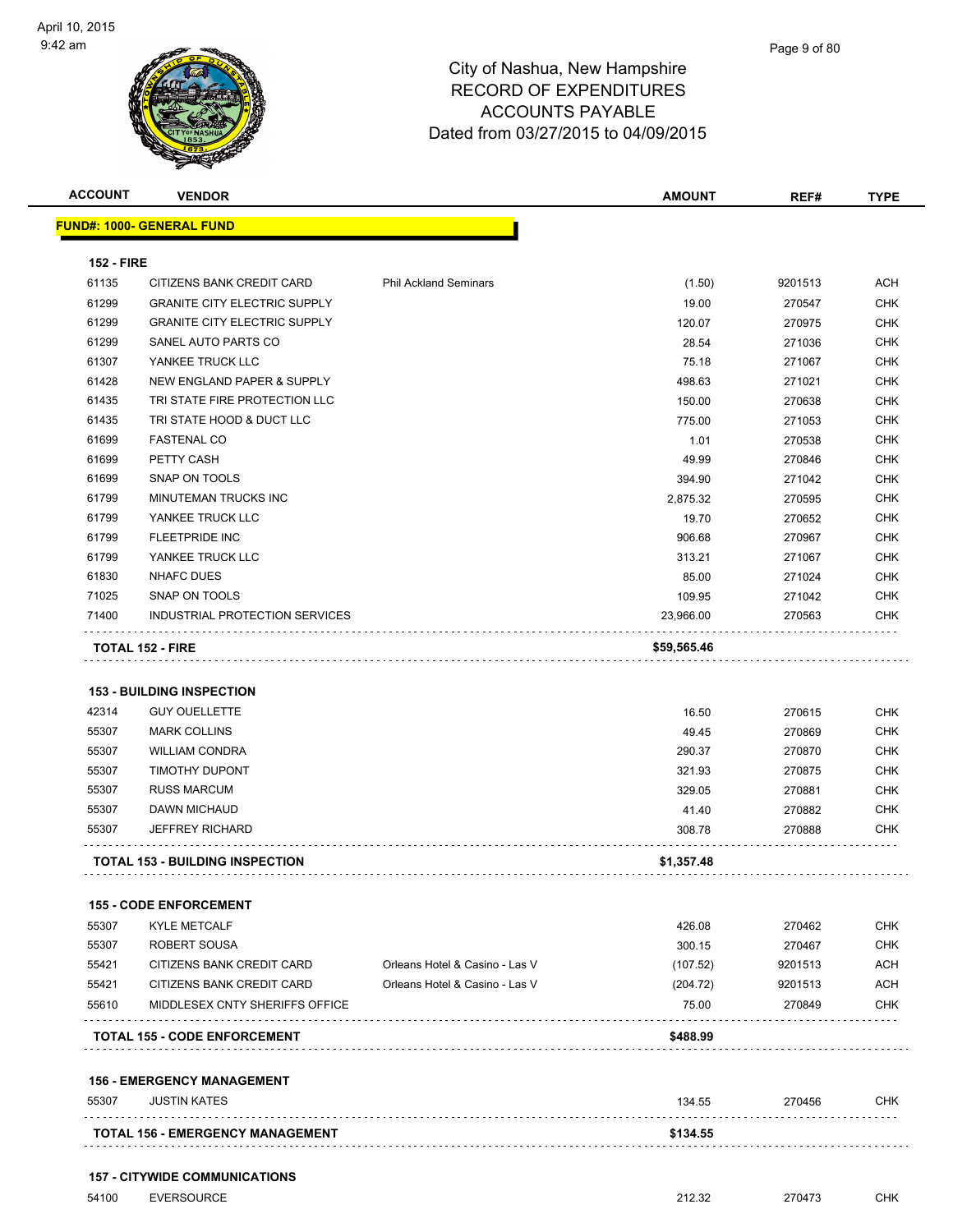# City of Nashua, New Hampshire
## RECORD OF EXPENDITURES
## ACCOUNTS PAYABLE
## Dated from 03/27/2015 to 04/09/2015

| ACCOUNT | VENDOR | | AMOUNT | REF# | TYPE |
|---|---|---|---|---|---|
| **FUND#: 1000- GENERAL FUND** | | | | | |
| **152 - FIRE** | | | | | |
| 61135 | CITIZENS BANK CREDIT CARD | Phil Ackland Seminars | (1.50) | 9201513 | ACH |
| 61299 | GRANITE CITY ELECTRIC SUPPLY | | 19.00 | 270547 | CHK |
| 61299 | GRANITE CITY ELECTRIC SUPPLY | | 120.07 | 270975 | CHK |
| 61299 | SANEL AUTO PARTS CO | | 28.54 | 271036 | CHK |
| 61307 | YANKEE TRUCK LLC | | 75.18 | 271067 | CHK |
| 61428 | NEW ENGLAND PAPER & SUPPLY | | 498.63 | 271021 | CHK |
| 61435 | TRI STATE FIRE PROTECTION LLC | | 150.00 | 270638 | CHK |
| 61435 | TRI STATE HOOD & DUCT LLC | | 775.00 | 271053 | CHK |
| 61699 | FASTENAL CO | | 1.01 | 270538 | CHK |
| 61699 | PETTY CASH | | 49.99 | 270846 | CHK |
| 61699 | SNAP ON TOOLS | | 394.90 | 271042 | CHK |
| 61799 | MINUTEMAN TRUCKS INC | | 2,875.32 | 270595 | CHK |
| 61799 | YANKEE TRUCK LLC | | 19.70 | 270652 | CHK |
| 61799 | FLEETPRIDE INC | | 906.68 | 270967 | CHK |
| 61799 | YANKEE TRUCK LLC | | 313.21 | 271067 | CHK |
| 61830 | NHAFC DUES | | 85.00 | 271024 | CHK |
| 71025 | SNAP ON TOOLS | | 109.95 | 271042 | CHK |
| 71400 | INDUSTRIAL PROTECTION SERVICES | | 23,966.00 | 270563 | CHK |
| **TOTAL 152 - FIRE** | | | **$59,565.46** | | |
| **153 - BUILDING INSPECTION** | | | | | |
| 42314 | GUY OUELLETTE | | 16.50 | 270615 | CHK |
| 55307 | MARK COLLINS | | 49.45 | 270869 | CHK |
| 55307 | WILLIAM CONDRA | | 290.37 | 270870 | CHK |
| 55307 | TIMOTHY DUPONT | | 321.93 | 270875 | CHK |
| 55307 | RUSS MARCUM | | 329.05 | 270881 | CHK |
| 55307 | DAWN MICHAUD | | 41.40 | 270882 | CHK |
| 55307 | JEFFREY RICHARD | | 308.78 | 270888 | CHK |
| **TOTAL 153 - BUILDING INSPECTION** | | | **$1,357.48** | | |
| **155 - CODE ENFORCEMENT** | | | | | |
| 55307 | KYLE METCALF | | 426.08 | 270462 | CHK |
| 55307 | ROBERT SOUSA | | 300.15 | 270467 | CHK |
| 55421 | CITIZENS BANK CREDIT CARD | Orleans Hotel & Casino - Las V | (107.52) | 9201513 | ACH |
| 55421 | CITIZENS BANK CREDIT CARD | Orleans Hotel & Casino - Las V | (204.72) | 9201513 | ACH |
| 55610 | MIDDLESEX CNTY SHERIFFS OFFICE | | 75.00 | 270849 | CHK |
| **TOTAL 155 - CODE ENFORCEMENT** | | | **$488.99** | | |
| **156 - EMERGENCY MANAGEMENT** | | | | | |
| 55307 | JUSTIN KATES | | 134.55 | 270456 | CHK |
| **TOTAL 156 - EMERGENCY MANAGEMENT** | | | **$134.55** | | |
| **157 - CITYWIDE COMMUNICATIONS** | | | | | |
| 54100 | EVERSOURCE | | 212.32 | 270473 | CHK |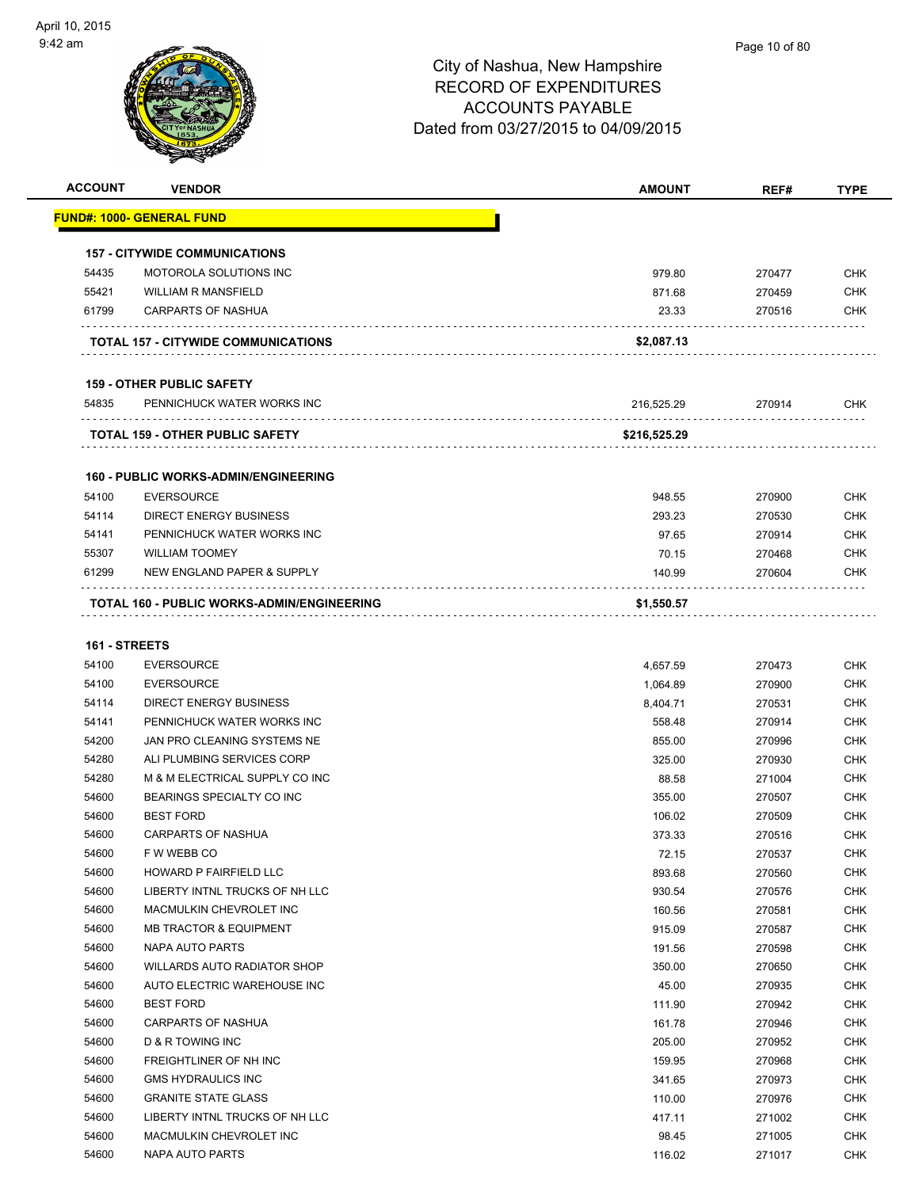# City of Nashua, New Hampshire
## RECORD OF EXPENDITURES
## ACCOUNTS PAYABLE
## Dated from 03/27/2015 to 04/09/2015

| ACCOUNT | VENDOR | AMOUNT | REF# | TYPE |
|---|---|---|---|---|
| **FUND#: 1000- GENERAL FUND** | | | | |
| **157 - CITYWIDE COMMUNICATIONS** | | | | |
| 54435 | MOTOROLA SOLUTIONS INC | 979.80 | 270477 | CHK |
| 55421 | WILLIAM R MANSFIELD | 871.68 | 270459 | CHK |
| 61799 | CARPARTS OF NASHUA | 23.33 | 270516 | CHK |
| | **TOTAL 157 - CITYWIDE COMMUNICATIONS** | **$2,087.13** | | |
| **159 - OTHER PUBLIC SAFETY** | | | | |
| 54835 | PENNICHUCK WATER WORKS INC | 216,525.29 | 270914 | CHK |
| | **TOTAL 159 - OTHER PUBLIC SAFETY** | **$216,525.29** | | |
| **160 - PUBLIC WORKS-ADMIN/ENGINEERING** | | | | |
| 54100 | EVERSOURCE | 948.55 | 270900 | CHK |
| 54114 | DIRECT ENERGY BUSINESS | 293.23 | 270530 | CHK |
| 54141 | PENNICHUCK WATER WORKS INC | 97.65 | 270914 | CHK |
| 55307 | WILLIAM TOOMEY | 70.15 | 270468 | CHK |
| 61299 | NEW ENGLAND PAPER & SUPPLY | 140.99 | 270604 | CHK |
| | **TOTAL 160 - PUBLIC WORKS-ADMIN/ENGINEERING** | **$1,550.57** | | |
| **161 - STREETS** | | | | |
| 54100 | EVERSOURCE | 4,657.59 | 270473 | CHK |
| 54100 | EVERSOURCE | 1,064.89 | 270900 | CHK |
| 54114 | DIRECT ENERGY BUSINESS | 8,404.71 | 270531 | CHK |
| 54141 | PENNICHUCK WATER WORKS INC | 558.48 | 270914 | CHK |
| 54200 | JAN PRO CLEANING SYSTEMS NE | 855.00 | 270996 | CHK |
| 54280 | ALI PLUMBING SERVICES CORP | 325.00 | 270930 | CHK |
| 54280 | M & M ELECTRICAL SUPPLY CO INC | 88.58 | 271004 | CHK |
| 54600 | BEARINGS SPECIALTY CO INC | 355.00 | 270507 | CHK |
| 54600 | BEST FORD | 106.02 | 270509 | CHK |
| 54600 | CARPARTS OF NASHUA | 373.33 | 270516 | CHK |
| 54600 | F W WEBB CO | 72.15 | 270537 | CHK |
| 54600 | HOWARD P FAIRFIELD LLC | 893.68 | 270560 | CHK |
| 54600 | LIBERTY INTNL TRUCKS OF NH LLC | 930.54 | 270576 | CHK |
| 54600 | MACMULKIN CHEVROLET INC | 160.56 | 270581 | CHK |
| 54600 | MB TRACTOR & EQUIPMENT | 915.09 | 270587 | CHK |
| 54600 | NAPA AUTO PARTS | 191.56 | 270598 | CHK |
| 54600 | WILLARDS AUTO RADIATOR SHOP | 350.00 | 270650 | CHK |
| 54600 | AUTO ELECTRIC WAREHOUSE INC | 45.00 | 270935 | CHK |
| 54600 | BEST FORD | 111.90 | 270942 | CHK |
| 54600 | CARPARTS OF NASHUA | 161.78 | 270946 | CHK |
| 54600 | D & R TOWING INC | 205.00 | 270952 | CHK |
| 54600 | FREIGHTLINER OF NH INC | 159.95 | 270968 | CHK |
| 54600 | GMS HYDRAULICS INC | 341.65 | 270973 | CHK |
| 54600 | GRANITE STATE GLASS | 110.00 | 270976 | CHK |
| 54600 | LIBERTY INTNL TRUCKS OF NH LLC | 417.11 | 271002 | CHK |
| 54600 | MACMULKIN CHEVROLET INC | 98.45 | 271005 | CHK |
| 54600 | NAPA AUTO PARTS | 116.02 | 271017 | CHK |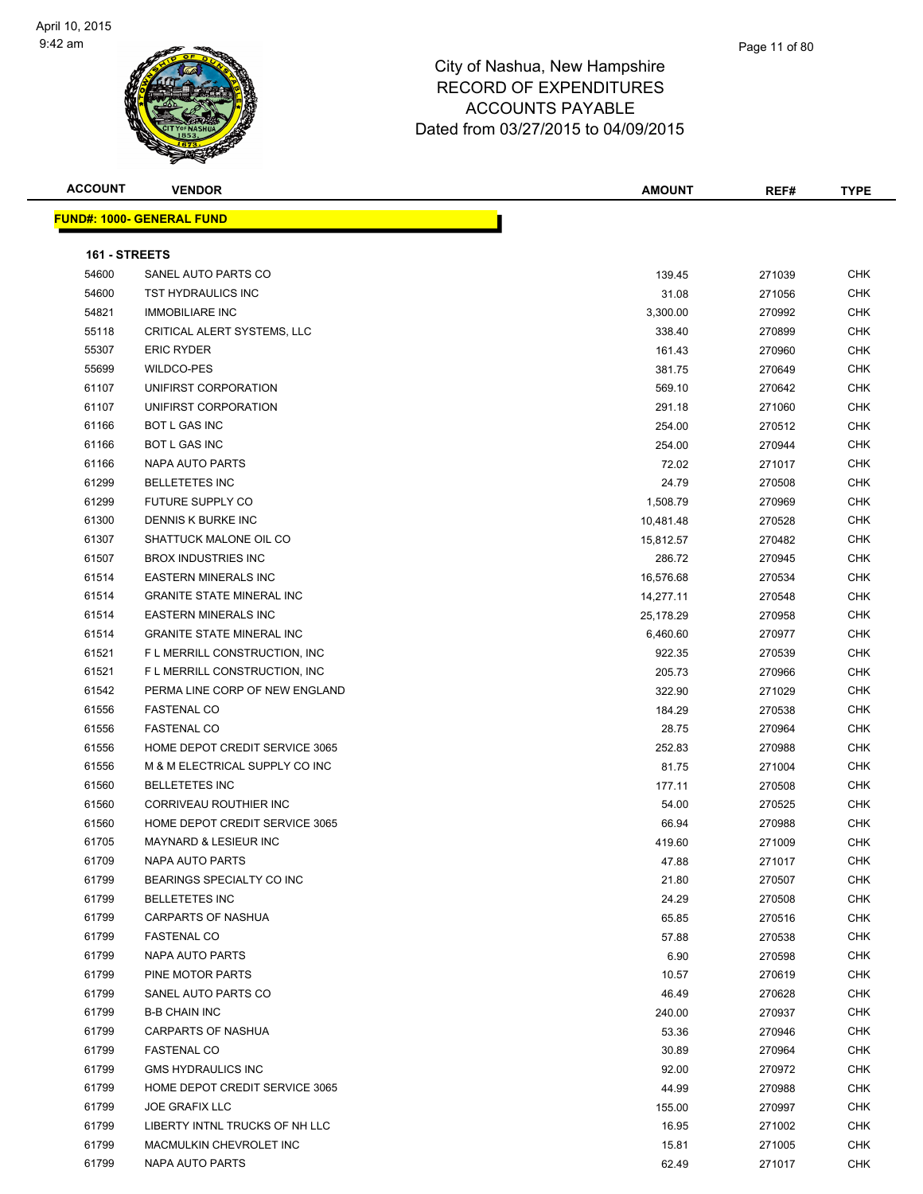# City of Nashua, New Hampshire
## RECORD OF EXPENDITURES
## ACCOUNTS PAYABLE
## Dated from 03/27/2015 to 04/09/2015

| ACCOUNT | VENDOR | AMOUNT | REF# | TYPE |
|---|---|---|---|---|
| **FUND#: 1000- GENERAL FUND** | | | | |
| **161 - STREETS** | | | | |
| 54600 | SANEL AUTO PARTS CO | 139.45 | 271039 | CHK |
| 54600 | TST HYDRAULICS INC | 31.08 | 271056 | CHK |
| 54821 | IMMOBILIARE INC | 3,300.00 | 270992 | CHK |
| 55118 | CRITICAL ALERT SYSTEMS, LLC | 338.40 | 270899 | CHK |
| 55307 | ERIC RYDER | 161.43 | 270960 | CHK |
| 55699 | WILDCO-PES | 381.75 | 270649 | CHK |
| 61107 | UNIFIRST CORPORATION | 569.10 | 270642 | CHK |
| 61107 | UNIFIRST CORPORATION | 291.18 | 271060 | CHK |
| 61166 | BOT L GAS INC | 254.00 | 270512 | CHK |
| 61166 | BOT L GAS INC | 254.00 | 270944 | CHK |
| 61166 | NAPA AUTO PARTS | 72.02 | 271017 | CHK |
| 61299 | BELLETETES INC | 24.79 | 270508 | CHK |
| 61299 | FUTURE SUPPLY CO | 1,508.79 | 270969 | CHK |
| 61300 | DENNIS K BURKE INC | 10,481.48 | 270528 | CHK |
| 61307 | SHATTUCK MALONE OIL CO | 15,812.57 | 270482 | CHK |
| 61507 | BROX INDUSTRIES INC | 286.72 | 270945 | CHK |
| 61514 | EASTERN MINERALS INC | 16,576.68 | 270534 | CHK |
| 61514 | GRANITE STATE MINERAL INC | 14,277.11 | 270548 | CHK |
| 61514 | EASTERN MINERALS INC | 25,178.29 | 270958 | CHK |
| 61514 | GRANITE STATE MINERAL INC | 6,460.60 | 270977 | CHK |
| 61521 | F L MERRILL CONSTRUCTION, INC | 922.35 | 270539 | CHK |
| 61521 | F L MERRILL CONSTRUCTION, INC | 205.73 | 270966 | CHK |
| 61542 | PERMA LINE CORP OF NEW ENGLAND | 322.90 | 271029 | CHK |
| 61556 | FASTENAL CO | 184.29 | 270538 | CHK |
| 61556 | FASTENAL CO | 28.75 | 270964 | CHK |
| 61556 | HOME DEPOT CREDIT SERVICE 3065 | 252.83 | 270988 | CHK |
| 61556 | M & M ELECTRICAL SUPPLY CO INC | 81.75 | 271004 | CHK |
| 61560 | BELLETETES INC | 177.11 | 270508 | CHK |
| 61560 | CORRIVEAU ROUTHIER INC | 54.00 | 270525 | CHK |
| 61560 | HOME DEPOT CREDIT SERVICE 3065 | 66.94 | 270988 | CHK |
| 61705 | MAYNARD & LESIEUR INC | 419.60 | 271009 | CHK |
| 61709 | NAPA AUTO PARTS | 47.88 | 271017 | CHK |
| 61799 | BEARINGS SPECIALTY CO INC | 21.80 | 270507 | CHK |
| 61799 | BELLETETES INC | 24.29 | 270508 | CHK |
| 61799 | CARPARTS OF NASHUA | 65.85 | 270516 | CHK |
| 61799 | FASTENAL CO | 57.88 | 270538 | CHK |
| 61799 | NAPA AUTO PARTS | 6.90 | 270598 | CHK |
| 61799 | PINE MOTOR PARTS | 10.57 | 270619 | CHK |
| 61799 | SANEL AUTO PARTS CO | 46.49 | 270628 | CHK |
| 61799 | B-B CHAIN INC | 240.00 | 270937 | CHK |
| 61799 | CARPARTS OF NASHUA | 53.36 | 270946 | CHK |
| 61799 | FASTENAL CO | 30.89 | 270964 | CHK |
| 61799 | GMS HYDRAULICS INC | 92.00 | 270972 | CHK |
| 61799 | HOME DEPOT CREDIT SERVICE 3065 | 44.99 | 270988 | CHK |
| 61799 | JOE GRAFIX LLC | 155.00 | 270997 | CHK |
| 61799 | LIBERTY INTNL TRUCKS OF NH LLC | 16.95 | 271002 | CHK |
| 61799 | MACMULKIN CHEVROLET INC | 15.81 | 271005 | CHK |
| 61799 | NAPA AUTO PARTS | 62.49 | 271017 | CHK |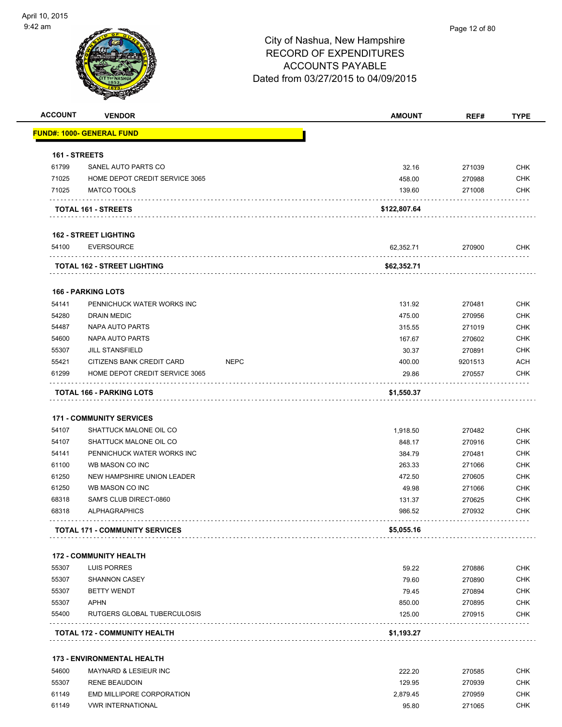City of Nashua, New Hampshire
RECORD OF EXPENDITURES
ACCOUNTS PAYABLE
Dated from 03/27/2015 to 04/09/2015

| ACCOUNT | VENDOR | | AMOUNT | REF# | TYPE |
|---|---|---|---|---|---|
| **FUND#: 1000- GENERAL FUND** | | | | | |
| **161 - STREETS** | | | | | |
| 61799 | SANEL AUTO PARTS CO | | 32.16 | 271039 | CHK |
| 71025 | HOME DEPOT CREDIT SERVICE 3065 | | 458.00 | 270988 | CHK |
| 71025 | MATCO TOOLS | | 139.60 | 271008 | CHK |
| **TOTAL 161 - STREETS** | | | **$122,807.64** | | |
| **162 - STREET LIGHTING** | | | | | |
| 54100 | EVERSOURCE | | 62,352.71 | 270900 | CHK |
| **TOTAL 162 - STREET LIGHTING** | | | **$62,352.71** | | |
| **166 - PARKING LOTS** | | | | | |
| 54141 | PENNICHUCK WATER WORKS INC | | 131.92 | 270481 | CHK |
| 54280 | DRAIN MEDIC | | 475.00 | 270956 | CHK |
| 54487 | NAPA AUTO PARTS | | 315.55 | 271019 | CHK |
| 54600 | NAPA AUTO PARTS | | 167.67 | 270602 | CHK |
| 55307 | JILL STANSFIELD | | 30.37 | 270891 | CHK |
| 55421 | CITIZENS BANK CREDIT CARD | NEPC | 400.00 | 9201513 | ACH |
| 61299 | HOME DEPOT CREDIT SERVICE 3065 | | 29.86 | 270557 | CHK |
| **TOTAL 166 - PARKING LOTS** | | | **$1,550.37** | | |
| **171 - COMMUNITY SERVICES** | | | | | |
| 54107 | SHATTUCK MALONE OIL CO | | 1,918.50 | 270482 | CHK |
| 54107 | SHATTUCK MALONE OIL CO | | 848.17 | 270916 | CHK |
| 54141 | PENNICHUCK WATER WORKS INC | | 384.79 | 270481 | CHK |
| 61100 | WB MASON CO INC | | 263.33 | 271066 | CHK |
| 61250 | NEW HAMPSHIRE UNION LEADER | | 472.50 | 270605 | CHK |
| 61250 | WB MASON CO INC | | 49.98 | 271066 | CHK |
| 68318 | SAM'S CLUB DIRECT-0860 | | 131.37 | 270625 | CHK |
| 68318 | ALPHAGRAPHICS | | 986.52 | 270932 | CHK |
| **TOTAL 171 - COMMUNITY SERVICES** | | | **$5,055.16** | | |
| **172 - COMMUNITY HEALTH** | | | | | |
| 55307 | LUIS PORRES | | 59.22 | 270886 | CHK |
| 55307 | SHANNON CASEY | | 79.60 | 270890 | CHK |
| 55307 | BETTY WENDT | | 79.45 | 270894 | CHK |
| 55307 | APHN | | 850.00 | 270895 | CHK |
| 55400 | RUTGERS GLOBAL TUBERCULOSIS | | 125.00 | 270915 | CHK |
| **TOTAL 172 - COMMUNITY HEALTH** | | | **$1,193.27** | | |
| **173 - ENVIRONMENTAL HEALTH** | | | | | |
| 54600 | MAYNARD & LESIEUR INC | | 222.20 | 270585 | CHK |
| 55307 | RENE BEAUDOIN | | 129.95 | 270939 | CHK |
| 61149 | EMD MILLIPORE CORPORATION | | 2,879.45 | 270959 | CHK |
| 61149 | VWR INTERNATIONAL | | 95.80 | 271065 | CHK |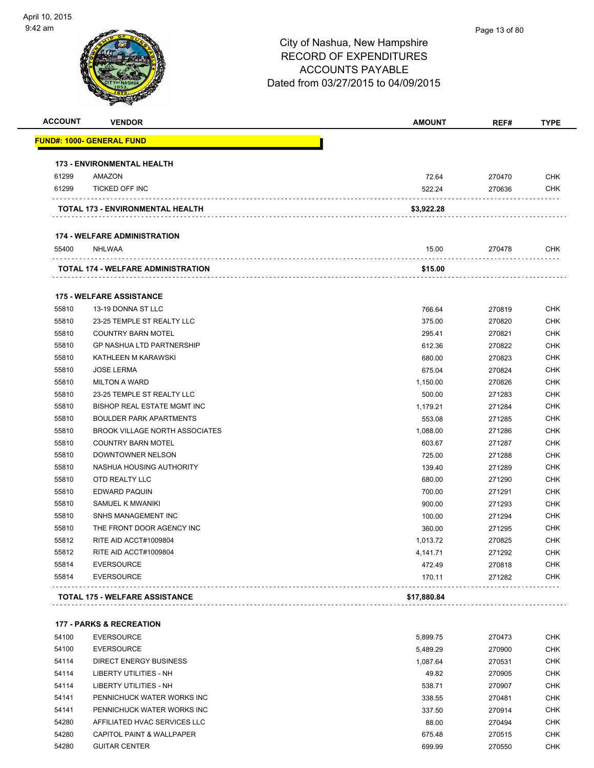City of Nashua, New Hampshire
RECORD OF EXPENDITURES
ACCOUNTS PAYABLE
Dated from 03/27/2015 to 04/09/2015

| ACCOUNT | VENDOR | AMOUNT | REF# | TYPE |
|---|---|---|---|---|
| **FUND#: 1000- GENERAL FUND** | | | | |
| **173 - ENVIRONMENTAL HEALTH** | | | | |
| 61299 | AMAZON | 72.64 | 270470 | CHK |
| 61299 | TICKED OFF INC | 522.24 | 270636 | CHK |
| **TOTAL 173 - ENVIRONMENTAL HEALTH** | | **$3,922.28** | | |
| **174 - WELFARE ADMINISTRATION** | | | | |
| 55400 | NHLWAA | 15.00 | 270478 | CHK |
| **TOTAL 174 - WELFARE ADMINISTRATION** | | **$15.00** | | |
| **175 - WELFARE ASSISTANCE** | | | | |
| 55810 | 13-19 DONNA ST LLC | 766.64 | 270819 | CHK |
| 55810 | 23-25 TEMPLE ST REALTY LLC | 375.00 | 270820 | CHK |
| 55810 | COUNTRY BARN MOTEL | 295.41 | 270821 | CHK |
| 55810 | GP NASHUA LTD PARTNERSHIP | 612.36 | 270822 | CHK |
| 55810 | KATHLEEN M KARAWSKI | 680.00 | 270823 | CHK |
| 55810 | JOSE LERMA | 675.04 | 270824 | CHK |
| 55810 | MILTON A WARD | 1,150.00 | 270826 | CHK |
| 55810 | 23-25 TEMPLE ST REALTY LLC | 500.00 | 271283 | CHK |
| 55810 | BISHOP REAL ESTATE MGMT INC | 1,179.21 | 271284 | CHK |
| 55810 | BOULDER PARK APARTMENTS | 553.08 | 271285 | CHK |
| 55810 | BROOK VILLAGE NORTH ASSOCIATES | 1,088.00 | 271286 | CHK |
| 55810 | COUNTRY BARN MOTEL | 603.67 | 271287 | CHK |
| 55810 | DOWNTOWNER NELSON | 725.00 | 271288 | CHK |
| 55810 | NASHUA HOUSING AUTHORITY | 139.40 | 271289 | CHK |
| 55810 | OTD REALTY LLC | 680.00 | 271290 | CHK |
| 55810 | EDWARD PAQUIN | 700.00 | 271291 | CHK |
| 55810 | SAMUEL K MWANIKI | 900.00 | 271293 | CHK |
| 55810 | SNHS MANAGEMENT INC | 100.00 | 271294 | CHK |
| 55810 | THE FRONT DOOR AGENCY INC | 360.00 | 271295 | CHK |
| 55812 | RITE AID ACCT#1009804 | 1,013.72 | 270825 | CHK |
| 55812 | RITE AID ACCT#1009804 | 4,141.71 | 271292 | CHK |
| 55814 | EVERSOURCE | 472.49 | 270818 | CHK |
| 55814 | EVERSOURCE | 170.11 | 271282 | CHK |
| **TOTAL 175 - WELFARE ASSISTANCE** | | **$17,880.84** | | |
| **177 - PARKS & RECREATION** | | | | |
| 54100 | EVERSOURCE | 5,899.75 | 270473 | CHK |
| 54100 | EVERSOURCE | 5,489.29 | 270900 | CHK |
| 54114 | DIRECT ENERGY BUSINESS | 1,087.64 | 270531 | CHK |
| 54114 | LIBERTY UTILITIES - NH | 49.82 | 270905 | CHK |
| 54114 | LIBERTY UTILITIES - NH | 538.71 | 270907 | CHK |
| 54141 | PENNICHUCK WATER WORKS INC | 338.55 | 270481 | CHK |
| 54141 | PENNICHUCK WATER WORKS INC | 337.50 | 270914 | CHK |
| 54280 | AFFILIATED HVAC SERVICES LLC | 88.00 | 270494 | CHK |
| 54280 | CAPITOL PAINT & WALLPAPER | 675.48 | 270515 | CHK |
| 54280 | GUITAR CENTER | 699.99 | 270550 | CHK |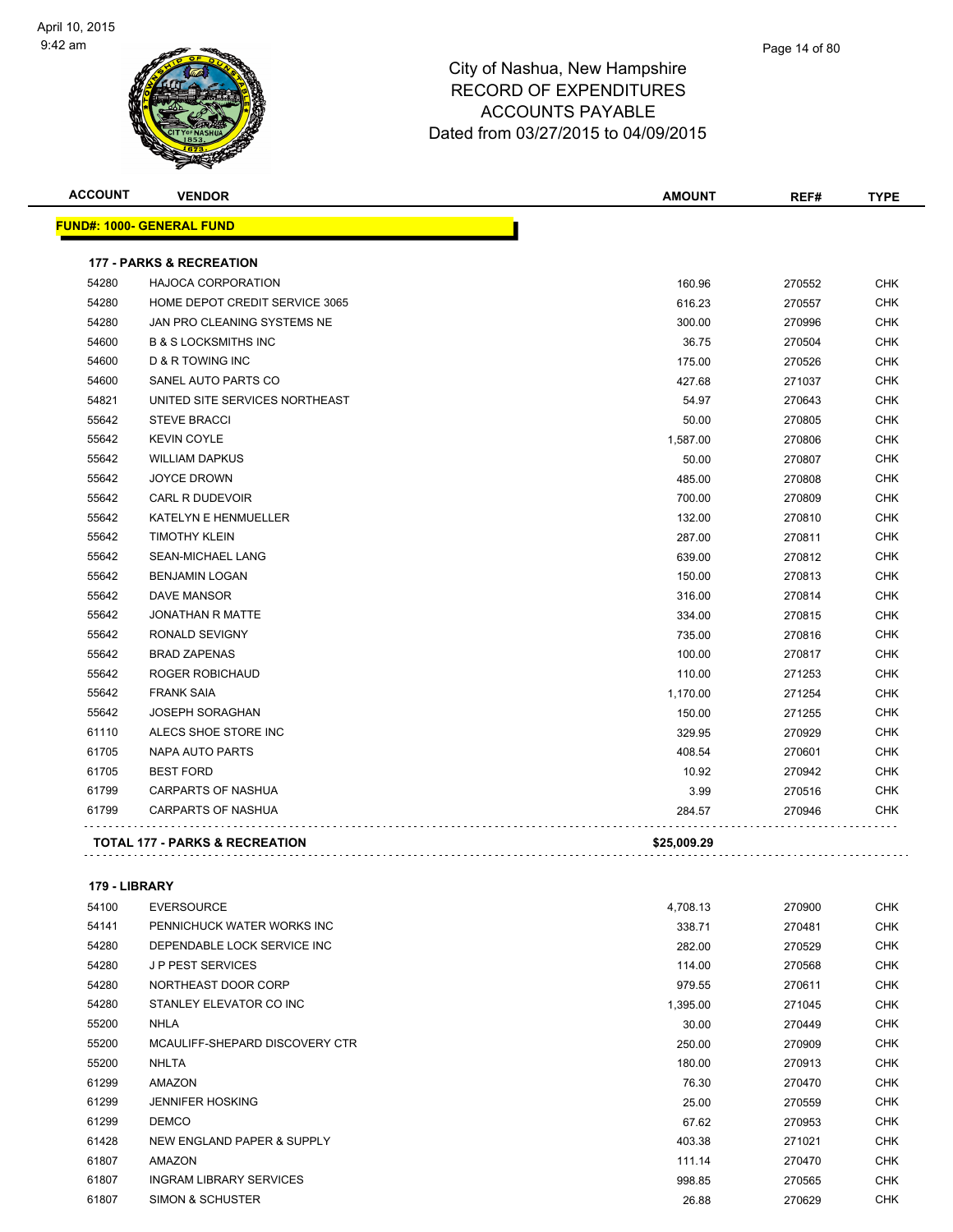# City of Nashua, New Hampshire
## RECORD OF EXPENDITURES
## ACCOUNTS PAYABLE
## Dated from 03/27/2015 to 04/09/2015

| ACCOUNT | VENDOR | AMOUNT | REF# | TYPE |
|---|---|---|---|---|
| **FUND#: 1000- GENERAL FUND** | | | | |
| **177 - PARKS & RECREATION** | | | | |
| 54280 | HAJOCA CORPORATION | 160.96 | 270552 | CHK |
| 54280 | HOME DEPOT CREDIT SERVICE 3065 | 616.23 | 270557 | CHK |
| 54280 | JAN PRO CLEANING SYSTEMS NE | 300.00 | 270996 | CHK |
| 54600 | B & S LOCKSMITHS INC | 36.75 | 270504 | CHK |
| 54600 | D & R TOWING INC | 175.00 | 270526 | CHK |
| 54600 | SANEL AUTO PARTS CO | 427.68 | 271037 | CHK |
| 54821 | UNITED SITE SERVICES NORTHEAST | 54.97 | 270643 | CHK |
| 55642 | STEVE BRACCI | 50.00 | 270805 | CHK |
| 55642 | KEVIN COYLE | 1,587.00 | 270806 | CHK |
| 55642 | WILLIAM DAPKUS | 50.00 | 270807 | CHK |
| 55642 | JOYCE DROWN | 485.00 | 270808 | CHK |
| 55642 | CARL R DUDEVOIR | 700.00 | 270809 | CHK |
| 55642 | KATELYN E HENMUELLER | 132.00 | 270810 | CHK |
| 55642 | TIMOTHY KLEIN | 287.00 | 270811 | CHK |
| 55642 | SEAN-MICHAEL LANG | 639.00 | 270812 | CHK |
| 55642 | BENJAMIN LOGAN | 150.00 | 270813 | CHK |
| 55642 | DAVE MANSOR | 316.00 | 270814 | CHK |
| 55642 | JONATHAN R MATTE | 334.00 | 270815 | CHK |
| 55642 | RONALD SEVIGNY | 735.00 | 270816 | CHK |
| 55642 | BRAD ZAPENAS | 100.00 | 270817 | CHK |
| 55642 | ROGER ROBICHAUD | 110.00 | 271253 | CHK |
| 55642 | FRANK SAIA | 1,170.00 | 271254 | CHK |
| 55642 | JOSEPH SORAGHAN | 150.00 | 271255 | CHK |
| 61110 | ALECS SHOE STORE INC | 329.95 | 270929 | CHK |
| 61705 | NAPA AUTO PARTS | 408.54 | 270601 | CHK |
| 61705 | BEST FORD | 10.92 | 270942 | CHK |
| 61799 | CARPARTS OF NASHUA | 3.99 | 270516 | CHK |
| 61799 | CARPARTS OF NASHUA | 284.57 | 270946 | CHK |
| **TOTAL 177 - PARKS & RECREATION** | | **$25,009.29** | | |
| **179 - LIBRARY** | | | | |
| 54100 | EVERSOURCE | 4,708.13 | 270900 | CHK |
| 54141 | PENNICHUCK WATER WORKS INC | 338.71 | 270481 | CHK |
| 54280 | DEPENDABLE LOCK SERVICE INC | 282.00 | 270529 | CHK |
| 54280 | J P PEST SERVICES | 114.00 | 270568 | CHK |
| 54280 | NORTHEAST DOOR CORP | 979.55 | 270611 | CHK |
| 54280 | STANLEY ELEVATOR CO INC | 1,395.00 | 271045 | CHK |
| 55200 | NHLA | 30.00 | 270449 | CHK |
| 55200 | MCAULIFF-SHEPARD DISCOVERY CTR | 250.00 | 270909 | CHK |
| 55200 | NHLTA | 180.00 | 270913 | CHK |
| 61299 | AMAZON | 76.30 | 270470 | CHK |
| 61299 | JENNIFER HOSKING | 25.00 | 270559 | CHK |
| 61299 | DEMCO | 67.62 | 270953 | CHK |
| 61428 | NEW ENGLAND PAPER & SUPPLY | 403.38 | 271021 | CHK |
| 61807 | AMAZON | 111.14 | 270470 | CHK |
| 61807 | INGRAM LIBRARY SERVICES | 998.85 | 270565 | CHK |
| 61807 | SIMON & SCHUSTER | 26.88 | 270629 | CHK |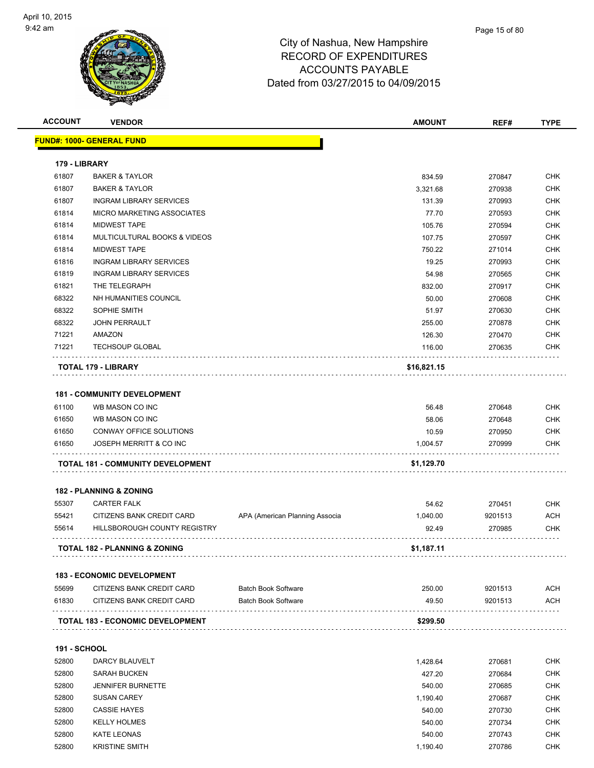# City of Nashua, New Hampshire
## RECORD OF EXPENDITURES
## ACCOUNTS PAYABLE
## Dated from 03/27/2015 to 04/09/2015

| ACCOUNT | VENDOR | | AMOUNT | REF# | TYPE |
|---|---|---|---|---|---|
| **FUND#: 1000- GENERAL FUND** | | | | | |
| **179 - LIBRARY** | | | | | |
| 61807 | BAKER & TAYLOR | | 834.59 | 270847 | CHK |
| 61807 | BAKER & TAYLOR | | 3,321.68 | 270938 | CHK |
| 61807 | INGRAM LIBRARY SERVICES | | 131.39 | 270993 | CHK |
| 61814 | MICRO MARKETING ASSOCIATES | | 77.70 | 270593 | CHK |
| 61814 | MIDWEST TAPE | | 105.76 | 270594 | CHK |
| 61814 | MULTICULTURAL BOOKS & VIDEOS | | 107.75 | 270597 | CHK |
| 61814 | MIDWEST TAPE | | 750.22 | 271014 | CHK |
| 61816 | INGRAM LIBRARY SERVICES | | 19.25 | 270993 | CHK |
| 61819 | INGRAM LIBRARY SERVICES | | 54.98 | 270565 | CHK |
| 61821 | THE TELEGRAPH | | 832.00 | 270917 | CHK |
| 68322 | NH HUMANITIES COUNCIL | | 50.00 | 270608 | CHK |
| 68322 | SOPHIE SMITH | | 51.97 | 270630 | CHK |
| 68322 | JOHN PERRAULT | | 255.00 | 270878 | CHK |
| 71221 | AMAZON | | 126.30 | 270470 | CHK |
| 71221 | TECHSOUP GLOBAL | | 116.00 | 270635 | CHK |
| **TOTAL 179 - LIBRARY** | | | **$16,821.15** | | |
| **181 - COMMUNITY DEVELOPMENT** | | | | | |
| 61100 | WB MASON CO INC | | 56.48 | 270648 | CHK |
| 61650 | WB MASON CO INC | | 58.06 | 270648 | CHK |
| 61650 | CONWAY OFFICE SOLUTIONS | | 10.59 | 270950 | CHK |
| 61650 | JOSEPH MERRITT & CO INC | | 1,004.57 | 270999 | CHK |
| **TOTAL 181 - COMMUNITY DEVELOPMENT** | | | **$1,129.70** | | |
| **182 - PLANNING & ZONING** | | | | | |
| 55307 | CARTER FALK | | 54.62 | 270451 | CHK |
| 55421 | CITIZENS BANK CREDIT CARD | APA (American Planning Associa | 1,040.00 | 9201513 | ACH |
| 55614 | HILLSBOROUGH COUNTY REGISTRY | | 92.49 | 270985 | CHK |
| **TOTAL 182 - PLANNING & ZONING** | | | **$1,187.11** | | |
| **183 - ECONOMIC DEVELOPMENT** | | | | | |
| 55699 | CITIZENS BANK CREDIT CARD | Batch Book Software | 250.00 | 9201513 | ACH |
| 61830 | CITIZENS BANK CREDIT CARD | Batch Book Software | 49.50 | 9201513 | ACH |
| **TOTAL 183 - ECONOMIC DEVELOPMENT** | | | **$299.50** | | |
| **191 - SCHOOL** | | | | | |
| 52800 | DARCY BLAUVELT | | 1,428.64 | 270681 | CHK |
| 52800 | SARAH BUCKEN | | 427.20 | 270684 | CHK |
| 52800 | JENNIFER BURNETTE | | 540.00 | 270685 | CHK |
| 52800 | SUSAN CAREY | | 1,190.40 | 270687 | CHK |
| 52800 | CASSIE HAYES | | 540.00 | 270730 | CHK |
| 52800 | KELLY HOLMES | | 540.00 | 270734 | CHK |
| 52800 | KATE LEONAS | | 540.00 | 270743 | CHK |
| 52800 | KRISTINE SMITH | | 1,190.40 | 270786 | CHK |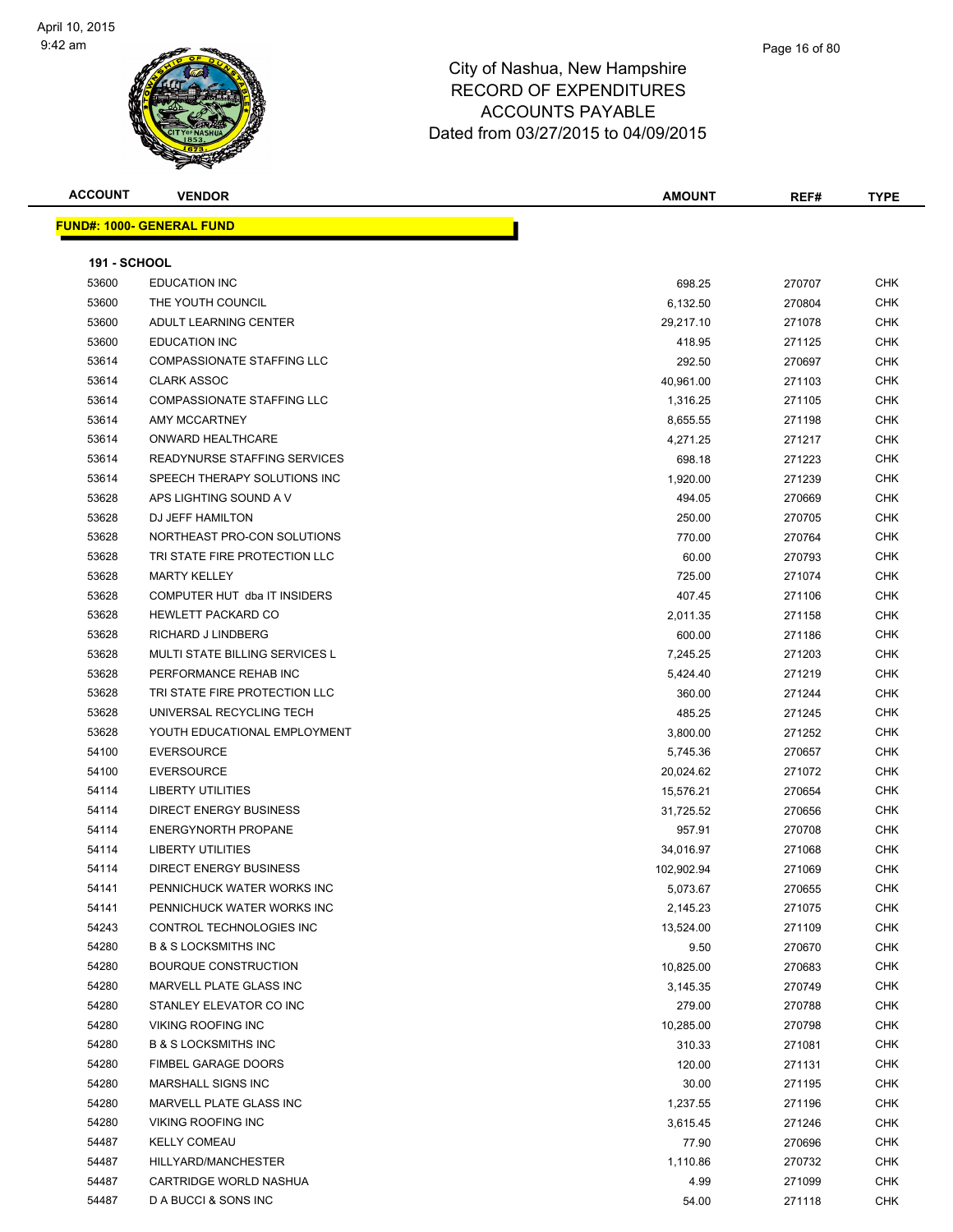# City of Nashua, New Hampshire
# RECORD OF EXPENDITURES
# ACCOUNTS PAYABLE
# Dated from 03/27/2015 to 04/09/2015

| ACCOUNT | VENDOR | AMOUNT | REF# | TYPE |
|---|---|---|---|---|

**FUND#: 1000- GENERAL FUND**

**191 - SCHOOL**

| ACCOUNT | VENDOR | AMOUNT | REF# | TYPE |
|---|---|---|---|---|
| 53600 | EDUCATION INC | 698.25 | 270707 | CHK |
| 53600 | THE YOUTH COUNCIL | 6,132.50 | 270804 | CHK |
| 53600 | ADULT LEARNING CENTER | 29,217.10 | 271078 | CHK |
| 53600 | EDUCATION INC | 418.95 | 271125 | CHK |
| 53614 | COMPASSIONATE STAFFING LLC | 292.50 | 270697 | CHK |
| 53614 | CLARK ASSOC | 40,961.00 | 271103 | CHK |
| 53614 | COMPASSIONATE STAFFING LLC | 1,316.25 | 271105 | CHK |
| 53614 | AMY MCCARTNEY | 8,655.55 | 271198 | CHK |
| 53614 | ONWARD HEALTHCARE | 4,271.25 | 271217 | CHK |
| 53614 | READYNURSE STAFFING SERVICES | 698.18 | 271223 | CHK |
| 53614 | SPEECH THERAPY SOLUTIONS INC | 1,920.00 | 271239 | CHK |
| 53628 | APS LIGHTING SOUND A V | 494.05 | 270669 | CHK |
| 53628 | DJ JEFF HAMILTON | 250.00 | 270705 | CHK |
| 53628 | NORTHEAST PRO-CON SOLUTIONS | 770.00 | 270764 | CHK |
| 53628 | TRI STATE FIRE PROTECTION LLC | 60.00 | 270793 | CHK |
| 53628 | MARTY KELLEY | 725.00 | 271074 | CHK |
| 53628 | COMPUTER HUT dba IT INSIDERS | 407.45 | 271106 | CHK |
| 53628 | HEWLETT PACKARD CO | 2,011.35 | 271158 | CHK |
| 53628 | RICHARD J LINDBERG | 600.00 | 271186 | CHK |
| 53628 | MULTI STATE BILLING SERVICES L | 7,245.25 | 271203 | CHK |
| 53628 | PERFORMANCE REHAB INC | 5,424.40 | 271219 | CHK |
| 53628 | TRI STATE FIRE PROTECTION LLC | 360.00 | 271244 | CHK |
| 53628 | UNIVERSAL RECYCLING TECH | 485.25 | 271245 | CHK |
| 53628 | YOUTH EDUCATIONAL EMPLOYMENT | 3,800.00 | 271252 | CHK |
| 54100 | EVERSOURCE | 5,745.36 | 270657 | CHK |
| 54100 | EVERSOURCE | 20,024.62 | 271072 | CHK |
| 54114 | LIBERTY UTILITIES | 15,576.21 | 270654 | CHK |
| 54114 | DIRECT ENERGY BUSINESS | 31,725.52 | 270656 | CHK |
| 54114 | ENERGYNORTH PROPANE | 957.91 | 270708 | CHK |
| 54114 | LIBERTY UTILITIES | 34,016.97 | 271068 | CHK |
| 54114 | DIRECT ENERGY BUSINESS | 102,902.94 | 271069 | CHK |
| 54141 | PENNICHUCK WATER WORKS INC | 5,073.67 | 270655 | CHK |
| 54141 | PENNICHUCK WATER WORKS INC | 2,145.23 | 271075 | CHK |
| 54243 | CONTROL TECHNOLOGIES INC | 13,524.00 | 271109 | CHK |
| 54280 | B & S LOCKSMITHS INC | 9.50 | 270670 | CHK |
| 54280 | BOURQUE CONSTRUCTION | 10,825.00 | 270683 | CHK |
| 54280 | MARVELL PLATE GLASS INC | 3,145.35 | 270749 | CHK |
| 54280 | STANLEY ELEVATOR CO INC | 279.00 | 270788 | CHK |
| 54280 | VIKING ROOFING INC | 10,285.00 | 270798 | CHK |
| 54280 | B & S LOCKSMITHS INC | 310.33 | 271081 | CHK |
| 54280 | FIMBEL GARAGE DOORS | 120.00 | 271131 | CHK |
| 54280 | MARSHALL SIGNS INC | 30.00 | 271195 | CHK |
| 54280 | MARVELL PLATE GLASS INC | 1,237.55 | 271196 | CHK |
| 54280 | VIKING ROOFING INC | 3,615.45 | 271246 | CHK |
| 54487 | KELLY COMEAU | 77.90 | 270696 | CHK |
| 54487 | HILLYARD/MANCHESTER | 1,110.86 | 270732 | CHK |
| 54487 | CARTRIDGE WORLD NASHUA | 4.99 | 271099 | CHK |
| 54487 | D A BUCCI & SONS INC | 54.00 | 271118 | CHK |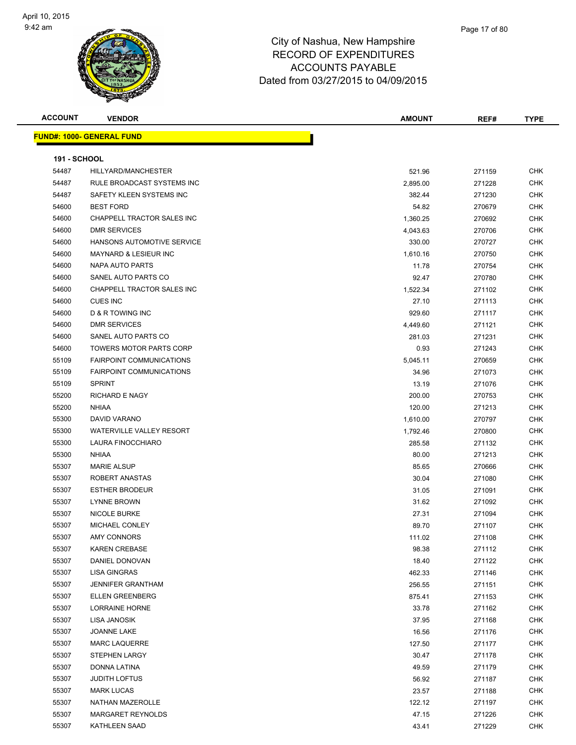# City of Nashua, New Hampshire
# RECORD OF EXPENDITURES
# ACCOUNTS PAYABLE
# Dated from 03/27/2015 to 04/09/2015

**FUND#: 1000- GENERAL FUND**

**191 - SCHOOL**

| ACCOUNT | VENDOR | AMOUNT | REF# | TYPE |
|---|---|---|---|---|
| 54487 | HILLYARD/MANCHESTER | 521.96 | 271159 | CHK |
| 54487 | RULE BROADCAST SYSTEMS INC | 2,895.00 | 271228 | CHK |
| 54487 | SAFETY KLEEN SYSTEMS INC | 382.44 | 271230 | CHK |
| 54600 | BEST FORD | 54.82 | 270679 | CHK |
| 54600 | CHAPPELL TRACTOR SALES INC | 1,360.25 | 270692 | CHK |
| 54600 | DMR SERVICES | 4,043.63 | 270706 | CHK |
| 54600 | HANSONS AUTOMOTIVE SERVICE | 330.00 | 270727 | CHK |
| 54600 | MAYNARD & LESIEUR INC | 1,610.16 | 270750 | CHK |
| 54600 | NAPA AUTO PARTS | 11.78 | 270754 | CHK |
| 54600 | SANEL AUTO PARTS CO | 92.47 | 270780 | CHK |
| 54600 | CHAPPELL TRACTOR SALES INC | 1,522.34 | 271102 | CHK |
| 54600 | CUES INC | 27.10 | 271113 | CHK |
| 54600 | D & R TOWING INC | 929.60 | 271117 | CHK |
| 54600 | DMR SERVICES | 4,449.60 | 271121 | CHK |
| 54600 | SANEL AUTO PARTS CO | 281.03 | 271231 | CHK |
| 54600 | TOWERS MOTOR PARTS CORP | 0.93 | 271243 | CHK |
| 55109 | FAIRPOINT COMMUNICATIONS | 5,045.11 | 270659 | CHK |
| 55109 | FAIRPOINT COMMUNICATIONS | 34.96 | 271073 | CHK |
| 55109 | SPRINT | 13.19 | 271076 | CHK |
| 55200 | RICHARD E NAGY | 200.00 | 270753 | CHK |
| 55200 | NHIAA | 120.00 | 271213 | CHK |
| 55300 | DAVID VARANO | 1,610.00 | 270797 | CHK |
| 55300 | WATERVILLE VALLEY RESORT | 1,792.46 | 270800 | CHK |
| 55300 | LAURA FINOCCHIARO | 285.58 | 271132 | CHK |
| 55300 | NHIAA | 80.00 | 271213 | CHK |
| 55307 | MARIE ALSUP | 85.65 | 270666 | CHK |
| 55307 | ROBERT ANASTAS | 30.04 | 271080 | CHK |
| 55307 | ESTHER BRODEUR | 31.05 | 271091 | CHK |
| 55307 | LYNNE BROWN | 31.62 | 271092 | CHK |
| 55307 | NICOLE BURKE | 27.31 | 271094 | CHK |
| 55307 | MICHAEL CONLEY | 89.70 | 271107 | CHK |
| 55307 | AMY CONNORS | 111.02 | 271108 | CHK |
| 55307 | KAREN CREBASE | 98.38 | 271112 | CHK |
| 55307 | DANIEL DONOVAN | 18.40 | 271122 | CHK |
| 55307 | LISA GINGRAS | 462.33 | 271146 | CHK |
| 55307 | JENNIFER GRANTHAM | 256.55 | 271151 | CHK |
| 55307 | ELLEN GREENBERG | 875.41 | 271153 | CHK |
| 55307 | LORRAINE HORNE | 33.78 | 271162 | CHK |
| 55307 | LISA JANOSIK | 37.95 | 271168 | CHK |
| 55307 | JOANNE LAKE | 16.56 | 271176 | CHK |
| 55307 | MARC LAQUERRE | 127.50 | 271177 | CHK |
| 55307 | STEPHEN LARGY | 30.47 | 271178 | CHK |
| 55307 | DONNA LATINA | 49.59 | 271179 | CHK |
| 55307 | JUDITH LOFTUS | 56.92 | 271187 | CHK |
| 55307 | MARK LUCAS | 23.57 | 271188 | CHK |
| 55307 | NATHAN MAZEROLLE | 122.12 | 271197 | CHK |
| 55307 | MARGARET REYNOLDS | 47.15 | 271226 | CHK |
| 55307 | KATHLEEN SAAD | 43.41 | 271229 | CHK |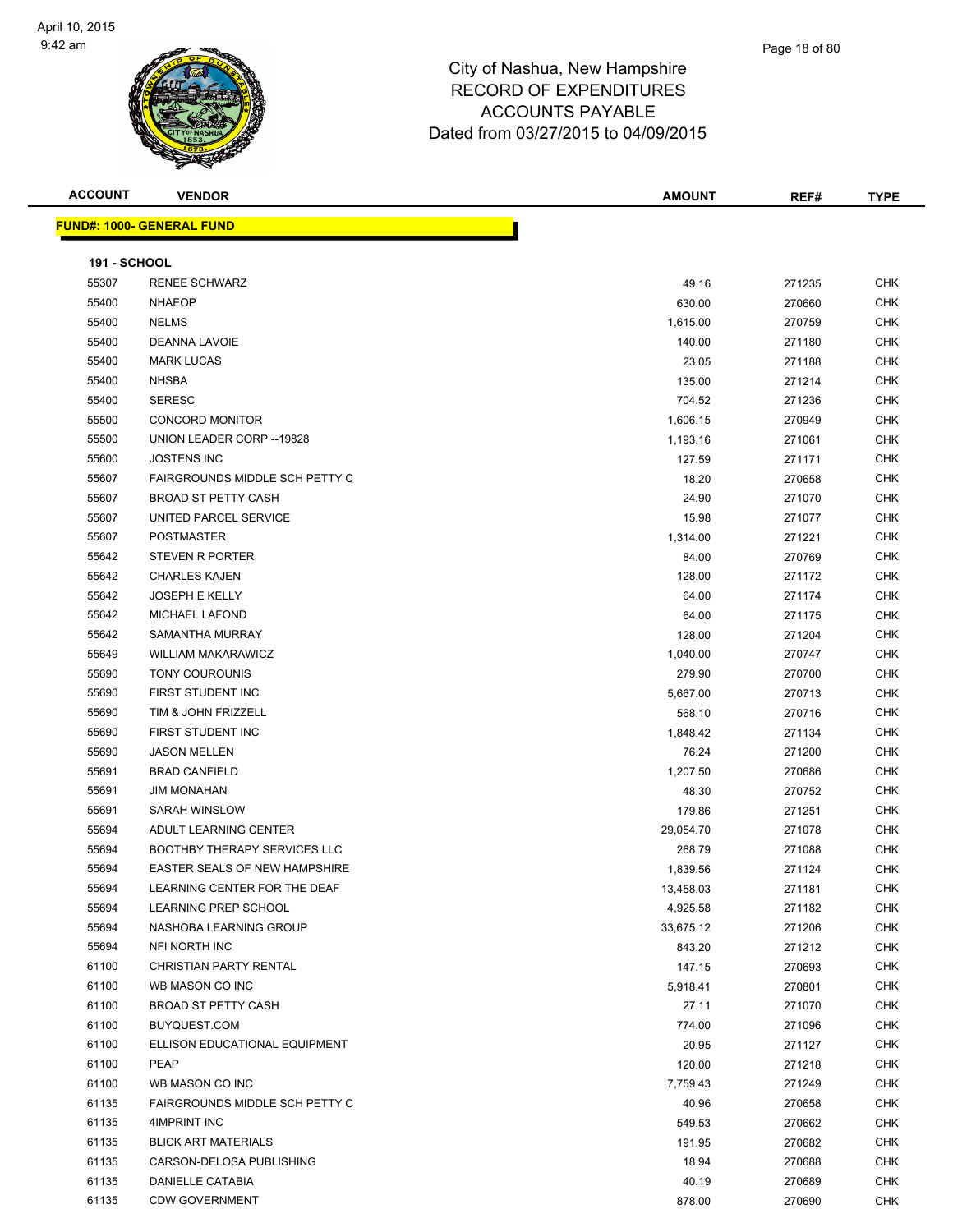City of Nashua, New Hampshire
RECORD OF EXPENDITURES
ACCOUNTS PAYABLE
Dated from 03/27/2015 to 04/09/2015

| ACCOUNT | VENDOR | AMOUNT | REF# | TYPE |
|---|---|---|---|---|

**FUND#: 1000- GENERAL FUND**

**191 - SCHOOL**

| ACCOUNT | VENDOR | AMOUNT | REF# | TYPE |
|---|---|---|---|---|
| 55307 | RENEE SCHWARZ | 49.16 | 271235 | CHK |
| 55400 | NHAEOP | 630.00 | 270660 | CHK |
| 55400 | NELMS | 1,615.00 | 270759 | CHK |
| 55400 | DEANNA LAVOIE | 140.00 | 271180 | CHK |
| 55400 | MARK LUCAS | 23.05 | 271188 | CHK |
| 55400 | NHSBA | 135.00 | 271214 | CHK |
| 55400 | SERESC | 704.52 | 271236 | CHK |
| 55500 | CONCORD MONITOR | 1,606.15 | 270949 | CHK |
| 55500 | UNION LEADER CORP --19828 | 1,193.16 | 271061 | CHK |
| 55600 | JOSTENS INC | 127.59 | 271171 | CHK |
| 55607 | FAIRGROUNDS MIDDLE SCH PETTY C | 18.20 | 270658 | CHK |
| 55607 | BROAD ST PETTY CASH | 24.90 | 271070 | CHK |
| 55607 | UNITED PARCEL SERVICE | 15.98 | 271077 | CHK |
| 55607 | POSTMASTER | 1,314.00 | 271221 | CHK |
| 55642 | STEVEN R PORTER | 84.00 | 270769 | CHK |
| 55642 | CHARLES KAJEN | 128.00 | 271172 | CHK |
| 55642 | JOSEPH E KELLY | 64.00 | 271174 | CHK |
| 55642 | MICHAEL LAFOND | 64.00 | 271175 | CHK |
| 55642 | SAMANTHA MURRAY | 128.00 | 271204 | CHK |
| 55649 | WILLIAM MAKARAWICZ | 1,040.00 | 270747 | CHK |
| 55690 | TONY COUROUNIS | 279.90 | 270700 | CHK |
| 55690 | FIRST STUDENT INC | 5,667.00 | 270713 | CHK |
| 55690 | TIM & JOHN FRIZZELL | 568.10 | 270716 | CHK |
| 55690 | FIRST STUDENT INC | 1,848.42 | 271134 | CHK |
| 55690 | JASON MELLEN | 76.24 | 271200 | CHK |
| 55691 | BRAD CANFIELD | 1,207.50 | 270686 | CHK |
| 55691 | JIM MONAHAN | 48.30 | 270752 | CHK |
| 55691 | SARAH WINSLOW | 179.86 | 271251 | CHK |
| 55694 | ADULT LEARNING CENTER | 29,054.70 | 271078 | CHK |
| 55694 | BOOTHBY THERAPY SERVICES LLC | 268.79 | 271088 | CHK |
| 55694 | EASTER SEALS OF NEW HAMPSHIRE | 1,839.56 | 271124 | CHK |
| 55694 | LEARNING CENTER FOR THE DEAF | 13,458.03 | 271181 | CHK |
| 55694 | LEARNING PREP SCHOOL | 4,925.58 | 271182 | CHK |
| 55694 | NASHOBA LEARNING GROUP | 33,675.12 | 271206 | CHK |
| 55694 | NFI NORTH INC | 843.20 | 271212 | CHK |
| 61100 | CHRISTIAN PARTY RENTAL | 147.15 | 270693 | CHK |
| 61100 | WB MASON CO INC | 5,918.41 | 270801 | CHK |
| 61100 | BROAD ST PETTY CASH | 27.11 | 271070 | CHK |
| 61100 | BUYQUEST.COM | 774.00 | 271096 | CHK |
| 61100 | ELLISON EDUCATIONAL EQUIPMENT | 20.95 | 271127 | CHK |
| 61100 | PEAP | 120.00 | 271218 | CHK |
| 61100 | WB MASON CO INC | 7,759.43 | 271249 | CHK |
| 61135 | FAIRGROUNDS MIDDLE SCH PETTY C | 40.96 | 270658 | CHK |
| 61135 | 4IMPRINT INC | 549.53 | 270662 | CHK |
| 61135 | BLICK ART MATERIALS | 191.95 | 270682 | CHK |
| 61135 | CARSON-DELOSA PUBLISHING | 18.94 | 270688 | CHK |
| 61135 | DANIELLE CATABIA | 40.19 | 270689 | CHK |
| 61135 | CDW GOVERNMENT | 878.00 | 270690 | CHK |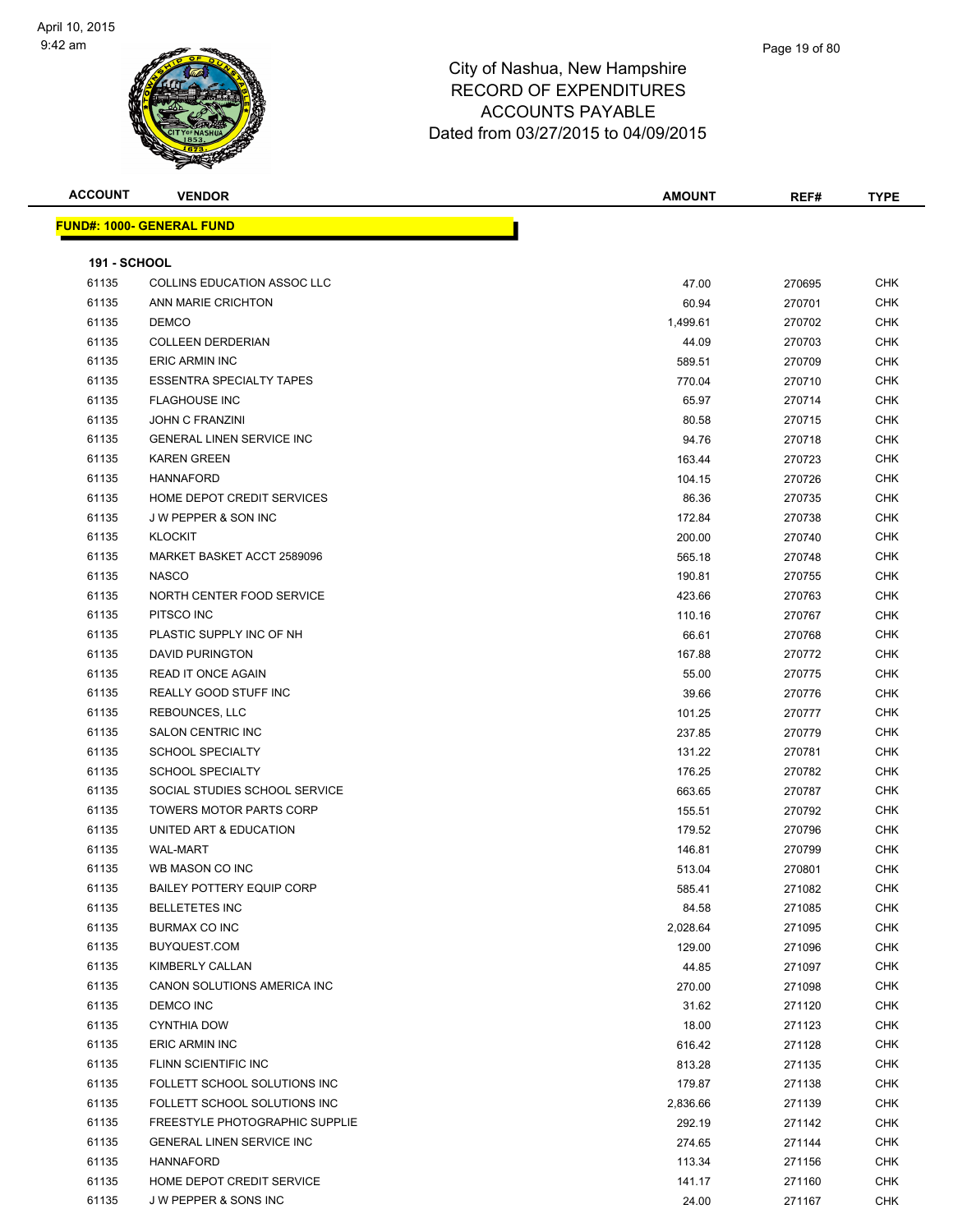# City of Nashua, New Hampshire
## RECORD OF EXPENDITURES
## ACCOUNTS PAYABLE
## Dated from 03/27/2015 to 04/09/2015

**FUND#: 1000- GENERAL FUND**

**191 - SCHOOL**

| ACCOUNT | VENDOR | AMOUNT | REF# | TYPE |
|---|---|---|---|---|
| 61135 | COLLINS EDUCATION ASSOC LLC | 47.00 | 270695 | CHK |
| 61135 | ANN MARIE CRICHTON | 60.94 | 270701 | CHK |
| 61135 | DEMCO | 1,499.61 | 270702 | CHK |
| 61135 | COLLEEN DERDERIAN | 44.09 | 270703 | CHK |
| 61135 | ERIC ARMIN INC | 589.51 | 270709 | CHK |
| 61135 | ESSENTRA SPECIALTY TAPES | 770.04 | 270710 | CHK |
| 61135 | FLAGHOUSE INC | 65.97 | 270714 | CHK |
| 61135 | JOHN C FRANZINI | 80.58 | 270715 | CHK |
| 61135 | GENERAL LINEN SERVICE INC | 94.76 | 270718 | CHK |
| 61135 | KAREN GREEN | 163.44 | 270723 | CHK |
| 61135 | HANNAFORD | 104.15 | 270726 | CHK |
| 61135 | HOME DEPOT CREDIT SERVICES | 86.36 | 270735 | CHK |
| 61135 | J W PEPPER & SON INC | 172.84 | 270738 | CHK |
| 61135 | KLOCKIT | 200.00 | 270740 | CHK |
| 61135 | MARKET BASKET ACCT 2589096 | 565.18 | 270748 | CHK |
| 61135 | NASCO | 190.81 | 270755 | CHK |
| 61135 | NORTH CENTER FOOD SERVICE | 423.66 | 270763 | CHK |
| 61135 | PITSCO INC | 110.16 | 270767 | CHK |
| 61135 | PLASTIC SUPPLY INC OF NH | 66.61 | 270768 | CHK |
| 61135 | DAVID PURINGTON | 167.88 | 270772 | CHK |
| 61135 | READ IT ONCE AGAIN | 55.00 | 270775 | CHK |
| 61135 | REALLY GOOD STUFF INC | 39.66 | 270776 | CHK |
| 61135 | REBOUNCES, LLC | 101.25 | 270777 | CHK |
| 61135 | SALON CENTRIC INC | 237.85 | 270779 | CHK |
| 61135 | SCHOOL SPECIALTY | 131.22 | 270781 | CHK |
| 61135 | SCHOOL SPECIALTY | 176.25 | 270782 | CHK |
| 61135 | SOCIAL STUDIES SCHOOL SERVICE | 663.65 | 270787 | CHK |
| 61135 | TOWERS MOTOR PARTS CORP | 155.51 | 270792 | CHK |
| 61135 | UNITED ART & EDUCATION | 179.52 | 270796 | CHK |
| 61135 | WAL-MART | 146.81 | 270799 | CHK |
| 61135 | WB MASON CO INC | 513.04 | 270801 | CHK |
| 61135 | BAILEY POTTERY EQUIP CORP | 585.41 | 271082 | CHK |
| 61135 | BELLETETES INC | 84.58 | 271085 | CHK |
| 61135 | BURMAX CO INC | 2,028.64 | 271095 | CHK |
| 61135 | BUYQUEST.COM | 129.00 | 271096 | CHK |
| 61135 | KIMBERLY CALLAN | 44.85 | 271097 | CHK |
| 61135 | CANON SOLUTIONS AMERICA INC | 270.00 | 271098 | CHK |
| 61135 | DEMCO INC | 31.62 | 271120 | CHK |
| 61135 | CYNTHIA DOW | 18.00 | 271123 | CHK |
| 61135 | ERIC ARMIN INC | 616.42 | 271128 | CHK |
| 61135 | FLINN SCIENTIFIC INC | 813.28 | 271135 | CHK |
| 61135 | FOLLETT SCHOOL SOLUTIONS INC | 179.87 | 271138 | CHK |
| 61135 | FOLLETT SCHOOL SOLUTIONS INC | 2,836.66 | 271139 | CHK |
| 61135 | FREESTYLE PHOTOGRAPHIC SUPPLIE | 292.19 | 271142 | CHK |
| 61135 | GENERAL LINEN SERVICE INC | 274.65 | 271144 | CHK |
| 61135 | HANNAFORD | 113.34 | 271156 | CHK |
| 61135 | HOME DEPOT CREDIT SERVICE | 141.17 | 271160 | CHK |
| 61135 | J W PEPPER & SONS INC | 24.00 | 271167 | CHK |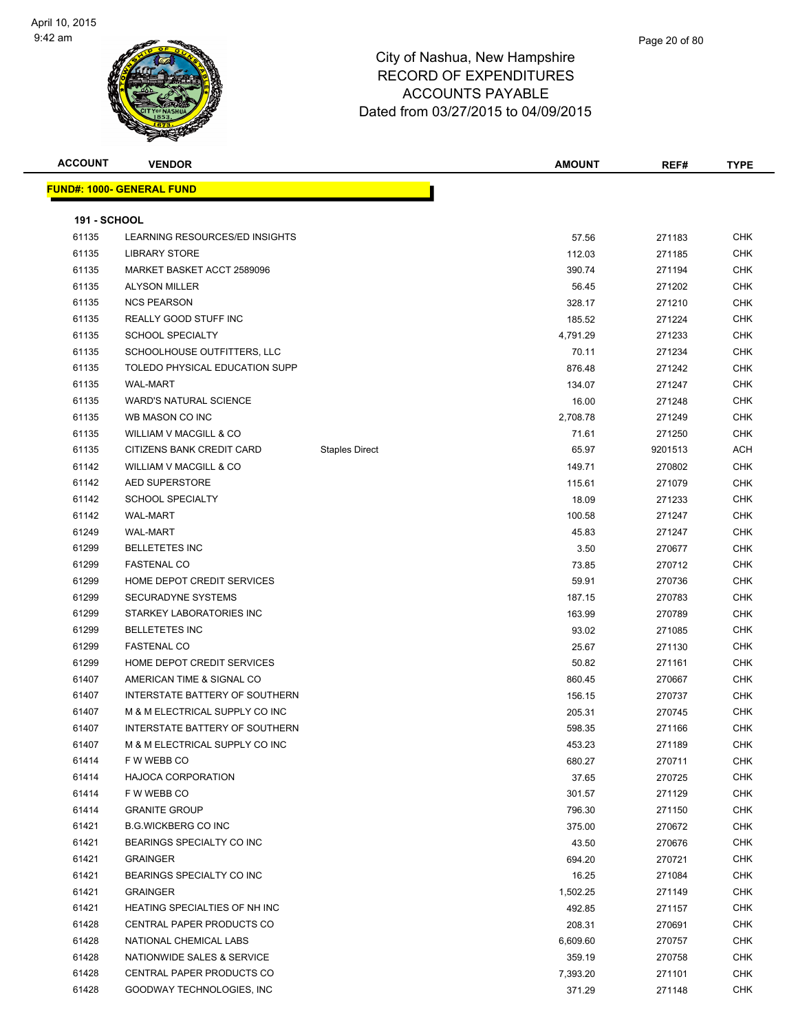City of Nashua, New Hampshire
RECORD OF EXPENDITURES
ACCOUNTS PAYABLE
Dated from 03/27/2015 to 04/09/2015

**FUND#: 1000- GENERAL FUND**

**191 - SCHOOL**

| ACCOUNT | VENDOR | | AMOUNT | REF# | TYPE |
|---|---|---|---|---|---|
| 61135 | LEARNING RESOURCES/ED INSIGHTS | | 57.56 | 271183 | CHK |
| 61135 | LIBRARY STORE | | 112.03 | 271185 | CHK |
| 61135 | MARKET BASKET ACCT 2589096 | | 390.74 | 271194 | CHK |
| 61135 | ALYSON MILLER | | 56.45 | 271202 | CHK |
| 61135 | NCS PEARSON | | 328.17 | 271210 | CHK |
| 61135 | REALLY GOOD STUFF INC | | 185.52 | 271224 | CHK |
| 61135 | SCHOOL SPECIALTY | | 4,791.29 | 271233 | CHK |
| 61135 | SCHOOLHOUSE OUTFITTERS, LLC | | 70.11 | 271234 | CHK |
| 61135 | TOLEDO PHYSICAL EDUCATION SUPP | | 876.48 | 271242 | CHK |
| 61135 | WAL-MART | | 134.07 | 271247 | CHK |
| 61135 | WARD'S NATURAL SCIENCE | | 16.00 | 271248 | CHK |
| 61135 | WB MASON CO INC | | 2,708.78 | 271249 | CHK |
| 61135 | WILLIAM V MACGILL & CO | | 71.61 | 271250 | CHK |
| 61135 | CITIZENS BANK CREDIT CARD | Staples Direct | 65.97 | 9201513 | ACH |
| 61142 | WILLIAM V MACGILL & CO | | 149.71 | 270802 | CHK |
| 61142 | AED SUPERSTORE | | 115.61 | 271079 | CHK |
| 61142 | SCHOOL SPECIALTY | | 18.09 | 271233 | CHK |
| 61142 | WAL-MART | | 100.58 | 271247 | CHK |
| 61249 | WAL-MART | | 45.83 | 271247 | CHK |
| 61299 | BELLETETES INC | | 3.50 | 270677 | CHK |
| 61299 | FASTENAL CO | | 73.85 | 270712 | CHK |
| 61299 | HOME DEPOT CREDIT SERVICES | | 59.91 | 270736 | CHK |
| 61299 | SECURADYNE SYSTEMS | | 187.15 | 270783 | CHK |
| 61299 | STARKEY LABORATORIES INC | | 163.99 | 270789 | CHK |
| 61299 | BELLETETES INC | | 93.02 | 271085 | CHK |
| 61299 | FASTENAL CO | | 25.67 | 271130 | CHK |
| 61299 | HOME DEPOT CREDIT SERVICES | | 50.82 | 271161 | CHK |
| 61407 | AMERICAN TIME & SIGNAL CO | | 860.45 | 270667 | CHK |
| 61407 | INTERSTATE BATTERY OF SOUTHERN | | 156.15 | 270737 | CHK |
| 61407 | M & M ELECTRICAL SUPPLY CO INC | | 205.31 | 270745 | CHK |
| 61407 | INTERSTATE BATTERY OF SOUTHERN | | 598.35 | 271166 | CHK |
| 61407 | M & M ELECTRICAL SUPPLY CO INC | | 453.23 | 271189 | CHK |
| 61414 | F W WEBB CO | | 680.27 | 270711 | CHK |
| 61414 | HAJOCA CORPORATION | | 37.65 | 270725 | CHK |
| 61414 | F W WEBB CO | | 301.57 | 271129 | CHK |
| 61414 | GRANITE GROUP | | 796.30 | 271150 | CHK |
| 61421 | B.G.WICKBERG CO INC | | 375.00 | 270672 | CHK |
| 61421 | BEARINGS SPECIALTY CO INC | | 43.50 | 270676 | CHK |
| 61421 | GRAINGER | | 694.20 | 270721 | CHK |
| 61421 | BEARINGS SPECIALTY CO INC | | 16.25 | 271084 | CHK |
| 61421 | GRAINGER | | 1,502.25 | 271149 | CHK |
| 61421 | HEATING SPECIALTIES OF NH INC | | 492.85 | 271157 | CHK |
| 61428 | CENTRAL PAPER PRODUCTS CO | | 208.31 | 270691 | CHK |
| 61428 | NATIONAL CHEMICAL LABS | | 6,609.60 | 270757 | CHK |
| 61428 | NATIONWIDE SALES & SERVICE | | 359.19 | 270758 | CHK |
| 61428 | CENTRAL PAPER PRODUCTS CO | | 7,393.20 | 271101 | CHK |
| 61428 | GOODWAY TECHNOLOGIES, INC | | 371.29 | 271148 | CHK |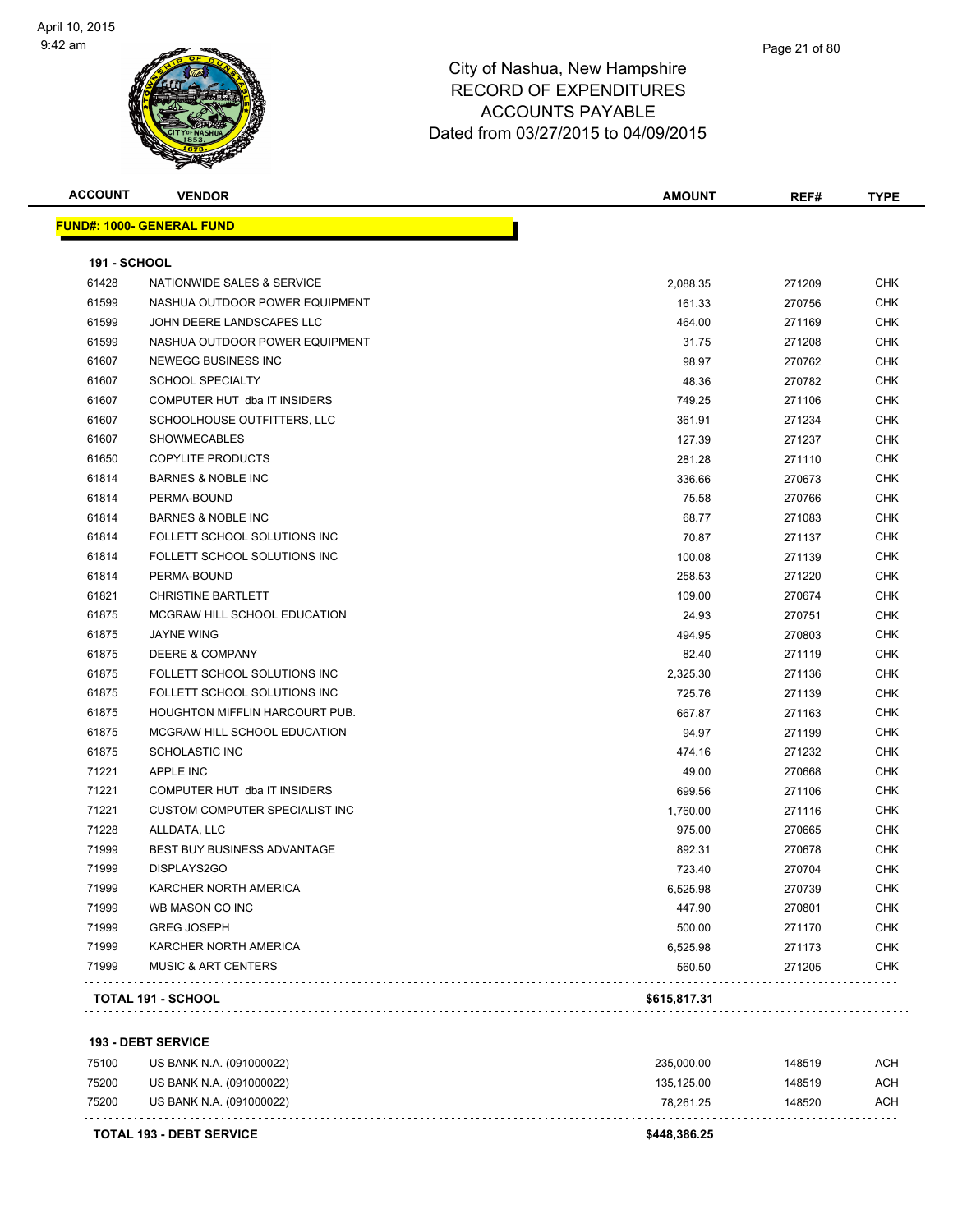City of Nashua, New Hampshire
RECORD OF EXPENDITURES
ACCOUNTS PAYABLE
Dated from 03/27/2015 to 04/09/2015

| ACCOUNT | VENDOR | AMOUNT | REF# | TYPE |
|---|---|---|---|---|

**FUND#: 1000- GENERAL FUND**

**191 - SCHOOL**

| ACCOUNT | VENDOR | AMOUNT | REF# | TYPE |
|---|---|---|---|---|
| 61428 | NATIONWIDE SALES & SERVICE | 2,088.35 | 271209 | CHK |
| 61599 | NASHUA OUTDOOR POWER EQUIPMENT | 161.33 | 270756 | CHK |
| 61599 | JOHN DEERE LANDSCAPES LLC | 464.00 | 271169 | CHK |
| 61599 | NASHUA OUTDOOR POWER EQUIPMENT | 31.75 | 271208 | CHK |
| 61607 | NEWEGG BUSINESS INC | 98.97 | 270762 | CHK |
| 61607 | SCHOOL SPECIALTY | 48.36 | 270782 | CHK |
| 61607 | COMPUTER HUT dba IT INSIDERS | 749.25 | 271106 | CHK |
| 61607 | SCHOOLHOUSE OUTFITTERS, LLC | 361.91 | 271234 | CHK |
| 61607 | SHOWMECABLES | 127.39 | 271237 | CHK |
| 61650 | COPYLITE PRODUCTS | 281.28 | 271110 | CHK |
| 61814 | BARNES & NOBLE INC | 336.66 | 270673 | CHK |
| 61814 | PERMA-BOUND | 75.58 | 270766 | CHK |
| 61814 | BARNES & NOBLE INC | 68.77 | 271083 | CHK |
| 61814 | FOLLETT SCHOOL SOLUTIONS INC | 70.87 | 271137 | CHK |
| 61814 | FOLLETT SCHOOL SOLUTIONS INC | 100.08 | 271139 | CHK |
| 61814 | PERMA-BOUND | 258.53 | 271220 | CHK |
| 61821 | CHRISTINE BARTLETT | 109.00 | 270674 | CHK |
| 61875 | MCGRAW HILL SCHOOL EDUCATION | 24.93 | 270751 | CHK |
| 61875 | JAYNE WING | 494.95 | 270803 | CHK |
| 61875 | DEERE & COMPANY | 82.40 | 271119 | CHK |
| 61875 | FOLLETT SCHOOL SOLUTIONS INC | 2,325.30 | 271136 | CHK |
| 61875 | FOLLETT SCHOOL SOLUTIONS INC | 725.76 | 271139 | CHK |
| 61875 | HOUGHTON MIFFLIN HARCOURT PUB. | 667.87 | 271163 | CHK |
| 61875 | MCGRAW HILL SCHOOL EDUCATION | 94.97 | 271199 | CHK |
| 61875 | SCHOLASTIC INC | 474.16 | 271232 | CHK |
| 71221 | APPLE INC | 49.00 | 270668 | CHK |
| 71221 | COMPUTER HUT dba IT INSIDERS | 699.56 | 271106 | CHK |
| 71221 | CUSTOM COMPUTER SPECIALIST INC | 1,760.00 | 271116 | CHK |
| 71228 | ALLDATA, LLC | 975.00 | 270665 | CHK |
| 71999 | BEST BUY BUSINESS ADVANTAGE | 892.31 | 270678 | CHK |
| 71999 | DISPLAYS2GO | 723.40 | 270704 | CHK |
| 71999 | KARCHER NORTH AMERICA | 6,525.98 | 270739 | CHK |
| 71999 | WB MASON CO INC | 447.90 | 270801 | CHK |
| 71999 | GREG JOSEPH | 500.00 | 271170 | CHK |
| 71999 | KARCHER NORTH AMERICA | 6,525.98 | 271173 | CHK |
| 71999 | MUSIC & ART CENTERS | 560.50 | 271205 | CHK |
| | **TOTAL 191 - SCHOOL** | **$615,817.31** | | |

**193 - DEBT SERVICE**

| ACCOUNT | VENDOR | AMOUNT | REF# | TYPE |
|---|---|---|---|---|
| 75100 | US BANK N.A. (091000022) | 235,000.00 | 148519 | ACH |
| 75200 | US BANK N.A. (091000022) | 135,125.00 | 148519 | ACH |
| 75200 | US BANK N.A. (091000022) | 78,261.25 | 148520 | ACH |
| | **TOTAL 193 - DEBT SERVICE** | **$448,386.25** | | |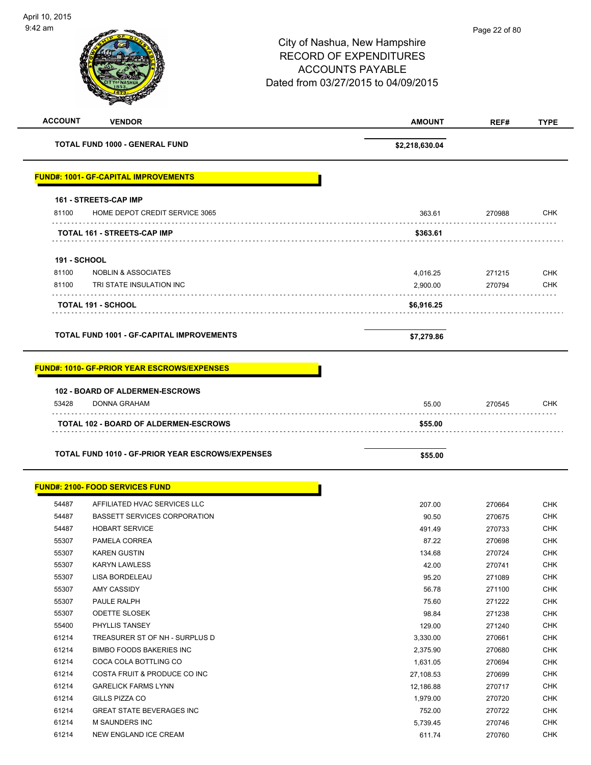City of Nashua, New Hampshire
RECORD OF EXPENDITURES
ACCOUNTS PAYABLE
Dated from 03/27/2015 to 04/09/2015

| ACCOUNT | VENDOR | AMOUNT | REF# | TYPE |
|---|---|---|---|---|
| | **TOTAL FUND 1000 - GENERAL FUND** | **$2,218,630.04** | | |

## FUND#: 1001- GF-CAPITAL IMPROVEMENTS

| ACCOUNT | VENDOR | AMOUNT | REF# | TYPE |
|---|---|---|---|---|
| **161 - STREETS-CAP IMP** | | | | |
| 81100 | HOME DEPOT CREDIT SERVICE 3065 | 363.61 | 270988 | CHK |
| | **TOTAL 161 - STREETS-CAP IMP** | **$363.61** | | |
| **191 - SCHOOL** | | | | |
| 81100 | NOBLIN & ASSOCIATES | 4,016.25 | 271215 | CHK |
| 81100 | TRI STATE INSULATION INC | 2,900.00 | 270794 | CHK |
| | **TOTAL 191 - SCHOOL** | **$6,916.25** | | |
| | **TOTAL FUND 1001 - GF-CAPITAL IMPROVEMENTS** | **$7,279.86** | | |

## FUND#: 1010- GF-PRIOR YEAR ESCROWS/EXPENSES

| ACCOUNT | VENDOR | AMOUNT | REF# | TYPE |
|---|---|---|---|---|
| **102 - BOARD OF ALDERMEN-ESCROWS** | | | | |
| 53428 | DONNA GRAHAM | 55.00 | 270545 | CHK |
| | **TOTAL 102 - BOARD OF ALDERMEN-ESCROWS** | **$55.00** | | |
| | **TOTAL FUND 1010 - GF-PRIOR YEAR ESCROWS/EXPENSES** | **$55.00** | | |

## FUND#: 2100- FOOD SERVICES FUND

| ACCOUNT | VENDOR | AMOUNT | REF# | TYPE |
|---|---|---|---|---|
| 54487 | AFFILIATED HVAC SERVICES LLC | 207.00 | 270664 | CHK |
| 54487 | BASSETT SERVICES CORPORATION | 90.50 | 270675 | CHK |
| 54487 | HOBART SERVICE | 491.49 | 270733 | CHK |
| 55307 | PAMELA CORREA | 87.22 | 270698 | CHK |
| 55307 | KAREN GUSTIN | 134.68 | 270724 | CHK |
| 55307 | KARYN LAWLESS | 42.00 | 270741 | CHK |
| 55307 | LISA BORDELEAU | 95.20 | 271089 | CHK |
| 55307 | AMY CASSIDY | 56.78 | 271100 | CHK |
| 55307 | PAULE RALPH | 75.60 | 271222 | CHK |
| 55307 | ODETTE SLOSEK | 98.84 | 271238 | CHK |
| 55400 | PHYLLIS TANSEY | 129.00 | 271240 | CHK |
| 61214 | TREASURER ST OF NH - SURPLUS D | 3,330.00 | 270661 | CHK |
| 61214 | BIMBO FOODS BAKERIES INC | 2,375.90 | 270680 | CHK |
| 61214 | COCA COLA BOTTLING CO | 1,631.05 | 270694 | CHK |
| 61214 | COSTA FRUIT & PRODUCE CO INC | 27,108.53 | 270699 | CHK |
| 61214 | GARELICK FARMS LYNN | 12,186.88 | 270717 | CHK |
| 61214 | GILLS PIZZA CO | 1,979.00 | 270720 | CHK |
| 61214 | GREAT STATE BEVERAGES INC | 752.00 | 270722 | CHK |
| 61214 | M SAUNDERS INC | 5,739.45 | 270746 | CHK |
| 61214 | NEW ENGLAND ICE CREAM | 611.74 | 270760 | CHK |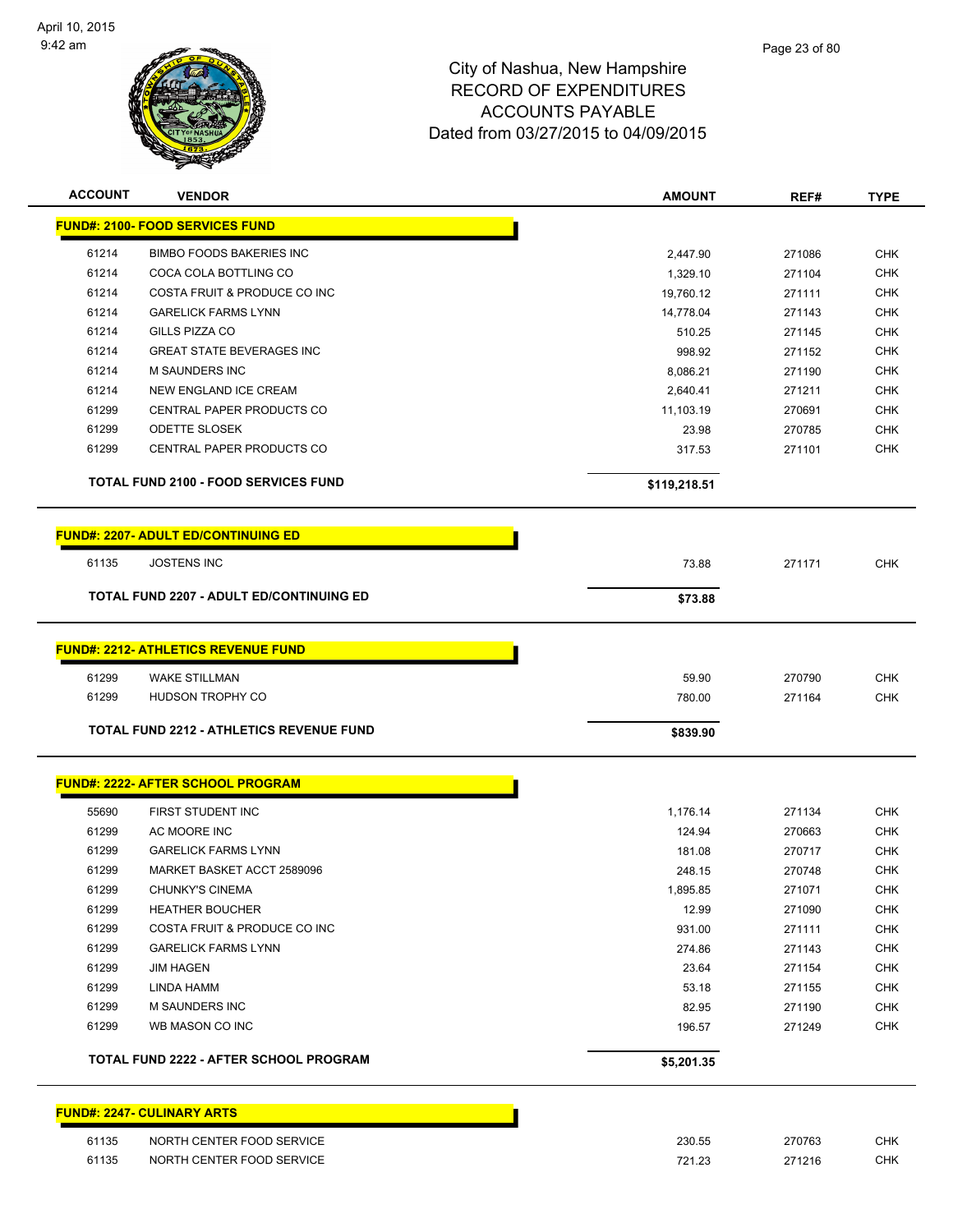# City of Nashua, New Hampshire
## RECORD OF EXPENDITURES
## ACCOUNTS PAYABLE
## Dated from 03/27/2015 to 04/09/2015

| ACCOUNT | VENDOR | AMOUNT | REF# | TYPE |
|---|---|---|---|---|
| **FUND#: 2100- FOOD SERVICES FUND** | | | | |
| 61214 | BIMBO FOODS BAKERIES INC | 2,447.90 | 271086 | CHK |
| 61214 | COCA COLA BOTTLING CO | 1,329.10 | 271104 | CHK |
| 61214 | COSTA FRUIT & PRODUCE CO INC | 19,760.12 | 271111 | CHK |
| 61214 | GARELICK FARMS LYNN | 14,778.04 | 271143 | CHK |
| 61214 | GILLS PIZZA CO | 510.25 | 271145 | CHK |
| 61214 | GREAT STATE BEVERAGES INC | 998.92 | 271152 | CHK |
| 61214 | M SAUNDERS INC | 8,086.21 | 271190 | CHK |
| 61214 | NEW ENGLAND ICE CREAM | 2,640.41 | 271211 | CHK |
| 61299 | CENTRAL PAPER PRODUCTS CO | 11,103.19 | 270691 | CHK |
| 61299 | ODETTE SLOSEK | 23.98 | 270785 | CHK |
| 61299 | CENTRAL PAPER PRODUCTS CO | 317.53 | 271101 | CHK |
| | **TOTAL FUND 2100 - FOOD SERVICES FUND** | **$119,218.51** | | |
| **FUND#: 2207- ADULT ED/CONTINUING ED** | | | | |
| 61135 | JOSTENS INC | 73.88 | 271171 | CHK |
| | **TOTAL FUND 2207 - ADULT ED/CONTINUING ED** | **$73.88** | | |
| **FUND#: 2212- ATHLETICS REVENUE FUND** | | | | |
| 61299 | WAKE STILLMAN | 59.90 | 270790 | CHK |
| 61299 | HUDSON TROPHY CO | 780.00 | 271164 | CHK |
| | **TOTAL FUND 2212 - ATHLETICS REVENUE FUND** | **$839.90** | | |
| **FUND#: 2222- AFTER SCHOOL PROGRAM** | | | | |
| 55690 | FIRST STUDENT INC | 1,176.14 | 271134 | CHK |
| 61299 | AC MOORE INC | 124.94 | 270663 | CHK |
| 61299 | GARELICK FARMS LYNN | 181.08 | 270717 | CHK |
| 61299 | MARKET BASKET ACCT 2589096 | 248.15 | 270748 | CHK |
| 61299 | CHUNKY'S CINEMA | 1,895.85 | 271071 | CHK |
| 61299 | HEATHER BOUCHER | 12.99 | 271090 | CHK |
| 61299 | COSTA FRUIT & PRODUCE CO INC | 931.00 | 271111 | CHK |
| 61299 | GARELICK FARMS LYNN | 274.86 | 271143 | CHK |
| 61299 | JIM HAGEN | 23.64 | 271154 | CHK |
| 61299 | LINDA HAMM | 53.18 | 271155 | CHK |
| 61299 | M SAUNDERS INC | 82.95 | 271190 | CHK |
| 61299 | WB MASON CO INC | 196.57 | 271249 | CHK |
| | **TOTAL FUND 2222 - AFTER SCHOOL PROGRAM** | **$5,201.35** | | |
| **FUND#: 2247- CULINARY ARTS** | | | | |
| 61135 | NORTH CENTER FOOD SERVICE | 230.55 | 270763 | CHK |
| 61135 | NORTH CENTER FOOD SERVICE | 721.23 | 271216 | CHK |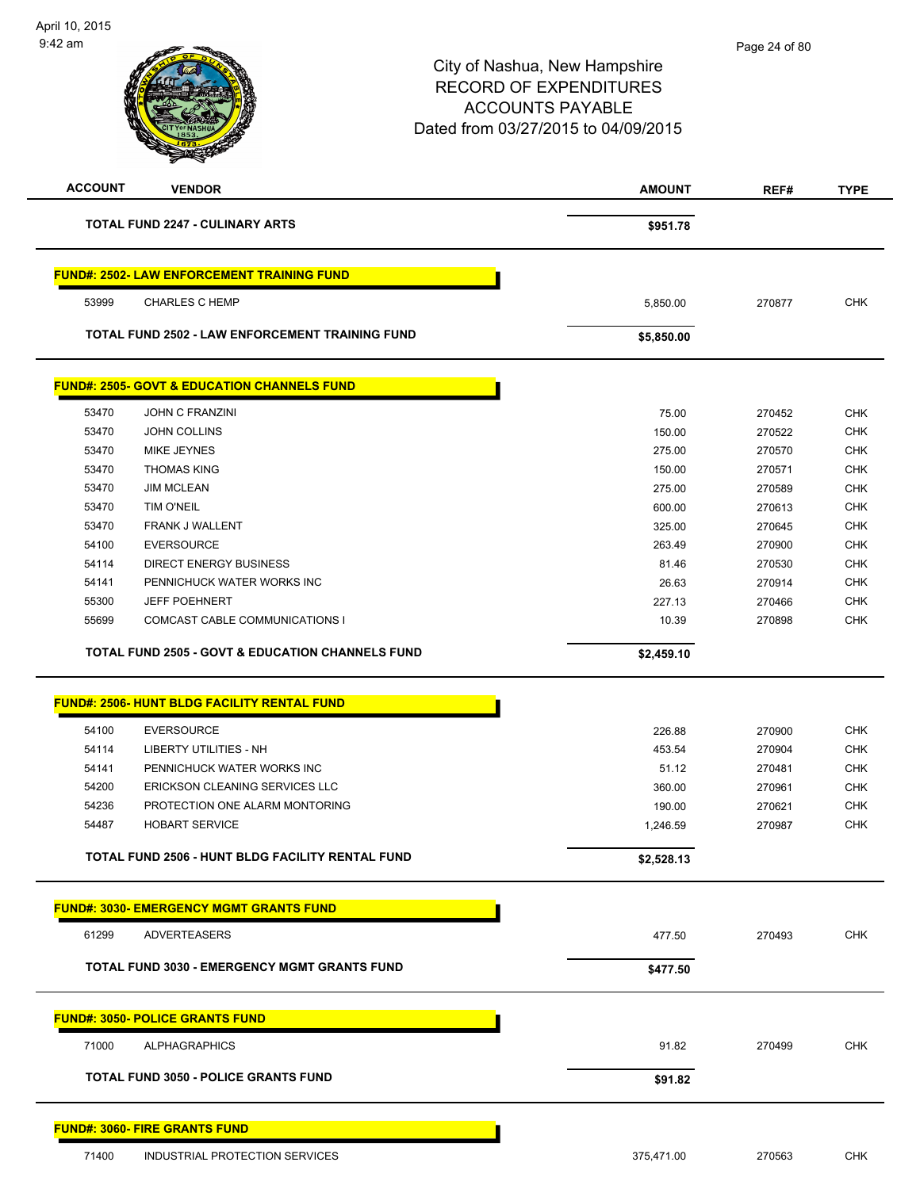City of Nashua, New Hampshire
RECORD OF EXPENDITURES
ACCOUNTS PAYABLE
Dated from 03/27/2015 to 04/09/2015

| ACCOUNT | VENDOR | AMOUNT | REF# | TYPE |
|---|---|---|---|---|
| | **TOTAL FUND 2247 - CULINARY ARTS** | **$951.78** | | |

**FUND#: 2502- LAW ENFORCEMENT TRAINING FUND**

| ACCOUNT | VENDOR | AMOUNT | REF# | TYPE |
|---|---|---|---|---|
| 53999 | CHARLES C HEMP | 5,850.00 | 270877 | CHK |
| | **TOTAL FUND 2502 - LAW ENFORCEMENT TRAINING FUND** | **$5,850.00** | | |

**FUND#: 2505- GOVT & EDUCATION CHANNELS FUND**

| ACCOUNT | VENDOR | AMOUNT | REF# | TYPE |
|---|---|---|---|---|
| 53470 | JOHN C FRANZINI | 75.00 | 270452 | CHK |
| 53470 | JOHN COLLINS | 150.00 | 270522 | CHK |
| 53470 | MIKE JEYNES | 275.00 | 270570 | CHK |
| 53470 | THOMAS KING | 150.00 | 270571 | CHK |
| 53470 | JIM MCLEAN | 275.00 | 270589 | CHK |
| 53470 | TIM O'NEIL | 600.00 | 270613 | CHK |
| 53470 | FRANK J WALLENT | 325.00 | 270645 | CHK |
| 54100 | EVERSOURCE | 263.49 | 270900 | CHK |
| 54114 | DIRECT ENERGY BUSINESS | 81.46 | 270530 | CHK |
| 54141 | PENNICHUCK WATER WORKS INC | 26.63 | 270914 | CHK |
| 55300 | JEFF POEHNERT | 227.13 | 270466 | CHK |
| 55699 | COMCAST CABLE COMMUNICATIONS I | 10.39 | 270898 | CHK |
| | **TOTAL FUND 2505 - GOVT & EDUCATION CHANNELS FUND** | **$2,459.10** | | |

**FUND#: 2506- HUNT BLDG FACILITY RENTAL FUND**

| ACCOUNT | VENDOR | AMOUNT | REF# | TYPE |
|---|---|---|---|---|
| 54100 | EVERSOURCE | 226.88 | 270900 | CHK |
| 54114 | LIBERTY UTILITIES - NH | 453.54 | 270904 | CHK |
| 54141 | PENNICHUCK WATER WORKS INC | 51.12 | 270481 | CHK |
| 54200 | ERICKSON CLEANING SERVICES LLC | 360.00 | 270961 | CHK |
| 54236 | PROTECTION ONE ALARM MONTORING | 190.00 | 270621 | CHK |
| 54487 | HOBART SERVICE | 1,246.59 | 270987 | CHK |
| | **TOTAL FUND 2506 - HUNT BLDG FACILITY RENTAL FUND** | **$2,528.13** | | |

**FUND#: 3030- EMERGENCY MGMT GRANTS FUND**

| ACCOUNT | VENDOR | AMOUNT | REF# | TYPE |
|---|---|---|---|---|
| 61299 | ADVERTEASERS | 477.50 | 270493 | CHK |
| | **TOTAL FUND 3030 - EMERGENCY MGMT GRANTS FUND** | **$477.50** | | |

**FUND#: 3050- POLICE GRANTS FUND**

| ACCOUNT | VENDOR | AMOUNT | REF# | TYPE |
|---|---|---|---|---|
| 71000 | ALPHAGRAPHICS | 91.82 | 270499 | CHK |
| | **TOTAL FUND 3050 - POLICE GRANTS FUND** | **$91.82** | | |

**FUND#: 3060- FIRE GRANTS FUND**

| ACCOUNT | VENDOR | AMOUNT | REF# | TYPE |
|---|---|---|---|---|
| 71400 | INDUSTRIAL PROTECTION SERVICES | 375,471.00 | 270563 | CHK |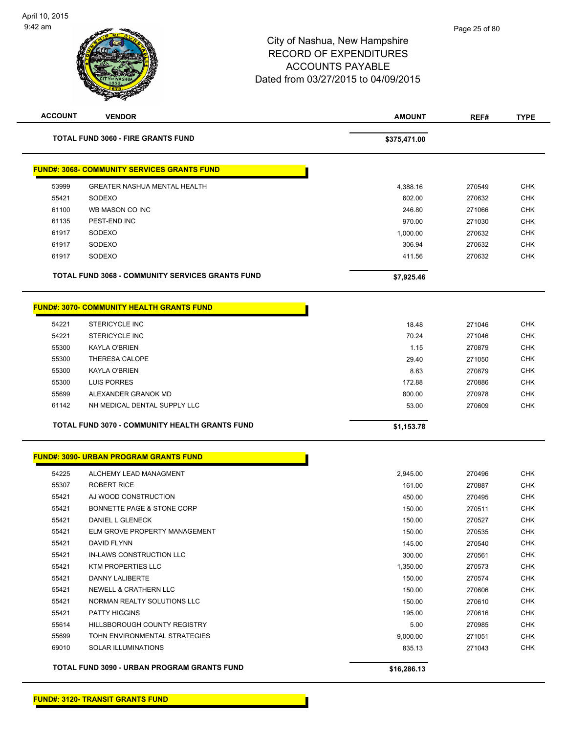| ACCOUNT | VENDOR | AMOUNT | REF# | TYPE |
|---|---|---|---|---|
| | **TOTAL FUND 3060 - FIRE GRANTS FUND** | **$375,471.00** | | |

**FUND#: 3068- COMMUNITY SERVICES GRANTS FUND**

| ACCOUNT | VENDOR | AMOUNT | REF# | TYPE |
|---|---|---|---|---|
| 53999 | GREATER NASHUA MENTAL HEALTH | 4,388.16 | 270549 | CHK |
| 55421 | SODEXO | 602.00 | 270632 | CHK |
| 61100 | WB MASON CO INC | 246.80 | 271066 | CHK |
| 61135 | PEST-END INC | 970.00 | 271030 | CHK |
| 61917 | SODEXO | 1,000.00 | 270632 | CHK |
| 61917 | SODEXO | 306.94 | 270632 | CHK |
| 61917 | SODEXO | 411.56 | 270632 | CHK |
| | **TOTAL FUND 3068 - COMMUNITY SERVICES GRANTS FUND** | **$7,925.46** | | |

**FUND#: 3070- COMMUNITY HEALTH GRANTS FUND**

| ACCOUNT | VENDOR | AMOUNT | REF# | TYPE |
|---|---|---|---|---|
| 54221 | STERICYCLE INC | 18.48 | 271046 | CHK |
| 54221 | STERICYCLE INC | 70.24 | 271046 | CHK |
| 55300 | KAYLA O'BRIEN | 1.15 | 270879 | CHK |
| 55300 | THERESA CALOPE | 29.40 | 271050 | CHK |
| 55300 | KAYLA O'BRIEN | 8.63 | 270879 | CHK |
| 55300 | LUIS PORRES | 172.88 | 270886 | CHK |
| 55699 | ALEXANDER GRANOK MD | 800.00 | 270978 | CHK |
| 61142 | NH MEDICAL DENTAL SUPPLY LLC | 53.00 | 270609 | CHK |
| | **TOTAL FUND 3070 - COMMUNITY HEALTH GRANTS FUND** | **$1,153.78** | | |

**FUND#: 3090- URBAN PROGRAM GRANTS FUND**

| ACCOUNT | VENDOR | AMOUNT | REF# | TYPE |
|---|---|---|---|---|
| 54225 | ALCHEMY LEAD MANAGMENT | 2,945.00 | 270496 | CHK |
| 55307 | ROBERT RICE | 161.00 | 270887 | CHK |
| 55421 | AJ WOOD CONSTRUCTION | 450.00 | 270495 | CHK |
| 55421 | BONNETTE PAGE & STONE CORP | 150.00 | 270511 | CHK |
| 55421 | DANIEL L GLENECK | 150.00 | 270527 | CHK |
| 55421 | ELM GROVE PROPERTY MANAGEMENT | 150.00 | 270535 | CHK |
| 55421 | DAVID FLYNN | 145.00 | 270540 | CHK |
| 55421 | IN-LAWS CONSTRUCTION LLC | 300.00 | 270561 | CHK |
| 55421 | KTM PROPERTIES LLC | 1,350.00 | 270573 | CHK |
| 55421 | DANNY LALIBERTE | 150.00 | 270574 | CHK |
| 55421 | NEWELL & CRATHERN LLC | 150.00 | 270606 | CHK |
| 55421 | NORMAN REALTY SOLUTIONS LLC | 150.00 | 270610 | CHK |
| 55421 | PATTY HIGGINS | 195.00 | 270616 | CHK |
| 55614 | HILLSBOROUGH COUNTY REGISTRY | 5.00 | 270985 | CHK |
| 55699 | TOHN ENVIRONMENTAL STRATEGIES | 9,000.00 | 271051 | CHK |
| 69010 | SOLAR ILLUMINATIONS | 835.13 | 271043 | CHK |
| | **TOTAL FUND 3090 - URBAN PROGRAM GRANTS FUND** | **$16,286.13** | | |

**FUND#: 3120- TRANSIT GRANTS FUND**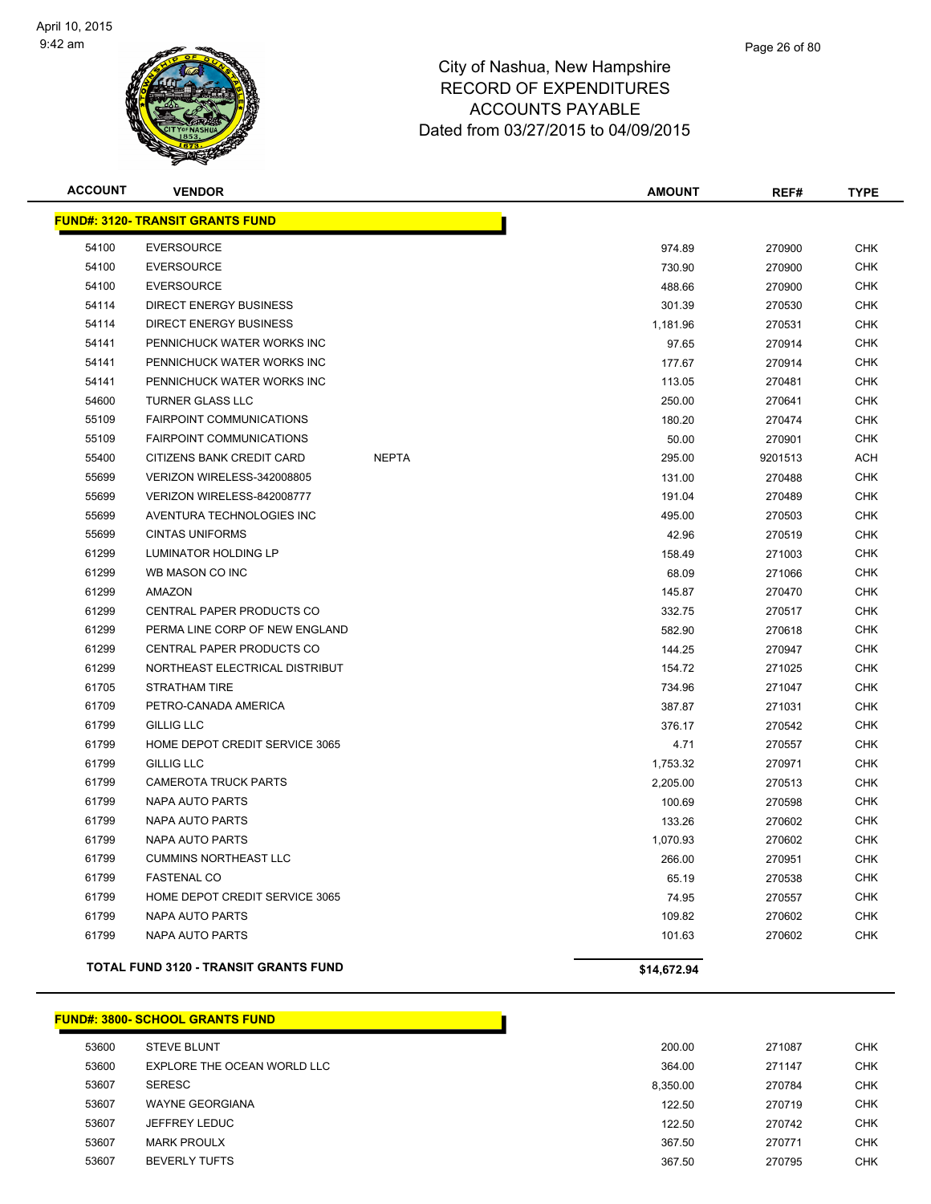City of Nashua, New Hampshire
RECORD OF EXPENDITURES
ACCOUNTS PAYABLE
Dated from 03/27/2015 to 04/09/2015

| ACCOUNT | VENDOR | | AMOUNT | REF# | TYPE |
|---|---|---|---|---|---|
| **FUND#: 3120- TRANSIT GRANTS FUND** | | | | | |
| 54100 | EVERSOURCE | | 974.89 | 270900 | CHK |
| 54100 | EVERSOURCE | | 730.90 | 270900 | CHK |
| 54100 | EVERSOURCE | | 488.66 | 270900 | CHK |
| 54114 | DIRECT ENERGY BUSINESS | | 301.39 | 270530 | CHK |
| 54114 | DIRECT ENERGY BUSINESS | | 1,181.96 | 270531 | CHK |
| 54141 | PENNICHUCK WATER WORKS INC | | 97.65 | 270914 | CHK |
| 54141 | PENNICHUCK WATER WORKS INC | | 177.67 | 270914 | CHK |
| 54141 | PENNICHUCK WATER WORKS INC | | 113.05 | 270481 | CHK |
| 54600 | TURNER GLASS LLC | | 250.00 | 270641 | CHK |
| 55109 | FAIRPOINT COMMUNICATIONS | | 180.20 | 270474 | CHK |
| 55109 | FAIRPOINT COMMUNICATIONS | | 50.00 | 270901 | CHK |
| 55400 | CITIZENS BANK CREDIT CARD | NEPTA | 295.00 | 9201513 | ACH |
| 55699 | VERIZON WIRELESS-342008805 | | 131.00 | 270488 | CHK |
| 55699 | VERIZON WIRELESS-842008777 | | 191.04 | 270489 | CHK |
| 55699 | AVENTURA TECHNOLOGIES INC | | 495.00 | 270503 | CHK |
| 55699 | CINTAS UNIFORMS | | 42.96 | 270519 | CHK |
| 61299 | LUMINATOR HOLDING LP | | 158.49 | 271003 | CHK |
| 61299 | WB MASON CO INC | | 68.09 | 271066 | CHK |
| 61299 | AMAZON | | 145.87 | 270470 | CHK |
| 61299 | CENTRAL PAPER PRODUCTS CO | | 332.75 | 270517 | CHK |
| 61299 | PERMA LINE CORP OF NEW ENGLAND | | 582.90 | 270618 | CHK |
| 61299 | CENTRAL PAPER PRODUCTS CO | | 144.25 | 270947 | CHK |
| 61299 | NORTHEAST ELECTRICAL DISTRIBUT | | 154.72 | 271025 | CHK |
| 61705 | STRATHAM TIRE | | 734.96 | 271047 | CHK |
| 61709 | PETRO-CANADA AMERICA | | 387.87 | 271031 | CHK |
| 61799 | GILLIG LLC | | 376.17 | 270542 | CHK |
| 61799 | HOME DEPOT CREDIT SERVICE 3065 | | 4.71 | 270557 | CHK |
| 61799 | GILLIG LLC | | 1,753.32 | 270971 | CHK |
| 61799 | CAMEROTA TRUCK PARTS | | 2,205.00 | 270513 | CHK |
| 61799 | NAPA AUTO PARTS | | 100.69 | 270598 | CHK |
| 61799 | NAPA AUTO PARTS | | 133.26 | 270602 | CHK |
| 61799 | NAPA AUTO PARTS | | 1,070.93 | 270602 | CHK |
| 61799 | CUMMINS NORTHEAST LLC | | 266.00 | 270951 | CHK |
| 61799 | FASTENAL CO | | 65.19 | 270538 | CHK |
| 61799 | HOME DEPOT CREDIT SERVICE 3065 | | 74.95 | 270557 | CHK |
| 61799 | NAPA AUTO PARTS | | 109.82 | 270602 | CHK |
| 61799 | NAPA AUTO PARTS | | 101.63 | 270602 | CHK |
| **TOTAL FUND 3120 - TRANSIT GRANTS FUND** | | | **$14,672.94** | | |

| ACCOUNT | VENDOR | | AMOUNT | REF# | TYPE |
|---|---|---|---|---|---|
| **FUND#: 3800- SCHOOL GRANTS FUND** | | | | | |
| 53600 | STEVE BLUNT | | 200.00 | 271087 | CHK |
| 53600 | EXPLORE THE OCEAN WORLD LLC | | 364.00 | 271147 | CHK |
| 53607 | SERESC | | 8,350.00 | 270784 | CHK |
| 53607 | WAYNE GEORGIANA | | 122.50 | 270719 | CHK |
| 53607 | JEFFREY LEDUC | | 122.50 | 270742 | CHK |
| 53607 | MARK PROULX | | 367.50 | 270771 | CHK |
| 53607 | BEVERLY TUFTS | | 367.50 | 270795 | CHK |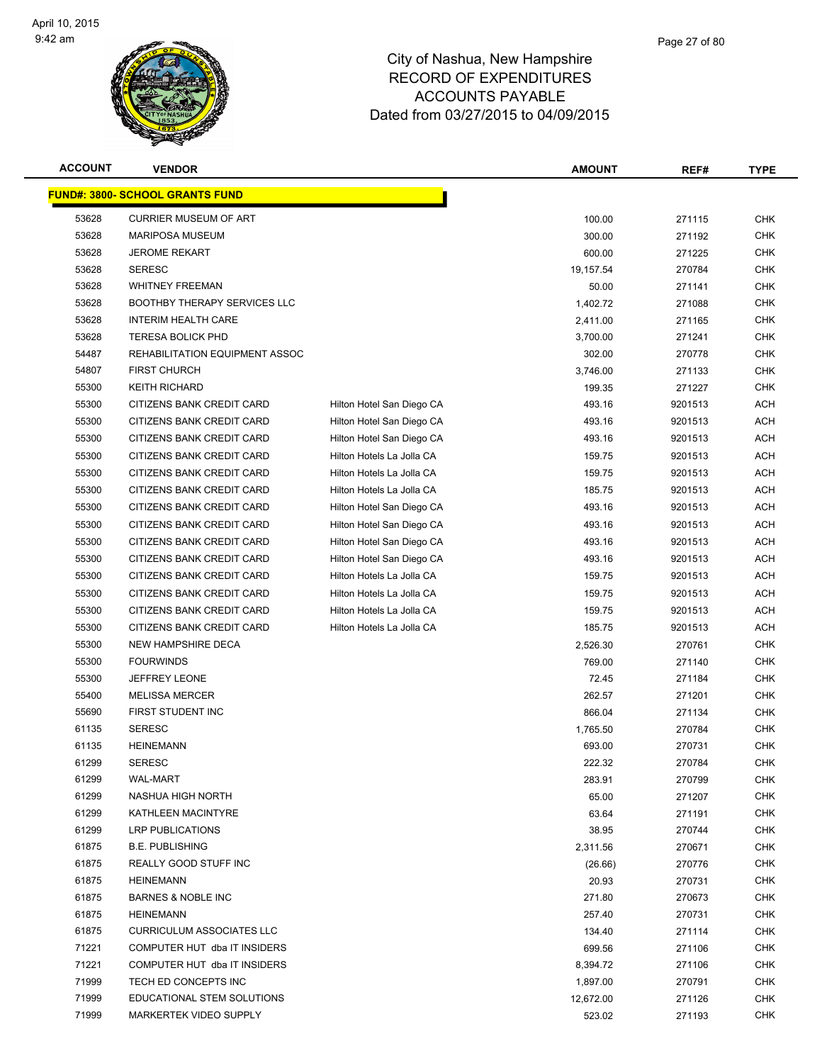# City of Nashua, New Hampshire
## RECORD OF EXPENDITURES
## ACCOUNTS PAYABLE
## Dated from 03/27/2015 to 04/09/2015

| ACCOUNT | VENDOR | | AMOUNT | REF# | TYPE |
|---|---|---|---|---|---|
| **FUND#: 3800- SCHOOL GRANTS FUND** | | | | | |
| 53628 | CURRIER MUSEUM OF ART | | 100.00 | 271115 | CHK |
| 53628 | MARIPOSA MUSEUM | | 300.00 | 271192 | CHK |
| 53628 | JEROME REKART | | 600.00 | 271225 | CHK |
| 53628 | SERESC | | 19,157.54 | 270784 | CHK |
| 53628 | WHITNEY FREEMAN | | 50.00 | 271141 | CHK |
| 53628 | BOOTHBY THERAPY SERVICES LLC | | 1,402.72 | 271088 | CHK |
| 53628 | INTERIM HEALTH CARE | | 2,411.00 | 271165 | CHK |
| 53628 | TERESA BOLICK PHD | | 3,700.00 | 271241 | CHK |
| 54487 | REHABILITATION EQUIPMENT ASSOC | | 302.00 | 270778 | CHK |
| 54807 | FIRST CHURCH | | 3,746.00 | 271133 | CHK |
| 55300 | KEITH RICHARD | | 199.35 | 271227 | CHK |
| 55300 | CITIZENS BANK CREDIT CARD | Hilton Hotel San Diego CA | 493.16 | 9201513 | ACH |
| 55300 | CITIZENS BANK CREDIT CARD | Hilton Hotel San Diego CA | 493.16 | 9201513 | ACH |
| 55300 | CITIZENS BANK CREDIT CARD | Hilton Hotel San Diego CA | 493.16 | 9201513 | ACH |
| 55300 | CITIZENS BANK CREDIT CARD | Hilton Hotels La Jolla CA | 159.75 | 9201513 | ACH |
| 55300 | CITIZENS BANK CREDIT CARD | Hilton Hotels La Jolla CA | 159.75 | 9201513 | ACH |
| 55300 | CITIZENS BANK CREDIT CARD | Hilton Hotels La Jolla CA | 185.75 | 9201513 | ACH |
| 55300 | CITIZENS BANK CREDIT CARD | Hilton Hotel San Diego CA | 493.16 | 9201513 | ACH |
| 55300 | CITIZENS BANK CREDIT CARD | Hilton Hotel San Diego CA | 493.16 | 9201513 | ACH |
| 55300 | CITIZENS BANK CREDIT CARD | Hilton Hotel San Diego CA | 493.16 | 9201513 | ACH |
| 55300 | CITIZENS BANK CREDIT CARD | Hilton Hotel San Diego CA | 493.16 | 9201513 | ACH |
| 55300 | CITIZENS BANK CREDIT CARD | Hilton Hotels La Jolla CA | 159.75 | 9201513 | ACH |
| 55300 | CITIZENS BANK CREDIT CARD | Hilton Hotels La Jolla CA | 159.75 | 9201513 | ACH |
| 55300 | CITIZENS BANK CREDIT CARD | Hilton Hotels La Jolla CA | 159.75 | 9201513 | ACH |
| 55300 | CITIZENS BANK CREDIT CARD | Hilton Hotels La Jolla CA | 185.75 | 9201513 | ACH |
| 55300 | NEW HAMPSHIRE DECA | | 2,526.30 | 270761 | CHK |
| 55300 | FOURWINDS | | 769.00 | 271140 | CHK |
| 55300 | JEFFREY LEONE | | 72.45 | 271184 | CHK |
| 55400 | MELISSA MERCER | | 262.57 | 271201 | CHK |
| 55690 | FIRST STUDENT INC | | 866.04 | 271134 | CHK |
| 61135 | SERESC | | 1,765.50 | 270784 | CHK |
| 61135 | HEINEMANN | | 693.00 | 270731 | CHK |
| 61299 | SERESC | | 222.32 | 270784 | CHK |
| 61299 | WAL-MART | | 283.91 | 270799 | CHK |
| 61299 | NASHUA HIGH NORTH | | 65.00 | 271207 | CHK |
| 61299 | KATHLEEN MACINTYRE | | 63.64 | 271191 | CHK |
| 61299 | LRP PUBLICATIONS | | 38.95 | 270744 | CHK |
| 61875 | B.E. PUBLISHING | | 2,311.56 | 270671 | CHK |
| 61875 | REALLY GOOD STUFF INC | | (26.66) | 270776 | CHK |
| 61875 | HEINEMANN | | 20.93 | 270731 | CHK |
| 61875 | BARNES & NOBLE INC | | 271.80 | 270673 | CHK |
| 61875 | HEINEMANN | | 257.40 | 270731 | CHK |
| 61875 | CURRICULUM ASSOCIATES LLC | | 134.40 | 271114 | CHK |
| 71221 | COMPUTER HUT dba IT INSIDERS | | 699.56 | 271106 | CHK |
| 71221 | COMPUTER HUT dba IT INSIDERS | | 8,394.72 | 271106 | CHK |
| 71999 | TECH ED CONCEPTS INC | | 1,897.00 | 270791 | CHK |
| 71999 | EDUCATIONAL STEM SOLUTIONS | | 12,672.00 | 271126 | CHK |
| 71999 | MARKERTEK VIDEO SUPPLY | | 523.02 | 271193 | CHK |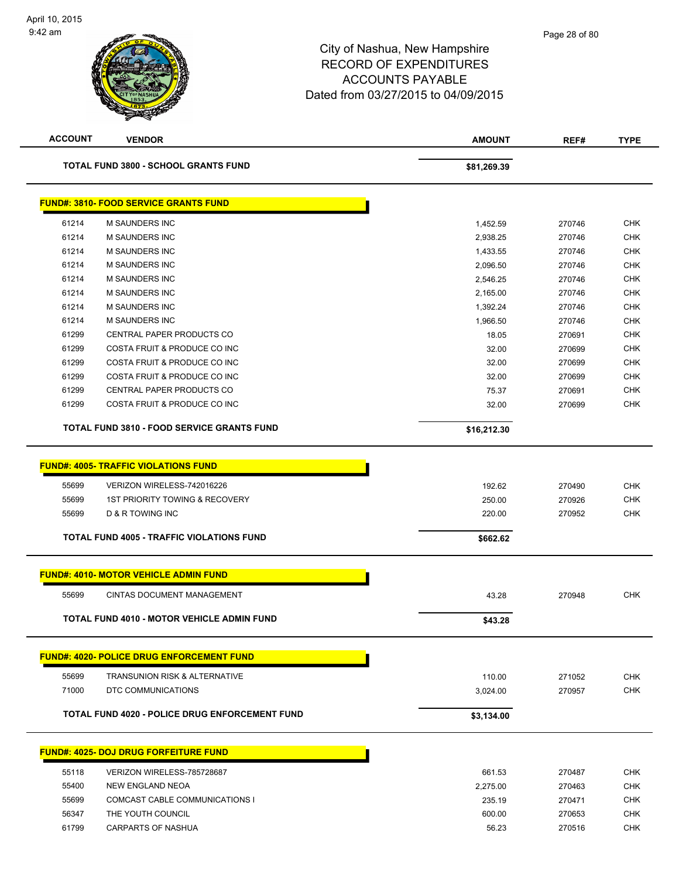# City of Nashua, New Hampshire
## RECORD OF EXPENDITURES
## ACCOUNTS PAYABLE
## Dated from 03/27/2015 to 04/09/2015

| ACCOUNT | VENDOR | AMOUNT | REF# | TYPE |
|---|---|---|---|---|
| | **TOTAL FUND 3800 - SCHOOL GRANTS FUND** | **$81,269.39** | | |
| | **FUND#: 3810- FOOD SERVICE GRANTS FUND** | | | |
| 61214 | M SAUNDERS INC | 1,452.59 | 270746 | CHK |
| 61214 | M SAUNDERS INC | 2,938.25 | 270746 | CHK |
| 61214 | M SAUNDERS INC | 1,433.55 | 270746 | CHK |
| 61214 | M SAUNDERS INC | 2,096.50 | 270746 | CHK |
| 61214 | M SAUNDERS INC | 2,546.25 | 270746 | CHK |
| 61214 | M SAUNDERS INC | 2,165.00 | 270746 | CHK |
| 61214 | M SAUNDERS INC | 1,392.24 | 270746 | CHK |
| 61214 | M SAUNDERS INC | 1,966.50 | 270746 | CHK |
| 61299 | CENTRAL PAPER PRODUCTS CO | 18.05 | 270691 | CHK |
| 61299 | COSTA FRUIT & PRODUCE CO INC | 32.00 | 270699 | CHK |
| 61299 | COSTA FRUIT & PRODUCE CO INC | 32.00 | 270699 | CHK |
| 61299 | COSTA FRUIT & PRODUCE CO INC | 32.00 | 270699 | CHK |
| 61299 | CENTRAL PAPER PRODUCTS CO | 75.37 | 270691 | CHK |
| 61299 | COSTA FRUIT & PRODUCE CO INC | 32.00 | 270699 | CHK |
| | **TOTAL FUND 3810 - FOOD SERVICE GRANTS FUND** | **$16,212.30** | | |
| | **FUND#: 4005- TRAFFIC VIOLATIONS FUND** | | | |
| 55699 | VERIZON WIRELESS-742016226 | 192.62 | 270490 | CHK |
| 55699 | 1ST PRIORITY TOWING & RECOVERY | 250.00 | 270926 | CHK |
| 55699 | D & R TOWING INC | 220.00 | 270952 | CHK |
| | **TOTAL FUND 4005 - TRAFFIC VIOLATIONS FUND** | **$662.62** | | |
| | **FUND#: 4010- MOTOR VEHICLE ADMIN FUND** | | | |
| 55699 | CINTAS DOCUMENT MANAGEMENT | 43.28 | 270948 | CHK |
| | **TOTAL FUND 4010 - MOTOR VEHICLE ADMIN FUND** | **$43.28** | | |
| | **FUND#: 4020- POLICE DRUG ENFORCEMENT FUND** | | | |
| 55699 | TRANSUNION RISK & ALTERNATIVE | 110.00 | 271052 | CHK |
| 71000 | DTC COMMUNICATIONS | 3,024.00 | 270957 | CHK |
| | **TOTAL FUND 4020 - POLICE DRUG ENFORCEMENT FUND** | **$3,134.00** | | |
| | **FUND#: 4025- DOJ DRUG FORFEITURE FUND** | | | |
| 55118 | VERIZON WIRELESS-785728687 | 661.53 | 270487 | CHK |
| 55400 | NEW ENGLAND NEOA | 2,275.00 | 270463 | CHK |
| 55699 | COMCAST CABLE COMMUNICATIONS I | 235.19 | 270471 | CHK |
| 56347 | THE YOUTH COUNCIL | 600.00 | 270653 | CHK |
| 61799 | CARPARTS OF NASHUA | 56.23 | 270516 | CHK |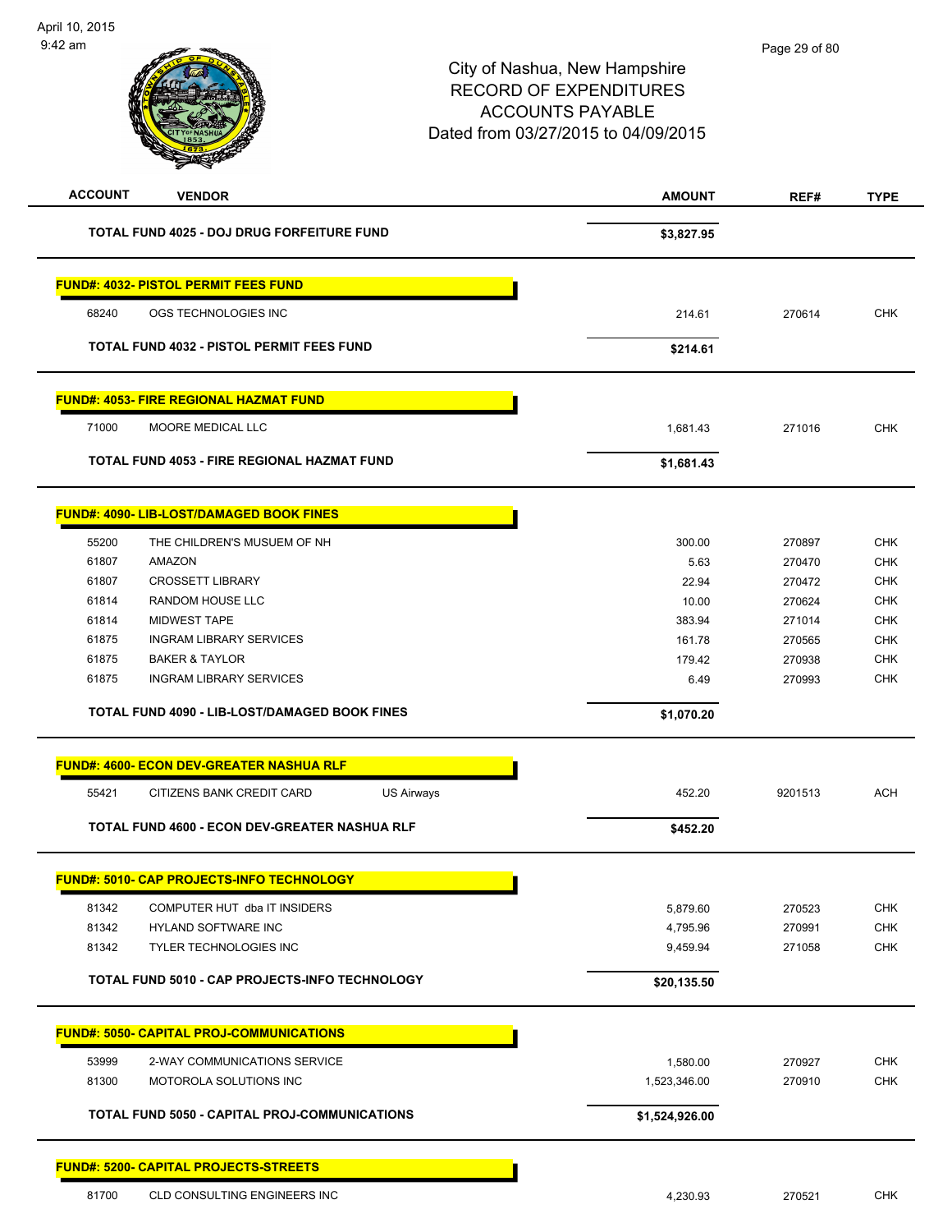City of Nashua, New Hampshire
RECORD OF EXPENDITURES
ACCOUNTS PAYABLE
Dated from 03/27/2015 to 04/09/2015

| ACCOUNT | VENDOR | | AMOUNT | REF# | TYPE |
|---|---|---|---|---|---|
| | **TOTAL FUND 4025 - DOJ DRUG FORFEITURE FUND** | | **$3,827.95** | | |
| **FUND#: 4032- PISTOL PERMIT FEES FUND** | | | | | |
| 68240 | OGS TECHNOLOGIES INC | | 214.61 | 270614 | CHK |
| | **TOTAL FUND 4032 - PISTOL PERMIT FEES FUND** | | **$214.61** | | |
| **FUND#: 4053- FIRE REGIONAL HAZMAT FUND** | | | | | |
| 71000 | MOORE MEDICAL LLC | | 1,681.43 | 271016 | CHK |
| | **TOTAL FUND 4053 - FIRE REGIONAL HAZMAT FUND** | | **$1,681.43** | | |
| **FUND#: 4090- LIB-LOST/DAMAGED BOOK FINES** | | | | | |
| 55200 | THE CHILDREN'S MUSUEM OF NH | | 300.00 | 270897 | CHK |
| 61807 | AMAZON | | 5.63 | 270470 | CHK |
| 61807 | CROSSETT LIBRARY | | 22.94 | 270472 | CHK |
| 61814 | RANDOM HOUSE LLC | | 10.00 | 270624 | CHK |
| 61814 | MIDWEST TAPE | | 383.94 | 271014 | CHK |
| 61875 | INGRAM LIBRARY SERVICES | | 161.78 | 270565 | CHK |
| 61875 | BAKER & TAYLOR | | 179.42 | 270938 | CHK |
| 61875 | INGRAM LIBRARY SERVICES | | 6.49 | 270993 | CHK |
| | **TOTAL FUND 4090 - LIB-LOST/DAMAGED BOOK FINES** | | **$1,070.20** | | |
| **FUND#: 4600- ECON DEV-GREATER NASHUA RLF** | | | | | |
| 55421 | CITIZENS BANK CREDIT CARD | US Airways | 452.20 | 9201513 | ACH |
| | **TOTAL FUND 4600 - ECON DEV-GREATER NASHUA RLF** | | **$452.20** | | |
| **FUND#: 5010- CAP PROJECTS-INFO TECHNOLOGY** | | | | | |
| 81342 | COMPUTER HUT dba IT INSIDERS | | 5,879.60 | 270523 | CHK |
| 81342 | HYLAND SOFTWARE INC | | 4,795.96 | 270991 | CHK |
| 81342 | TYLER TECHNOLOGIES INC | | 9,459.94 | 271058 | CHK |
| | **TOTAL FUND 5010 - CAP PROJECTS-INFO TECHNOLOGY** | | **$20,135.50** | | |
| **FUND#: 5050- CAPITAL PROJ-COMMUNICATIONS** | | | | | |
| 53999 | 2-WAY COMMUNICATIONS SERVICE | | 1,580.00 | 270927 | CHK |
| 81300 | MOTOROLA SOLUTIONS INC | | 1,523,346.00 | 270910 | CHK |
| | **TOTAL FUND 5050 - CAPITAL PROJ-COMMUNICATIONS** | | **$1,524,926.00** | | |
| **FUND#: 5200- CAPITAL PROJECTS-STREETS** | | | | | |
| 81700 | CLD CONSULTING ENGINEERS INC | | 4,230.93 | 270521 | CHK |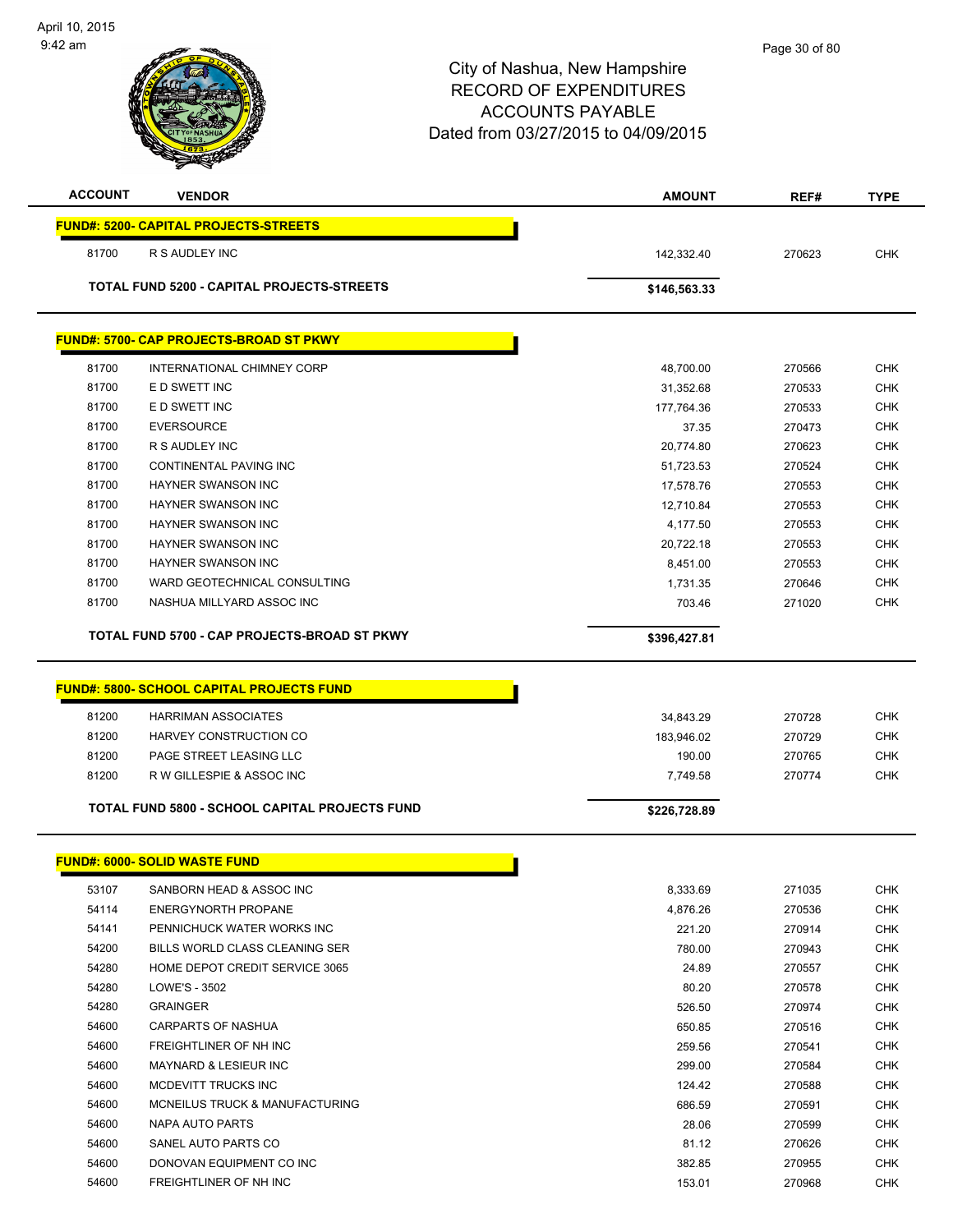City of Nashua, New Hampshire
RECORD OF EXPENDITURES
ACCOUNTS PAYABLE
Dated from 03/27/2015 to 04/09/2015

| ACCOUNT | VENDOR | AMOUNT | REF# | TYPE |
|---|---|---|---|---|
| **FUND#: 5200- CAPITAL PROJECTS-STREETS** | | | | |
| 81700 | R S AUDLEY INC | 142,332.40 | 270623 | CHK |
| | **TOTAL FUND 5200 - CAPITAL PROJECTS-STREETS** | **$146,563.33** | | |
| **FUND#: 5700- CAP PROJECTS-BROAD ST PKWY** | | | | |
| 81700 | INTERNATIONAL CHIMNEY CORP | 48,700.00 | 270566 | CHK |
| 81700 | E D SWETT INC | 31,352.68 | 270533 | CHK |
| 81700 | E D SWETT INC | 177,764.36 | 270533 | CHK |
| 81700 | EVERSOURCE | 37.35 | 270473 | CHK |
| 81700 | R S AUDLEY INC | 20,774.80 | 270623 | CHK |
| 81700 | CONTINENTAL PAVING INC | 51,723.53 | 270524 | CHK |
| 81700 | HAYNER SWANSON INC | 17,578.76 | 270553 | CHK |
| 81700 | HAYNER SWANSON INC | 12,710.84 | 270553 | CHK |
| 81700 | HAYNER SWANSON INC | 4,177.50 | 270553 | CHK |
| 81700 | HAYNER SWANSON INC | 20,722.18 | 270553 | CHK |
| 81700 | HAYNER SWANSON INC | 8,451.00 | 270553 | CHK |
| 81700 | WARD GEOTECHNICAL CONSULTING | 1,731.35 | 270646 | CHK |
| 81700 | NASHUA MILLYARD ASSOC INC | 703.46 | 271020 | CHK |
| | **TOTAL FUND 5700 - CAP PROJECTS-BROAD ST PKWY** | **$396,427.81** | | |
| **FUND#: 5800- SCHOOL CAPITAL PROJECTS FUND** | | | | |
| 81200 | HARRIMAN ASSOCIATES | 34,843.29 | 270728 | CHK |
| 81200 | HARVEY CONSTRUCTION CO | 183,946.02 | 270729 | CHK |
| 81200 | PAGE STREET LEASING LLC | 190.00 | 270765 | CHK |
| 81200 | R W GILLESPIE & ASSOC INC | 7,749.58 | 270774 | CHK |
| | **TOTAL FUND 5800 - SCHOOL CAPITAL PROJECTS FUND** | **$226,728.89** | | |
| **FUND#: 6000- SOLID WASTE FUND** | | | | |
| 53107 | SANBORN HEAD & ASSOC INC | 8,333.69 | 271035 | CHK |
| 54114 | ENERGYNORTH PROPANE | 4,876.26 | 270536 | CHK |
| 54141 | PENNICHUCK WATER WORKS INC | 221.20 | 270914 | CHK |
| 54200 | BILLS WORLD CLASS CLEANING SER | 780.00 | 270943 | CHK |
| 54280 | HOME DEPOT CREDIT SERVICE 3065 | 24.89 | 270557 | CHK |
| 54280 | LOWE'S - 3502 | 80.20 | 270578 | CHK |
| 54280 | GRAINGER | 526.50 | 270974 | CHK |
| 54600 | CARPARTS OF NASHUA | 650.85 | 270516 | CHK |
| 54600 | FREIGHTLINER OF NH INC | 259.56 | 270541 | CHK |
| 54600 | MAYNARD & LESIEUR INC | 299.00 | 270584 | CHK |
| 54600 | MCDEVITT TRUCKS INC | 124.42 | 270588 | CHK |
| 54600 | MCNEILUS TRUCK & MANUFACTURING | 686.59 | 270591 | CHK |
| 54600 | NAPA AUTO PARTS | 28.06 | 270599 | CHK |
| 54600 | SANEL AUTO PARTS CO | 81.12 | 270626 | CHK |
| 54600 | DONOVAN EQUIPMENT CO INC | 382.85 | 270955 | CHK |
| 54600 | FREIGHTLINER OF NH INC | 153.01 | 270968 | CHK |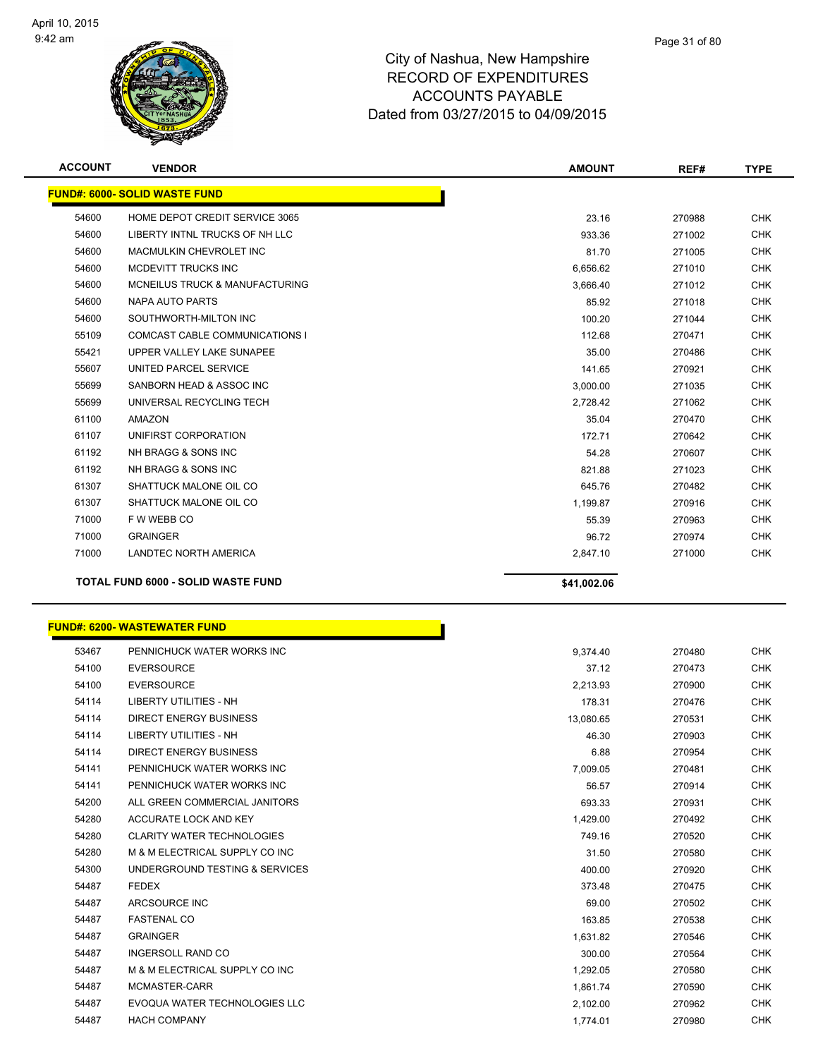City of Nashua, New Hampshire
RECORD OF EXPENDITURES
ACCOUNTS PAYABLE
Dated from 03/27/2015 to 04/09/2015

| ACCOUNT | VENDOR | AMOUNT | REF# | TYPE |
|---|---|---|---|---|
| **FUND#: 6000- SOLID WASTE FUND** | | | | |
| 54600 | HOME DEPOT CREDIT SERVICE 3065 | 23.16 | 270988 | CHK |
| 54600 | LIBERTY INTNL TRUCKS OF NH LLC | 933.36 | 271002 | CHK |
| 54600 | MACMULKIN CHEVROLET INC | 81.70 | 271005 | CHK |
| 54600 | MCDEVITT TRUCKS INC | 6,656.62 | 271010 | CHK |
| 54600 | MCNEILUS TRUCK & MANUFACTURING | 3,666.40 | 271012 | CHK |
| 54600 | NAPA AUTO PARTS | 85.92 | 271018 | CHK |
| 54600 | SOUTHWORTH-MILTON INC | 100.20 | 271044 | CHK |
| 55109 | COMCAST CABLE COMMUNICATIONS I | 112.68 | 270471 | CHK |
| 55421 | UPPER VALLEY LAKE SUNAPEE | 35.00 | 270486 | CHK |
| 55607 | UNITED PARCEL SERVICE | 141.65 | 270921 | CHK |
| 55699 | SANBORN HEAD & ASSOC INC | 3,000.00 | 271035 | CHK |
| 55699 | UNIVERSAL RECYCLING TECH | 2,728.42 | 271062 | CHK |
| 61100 | AMAZON | 35.04 | 270470 | CHK |
| 61107 | UNIFIRST CORPORATION | 172.71 | 270642 | CHK |
| 61192 | NH BRAGG & SONS INC | 54.28 | 270607 | CHK |
| 61192 | NH BRAGG & SONS INC | 821.88 | 271023 | CHK |
| 61307 | SHATTUCK MALONE OIL CO | 645.76 | 270482 | CHK |
| 61307 | SHATTUCK MALONE OIL CO | 1,199.87 | 270916 | CHK |
| 71000 | F W WEBB CO | 55.39 | 270963 | CHK |
| 71000 | GRAINGER | 96.72 | 270974 | CHK |
| 71000 | LANDTEC NORTH AMERICA | 2,847.10 | 271000 | CHK |
| **TOTAL FUND 6000 - SOLID WASTE FUND** | | **$41,002.06** | | |

| ACCOUNT | VENDOR | AMOUNT | REF# | TYPE |
|---|---|---|---|---|
| **FUND#: 6200- WASTEWATER FUND** | | | | |
| 53467 | PENNICHUCK WATER WORKS INC | 9,374.40 | 270480 | CHK |
| 54100 | EVERSOURCE | 37.12 | 270473 | CHK |
| 54100 | EVERSOURCE | 2,213.93 | 270900 | CHK |
| 54114 | LIBERTY UTILITIES - NH | 178.31 | 270476 | CHK |
| 54114 | DIRECT ENERGY BUSINESS | 13,080.65 | 270531 | CHK |
| 54114 | LIBERTY UTILITIES - NH | 46.30 | 270903 | CHK |
| 54114 | DIRECT ENERGY BUSINESS | 6.88 | 270954 | CHK |
| 54141 | PENNICHUCK WATER WORKS INC | 7,009.05 | 270481 | CHK |
| 54141 | PENNICHUCK WATER WORKS INC | 56.57 | 270914 | CHK |
| 54200 | ALL GREEN COMMERCIAL JANITORS | 693.33 | 270931 | CHK |
| 54280 | ACCURATE LOCK AND KEY | 1,429.00 | 270492 | CHK |
| 54280 | CLARITY WATER TECHNOLOGIES | 749.16 | 270520 | CHK |
| 54280 | M & M ELECTRICAL SUPPLY CO INC | 31.50 | 270580 | CHK |
| 54300 | UNDERGROUND TESTING & SERVICES | 400.00 | 270920 | CHK |
| 54487 | FEDEX | 373.48 | 270475 | CHK |
| 54487 | ARCSOURCE INC | 69.00 | 270502 | CHK |
| 54487 | FASTENAL CO | 163.85 | 270538 | CHK |
| 54487 | GRAINGER | 1,631.82 | 270546 | CHK |
| 54487 | INGERSOLL RAND CO | 300.00 | 270564 | CHK |
| 54487 | M & M ELECTRICAL SUPPLY CO INC | 1,292.05 | 270580 | CHK |
| 54487 | MCMASTER-CARR | 1,861.74 | 270590 | CHK |
| 54487 | EVOQUA WATER TECHNOLOGIES LLC | 2,102.00 | 270962 | CHK |
| 54487 | HACH COMPANY | 1,774.01 | 270980 | CHK |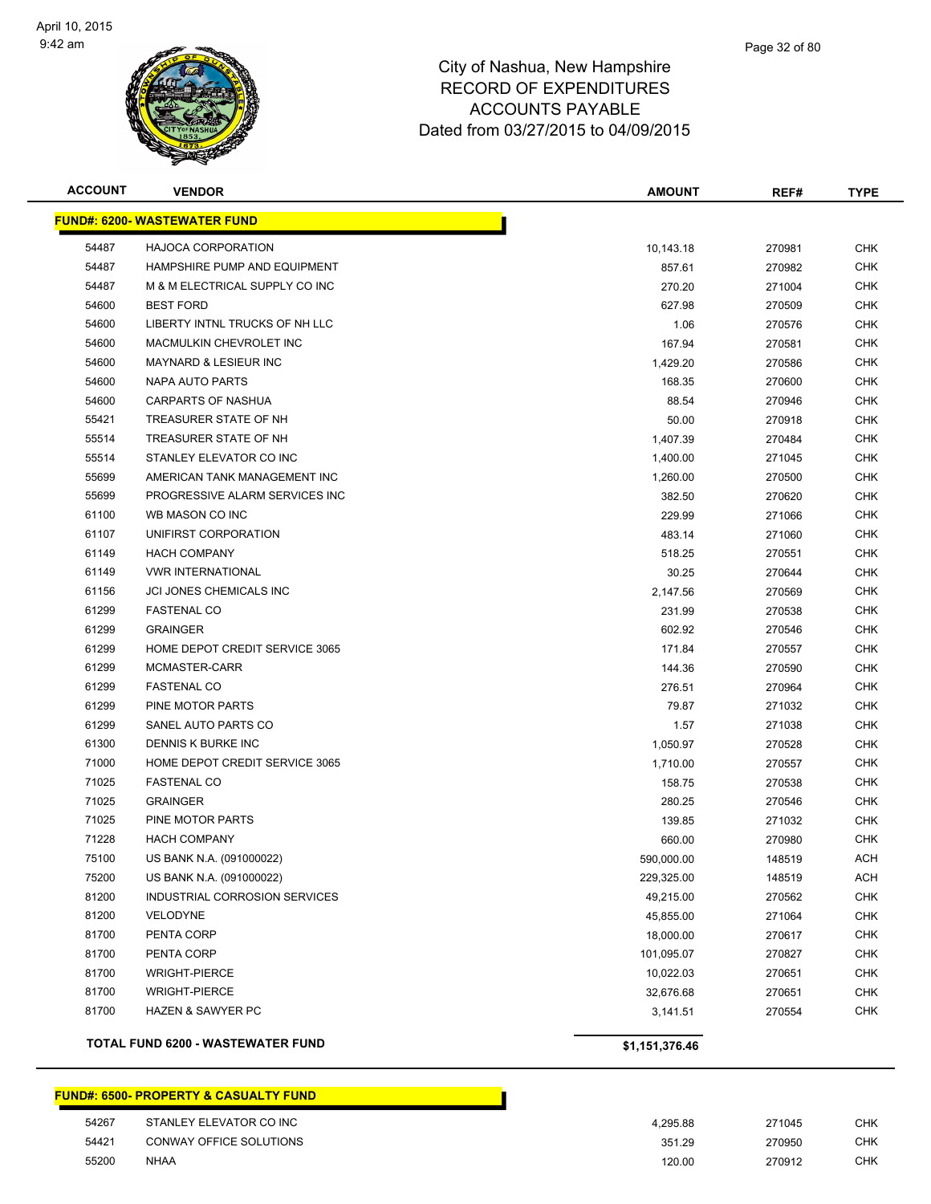# City of Nashua, New Hampshire
## RECORD OF EXPENDITURES
## ACCOUNTS PAYABLE
## Dated from 03/27/2015 to 04/09/2015

| ACCOUNT | VENDOR | AMOUNT | REF# | TYPE |
|---|---|---|---|---|
| **FUND#: 6200- WASTEWATER FUND** | | | | |
| 54487 | HAJOCA CORPORATION | 10,143.18 | 270981 | CHK |
| 54487 | HAMPSHIRE PUMP AND EQUIPMENT | 857.61 | 270982 | CHK |
| 54487 | M & M ELECTRICAL SUPPLY CO INC | 270.20 | 271004 | CHK |
| 54600 | BEST FORD | 627.98 | 270509 | CHK |
| 54600 | LIBERTY INTNL TRUCKS OF NH LLC | 1.06 | 270576 | CHK |
| 54600 | MACMULKIN CHEVROLET INC | 167.94 | 270581 | CHK |
| 54600 | MAYNARD & LESIEUR INC | 1,429.20 | 270586 | CHK |
| 54600 | NAPA AUTO PARTS | 168.35 | 270600 | CHK |
| 54600 | CARPARTS OF NASHUA | 88.54 | 270946 | CHK |
| 55421 | TREASURER STATE OF NH | 50.00 | 270918 | CHK |
| 55514 | TREASURER STATE OF NH | 1,407.39 | 270484 | CHK |
| 55514 | STANLEY ELEVATOR CO INC | 1,400.00 | 271045 | CHK |
| 55699 | AMERICAN TANK MANAGEMENT INC | 1,260.00 | 270500 | CHK |
| 55699 | PROGRESSIVE ALARM SERVICES INC | 382.50 | 270620 | CHK |
| 61100 | WB MASON CO INC | 229.99 | 271066 | CHK |
| 61107 | UNIFIRST CORPORATION | 483.14 | 271060 | CHK |
| 61149 | HACH COMPANY | 518.25 | 270551 | CHK |
| 61149 | VWR INTERNATIONAL | 30.25 | 270644 | CHK |
| 61156 | JCI JONES CHEMICALS INC | 2,147.56 | 270569 | CHK |
| 61299 | FASTENAL CO | 231.99 | 270538 | CHK |
| 61299 | GRAINGER | 602.92 | 270546 | CHK |
| 61299 | HOME DEPOT CREDIT SERVICE 3065 | 171.84 | 270557 | CHK |
| 61299 | MCMASTER-CARR | 144.36 | 270590 | CHK |
| 61299 | FASTENAL CO | 276.51 | 270964 | CHK |
| 61299 | PINE MOTOR PARTS | 79.87 | 271032 | CHK |
| 61299 | SANEL AUTO PARTS CO | 1.57 | 271038 | CHK |
| 61300 | DENNIS K BURKE INC | 1,050.97 | 270528 | CHK |
| 71000 | HOME DEPOT CREDIT SERVICE 3065 | 1,710.00 | 270557 | CHK |
| 71025 | FASTENAL CO | 158.75 | 270538 | CHK |
| 71025 | GRAINGER | 280.25 | 270546 | CHK |
| 71025 | PINE MOTOR PARTS | 139.85 | 271032 | CHK |
| 71228 | HACH COMPANY | 660.00 | 270980 | CHK |
| 75100 | US BANK N.A. (091000022) | 590,000.00 | 148519 | ACH |
| 75200 | US BANK N.A. (091000022) | 229,325.00 | 148519 | ACH |
| 81200 | INDUSTRIAL CORROSION SERVICES | 49,215.00 | 270562 | CHK |
| 81200 | VELODYNE | 45,855.00 | 271064 | CHK |
| 81700 | PENTA CORP | 18,000.00 | 270617 | CHK |
| 81700 | PENTA CORP | 101,095.07 | 270827 | CHK |
| 81700 | WRIGHT-PIERCE | 10,022.03 | 270651 | CHK |
| 81700 | WRIGHT-PIERCE | 32,676.68 | 270651 | CHK |
| 81700 | HAZEN & SAWYER PC | 3,141.51 | 270554 | CHK |
| **TOTAL FUND 6200 - WASTEWATER FUND** | | **$1,151,376.46** | | |

| ACCOUNT | VENDOR | AMOUNT | REF# | TYPE |
|---|---|---|---|---|
| **FUND#: 6500- PROPERTY & CASUALTY FUND** | | | | |
| 54267 | STANLEY ELEVATOR CO INC | 4,295.88 | 271045 | CHK |
| 54421 | CONWAY OFFICE SOLUTIONS | 351.29 | 270950 | CHK |
| 55200 | NHAA | 120.00 | 270912 | CHK |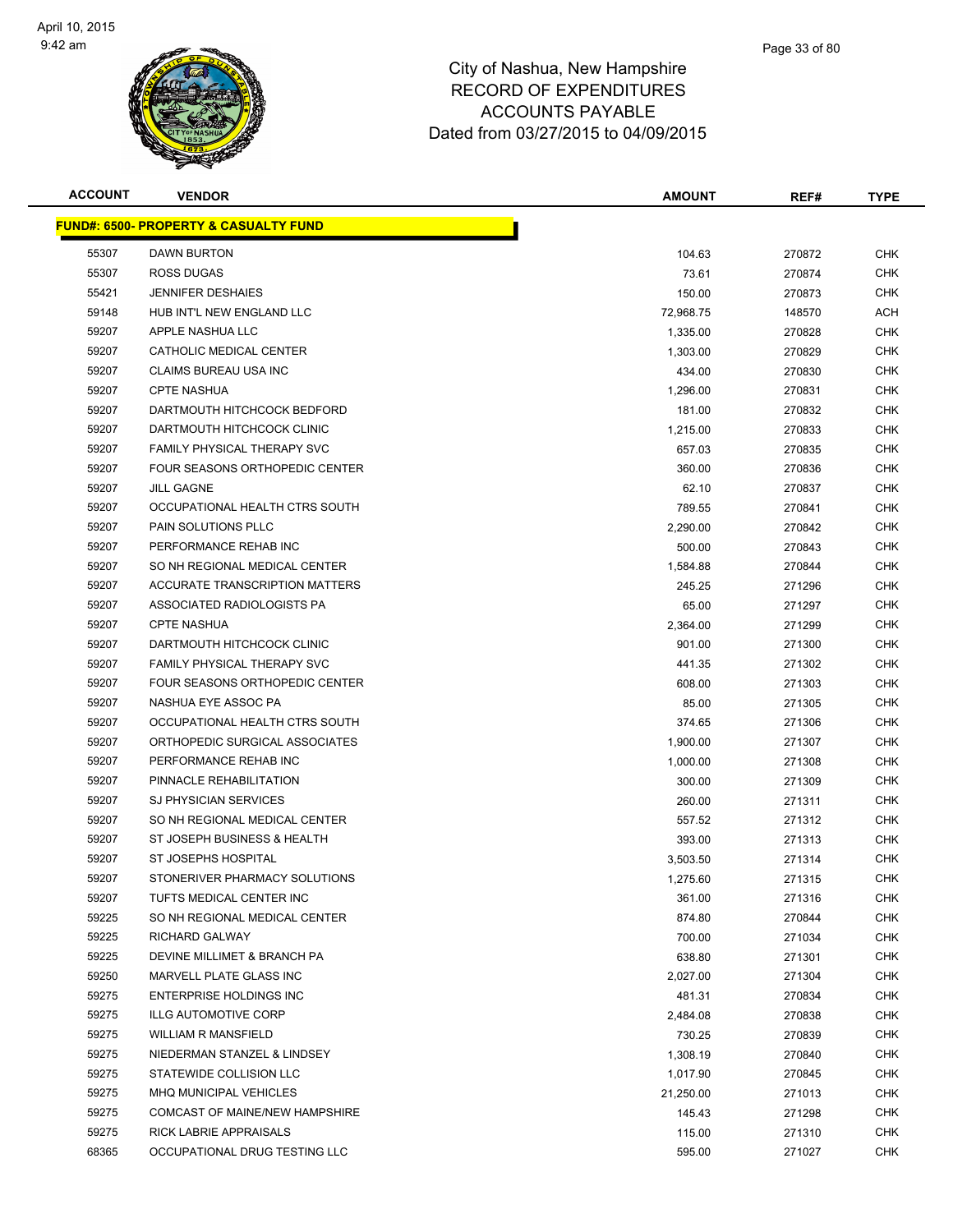# City of Nashua, New Hampshire
# RECORD OF EXPENDITURES
# ACCOUNTS PAYABLE
# Dated from 03/27/2015 to 04/09/2015

| ACCOUNT | VENDOR | AMOUNT | REF# | TYPE |
|---|---|---|---|---|
| **FUND#: 6500- PROPERTY & CASUALTY FUND** | | | | |
| 55307 | DAWN BURTON | 104.63 | 270872 | CHK |
| 55307 | ROSS DUGAS | 73.61 | 270874 | CHK |
| 55421 | JENNIFER DESHAIES | 150.00 | 270873 | CHK |
| 59148 | HUB INT'L NEW ENGLAND LLC | 72,968.75 | 148570 | ACH |
| 59207 | APPLE NASHUA LLC | 1,335.00 | 270828 | CHK |
| 59207 | CATHOLIC MEDICAL CENTER | 1,303.00 | 270829 | CHK |
| 59207 | CLAIMS BUREAU USA INC | 434.00 | 270830 | CHK |
| 59207 | CPTE NASHUA | 1,296.00 | 270831 | CHK |
| 59207 | DARTMOUTH HITCHCOCK BEDFORD | 181.00 | 270832 | CHK |
| 59207 | DARTMOUTH HITCHCOCK CLINIC | 1,215.00 | 270833 | CHK |
| 59207 | FAMILY PHYSICAL THERAPY SVC | 657.03 | 270835 | CHK |
| 59207 | FOUR SEASONS ORTHOPEDIC CENTER | 360.00 | 270836 | CHK |
| 59207 | JILL GAGNE | 62.10 | 270837 | CHK |
| 59207 | OCCUPATIONAL HEALTH CTRS SOUTH | 789.55 | 270841 | CHK |
| 59207 | PAIN SOLUTIONS PLLC | 2,290.00 | 270842 | CHK |
| 59207 | PERFORMANCE REHAB INC | 500.00 | 270843 | CHK |
| 59207 | SO NH REGIONAL MEDICAL CENTER | 1,584.88 | 270844 | CHK |
| 59207 | ACCURATE TRANSCRIPTION MATTERS | 245.25 | 271296 | CHK |
| 59207 | ASSOCIATED RADIOLOGISTS PA | 65.00 | 271297 | CHK |
| 59207 | CPTE NASHUA | 2,364.00 | 271299 | CHK |
| 59207 | DARTMOUTH HITCHCOCK CLINIC | 901.00 | 271300 | CHK |
| 59207 | FAMILY PHYSICAL THERAPY SVC | 441.35 | 271302 | CHK |
| 59207 | FOUR SEASONS ORTHOPEDIC CENTER | 608.00 | 271303 | CHK |
| 59207 | NASHUA EYE ASSOC PA | 85.00 | 271305 | CHK |
| 59207 | OCCUPATIONAL HEALTH CTRS SOUTH | 374.65 | 271306 | CHK |
| 59207 | ORTHOPEDIC SURGICAL ASSOCIATES | 1,900.00 | 271307 | CHK |
| 59207 | PERFORMANCE REHAB INC | 1,000.00 | 271308 | CHK |
| 59207 | PINNACLE REHABILITATION | 300.00 | 271309 | CHK |
| 59207 | SJ PHYSICIAN SERVICES | 260.00 | 271311 | CHK |
| 59207 | SO NH REGIONAL MEDICAL CENTER | 557.52 | 271312 | CHK |
| 59207 | ST JOSEPH BUSINESS & HEALTH | 393.00 | 271313 | CHK |
| 59207 | ST JOSEPHS HOSPITAL | 3,503.50 | 271314 | CHK |
| 59207 | STONERIVER PHARMACY SOLUTIONS | 1,275.60 | 271315 | CHK |
| 59207 | TUFTS MEDICAL CENTER INC | 361.00 | 271316 | CHK |
| 59225 | SO NH REGIONAL MEDICAL CENTER | 874.80 | 270844 | CHK |
| 59225 | RICHARD GALWAY | 700.00 | 271034 | CHK |
| 59225 | DEVINE MILLIMET & BRANCH PA | 638.80 | 271301 | CHK |
| 59250 | MARVELL PLATE GLASS INC | 2,027.00 | 271304 | CHK |
| 59275 | ENTERPRISE HOLDINGS INC | 481.31 | 270834 | CHK |
| 59275 | ILLG AUTOMOTIVE CORP | 2,484.08 | 270838 | CHK |
| 59275 | WILLIAM R MANSFIELD | 730.25 | 270839 | CHK |
| 59275 | NIEDERMAN STANZEL & LINDSEY | 1,308.19 | 270840 | CHK |
| 59275 | STATEWIDE COLLISION LLC | 1,017.90 | 270845 | CHK |
| 59275 | MHQ MUNICIPAL VEHICLES | 21,250.00 | 271013 | CHK |
| 59275 | COMCAST OF MAINE/NEW HAMPSHIRE | 145.43 | 271298 | CHK |
| 59275 | RICK LABRIE APPRAISALS | 115.00 | 271310 | CHK |
| 68365 | OCCUPATIONAL DRUG TESTING LLC | 595.00 | 271027 | CHK |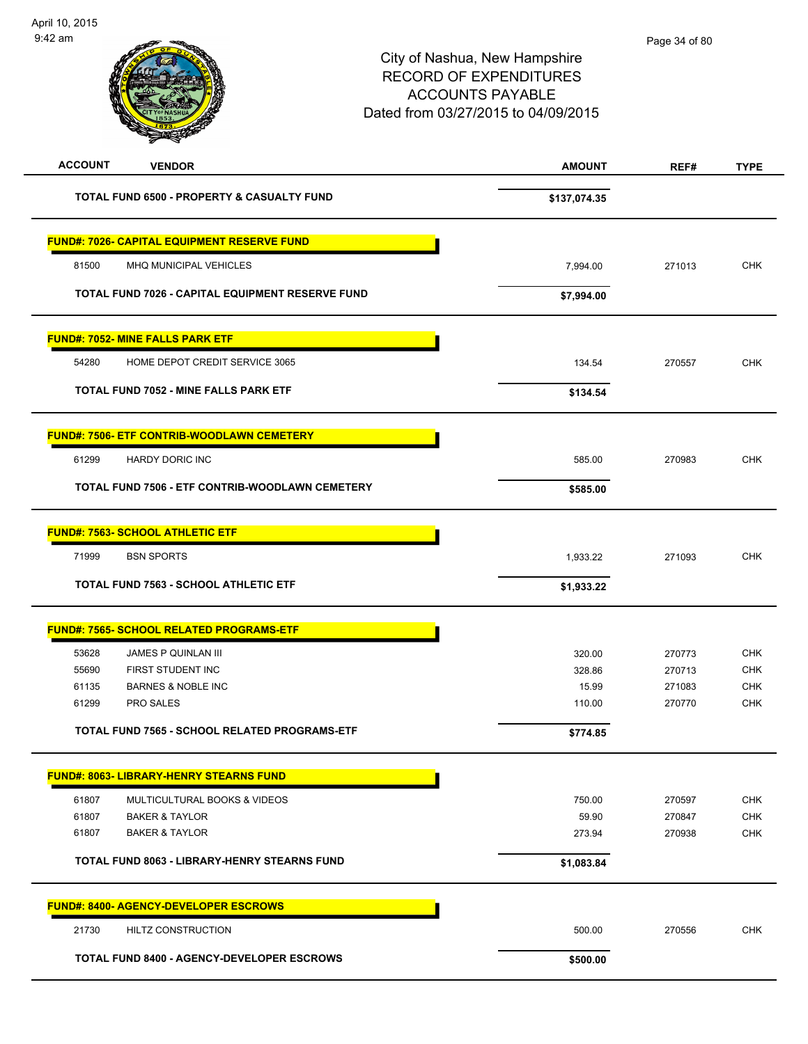City of Nashua, New Hampshire
RECORD OF EXPENDITURES
ACCOUNTS PAYABLE
Dated from 03/27/2015 to 04/09/2015

| ACCOUNT | VENDOR | AMOUNT | REF# | TYPE |
|---|---|---|---|---|
| | **TOTAL FUND 6500 - PROPERTY & CASUALTY FUND** | **$137,074.35** | | |
| | **FUND#: 7026- CAPITAL EQUIPMENT RESERVE FUND** | | | |
| 81500 | MHQ MUNICIPAL VEHICLES | 7,994.00 | 271013 | CHK |
| | **TOTAL FUND 7026 - CAPITAL EQUIPMENT RESERVE FUND** | **$7,994.00** | | |
| | **FUND#: 7052- MINE FALLS PARK ETF** | | | |
| 54280 | HOME DEPOT CREDIT SERVICE 3065 | 134.54 | 270557 | CHK |
| | **TOTAL FUND 7052 - MINE FALLS PARK ETF** | **$134.54** | | |
| | **FUND#: 7506- ETF CONTRIB-WOODLAWN CEMETERY** | | | |
| 61299 | HARDY DORIC INC | 585.00 | 270983 | CHK |
| | **TOTAL FUND 7506 - ETF CONTRIB-WOODLAWN CEMETERY** | **$585.00** | | |
| | **FUND#: 7563- SCHOOL ATHLETIC ETF** | | | |
| 71999 | BSN SPORTS | 1,933.22 | 271093 | CHK |
| | **TOTAL FUND 7563 - SCHOOL ATHLETIC ETF** | **$1,933.22** | | |
| | **FUND#: 7565- SCHOOL RELATED PROGRAMS-ETF** | | | |
| 53628 | JAMES P QUINLAN III | 320.00 | 270773 | CHK |
| 55690 | FIRST STUDENT INC | 328.86 | 270713 | CHK |
| 61135 | BARNES & NOBLE INC | 15.99 | 271083 | CHK |
| 61299 | PRO SALES | 110.00 | 270770 | CHK |
| | **TOTAL FUND 7565 - SCHOOL RELATED PROGRAMS-ETF** | **$774.85** | | |
| | **FUND#: 8063- LIBRARY-HENRY STEARNS FUND** | | | |
| 61807 | MULTICULTURAL BOOKS & VIDEOS | 750.00 | 270597 | CHK |
| 61807 | BAKER & TAYLOR | 59.90 | 270847 | CHK |
| 61807 | BAKER & TAYLOR | 273.94 | 270938 | CHK |
| | **TOTAL FUND 8063 - LIBRARY-HENRY STEARNS FUND** | **$1,083.84** | | |
| | **FUND#: 8400- AGENCY-DEVELOPER ESCROWS** | | | |
| 21730 | HILTZ CONSTRUCTION | 500.00 | 270556 | CHK |
| | **TOTAL FUND 8400 - AGENCY-DEVELOPER ESCROWS** | **$500.00** | | |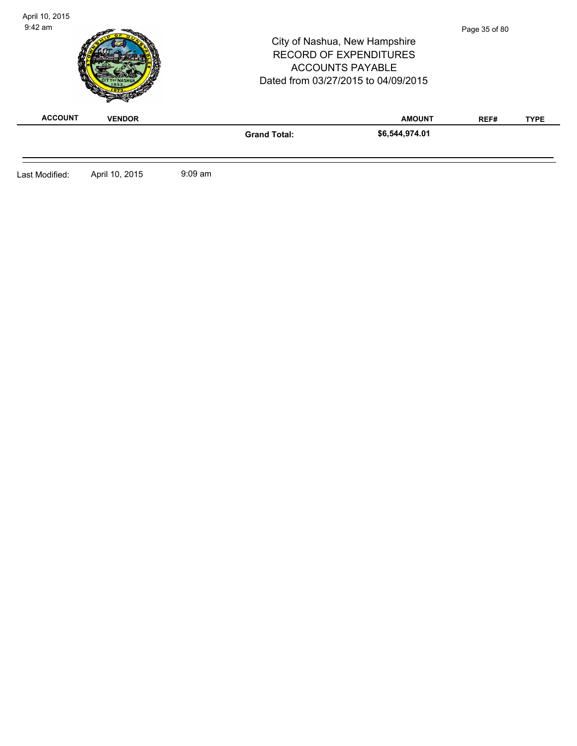City of Nashua, New Hampshire
RECORD OF EXPENDITURES
ACCOUNTS PAYABLE
Dated from 03/27/2015 to 04/09/2015

| ACCOUNT | VENDOR | | AMOUNT | REF# | TYPE |
|---|---|---|---|---|---|
| | | **Grand Total:** | **$6,544,974.01** | | |

Last Modified: April 10, 2015 9:09 am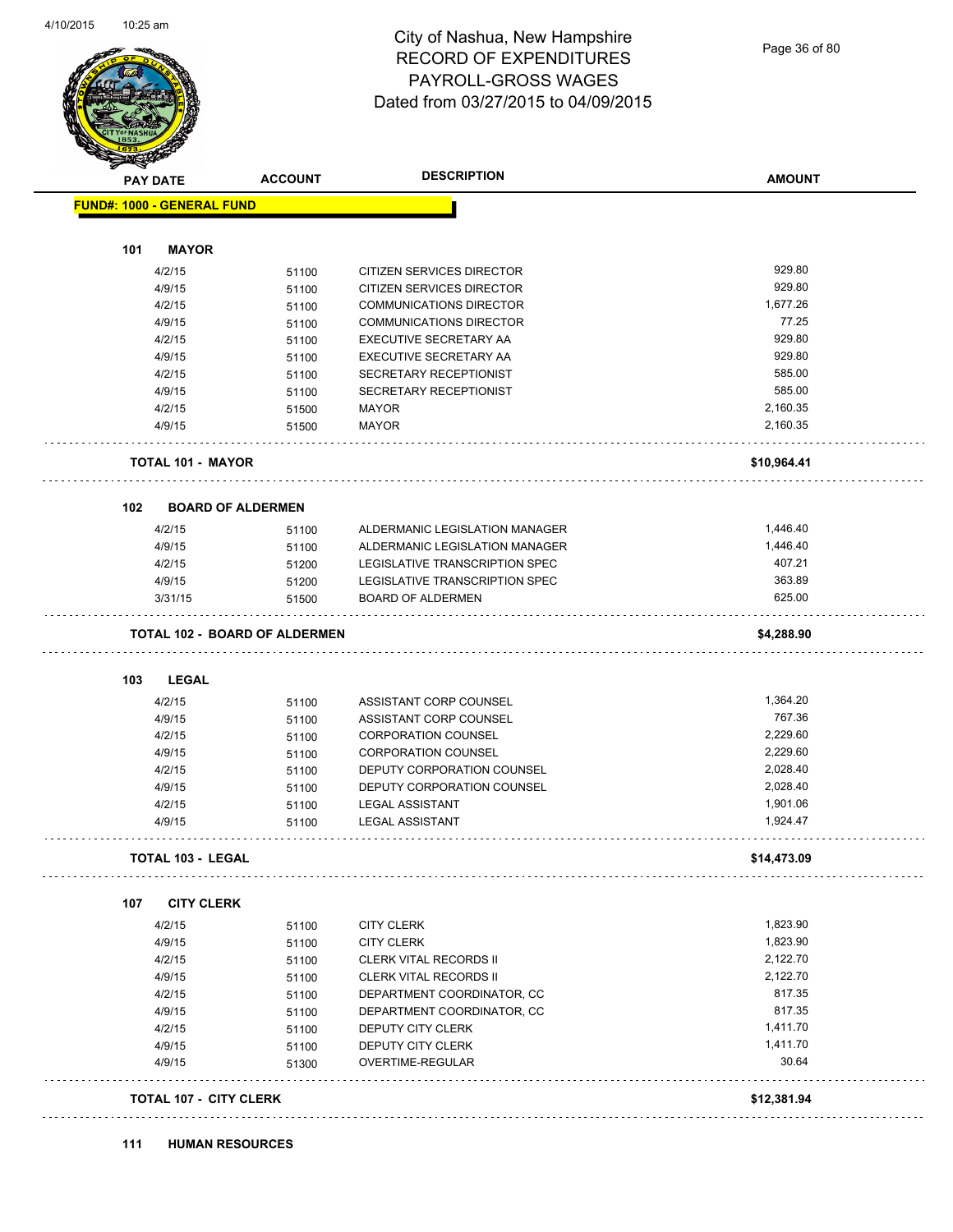# City of Nashua, New Hampshire
## RECORD OF EXPENDITURES
## PAYROLL-GROSS WAGES
## Dated from 03/27/2015 to 04/09/2015

4/10/2015 10:25 am

| PAY DATE | ACCOUNT | DESCRIPTION | AMOUNT |
|---|---|---|---|
| **FUND#: 1000 - GENERAL FUND** | | | |
| **101 MAYOR** | | | |
| 4/2/15 | 51100 | CITIZEN SERVICES DIRECTOR | 929.80 |
| 4/9/15 | 51100 | CITIZEN SERVICES DIRECTOR | 929.80 |
| 4/2/15 | 51100 | COMMUNICATIONS DIRECTOR | 1,677.26 |
| 4/9/15 | 51100 | COMMUNICATIONS DIRECTOR | 77.25 |
| 4/2/15 | 51100 | EXECUTIVE SECRETARY AA | 929.80 |
| 4/9/15 | 51100 | EXECUTIVE SECRETARY AA | 929.80 |
| 4/2/15 | 51100 | SECRETARY RECEPTIONIST | 585.00 |
| 4/9/15 | 51100 | SECRETARY RECEPTIONIST | 585.00 |
| 4/2/15 | 51500 | MAYOR | 2,160.35 |
| 4/9/15 | 51500 | MAYOR | 2,160.35 |
| **TOTAL 101 - MAYOR** | | | **$10,964.41** |
| **102 BOARD OF ALDERMEN** | | | |
| 4/2/15 | 51100 | ALDERMANIC LEGISLATION MANAGER | 1,446.40 |
| 4/9/15 | 51100 | ALDERMANIC LEGISLATION MANAGER | 1,446.40 |
| 4/2/15 | 51200 | LEGISLATIVE TRANSCRIPTION SPEC | 407.21 |
| 4/9/15 | 51200 | LEGISLATIVE TRANSCRIPTION SPEC | 363.89 |
| 3/31/15 | 51500 | BOARD OF ALDERMEN | 625.00 |
| **TOTAL 102 - BOARD OF ALDERMEN** | | | **$4,288.90** |
| **103 LEGAL** | | | |
| 4/2/15 | 51100 | ASSISTANT CORP COUNSEL | 1,364.20 |
| 4/9/15 | 51100 | ASSISTANT CORP COUNSEL | 767.36 |
| 4/2/15 | 51100 | CORPORATION COUNSEL | 2,229.60 |
| 4/9/15 | 51100 | CORPORATION COUNSEL | 2,229.60 |
| 4/2/15 | 51100 | DEPUTY CORPORATION COUNSEL | 2,028.40 |
| 4/9/15 | 51100 | DEPUTY CORPORATION COUNSEL | 2,028.40 |
| 4/2/15 | 51100 | LEGAL ASSISTANT | 1,901.06 |
| 4/9/15 | 51100 | LEGAL ASSISTANT | 1,924.47 |
| **TOTAL 103 - LEGAL** | | | **$14,473.09** |
| **107 CITY CLERK** | | | |
| 4/2/15 | 51100 | CITY CLERK | 1,823.90 |
| 4/9/15 | 51100 | CITY CLERK | 1,823.90 |
| 4/2/15 | 51100 | CLERK VITAL RECORDS II | 2,122.70 |
| 4/9/15 | 51100 | CLERK VITAL RECORDS II | 2,122.70 |
| 4/2/15 | 51100 | DEPARTMENT COORDINATOR, CC | 817.35 |
| 4/9/15 | 51100 | DEPARTMENT COORDINATOR, CC | 817.35 |
| 4/2/15 | 51100 | DEPUTY CITY CLERK | 1,411.70 |
| 4/9/15 | 51100 | DEPUTY CITY CLERK | 1,411.70 |
| 4/9/15 | 51300 | OVERTIME-REGULAR | 30.64 |
| **TOTAL 107 - CITY CLERK** | | | **$12,381.94** |
| **111 HUMAN RESOURCES** | | | |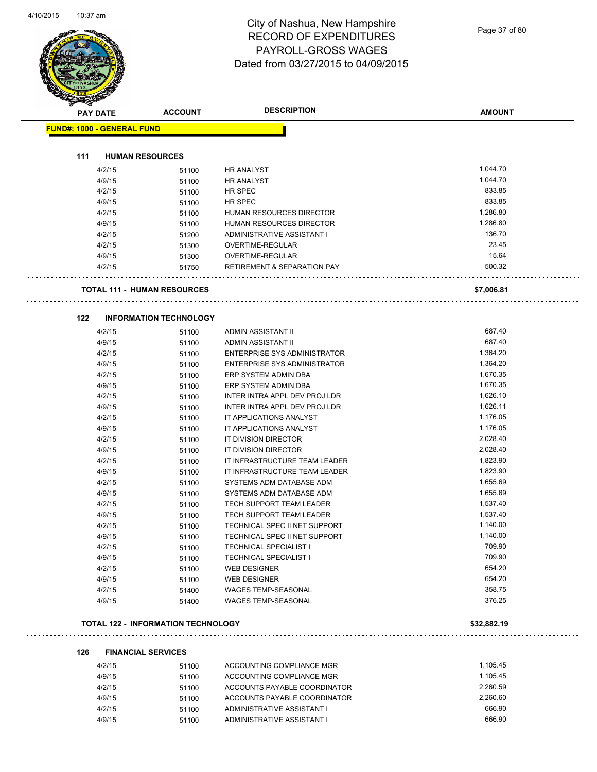# City of Nashua, New Hampshire
# RECORD OF EXPENDITURES
# PAYROLL-GROSS WAGES
# Dated from 03/27/2015 to 04/09/2015

| PAY DATE | ACCOUNT | DESCRIPTION | AMOUNT |
|---|---|---|---|
| **FUND#: 1000 - GENERAL FUND** | | | |
| **111 HUMAN RESOURCES** | | | |
| 4/2/15 | 51100 | HR ANALYST | 1,044.70 |
| 4/9/15 | 51100 | HR ANALYST | 1,044.70 |
| 4/2/15 | 51100 | HR SPEC | 833.85 |
| 4/9/15 | 51100 | HR SPEC | 833.85 |
| 4/2/15 | 51100 | HUMAN RESOURCES DIRECTOR | 1,286.80 |
| 4/9/15 | 51100 | HUMAN RESOURCES DIRECTOR | 1,286.80 |
| 4/2/15 | 51200 | ADMINISTRATIVE ASSISTANT I | 136.70 |
| 4/2/15 | 51300 | OVERTIME-REGULAR | 23.45 |
| 4/9/15 | 51300 | OVERTIME-REGULAR | 15.64 |
| 4/2/15 | 51750 | RETIREMENT & SEPARATION PAY | 500.32 |
| **TOTAL 111 - HUMAN RESOURCES** | | | **$7,006.81** |
| **122 INFORMATION TECHNOLOGY** | | | |
| 4/2/15 | 51100 | ADMIN ASSISTANT II | 687.40 |
| 4/9/15 | 51100 | ADMIN ASSISTANT II | 687.40 |
| 4/2/15 | 51100 | ENTERPRISE SYS ADMINISTRATOR | 1,364.20 |
| 4/9/15 | 51100 | ENTERPRISE SYS ADMINISTRATOR | 1,364.20 |
| 4/2/15 | 51100 | ERP SYSTEM ADMIN DBA | 1,670.35 |
| 4/9/15 | 51100 | ERP SYSTEM ADMIN DBA | 1,670.35 |
| 4/2/15 | 51100 | INTER INTRA APPL DEV PROJ LDR | 1,626.10 |
| 4/9/15 | 51100 | INTER INTRA APPL DEV PROJ LDR | 1,626.11 |
| 4/2/15 | 51100 | IT APPLICATIONS ANALYST | 1,176.05 |
| 4/9/15 | 51100 | IT APPLICATIONS ANALYST | 1,176.05 |
| 4/2/15 | 51100 | IT DIVISION DIRECTOR | 2,028.40 |
| 4/9/15 | 51100 | IT DIVISION DIRECTOR | 2,028.40 |
| 4/2/15 | 51100 | IT INFRASTRUCTURE TEAM LEADER | 1,823.90 |
| 4/9/15 | 51100 | IT INFRASTRUCTURE TEAM LEADER | 1,823.90 |
| 4/2/15 | 51100 | SYSTEMS ADM DATABASE ADM | 1,655.69 |
| 4/9/15 | 51100 | SYSTEMS ADM DATABASE ADM | 1,655.69 |
| 4/2/15 | 51100 | TECH SUPPORT TEAM LEADER | 1,537.40 |
| 4/9/15 | 51100 | TECH SUPPORT TEAM LEADER | 1,537.40 |
| 4/2/15 | 51100 | TECHNICAL SPEC II NET SUPPORT | 1,140.00 |
| 4/9/15 | 51100 | TECHNICAL SPEC II NET SUPPORT | 1,140.00 |
| 4/2/15 | 51100 | TECHNICAL SPECIALIST I | 709.90 |
| 4/9/15 | 51100 | TECHNICAL SPECIALIST I | 709.90 |
| 4/2/15 | 51100 | WEB DESIGNER | 654.20 |
| 4/9/15 | 51100 | WEB DESIGNER | 654.20 |
| 4/2/15 | 51400 | WAGES TEMP-SEASONAL | 358.75 |
| 4/9/15 | 51400 | WAGES TEMP-SEASONAL | 376.25 |
| **TOTAL 122 - INFORMATION TECHNOLOGY** | | | **$32,882.19** |
| **126 FINANCIAL SERVICES** | | | |
| 4/2/15 | 51100 | ACCOUNTING COMPLIANCE MGR | 1,105.45 |
| 4/9/15 | 51100 | ACCOUNTING COMPLIANCE MGR | 1,105.45 |
| 4/2/15 | 51100 | ACCOUNTS PAYABLE COORDINATOR | 2,260.59 |
| 4/9/15 | 51100 | ACCOUNTS PAYABLE COORDINATOR | 2,260.60 |
| 4/2/15 | 51100 | ADMINISTRATIVE ASSISTANT I | 666.90 |
| 4/9/15 | 51100 | ADMINISTRATIVE ASSISTANT I | 666.90 |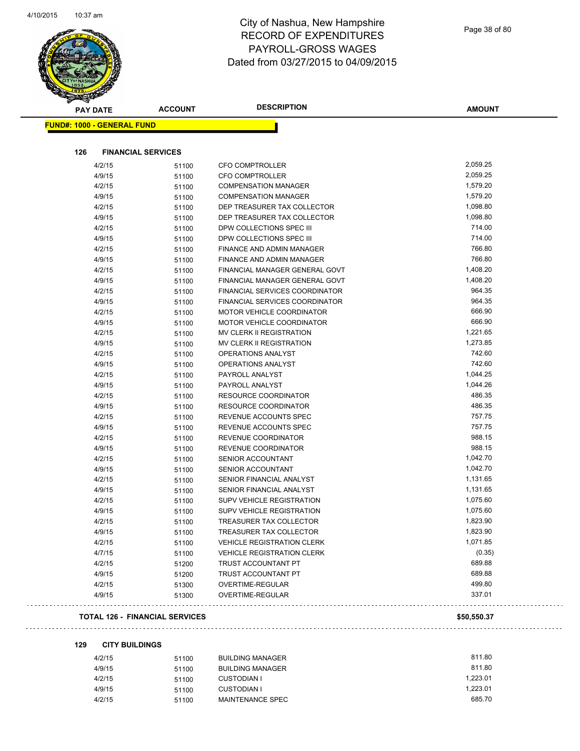# City of Nashua, New Hampshire
## RECORD OF EXPENDITURES
## PAYROLL-GROSS WAGES
## Dated from 03/27/2015 to 04/09/2015

**FUND#: 1000 - GENERAL FUND**

### 126 FINANCIAL SERVICES

| PAY DATE | ACCOUNT | DESCRIPTION | AMOUNT |
|---|---|---|---|
| 4/2/15 | 51100 | CFO COMPTROLLER | 2,059.25 |
| 4/9/15 | 51100 | CFO COMPTROLLER | 2,059.25 |
| 4/2/15 | 51100 | COMPENSATION MANAGER | 1,579.20 |
| 4/9/15 | 51100 | COMPENSATION MANAGER | 1,579.20 |
| 4/2/15 | 51100 | DEP TREASURER TAX COLLECTOR | 1,098.80 |
| 4/9/15 | 51100 | DEP TREASURER TAX COLLECTOR | 1,098.80 |
| 4/2/15 | 51100 | DPW COLLECTIONS SPEC III | 714.00 |
| 4/9/15 | 51100 | DPW COLLECTIONS SPEC III | 714.00 |
| 4/2/15 | 51100 | FINANCE AND ADMIN MANAGER | 766.80 |
| 4/9/15 | 51100 | FINANCE AND ADMIN MANAGER | 766.80 |
| 4/2/15 | 51100 | FINANCIAL MANAGER GENERAL GOVT | 1,408.20 |
| 4/9/15 | 51100 | FINANCIAL MANAGER GENERAL GOVT | 1,408.20 |
| 4/2/15 | 51100 | FINANCIAL SERVICES COORDINATOR | 964.35 |
| 4/9/15 | 51100 | FINANCIAL SERVICES COORDINATOR | 964.35 |
| 4/2/15 | 51100 | MOTOR VEHICLE COORDINATOR | 666.90 |
| 4/9/15 | 51100 | MOTOR VEHICLE COORDINATOR | 666.90 |
| 4/2/15 | 51100 | MV CLERK II REGISTRATION | 1,221.65 |
| 4/9/15 | 51100 | MV CLERK II REGISTRATION | 1,273.85 |
| 4/2/15 | 51100 | OPERATIONS ANALYST | 742.60 |
| 4/9/15 | 51100 | OPERATIONS ANALYST | 742.60 |
| 4/2/15 | 51100 | PAYROLL ANALYST | 1,044.25 |
| 4/9/15 | 51100 | PAYROLL ANALYST | 1,044.26 |
| 4/2/15 | 51100 | RESOURCE COORDINATOR | 486.35 |
| 4/9/15 | 51100 | RESOURCE COORDINATOR | 486.35 |
| 4/2/15 | 51100 | REVENUE ACCOUNTS SPEC | 757.75 |
| 4/9/15 | 51100 | REVENUE ACCOUNTS SPEC | 757.75 |
| 4/2/15 | 51100 | REVENUE COORDINATOR | 988.15 |
| 4/9/15 | 51100 | REVENUE COORDINATOR | 988.15 |
| 4/2/15 | 51100 | SENIOR ACCOUNTANT | 1,042.70 |
| 4/9/15 | 51100 | SENIOR ACCOUNTANT | 1,042.70 |
| 4/2/15 | 51100 | SENIOR FINANCIAL ANALYST | 1,131.65 |
| 4/9/15 | 51100 | SENIOR FINANCIAL ANALYST | 1,131.65 |
| 4/2/15 | 51100 | SUPV VEHICLE REGISTRATION | 1,075.60 |
| 4/9/15 | 51100 | SUPV VEHICLE REGISTRATION | 1,075.60 |
| 4/2/15 | 51100 | TREASURER TAX COLLECTOR | 1,823.90 |
| 4/9/15 | 51100 | TREASURER TAX COLLECTOR | 1,823.90 |
| 4/2/15 | 51100 | VEHICLE REGISTRATION CLERK | 1,071.85 |
| 4/7/15 | 51100 | VEHICLE REGISTRATION CLERK | (0.35) |
| 4/2/15 | 51200 | TRUST ACCOUNTANT PT | 689.88 |
| 4/9/15 | 51200 | TRUST ACCOUNTANT PT | 689.88 |
| 4/2/15 | 51300 | OVERTIME-REGULAR | 499.80 |
| 4/9/15 | 51300 | OVERTIME-REGULAR | 337.01 |

**TOTAL 126 - FINANCIAL SERVICES** **$50,550.37**

### 129 CITY BUILDINGS

| PAY DATE | ACCOUNT | DESCRIPTION | AMOUNT |
|---|---|---|---|
| 4/2/15 | 51100 | BUILDING MANAGER | 811.80 |
| 4/9/15 | 51100 | BUILDING MANAGER | 811.80 |
| 4/2/15 | 51100 | CUSTODIAN I | 1,223.01 |
| 4/9/15 | 51100 | CUSTODIAN I | 1,223.01 |
| 4/2/15 | 51100 | MAINTENANCE SPEC | 685.70 |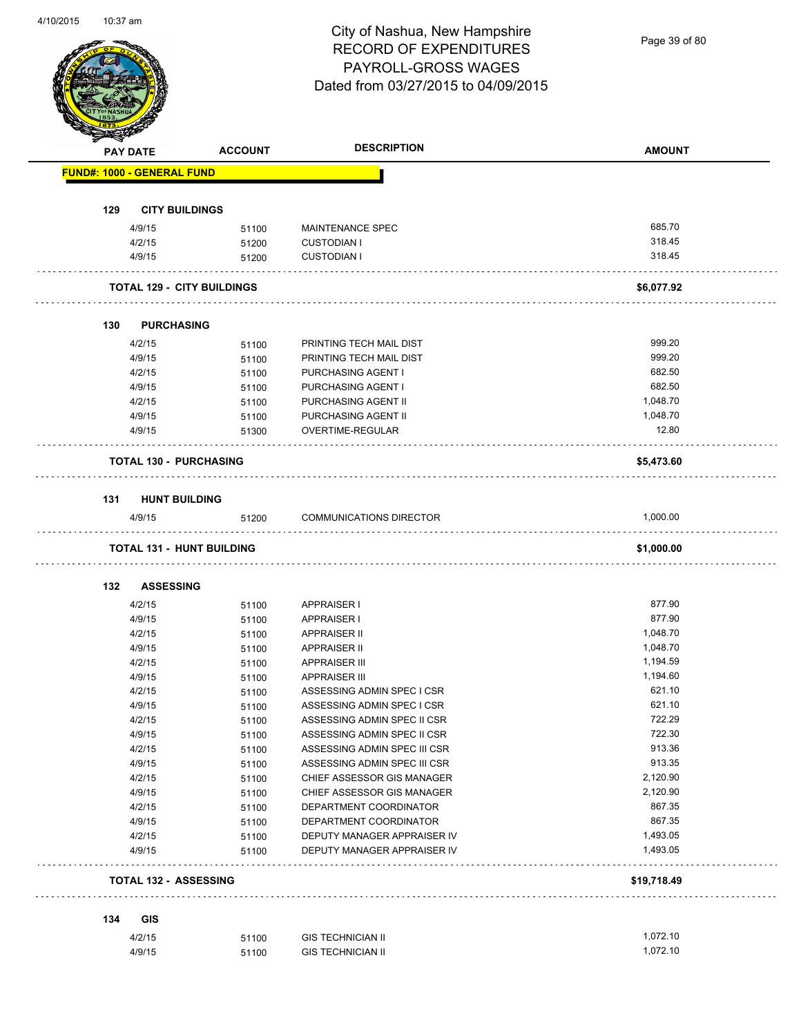# City of Nashua, New Hampshire
## RECORD OF EXPENDITURES
## PAYROLL-GROSS WAGES
## Dated from 03/27/2015 to 04/09/2015

| PAY DATE | ACCOUNT | DESCRIPTION | AMOUNT |
|---|---|---|---|
| **FUND#: 1000 - GENERAL FUND** | | | |
| **129 CITY BUILDINGS** | | | |
| 4/9/15 | 51100 | MAINTENANCE SPEC | 685.70 |
| 4/2/15 | 51200 | CUSTODIAN I | 318.45 |
| 4/9/15 | 51200 | CUSTODIAN I | 318.45 |
| **TOTAL 129 - CITY BUILDINGS** | | | **$6,077.92** |
| **130 PURCHASING** | | | |
| 4/2/15 | 51100 | PRINTING TECH MAIL DIST | 999.20 |
| 4/9/15 | 51100 | PRINTING TECH MAIL DIST | 999.20 |
| 4/2/15 | 51100 | PURCHASING AGENT I | 682.50 |
| 4/9/15 | 51100 | PURCHASING AGENT I | 682.50 |
| 4/2/15 | 51100 | PURCHASING AGENT II | 1,048.70 |
| 4/9/15 | 51100 | PURCHASING AGENT II | 1,048.70 |
| 4/9/15 | 51300 | OVERTIME-REGULAR | 12.80 |
| **TOTAL 130 - PURCHASING** | | | **$5,473.60** |
| **131 HUNT BUILDING** | | | |
| 4/9/15 | 51200 | COMMUNICATIONS DIRECTOR | 1,000.00 |
| **TOTAL 131 - HUNT BUILDING** | | | **$1,000.00** |
| **132 ASSESSING** | | | |
| 4/2/15 | 51100 | APPRAISER I | 877.90 |
| 4/9/15 | 51100 | APPRAISER I | 877.90 |
| 4/2/15 | 51100 | APPRAISER II | 1,048.70 |
| 4/9/15 | 51100 | APPRAISER II | 1,048.70 |
| 4/2/15 | 51100 | APPRAISER III | 1,194.59 |
| 4/9/15 | 51100 | APPRAISER III | 1,194.60 |
| 4/2/15 | 51100 | ASSESSING ADMIN SPEC I CSR | 621.10 |
| 4/9/15 | 51100 | ASSESSING ADMIN SPEC I CSR | 621.10 |
| 4/2/15 | 51100 | ASSESSING ADMIN SPEC II CSR | 722.29 |
| 4/9/15 | 51100 | ASSESSING ADMIN SPEC II CSR | 722.30 |
| 4/2/15 | 51100 | ASSESSING ADMIN SPEC III CSR | 913.36 |
| 4/9/15 | 51100 | ASSESSING ADMIN SPEC III CSR | 913.35 |
| 4/2/15 | 51100 | CHIEF ASSESSOR GIS MANAGER | 2,120.90 |
| 4/9/15 | 51100 | CHIEF ASSESSOR GIS MANAGER | 2,120.90 |
| 4/2/15 | 51100 | DEPARTMENT COORDINATOR | 867.35 |
| 4/9/15 | 51100 | DEPARTMENT COORDINATOR | 867.35 |
| 4/2/15 | 51100 | DEPUTY MANAGER APPRAISER IV | 1,493.05 |
| 4/9/15 | 51100 | DEPUTY MANAGER APPRAISER IV | 1,493.05 |
| **TOTAL 132 - ASSESSING** | | | **$19,718.49** |
| **134 GIS** | | | |
| 4/2/15 | 51100 | GIS TECHNICIAN II | 1,072.10 |
| 4/9/15 | 51100 | GIS TECHNICIAN II | 1,072.10 |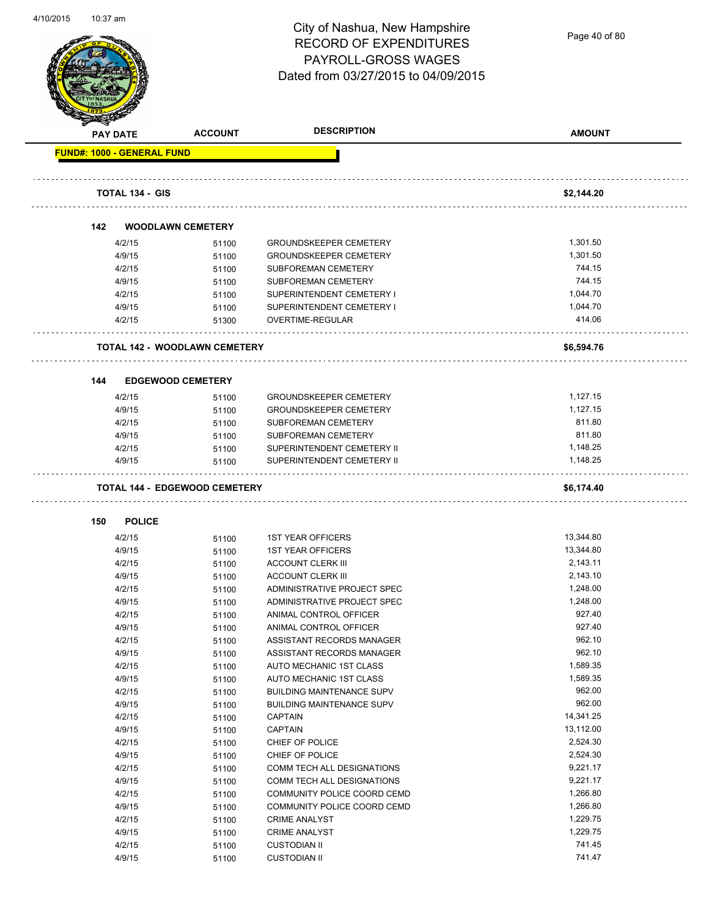# City of Nashua, New Hampshire
# RECORD OF EXPENDITURES
# PAYROLL-GROSS WAGES
# Dated from 03/27/2015 to 04/09/2015

| PAY DATE | ACCOUNT | DESCRIPTION | AMOUNT |
|---|---|---|---|
| **FUND#: 1000 - GENERAL FUND** | | | |
| **TOTAL 134 - GIS** | | | **$2,144.20** |
| **142 WOODLAWN CEMETERY** | | | |
| 4/2/15 | 51100 | GROUNDSKEEPER CEMETERY | 1,301.50 |
| 4/9/15 | 51100 | GROUNDSKEEPER CEMETERY | 1,301.50 |
| 4/2/15 | 51100 | SUBFOREMAN CEMETERY | 744.15 |
| 4/9/15 | 51100 | SUBFOREMAN CEMETERY | 744.15 |
| 4/2/15 | 51100 | SUPERINTENDENT CEMETERY I | 1,044.70 |
| 4/9/15 | 51100 | SUPERINTENDENT CEMETERY I | 1,044.70 |
| 4/2/15 | 51300 | OVERTIME-REGULAR | 414.06 |
| **TOTAL 142 - WOODLAWN CEMETERY** | | | **$6,594.76** |
| **144 EDGEWOOD CEMETERY** | | | |
| 4/2/15 | 51100 | GROUNDSKEEPER CEMETERY | 1,127.15 |
| 4/9/15 | 51100 | GROUNDSKEEPER CEMETERY | 1,127.15 |
| 4/2/15 | 51100 | SUBFOREMAN CEMETERY | 811.80 |
| 4/9/15 | 51100 | SUBFOREMAN CEMETERY | 811.80 |
| 4/2/15 | 51100 | SUPERINTENDENT CEMETERY II | 1,148.25 |
| 4/9/15 | 51100 | SUPERINTENDENT CEMETERY II | 1,148.25 |
| **TOTAL 144 - EDGEWOOD CEMETERY** | | | **$6,174.40** |
| **150 POLICE** | | | |
| 4/2/15 | 51100 | 1ST YEAR OFFICERS | 13,344.80 |
| 4/9/15 | 51100 | 1ST YEAR OFFICERS | 13,344.80 |
| 4/2/15 | 51100 | ACCOUNT CLERK III | 2,143.11 |
| 4/9/15 | 51100 | ACCOUNT CLERK III | 2,143.10 |
| 4/2/15 | 51100 | ADMINISTRATIVE PROJECT SPEC | 1,248.00 |
| 4/9/15 | 51100 | ADMINISTRATIVE PROJECT SPEC | 1,248.00 |
| 4/2/15 | 51100 | ANIMAL CONTROL OFFICER | 927.40 |
| 4/9/15 | 51100 | ANIMAL CONTROL OFFICER | 927.40 |
| 4/2/15 | 51100 | ASSISTANT RECORDS MANAGER | 962.10 |
| 4/9/15 | 51100 | ASSISTANT RECORDS MANAGER | 962.10 |
| 4/2/15 | 51100 | AUTO MECHANIC 1ST CLASS | 1,589.35 |
| 4/9/15 | 51100 | AUTO MECHANIC 1ST CLASS | 1,589.35 |
| 4/2/15 | 51100 | BUILDING MAINTENANCE SUPV | 962.00 |
| 4/9/15 | 51100 | BUILDING MAINTENANCE SUPV | 962.00 |
| 4/2/15 | 51100 | CAPTAIN | 14,341.25 |
| 4/9/15 | 51100 | CAPTAIN | 13,112.00 |
| 4/2/15 | 51100 | CHIEF OF POLICE | 2,524.30 |
| 4/9/15 | 51100 | CHIEF OF POLICE | 2,524.30 |
| 4/2/15 | 51100 | COMM TECH ALL DESIGNATIONS | 9,221.17 |
| 4/9/15 | 51100 | COMM TECH ALL DESIGNATIONS | 9,221.17 |
| 4/2/15 | 51100 | COMMUNITY POLICE COORD CEMD | 1,266.80 |
| 4/9/15 | 51100 | COMMUNITY POLICE COORD CEMD | 1,266.80 |
| 4/2/15 | 51100 | CRIME ANALYST | 1,229.75 |
| 4/9/15 | 51100 | CRIME ANALYST | 1,229.75 |
| 4/2/15 | 51100 | CUSTODIAN II | 741.45 |
| 4/9/15 | 51100 | CUSTODIAN II | 741.47 |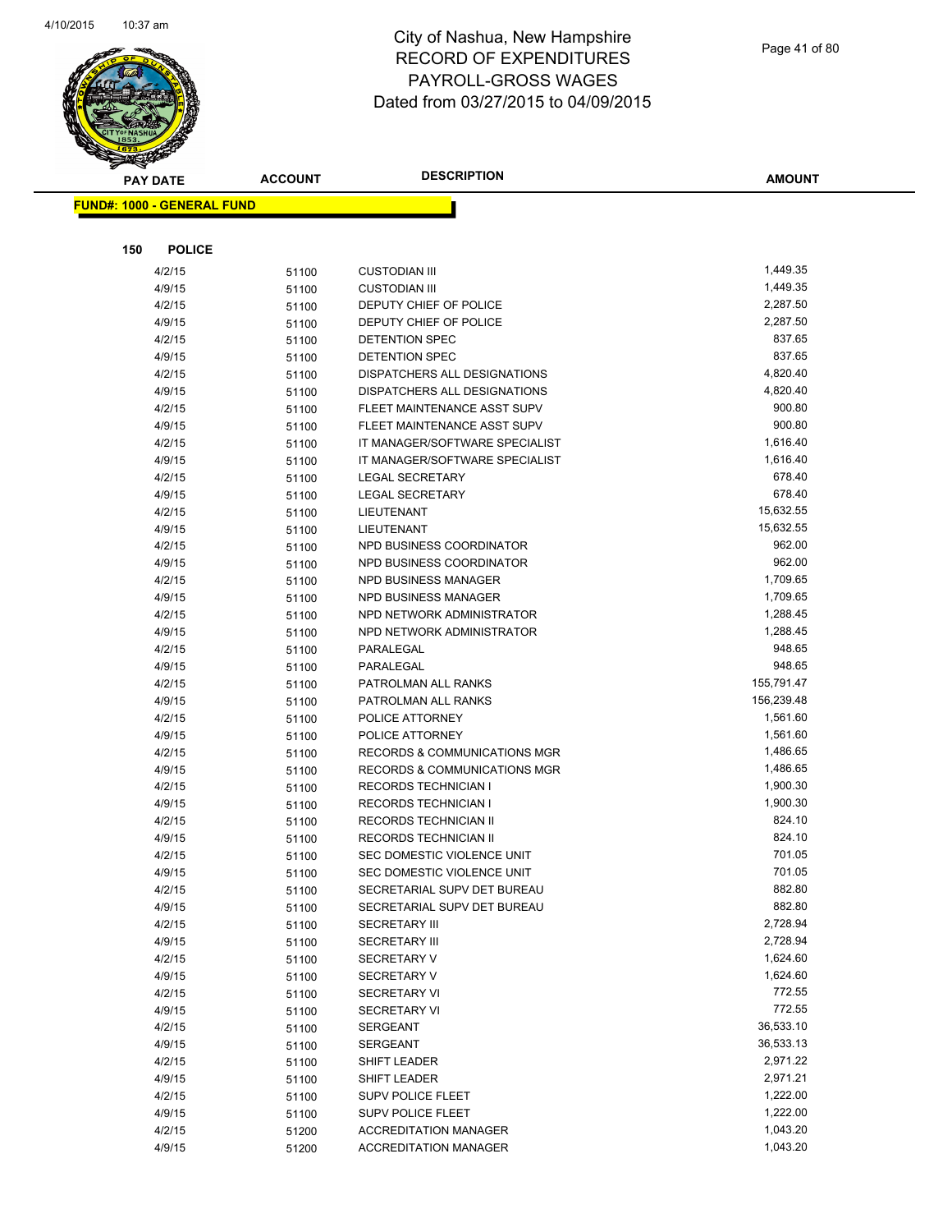# City of Nashua, New Hampshire
# RECORD OF EXPENDITURES
# PAYROLL-GROSS WAGES
# Dated from 03/27/2015 to 04/09/2015

**FUND#: 1000 - GENERAL FUND**

**150 POLICE**

| PAY DATE | ACCOUNT | DESCRIPTION | AMOUNT |
|---|---|---|---|
| 4/2/15 | 51100 | CUSTODIAN III | 1,449.35 |
| 4/9/15 | 51100 | CUSTODIAN III | 1,449.35 |
| 4/2/15 | 51100 | DEPUTY CHIEF OF POLICE | 2,287.50 |
| 4/9/15 | 51100 | DEPUTY CHIEF OF POLICE | 2,287.50 |
| 4/2/15 | 51100 | DETENTION SPEC | 837.65 |
| 4/9/15 | 51100 | DETENTION SPEC | 837.65 |
| 4/2/15 | 51100 | DISPATCHERS ALL DESIGNATIONS | 4,820.40 |
| 4/9/15 | 51100 | DISPATCHERS ALL DESIGNATIONS | 4,820.40 |
| 4/2/15 | 51100 | FLEET MAINTENANCE ASST SUPV | 900.80 |
| 4/9/15 | 51100 | FLEET MAINTENANCE ASST SUPV | 900.80 |
| 4/2/15 | 51100 | IT MANAGER/SOFTWARE SPECIALIST | 1,616.40 |
| 4/9/15 | 51100 | IT MANAGER/SOFTWARE SPECIALIST | 1,616.40 |
| 4/2/15 | 51100 | LEGAL SECRETARY | 678.40 |
| 4/9/15 | 51100 | LEGAL SECRETARY | 678.40 |
| 4/2/15 | 51100 | LIEUTENANT | 15,632.55 |
| 4/9/15 | 51100 | LIEUTENANT | 15,632.55 |
| 4/2/15 | 51100 | NPD BUSINESS COORDINATOR | 962.00 |
| 4/9/15 | 51100 | NPD BUSINESS COORDINATOR | 962.00 |
| 4/2/15 | 51100 | NPD BUSINESS MANAGER | 1,709.65 |
| 4/9/15 | 51100 | NPD BUSINESS MANAGER | 1,709.65 |
| 4/2/15 | 51100 | NPD NETWORK ADMINISTRATOR | 1,288.45 |
| 4/9/15 | 51100 | NPD NETWORK ADMINISTRATOR | 1,288.45 |
| 4/2/15 | 51100 | PARALEGAL | 948.65 |
| 4/9/15 | 51100 | PARALEGAL | 948.65 |
| 4/2/15 | 51100 | PATROLMAN ALL RANKS | 155,791.47 |
| 4/9/15 | 51100 | PATROLMAN ALL RANKS | 156,239.48 |
| 4/2/15 | 51100 | POLICE ATTORNEY | 1,561.60 |
| 4/9/15 | 51100 | POLICE ATTORNEY | 1,561.60 |
| 4/2/15 | 51100 | RECORDS & COMMUNICATIONS MGR | 1,486.65 |
| 4/9/15 | 51100 | RECORDS & COMMUNICATIONS MGR | 1,486.65 |
| 4/2/15 | 51100 | RECORDS TECHNICIAN I | 1,900.30 |
| 4/9/15 | 51100 | RECORDS TECHNICIAN I | 1,900.30 |
| 4/2/15 | 51100 | RECORDS TECHNICIAN II | 824.10 |
| 4/9/15 | 51100 | RECORDS TECHNICIAN II | 824.10 |
| 4/2/15 | 51100 | SEC DOMESTIC VIOLENCE UNIT | 701.05 |
| 4/9/15 | 51100 | SEC DOMESTIC VIOLENCE UNIT | 701.05 |
| 4/2/15 | 51100 | SECRETARIAL SUPV DET BUREAU | 882.80 |
| 4/9/15 | 51100 | SECRETARIAL SUPV DET BUREAU | 882.80 |
| 4/2/15 | 51100 | SECRETARY III | 2,728.94 |
| 4/9/15 | 51100 | SECRETARY III | 2,728.94 |
| 4/2/15 | 51100 | SECRETARY V | 1,624.60 |
| 4/9/15 | 51100 | SECRETARY V | 1,624.60 |
| 4/2/15 | 51100 | SECRETARY VI | 772.55 |
| 4/9/15 | 51100 | SECRETARY VI | 772.55 |
| 4/2/15 | 51100 | SERGEANT | 36,533.10 |
| 4/9/15 | 51100 | SERGEANT | 36,533.13 |
| 4/2/15 | 51100 | SHIFT LEADER | 2,971.22 |
| 4/9/15 | 51100 | SHIFT LEADER | 2,971.21 |
| 4/2/15 | 51100 | SUPV POLICE FLEET | 1,222.00 |
| 4/9/15 | 51100 | SUPV POLICE FLEET | 1,222.00 |
| 4/2/15 | 51200 | ACCREDITATION MANAGER | 1,043.20 |
| 4/9/15 | 51200 | ACCREDITATION MANAGER | 1,043.20 |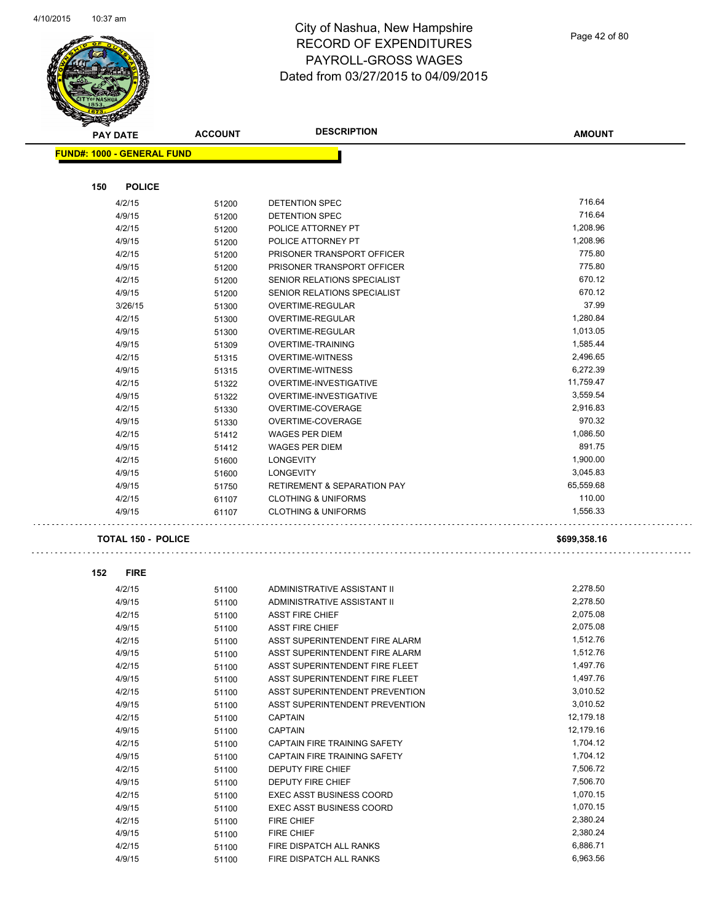# City of Nashua, New Hampshire
## RECORD OF EXPENDITURES
## PAYROLL-GROSS WAGES
## Dated from 03/27/2015 to 04/09/2015

| PAY DATE | ACCOUNT | DESCRIPTION | AMOUNT |
|---|---|---|---|

**FUND#: 1000 - GENERAL FUND**

**150 POLICE**

| PAY DATE | ACCOUNT | DESCRIPTION | AMOUNT |
|---|---|---|---|
| 4/2/15 | 51200 | DETENTION SPEC | 716.64 |
| 4/9/15 | 51200 | DETENTION SPEC | 716.64 |
| 4/2/15 | 51200 | POLICE ATTORNEY PT | 1,208.96 |
| 4/9/15 | 51200 | POLICE ATTORNEY PT | 1,208.96 |
| 4/2/15 | 51200 | PRISONER TRANSPORT OFFICER | 775.80 |
| 4/9/15 | 51200 | PRISONER TRANSPORT OFFICER | 775.80 |
| 4/2/15 | 51200 | SENIOR RELATIONS SPECIALIST | 670.12 |
| 4/9/15 | 51200 | SENIOR RELATIONS SPECIALIST | 670.12 |
| 3/26/15 | 51300 | OVERTIME-REGULAR | 37.99 |
| 4/2/15 | 51300 | OVERTIME-REGULAR | 1,280.84 |
| 4/9/15 | 51300 | OVERTIME-REGULAR | 1,013.05 |
| 4/9/15 | 51309 | OVERTIME-TRAINING | 1,585.44 |
| 4/2/15 | 51315 | OVERTIME-WITNESS | 2,496.65 |
| 4/9/15 | 51315 | OVERTIME-WITNESS | 6,272.39 |
| 4/2/15 | 51322 | OVERTIME-INVESTIGATIVE | 11,759.47 |
| 4/9/15 | 51322 | OVERTIME-INVESTIGATIVE | 3,559.54 |
| 4/2/15 | 51330 | OVERTIME-COVERAGE | 2,916.83 |
| 4/9/15 | 51330 | OVERTIME-COVERAGE | 970.32 |
| 4/2/15 | 51412 | WAGES PER DIEM | 1,086.50 |
| 4/9/15 | 51412 | WAGES PER DIEM | 891.75 |
| 4/2/15 | 51600 | LONGEVITY | 1,900.00 |
| 4/9/15 | 51600 | LONGEVITY | 3,045.83 |
| 4/9/15 | 51750 | RETIREMENT & SEPARATION PAY | 65,559.68 |
| 4/2/15 | 61107 | CLOTHING & UNIFORMS | 110.00 |
| 4/9/15 | 61107 | CLOTHING & UNIFORMS | 1,556.33 |

**TOTAL 150 - POLICE** **$699,358.16**

**152 FIRE**

| PAY DATE | ACCOUNT | DESCRIPTION | AMOUNT |
|---|---|---|---|
| 4/2/15 | 51100 | ADMINISTRATIVE ASSISTANT II | 2,278.50 |
| 4/9/15 | 51100 | ADMINISTRATIVE ASSISTANT II | 2,278.50 |
| 4/2/15 | 51100 | ASST FIRE CHIEF | 2,075.08 |
| 4/9/15 | 51100 | ASST FIRE CHIEF | 2,075.08 |
| 4/2/15 | 51100 | ASST SUPERINTENDENT FIRE ALARM | 1,512.76 |
| 4/9/15 | 51100 | ASST SUPERINTENDENT FIRE ALARM | 1,512.76 |
| 4/2/15 | 51100 | ASST SUPERINTENDENT FIRE FLEET | 1,497.76 |
| 4/9/15 | 51100 | ASST SUPERINTENDENT FIRE FLEET | 1,497.76 |
| 4/2/15 | 51100 | ASST SUPERINTENDENT PREVENTION | 3,010.52 |
| 4/9/15 | 51100 | ASST SUPERINTENDENT PREVENTION | 3,010.52 |
| 4/2/15 | 51100 | CAPTAIN | 12,179.18 |
| 4/9/15 | 51100 | CAPTAIN | 12,179.16 |
| 4/2/15 | 51100 | CAPTAIN FIRE TRAINING SAFETY | 1,704.12 |
| 4/9/15 | 51100 | CAPTAIN FIRE TRAINING SAFETY | 1,704.12 |
| 4/2/15 | 51100 | DEPUTY FIRE CHIEF | 7,506.72 |
| 4/9/15 | 51100 | DEPUTY FIRE CHIEF | 7,506.70 |
| 4/2/15 | 51100 | EXEC ASST BUSINESS COORD | 1,070.15 |
| 4/9/15 | 51100 | EXEC ASST BUSINESS COORD | 1,070.15 |
| 4/2/15 | 51100 | FIRE CHIEF | 2,380.24 |
| 4/9/15 | 51100 | FIRE CHIEF | 2,380.24 |
| 4/2/15 | 51100 | FIRE DISPATCH ALL RANKS | 6,886.71 |
| 4/9/15 | 51100 | FIRE DISPATCH ALL RANKS | 6,963.56 |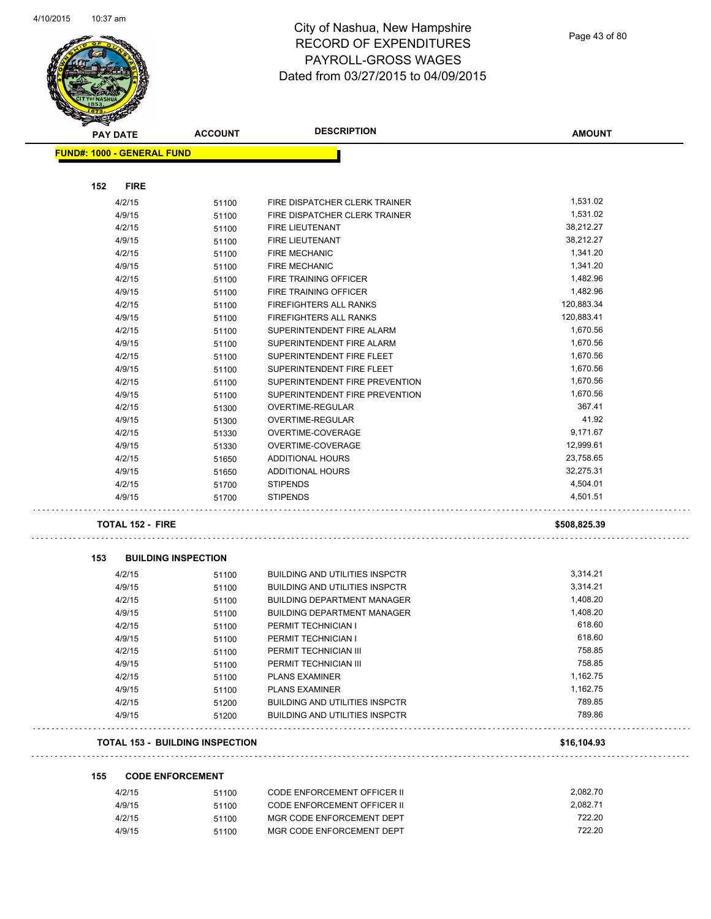# City of Nashua, New Hampshire
## RECORD OF EXPENDITURES
## PAYROLL-GROSS WAGES
## Dated from 03/27/2015 to 04/09/2015

**FUND#: 1000 - GENERAL FUND**

### 152 FIRE

| PAY DATE | ACCOUNT | DESCRIPTION | AMOUNT |
|---|---|---|---|
| 4/2/15 | 51100 | FIRE DISPATCHER CLERK TRAINER | 1,531.02 |
| 4/9/15 | 51100 | FIRE DISPATCHER CLERK TRAINER | 1,531.02 |
| 4/2/15 | 51100 | FIRE LIEUTENANT | 38,212.27 |
| 4/9/15 | 51100 | FIRE LIEUTENANT | 38,212.27 |
| 4/2/15 | 51100 | FIRE MECHANIC | 1,341.20 |
| 4/9/15 | 51100 | FIRE MECHANIC | 1,341.20 |
| 4/2/15 | 51100 | FIRE TRAINING OFFICER | 1,482.96 |
| 4/9/15 | 51100 | FIRE TRAINING OFFICER | 1,482.96 |
| 4/2/15 | 51100 | FIREFIGHTERS ALL RANKS | 120,883.34 |
| 4/9/15 | 51100 | FIREFIGHTERS ALL RANKS | 120,883.41 |
| 4/2/15 | 51100 | SUPERINTENDENT FIRE ALARM | 1,670.56 |
| 4/9/15 | 51100 | SUPERINTENDENT FIRE ALARM | 1,670.56 |
| 4/2/15 | 51100 | SUPERINTENDENT FIRE FLEET | 1,670.56 |
| 4/9/15 | 51100 | SUPERINTENDENT FIRE FLEET | 1,670.56 |
| 4/2/15 | 51100 | SUPERINTENDENT FIRE PREVENTION | 1,670.56 |
| 4/9/15 | 51100 | SUPERINTENDENT FIRE PREVENTION | 1,670.56 |
| 4/2/15 | 51300 | OVERTIME-REGULAR | 367.41 |
| 4/9/15 | 51300 | OVERTIME-REGULAR | 41.92 |
| 4/2/15 | 51330 | OVERTIME-COVERAGE | 9,171.67 |
| 4/9/15 | 51330 | OVERTIME-COVERAGE | 12,999.61 |
| 4/2/15 | 51650 | ADDITIONAL HOURS | 23,758.65 |
| 4/9/15 | 51650 | ADDITIONAL HOURS | 32,275.31 |
| 4/2/15 | 51700 | STIPENDS | 4,504.01 |
| 4/9/15 | 51700 | STIPENDS | 4,501.51 |

**TOTAL 152 - FIRE** **$508,825.39**

### 153 BUILDING INSPECTION

| PAY DATE | ACCOUNT | DESCRIPTION | AMOUNT |
|---|---|---|---|
| 4/2/15 | 51100 | BUILDING AND UTILITIES INSPCTR | 3,314.21 |
| 4/9/15 | 51100 | BUILDING AND UTILITIES INSPCTR | 3,314.21 |
| 4/2/15 | 51100 | BUILDING DEPARTMENT MANAGER | 1,408.20 |
| 4/9/15 | 51100 | BUILDING DEPARTMENT MANAGER | 1,408.20 |
| 4/2/15 | 51100 | PERMIT TECHNICIAN I | 618.60 |
| 4/9/15 | 51100 | PERMIT TECHNICIAN I | 618.60 |
| 4/2/15 | 51100 | PERMIT TECHNICIAN III | 758.85 |
| 4/9/15 | 51100 | PERMIT TECHNICIAN III | 758.85 |
| 4/2/15 | 51100 | PLANS EXAMINER | 1,162.75 |
| 4/9/15 | 51100 | PLANS EXAMINER | 1,162.75 |
| 4/2/15 | 51200 | BUILDING AND UTILITIES INSPCTR | 789.85 |
| 4/9/15 | 51200 | BUILDING AND UTILITIES INSPCTR | 789.86 |

**TOTAL 153 - BUILDING INSPECTION** **$16,104.93**

### 155 CODE ENFORCEMENT

| PAY DATE | ACCOUNT | DESCRIPTION | AMOUNT |
|---|---|---|---|
| 4/2/15 | 51100 | CODE ENFORCEMENT OFFICER II | 2,082.70 |
| 4/9/15 | 51100 | CODE ENFORCEMENT OFFICER II | 2,082.71 |
| 4/2/15 | 51100 | MGR CODE ENFORCEMENT DEPT | 722.20 |
| 4/9/15 | 51100 | MGR CODE ENFORCEMENT DEPT | 722.20 |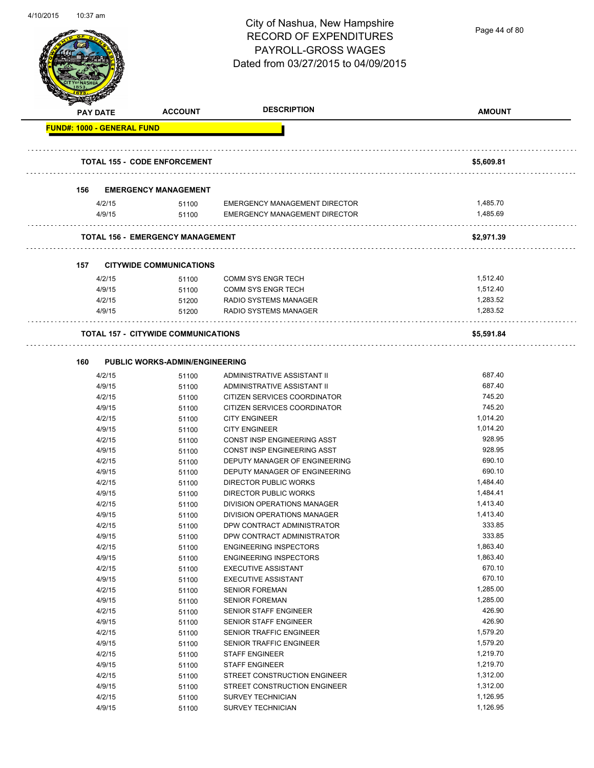# City of Nashua, New Hampshire
## RECORD OF EXPENDITURES
## PAYROLL-GROSS WAGES
## Dated from 03/27/2015 to 04/09/2015

**FUND#: 1000 - GENERAL FUND**

| PAY DATE | ACCOUNT | DESCRIPTION | AMOUNT |
|---|---|---|---|
| **TOTAL 155 - CODE ENFORCEMENT** | | | **$5,609.81** |
| **156 EMERGENCY MANAGEMENT** | | | |
| 4/2/15 | 51100 | EMERGENCY MANAGEMENT DIRECTOR | 1,485.70 |
| 4/9/15 | 51100 | EMERGENCY MANAGEMENT DIRECTOR | 1,485.69 |
| **TOTAL 156 - EMERGENCY MANAGEMENT** | | | **$2,971.39** |
| **157 CITYWIDE COMMUNICATIONS** | | | |
| 4/2/15 | 51100 | COMM SYS ENGR TECH | 1,512.40 |
| 4/9/15 | 51100 | COMM SYS ENGR TECH | 1,512.40 |
| 4/2/15 | 51200 | RADIO SYSTEMS MANAGER | 1,283.52 |
| 4/9/15 | 51200 | RADIO SYSTEMS MANAGER | 1,283.52 |
| **TOTAL 157 - CITYWIDE COMMUNICATIONS** | | | **$5,591.84** |
| **160 PUBLIC WORKS-ADMIN/ENGINEERING** | | | |
| 4/2/15 | 51100 | ADMINISTRATIVE ASSISTANT II | 687.40 |
| 4/9/15 | 51100 | ADMINISTRATIVE ASSISTANT II | 687.40 |
| 4/2/15 | 51100 | CITIZEN SERVICES COORDINATOR | 745.20 |
| 4/9/15 | 51100 | CITIZEN SERVICES COORDINATOR | 745.20 |
| 4/2/15 | 51100 | CITY ENGINEER | 1,014.20 |
| 4/9/15 | 51100 | CITY ENGINEER | 1,014.20 |
| 4/2/15 | 51100 | CONST INSP ENGINEERING ASST | 928.95 |
| 4/9/15 | 51100 | CONST INSP ENGINEERING ASST | 928.95 |
| 4/2/15 | 51100 | DEPUTY MANAGER OF ENGINEERING | 690.10 |
| 4/9/15 | 51100 | DEPUTY MANAGER OF ENGINEERING | 690.10 |
| 4/2/15 | 51100 | DIRECTOR PUBLIC WORKS | 1,484.40 |
| 4/9/15 | 51100 | DIRECTOR PUBLIC WORKS | 1,484.41 |
| 4/2/15 | 51100 | DIVISION OPERATIONS MANAGER | 1,413.40 |
| 4/9/15 | 51100 | DIVISION OPERATIONS MANAGER | 1,413.40 |
| 4/2/15 | 51100 | DPW CONTRACT ADMINISTRATOR | 333.85 |
| 4/9/15 | 51100 | DPW CONTRACT ADMINISTRATOR | 333.85 |
| 4/2/15 | 51100 | ENGINEERING INSPECTORS | 1,863.40 |
| 4/9/15 | 51100 | ENGINEERING INSPECTORS | 1,863.40 |
| 4/2/15 | 51100 | EXECUTIVE ASSISTANT | 670.10 |
| 4/9/15 | 51100 | EXECUTIVE ASSISTANT | 670.10 |
| 4/2/15 | 51100 | SENIOR FOREMAN | 1,285.00 |
| 4/9/15 | 51100 | SENIOR FOREMAN | 1,285.00 |
| 4/2/15 | 51100 | SENIOR STAFF ENGINEER | 426.90 |
| 4/9/15 | 51100 | SENIOR STAFF ENGINEER | 426.90 |
| 4/2/15 | 51100 | SENIOR TRAFFIC ENGINEER | 1,579.20 |
| 4/9/15 | 51100 | SENIOR TRAFFIC ENGINEER | 1,579.20 |
| 4/2/15 | 51100 | STAFF ENGINEER | 1,219.70 |
| 4/9/15 | 51100 | STAFF ENGINEER | 1,219.70 |
| 4/2/15 | 51100 | STREET CONSTRUCTION ENGINEER | 1,312.00 |
| 4/9/15 | 51100 | STREET CONSTRUCTION ENGINEER | 1,312.00 |
| 4/2/15 | 51100 | SURVEY TECHNICIAN | 1,126.95 |
| 4/9/15 | 51100 | SURVEY TECHNICIAN | 1,126.95 |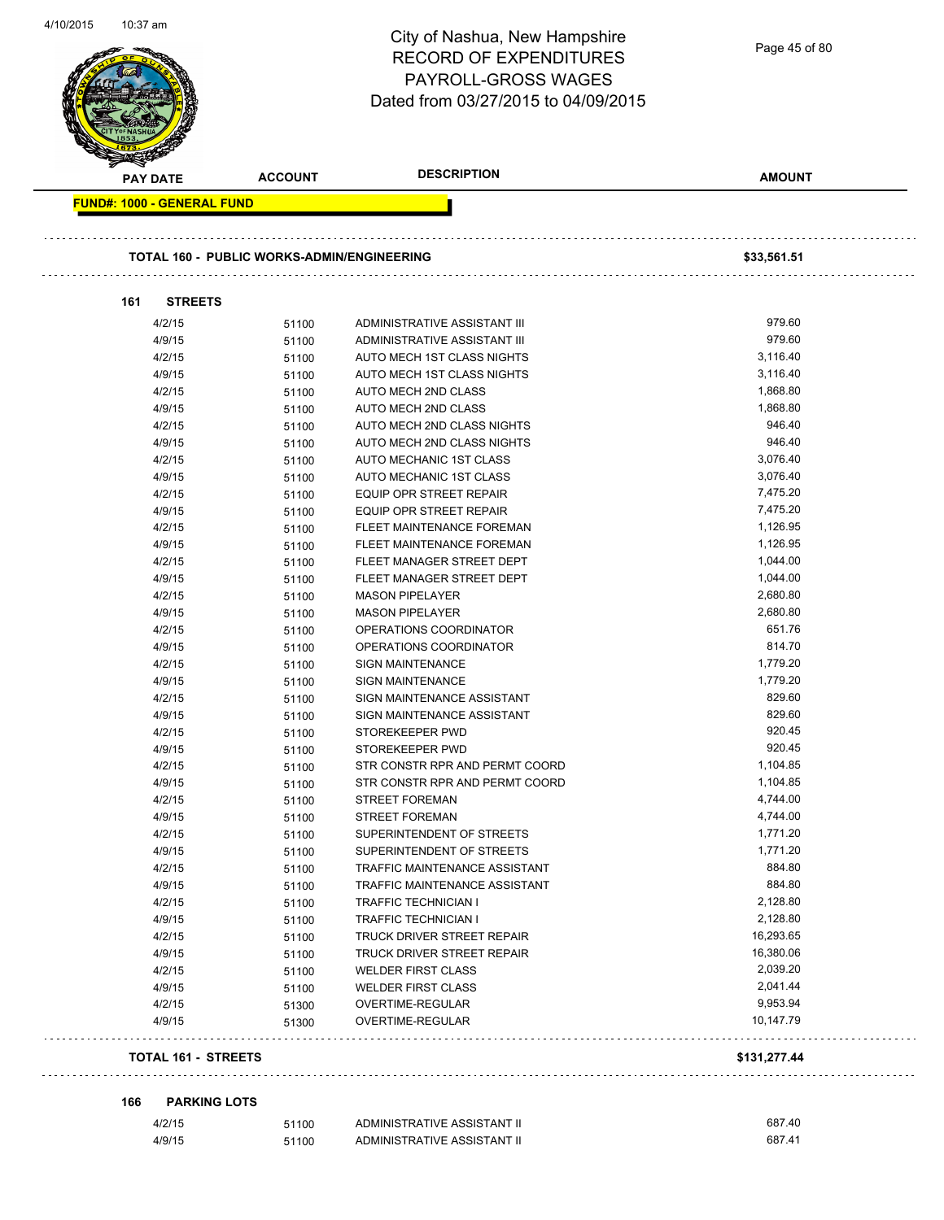# City of Nashua, New Hampshire
## RECORD OF EXPENDITURES
## PAYROLL-GROSS WAGES
## Dated from 03/27/2015 to 04/09/2015

| PAY DATE | ACCOUNT | DESCRIPTION | AMOUNT |
|---|---|---|---|
| **FUND#: 1000 - GENERAL FUND** | | | |
| **TOTAL 160 - PUBLIC WORKS-ADMIN/ENGINEERING** | | | **$33,561.51** |
| **161 STREETS** | | | |
| 4/2/15 | 51100 | ADMINISTRATIVE ASSISTANT III | 979.60 |
| 4/9/15 | 51100 | ADMINISTRATIVE ASSISTANT III | 979.60 |
| 4/2/15 | 51100 | AUTO MECH 1ST CLASS NIGHTS | 3,116.40 |
| 4/9/15 | 51100 | AUTO MECH 1ST CLASS NIGHTS | 3,116.40 |
| 4/2/15 | 51100 | AUTO MECH 2ND CLASS | 1,868.80 |
| 4/9/15 | 51100 | AUTO MECH 2ND CLASS | 1,868.80 |
| 4/2/15 | 51100 | AUTO MECH 2ND CLASS NIGHTS | 946.40 |
| 4/9/15 | 51100 | AUTO MECH 2ND CLASS NIGHTS | 946.40 |
| 4/2/15 | 51100 | AUTO MECHANIC 1ST CLASS | 3,076.40 |
| 4/9/15 | 51100 | AUTO MECHANIC 1ST CLASS | 3,076.40 |
| 4/2/15 | 51100 | EQUIP OPR STREET REPAIR | 7,475.20 |
| 4/9/15 | 51100 | EQUIP OPR STREET REPAIR | 7,475.20 |
| 4/2/15 | 51100 | FLEET MAINTENANCE FOREMAN | 1,126.95 |
| 4/9/15 | 51100 | FLEET MAINTENANCE FOREMAN | 1,126.95 |
| 4/2/15 | 51100 | FLEET MANAGER STREET DEPT | 1,044.00 |
| 4/9/15 | 51100 | FLEET MANAGER STREET DEPT | 1,044.00 |
| 4/2/15 | 51100 | MASON PIPELAYER | 2,680.80 |
| 4/9/15 | 51100 | MASON PIPELAYER | 2,680.80 |
| 4/2/15 | 51100 | OPERATIONS COORDINATOR | 651.76 |
| 4/9/15 | 51100 | OPERATIONS COORDINATOR | 814.70 |
| 4/2/15 | 51100 | SIGN MAINTENANCE | 1,779.20 |
| 4/9/15 | 51100 | SIGN MAINTENANCE | 1,779.20 |
| 4/2/15 | 51100 | SIGN MAINTENANCE ASSISTANT | 829.60 |
| 4/9/15 | 51100 | SIGN MAINTENANCE ASSISTANT | 829.60 |
| 4/2/15 | 51100 | STOREKEEPER PWD | 920.45 |
| 4/9/15 | 51100 | STOREKEEPER PWD | 920.45 |
| 4/2/15 | 51100 | STR CONSTR RPR AND PERMT COORD | 1,104.85 |
| 4/9/15 | 51100 | STR CONSTR RPR AND PERMT COORD | 1,104.85 |
| 4/2/15 | 51100 | STREET FOREMAN | 4,744.00 |
| 4/9/15 | 51100 | STREET FOREMAN | 4,744.00 |
| 4/2/15 | 51100 | SUPERINTENDENT OF STREETS | 1,771.20 |
| 4/9/15 | 51100 | SUPERINTENDENT OF STREETS | 1,771.20 |
| 4/2/15 | 51100 | TRAFFIC MAINTENANCE ASSISTANT | 884.80 |
| 4/9/15 | 51100 | TRAFFIC MAINTENANCE ASSISTANT | 884.80 |
| 4/2/15 | 51100 | TRAFFIC TECHNICIAN I | 2,128.80 |
| 4/9/15 | 51100 | TRAFFIC TECHNICIAN I | 2,128.80 |
| 4/2/15 | 51100 | TRUCK DRIVER STREET REPAIR | 16,293.65 |
| 4/9/15 | 51100 | TRUCK DRIVER STREET REPAIR | 16,380.06 |
| 4/2/15 | 51100 | WELDER FIRST CLASS | 2,039.20 |
| 4/9/15 | 51100 | WELDER FIRST CLASS | 2,041.44 |
| 4/2/15 | 51300 | OVERTIME-REGULAR | 9,953.94 |
| 4/9/15 | 51300 | OVERTIME-REGULAR | 10,147.79 |
| **TOTAL 161 - STREETS** | | | **$131,277.44** |
| **166 PARKING LOTS** | | | |
| 4/2/15 | 51100 | ADMINISTRATIVE ASSISTANT II | 687.40 |
| 4/9/15 | 51100 | ADMINISTRATIVE ASSISTANT II | 687.41 |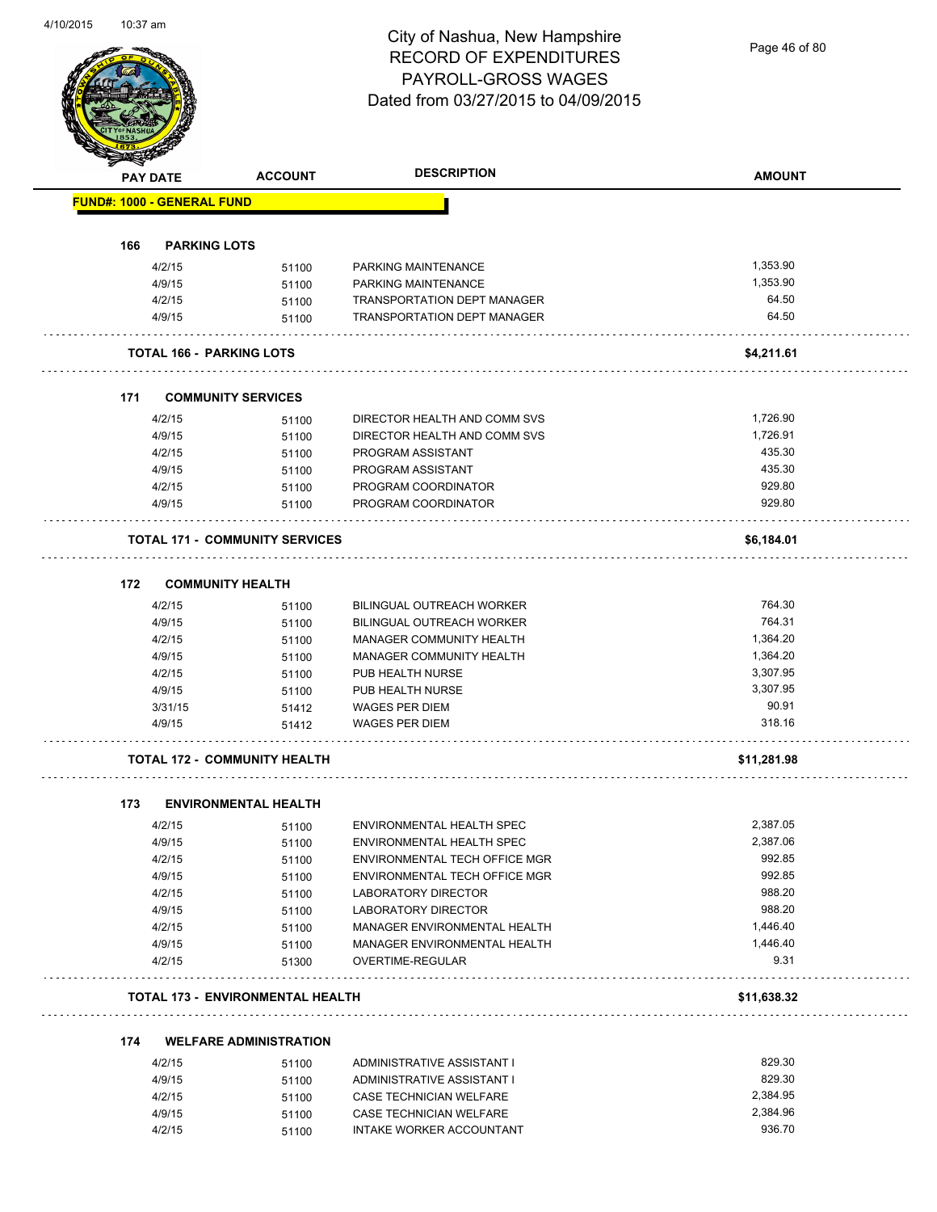# City of Nashua, New Hampshire
## RECORD OF EXPENDITURES
## PAYROLL-GROSS WAGES
## Dated from 03/27/2015 to 04/09/2015

**FUND#: 1000 - GENERAL FUND**

### 166 PARKING LOTS

| PAY DATE | ACCOUNT | DESCRIPTION | AMOUNT |
|---|---|---|---|
| 4/2/15 | 51100 | PARKING MAINTENANCE | 1,353.90 |
| 4/9/15 | 51100 | PARKING MAINTENANCE | 1,353.90 |
| 4/2/15 | 51100 | TRANSPORTATION DEPT MANAGER | 64.50 |
| 4/9/15 | 51100 | TRANSPORTATION DEPT MANAGER | 64.50 |
| **TOTAL 166 - PARKING LOTS** | | | **$4,211.61** |

### 171 COMMUNITY SERVICES

| PAY DATE | ACCOUNT | DESCRIPTION | AMOUNT |
|---|---|---|---|
| 4/2/15 | 51100 | DIRECTOR HEALTH AND COMM SVS | 1,726.90 |
| 4/9/15 | 51100 | DIRECTOR HEALTH AND COMM SVS | 1,726.91 |
| 4/2/15 | 51100 | PROGRAM ASSISTANT | 435.30 |
| 4/9/15 | 51100 | PROGRAM ASSISTANT | 435.30 |
| 4/2/15 | 51100 | PROGRAM COORDINATOR | 929.80 |
| 4/9/15 | 51100 | PROGRAM COORDINATOR | 929.80 |
| **TOTAL 171 - COMMUNITY SERVICES** | | | **$6,184.01** |

### 172 COMMUNITY HEALTH

| PAY DATE | ACCOUNT | DESCRIPTION | AMOUNT |
|---|---|---|---|
| 4/2/15 | 51100 | BILINGUAL OUTREACH WORKER | 764.30 |
| 4/9/15 | 51100 | BILINGUAL OUTREACH WORKER | 764.31 |
| 4/2/15 | 51100 | MANAGER COMMUNITY HEALTH | 1,364.20 |
| 4/9/15 | 51100 | MANAGER COMMUNITY HEALTH | 1,364.20 |
| 4/2/15 | 51100 | PUB HEALTH NURSE | 3,307.95 |
| 4/9/15 | 51100 | PUB HEALTH NURSE | 3,307.95 |
| 3/31/15 | 51412 | WAGES PER DIEM | 90.91 |
| 4/9/15 | 51412 | WAGES PER DIEM | 318.16 |
| **TOTAL 172 - COMMUNITY HEALTH** | | | **$11,281.98** |

### 173 ENVIRONMENTAL HEALTH

| PAY DATE | ACCOUNT | DESCRIPTION | AMOUNT |
|---|---|---|---|
| 4/2/15 | 51100 | ENVIRONMENTAL HEALTH SPEC | 2,387.05 |
| 4/9/15 | 51100 | ENVIRONMENTAL HEALTH SPEC | 2,387.06 |
| 4/2/15 | 51100 | ENVIRONMENTAL TECH OFFICE MGR | 992.85 |
| 4/9/15 | 51100 | ENVIRONMENTAL TECH OFFICE MGR | 992.85 |
| 4/2/15 | 51100 | LABORATORY DIRECTOR | 988.20 |
| 4/9/15 | 51100 | LABORATORY DIRECTOR | 988.20 |
| 4/2/15 | 51100 | MANAGER ENVIRONMENTAL HEALTH | 1,446.40 |
| 4/9/15 | 51100 | MANAGER ENVIRONMENTAL HEALTH | 1,446.40 |
| 4/2/15 | 51300 | OVERTIME-REGULAR | 9.31 |
| **TOTAL 173 - ENVIRONMENTAL HEALTH** | | | **$11,638.32** |

### 174 WELFARE ADMINISTRATION

| PAY DATE | ACCOUNT | DESCRIPTION | AMOUNT |
|---|---|---|---|
| 4/2/15 | 51100 | ADMINISTRATIVE ASSISTANT I | 829.30 |
| 4/9/15 | 51100 | ADMINISTRATIVE ASSISTANT I | 829.30 |
| 4/2/15 | 51100 | CASE TECHNICIAN WELFARE | 2,384.95 |
| 4/9/15 | 51100 | CASE TECHNICIAN WELFARE | 2,384.96 |
| 4/2/15 | 51100 | INTAKE WORKER ACCOUNTANT | 936.70 |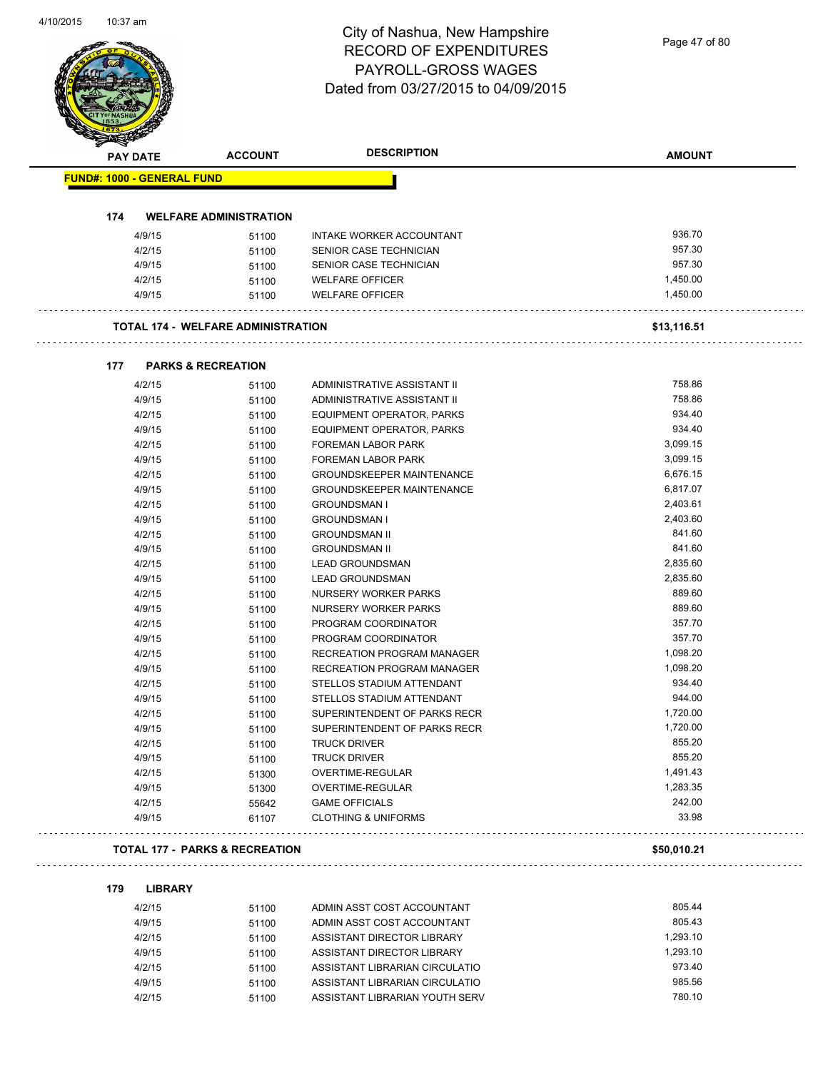# City of Nashua, New Hampshire
## RECORD OF EXPENDITURES
## PAYROLL-GROSS WAGES
## Dated from 03/27/2015 to 04/09/2015

| PAY DATE | ACCOUNT | DESCRIPTION | AMOUNT |
|---|---|---|---|

**FUND#: 1000 - GENERAL FUND**

### 174 WELFARE ADMINISTRATION

| PAY DATE | ACCOUNT | DESCRIPTION | AMOUNT |
|---|---|---|---|
| 4/9/15 | 51100 | INTAKE WORKER ACCOUNTANT | 936.70 |
| 4/2/15 | 51100 | SENIOR CASE TECHNICIAN | 957.30 |
| 4/9/15 | 51100 | SENIOR CASE TECHNICIAN | 957.30 |
| 4/2/15 | 51100 | WELFARE OFFICER | 1,450.00 |
| 4/9/15 | 51100 | WELFARE OFFICER | 1,450.00 |

**TOTAL 174 - WELFARE ADMINISTRATION** **$13,116.51**

### 177 PARKS & RECREATION

| PAY DATE | ACCOUNT | DESCRIPTION | AMOUNT |
|---|---|---|---|
| 4/2/15 | 51100 | ADMINISTRATIVE ASSISTANT II | 758.86 |
| 4/9/15 | 51100 | ADMINISTRATIVE ASSISTANT II | 758.86 |
| 4/2/15 | 51100 | EQUIPMENT OPERATOR, PARKS | 934.40 |
| 4/9/15 | 51100 | EQUIPMENT OPERATOR, PARKS | 934.40 |
| 4/2/15 | 51100 | FOREMAN LABOR PARK | 3,099.15 |
| 4/9/15 | 51100 | FOREMAN LABOR PARK | 3,099.15 |
| 4/2/15 | 51100 | GROUNDSKEEPER MAINTENANCE | 6,676.15 |
| 4/9/15 | 51100 | GROUNDSKEEPER MAINTENANCE | 6,817.07 |
| 4/2/15 | 51100 | GROUNDSMAN I | 2,403.61 |
| 4/9/15 | 51100 | GROUNDSMAN I | 2,403.60 |
| 4/2/15 | 51100 | GROUNDSMAN II | 841.60 |
| 4/9/15 | 51100 | GROUNDSMAN II | 841.60 |
| 4/2/15 | 51100 | LEAD GROUNDSMAN | 2,835.60 |
| 4/9/15 | 51100 | LEAD GROUNDSMAN | 2,835.60 |
| 4/2/15 | 51100 | NURSERY WORKER PARKS | 889.60 |
| 4/9/15 | 51100 | NURSERY WORKER PARKS | 889.60 |
| 4/2/15 | 51100 | PROGRAM COORDINATOR | 357.70 |
| 4/9/15 | 51100 | PROGRAM COORDINATOR | 357.70 |
| 4/2/15 | 51100 | RECREATION PROGRAM MANAGER | 1,098.20 |
| 4/9/15 | 51100 | RECREATION PROGRAM MANAGER | 1,098.20 |
| 4/2/15 | 51100 | STELLOS STADIUM ATTENDANT | 934.40 |
| 4/9/15 | 51100 | STELLOS STADIUM ATTENDANT | 944.00 |
| 4/2/15 | 51100 | SUPERINTENDENT OF PARKS RECR | 1,720.00 |
| 4/9/15 | 51100 | SUPERINTENDENT OF PARKS RECR | 1,720.00 |
| 4/2/15 | 51100 | TRUCK DRIVER | 855.20 |
| 4/9/15 | 51100 | TRUCK DRIVER | 855.20 |
| 4/2/15 | 51300 | OVERTIME-REGULAR | 1,491.43 |
| 4/9/15 | 51300 | OVERTIME-REGULAR | 1,283.35 |
| 4/2/15 | 55642 | GAME OFFICIALS | 242.00 |
| 4/9/15 | 61107 | CLOTHING & UNIFORMS | 33.98 |

**TOTAL 177 - PARKS & RECREATION** **$50,010.21**

### 179 LIBRARY

| PAY DATE | ACCOUNT | DESCRIPTION | AMOUNT |
|---|---|---|---|
| 4/2/15 | 51100 | ADMIN ASST COST ACCOUNTANT | 805.44 |
| 4/9/15 | 51100 | ADMIN ASST COST ACCOUNTANT | 805.43 |
| 4/2/15 | 51100 | ASSISTANT DIRECTOR LIBRARY | 1,293.10 |
| 4/9/15 | 51100 | ASSISTANT DIRECTOR LIBRARY | 1,293.10 |
| 4/2/15 | 51100 | ASSISTANT LIBRARIAN CIRCULATIO | 973.40 |
| 4/9/15 | 51100 | ASSISTANT LIBRARIAN CIRCULATIO | 985.56 |
| 4/2/15 | 51100 | ASSISTANT LIBRARIAN YOUTH SERV | 780.10 |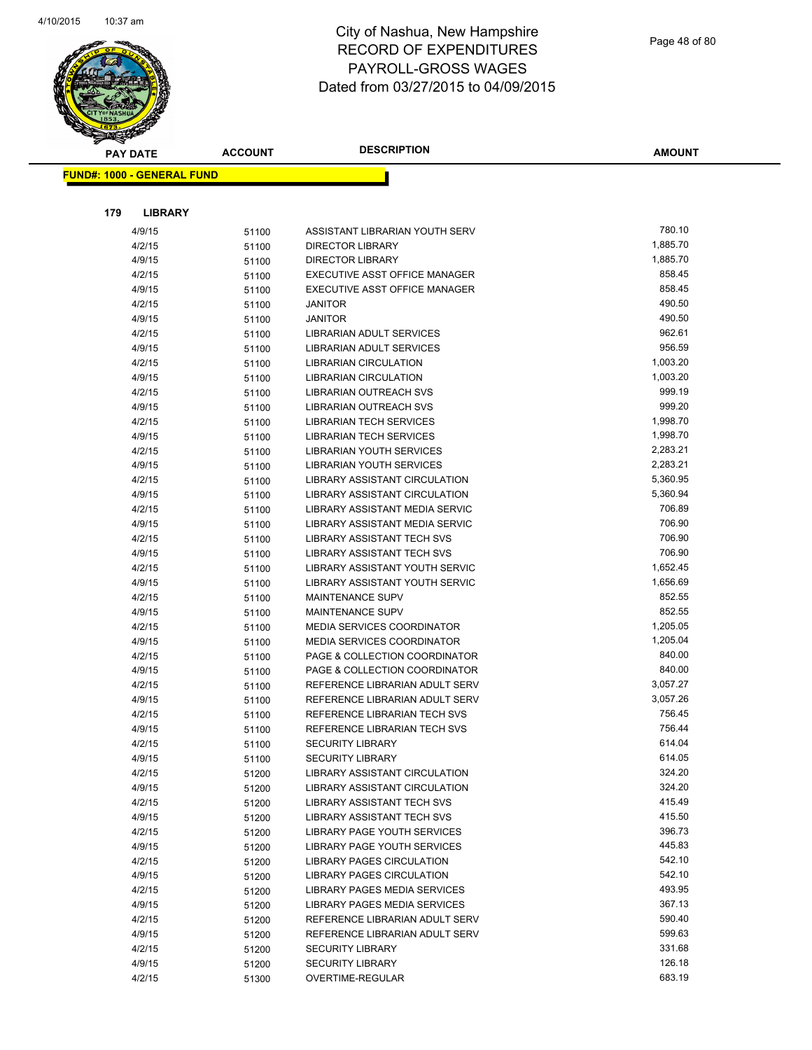# City of Nashua, New Hampshire
## RECORD OF EXPENDITURES
## PAYROLL-GROSS WAGES
## Dated from 03/27/2015 to 04/09/2015

**FUND#: 1000 - GENERAL FUND**

**179 LIBRARY**

| PAY DATE | ACCOUNT | DESCRIPTION | AMOUNT |
|---|---|---|---|
| 4/9/15 | 51100 | ASSISTANT LIBRARIAN YOUTH SERV | 780.10 |
| 4/2/15 | 51100 | DIRECTOR LIBRARY | 1,885.70 |
| 4/9/15 | 51100 | DIRECTOR LIBRARY | 1,885.70 |
| 4/2/15 | 51100 | EXECUTIVE ASST OFFICE MANAGER | 858.45 |
| 4/9/15 | 51100 | EXECUTIVE ASST OFFICE MANAGER | 858.45 |
| 4/2/15 | 51100 | JANITOR | 490.50 |
| 4/9/15 | 51100 | JANITOR | 490.50 |
| 4/2/15 | 51100 | LIBRARIAN ADULT SERVICES | 962.61 |
| 4/9/15 | 51100 | LIBRARIAN ADULT SERVICES | 956.59 |
| 4/2/15 | 51100 | LIBRARIAN CIRCULATION | 1,003.20 |
| 4/9/15 | 51100 | LIBRARIAN CIRCULATION | 1,003.20 |
| 4/2/15 | 51100 | LIBRARIAN OUTREACH SVS | 999.19 |
| 4/9/15 | 51100 | LIBRARIAN OUTREACH SVS | 999.20 |
| 4/2/15 | 51100 | LIBRARIAN TECH SERVICES | 1,998.70 |
| 4/9/15 | 51100 | LIBRARIAN TECH SERVICES | 1,998.70 |
| 4/2/15 | 51100 | LIBRARIAN YOUTH SERVICES | 2,283.21 |
| 4/9/15 | 51100 | LIBRARIAN YOUTH SERVICES | 2,283.21 |
| 4/2/15 | 51100 | LIBRARY ASSISTANT CIRCULATION | 5,360.95 |
| 4/9/15 | 51100 | LIBRARY ASSISTANT CIRCULATION | 5,360.94 |
| 4/2/15 | 51100 | LIBRARY ASSISTANT MEDIA SERVIC | 706.89 |
| 4/9/15 | 51100 | LIBRARY ASSISTANT MEDIA SERVIC | 706.90 |
| 4/2/15 | 51100 | LIBRARY ASSISTANT TECH SVS | 706.90 |
| 4/9/15 | 51100 | LIBRARY ASSISTANT TECH SVS | 706.90 |
| 4/2/15 | 51100 | LIBRARY ASSISTANT YOUTH SERVIC | 1,652.45 |
| 4/9/15 | 51100 | LIBRARY ASSISTANT YOUTH SERVIC | 1,656.69 |
| 4/2/15 | 51100 | MAINTENANCE SUPV | 852.55 |
| 4/9/15 | 51100 | MAINTENANCE SUPV | 852.55 |
| 4/2/15 | 51100 | MEDIA SERVICES COORDINATOR | 1,205.05 |
| 4/9/15 | 51100 | MEDIA SERVICES COORDINATOR | 1,205.04 |
| 4/2/15 | 51100 | PAGE & COLLECTION COORDINATOR | 840.00 |
| 4/9/15 | 51100 | PAGE & COLLECTION COORDINATOR | 840.00 |
| 4/2/15 | 51100 | REFERENCE LIBRARIAN ADULT SERV | 3,057.27 |
| 4/9/15 | 51100 | REFERENCE LIBRARIAN ADULT SERV | 3,057.26 |
| 4/2/15 | 51100 | REFERENCE LIBRARIAN TECH SVS | 756.45 |
| 4/9/15 | 51100 | REFERENCE LIBRARIAN TECH SVS | 756.44 |
| 4/2/15 | 51100 | SECURITY LIBRARY | 614.04 |
| 4/9/15 | 51100 | SECURITY LIBRARY | 614.05 |
| 4/2/15 | 51200 | LIBRARY ASSISTANT CIRCULATION | 324.20 |
| 4/9/15 | 51200 | LIBRARY ASSISTANT CIRCULATION | 324.20 |
| 4/2/15 | 51200 | LIBRARY ASSISTANT TECH SVS | 415.49 |
| 4/9/15 | 51200 | LIBRARY ASSISTANT TECH SVS | 415.50 |
| 4/2/15 | 51200 | LIBRARY PAGE YOUTH SERVICES | 396.73 |
| 4/9/15 | 51200 | LIBRARY PAGE YOUTH SERVICES | 445.83 |
| 4/2/15 | 51200 | LIBRARY PAGES CIRCULATION | 542.10 |
| 4/9/15 | 51200 | LIBRARY PAGES CIRCULATION | 542.10 |
| 4/2/15 | 51200 | LIBRARY PAGES MEDIA SERVICES | 493.95 |
| 4/9/15 | 51200 | LIBRARY PAGES MEDIA SERVICES | 367.13 |
| 4/2/15 | 51200 | REFERENCE LIBRARIAN ADULT SERV | 590.40 |
| 4/9/15 | 51200 | REFERENCE LIBRARIAN ADULT SERV | 599.63 |
| 4/2/15 | 51200 | SECURITY LIBRARY | 331.68 |
| 4/9/15 | 51200 | SECURITY LIBRARY | 126.18 |
| 4/2/15 | 51300 | OVERTIME-REGULAR | 683.19 |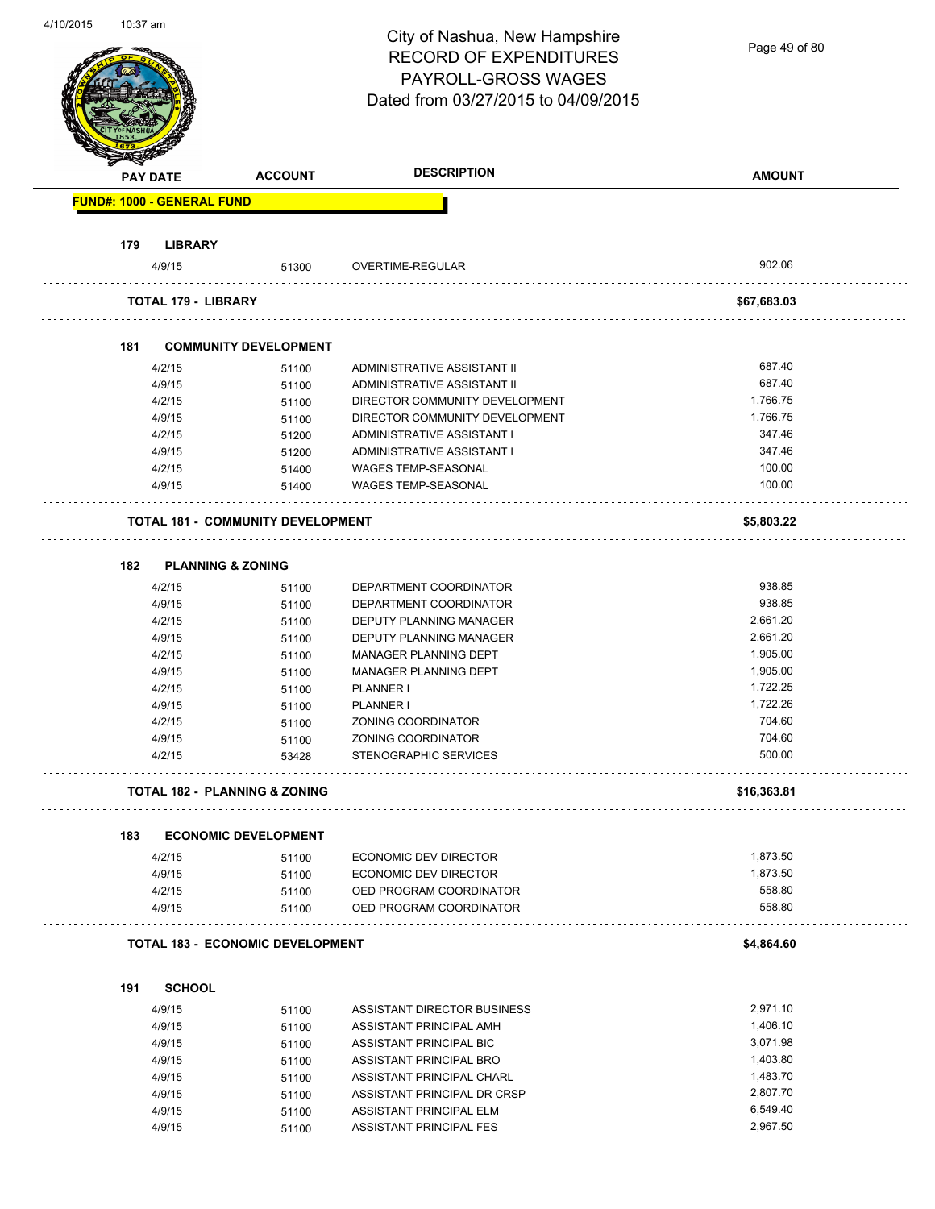City of Nashua, New Hampshire
RECORD OF EXPENDITURES
PAYROLL-GROSS WAGES
Dated from 03/27/2015 to 04/09/2015

| PAY DATE | ACCOUNT | DESCRIPTION | AMOUNT |
|---|---|---|---|
| **FUND#: 1000 - GENERAL FUND** | | | |
| **179 LIBRARY** | | | |
| 4/9/15 | 51300 | OVERTIME-REGULAR | 902.06 |
| **TOTAL 179 - LIBRARY** | | | **$67,683.03** |
| **181 COMMUNITY DEVELOPMENT** | | | |
| 4/2/15 | 51100 | ADMINISTRATIVE ASSISTANT II | 687.40 |
| 4/9/15 | 51100 | ADMINISTRATIVE ASSISTANT II | 687.40 |
| 4/2/15 | 51100 | DIRECTOR COMMUNITY DEVELOPMENT | 1,766.75 |
| 4/9/15 | 51100 | DIRECTOR COMMUNITY DEVELOPMENT | 1,766.75 |
| 4/2/15 | 51200 | ADMINISTRATIVE ASSISTANT I | 347.46 |
| 4/9/15 | 51200 | ADMINISTRATIVE ASSISTANT I | 347.46 |
| 4/2/15 | 51400 | WAGES TEMP-SEASONAL | 100.00 |
| 4/9/15 | 51400 | WAGES TEMP-SEASONAL | 100.00 |
| **TOTAL 181 - COMMUNITY DEVELOPMENT** | | | **$5,803.22** |
| **182 PLANNING & ZONING** | | | |
| 4/2/15 | 51100 | DEPARTMENT COORDINATOR | 938.85 |
| 4/9/15 | 51100 | DEPARTMENT COORDINATOR | 938.85 |
| 4/2/15 | 51100 | DEPUTY PLANNING MANAGER | 2,661.20 |
| 4/9/15 | 51100 | DEPUTY PLANNING MANAGER | 2,661.20 |
| 4/2/15 | 51100 | MANAGER PLANNING DEPT | 1,905.00 |
| 4/9/15 | 51100 | MANAGER PLANNING DEPT | 1,905.00 |
| 4/2/15 | 51100 | PLANNER I | 1,722.25 |
| 4/9/15 | 51100 | PLANNER I | 1,722.26 |
| 4/2/15 | 51100 | ZONING COORDINATOR | 704.60 |
| 4/9/15 | 51100 | ZONING COORDINATOR | 704.60 |
| 4/2/15 | 53428 | STENOGRAPHIC SERVICES | 500.00 |
| **TOTAL 182 - PLANNING & ZONING** | | | **$16,363.81** |
| **183 ECONOMIC DEVELOPMENT** | | | |
| 4/2/15 | 51100 | ECONOMIC DEV DIRECTOR | 1,873.50 |
| 4/9/15 | 51100 | ECONOMIC DEV DIRECTOR | 1,873.50 |
| 4/2/15 | 51100 | OED PROGRAM COORDINATOR | 558.80 |
| 4/9/15 | 51100 | OED PROGRAM COORDINATOR | 558.80 |
| **TOTAL 183 - ECONOMIC DEVELOPMENT** | | | **$4,864.60** |
| **191 SCHOOL** | | | |
| 4/9/15 | 51100 | ASSISTANT DIRECTOR BUSINESS | 2,971.10 |
| 4/9/15 | 51100 | ASSISTANT PRINCIPAL AMH | 1,406.10 |
| 4/9/15 | 51100 | ASSISTANT PRINCIPAL BIC | 3,071.98 |
| 4/9/15 | 51100 | ASSISTANT PRINCIPAL BRO | 1,403.80 |
| 4/9/15 | 51100 | ASSISTANT PRINCIPAL CHARL | 1,483.70 |
| 4/9/15 | 51100 | ASSISTANT PRINCIPAL DR CRSP | 2,807.70 |
| 4/9/15 | 51100 | ASSISTANT PRINCIPAL ELM | 6,549.40 |
| 4/9/15 | 51100 | ASSISTANT PRINCIPAL FES | 2,967.50 |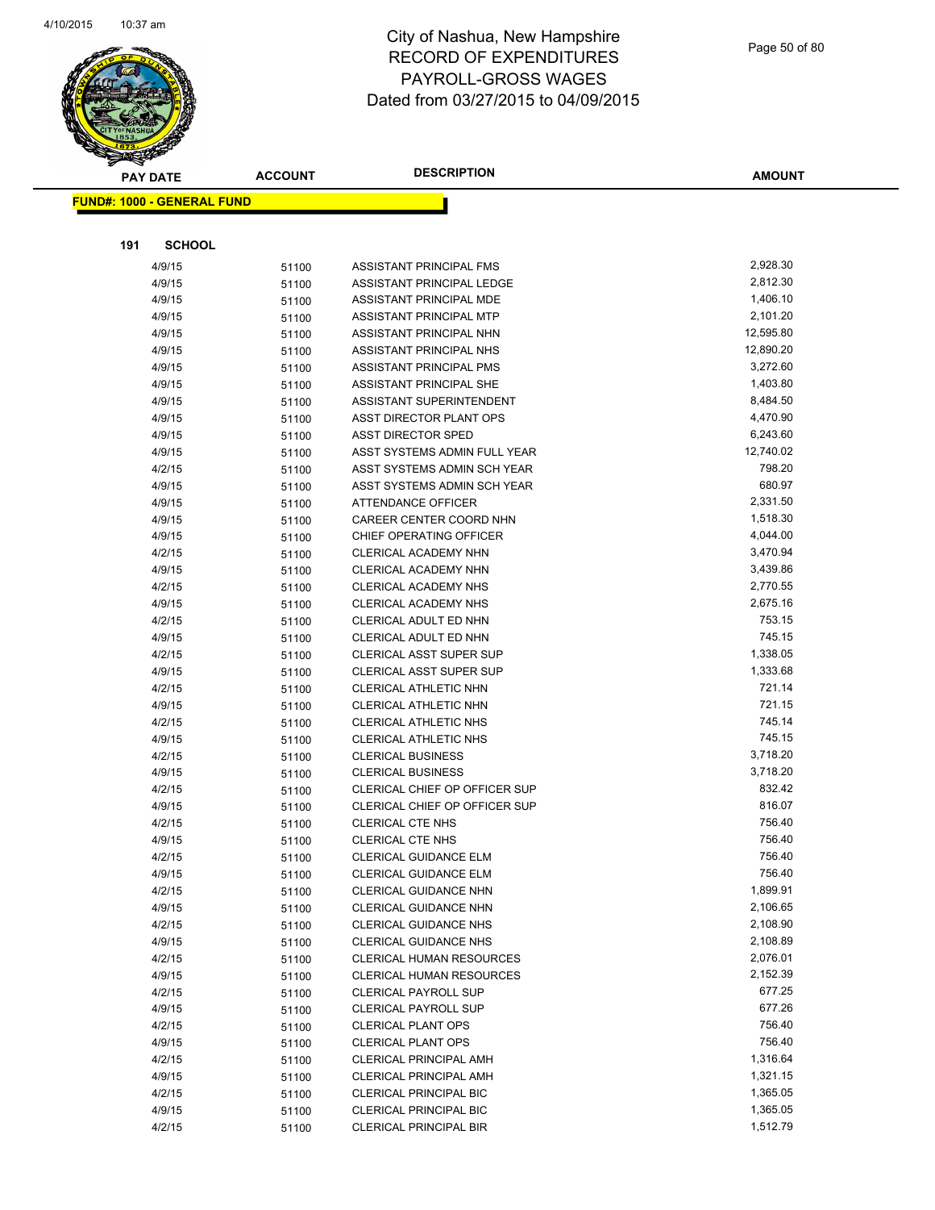# City of Nashua, New Hampshire
# RECORD OF EXPENDITURES
# PAYROLL-GROSS WAGES
# Dated from 03/27/2015 to 04/09/2015

**FUND#: 1000 - GENERAL FUND**

**191 SCHOOL**

| PAY DATE | ACCOUNT | DESCRIPTION | AMOUNT |
|---|---|---|---|
| 4/9/15 | 51100 | ASSISTANT PRINCIPAL FMS | 2,928.30 |
| 4/9/15 | 51100 | ASSISTANT PRINCIPAL LEDGE | 2,812.30 |
| 4/9/15 | 51100 | ASSISTANT PRINCIPAL MDE | 1,406.10 |
| 4/9/15 | 51100 | ASSISTANT PRINCIPAL MTP | 2,101.20 |
| 4/9/15 | 51100 | ASSISTANT PRINCIPAL NHN | 12,595.80 |
| 4/9/15 | 51100 | ASSISTANT PRINCIPAL NHS | 12,890.20 |
| 4/9/15 | 51100 | ASSISTANT PRINCIPAL PMS | 3,272.60 |
| 4/9/15 | 51100 | ASSISTANT PRINCIPAL SHE | 1,403.80 |
| 4/9/15 | 51100 | ASSISTANT SUPERINTENDENT | 8,484.50 |
| 4/9/15 | 51100 | ASST DIRECTOR PLANT OPS | 4,470.90 |
| 4/9/15 | 51100 | ASST DIRECTOR SPED | 6,243.60 |
| 4/9/15 | 51100 | ASST SYSTEMS ADMIN FULL YEAR | 12,740.02 |
| 4/2/15 | 51100 | ASST SYSTEMS ADMIN SCH YEAR | 798.20 |
| 4/9/15 | 51100 | ASST SYSTEMS ADMIN SCH YEAR | 680.97 |
| 4/9/15 | 51100 | ATTENDANCE OFFICER | 2,331.50 |
| 4/9/15 | 51100 | CAREER CENTER COORD NHN | 1,518.30 |
| 4/9/15 | 51100 | CHIEF OPERATING OFFICER | 4,044.00 |
| 4/2/15 | 51100 | CLERICAL ACADEMY NHN | 3,470.94 |
| 4/9/15 | 51100 | CLERICAL ACADEMY NHN | 3,439.86 |
| 4/2/15 | 51100 | CLERICAL ACADEMY NHS | 2,770.55 |
| 4/9/15 | 51100 | CLERICAL ACADEMY NHS | 2,675.16 |
| 4/2/15 | 51100 | CLERICAL ADULT ED NHN | 753.15 |
| 4/9/15 | 51100 | CLERICAL ADULT ED NHN | 745.15 |
| 4/2/15 | 51100 | CLERICAL ASST SUPER SUP | 1,338.05 |
| 4/9/15 | 51100 | CLERICAL ASST SUPER SUP | 1,333.68 |
| 4/2/15 | 51100 | CLERICAL ATHLETIC NHN | 721.14 |
| 4/9/15 | 51100 | CLERICAL ATHLETIC NHN | 721.15 |
| 4/2/15 | 51100 | CLERICAL ATHLETIC NHS | 745.14 |
| 4/9/15 | 51100 | CLERICAL ATHLETIC NHS | 745.15 |
| 4/2/15 | 51100 | CLERICAL BUSINESS | 3,718.20 |
| 4/9/15 | 51100 | CLERICAL BUSINESS | 3,718.20 |
| 4/2/15 | 51100 | CLERICAL CHIEF OP OFFICER SUP | 832.42 |
| 4/9/15 | 51100 | CLERICAL CHIEF OP OFFICER SUP | 816.07 |
| 4/2/15 | 51100 | CLERICAL CTE NHS | 756.40 |
| 4/9/15 | 51100 | CLERICAL CTE NHS | 756.40 |
| 4/2/15 | 51100 | CLERICAL GUIDANCE ELM | 756.40 |
| 4/9/15 | 51100 | CLERICAL GUIDANCE ELM | 756.40 |
| 4/2/15 | 51100 | CLERICAL GUIDANCE NHN | 1,899.91 |
| 4/9/15 | 51100 | CLERICAL GUIDANCE NHN | 2,106.65 |
| 4/2/15 | 51100 | CLERICAL GUIDANCE NHS | 2,108.90 |
| 4/9/15 | 51100 | CLERICAL GUIDANCE NHS | 2,108.89 |
| 4/2/15 | 51100 | CLERICAL HUMAN RESOURCES | 2,076.01 |
| 4/9/15 | 51100 | CLERICAL HUMAN RESOURCES | 2,152.39 |
| 4/2/15 | 51100 | CLERICAL PAYROLL SUP | 677.25 |
| 4/9/15 | 51100 | CLERICAL PAYROLL SUP | 677.26 |
| 4/2/15 | 51100 | CLERICAL PLANT OPS | 756.40 |
| 4/9/15 | 51100 | CLERICAL PLANT OPS | 756.40 |
| 4/2/15 | 51100 | CLERICAL PRINCIPAL AMH | 1,316.64 |
| 4/9/15 | 51100 | CLERICAL PRINCIPAL AMH | 1,321.15 |
| 4/2/15 | 51100 | CLERICAL PRINCIPAL BIC | 1,365.05 |
| 4/9/15 | 51100 | CLERICAL PRINCIPAL BIC | 1,365.05 |
| 4/2/15 | 51100 | CLERICAL PRINCIPAL BIR | 1,512.79 |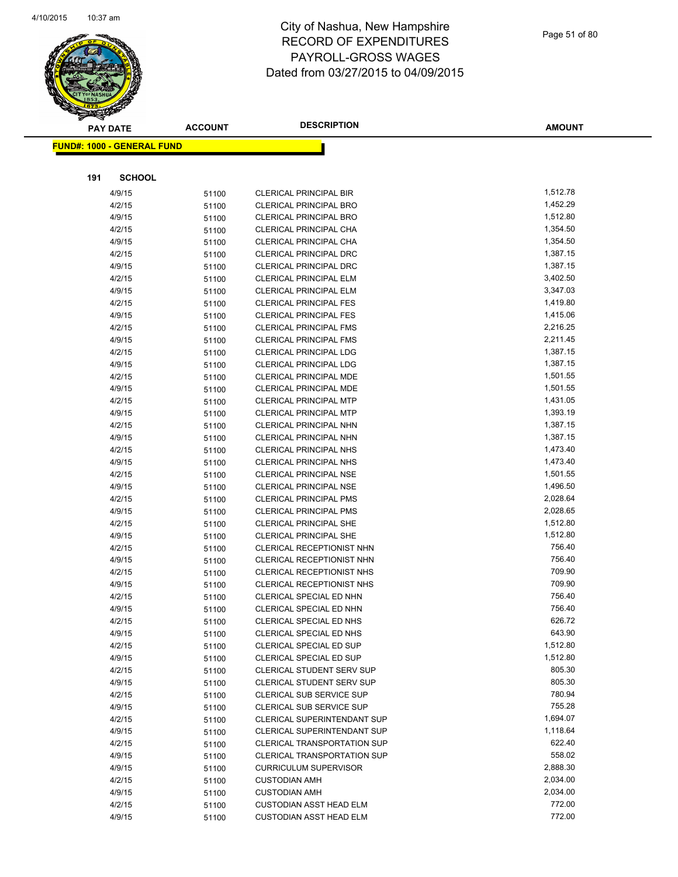# City of Nashua, New Hampshire
# RECORD OF EXPENDITURES
# PAYROLL-GROSS WAGES
# Dated from 03/27/2015 to 04/09/2015

**FUND#: 1000 - GENERAL FUND**

**191 SCHOOL**

| PAY DATE | ACCOUNT | DESCRIPTION | AMOUNT |
|---|---|---|---|
| 4/9/15 | 51100 | CLERICAL PRINCIPAL BIR | 1,512.78 |
| 4/2/15 | 51100 | CLERICAL PRINCIPAL BRO | 1,452.29 |
| 4/9/15 | 51100 | CLERICAL PRINCIPAL BRO | 1,512.80 |
| 4/2/15 | 51100 | CLERICAL PRINCIPAL CHA | 1,354.50 |
| 4/9/15 | 51100 | CLERICAL PRINCIPAL CHA | 1,354.50 |
| 4/2/15 | 51100 | CLERICAL PRINCIPAL DRC | 1,387.15 |
| 4/9/15 | 51100 | CLERICAL PRINCIPAL DRC | 1,387.15 |
| 4/2/15 | 51100 | CLERICAL PRINCIPAL ELM | 3,402.50 |
| 4/9/15 | 51100 | CLERICAL PRINCIPAL ELM | 3,347.03 |
| 4/2/15 | 51100 | CLERICAL PRINCIPAL FES | 1,419.80 |
| 4/9/15 | 51100 | CLERICAL PRINCIPAL FES | 1,415.06 |
| 4/2/15 | 51100 | CLERICAL PRINCIPAL FMS | 2,216.25 |
| 4/9/15 | 51100 | CLERICAL PRINCIPAL FMS | 2,211.45 |
| 4/2/15 | 51100 | CLERICAL PRINCIPAL LDG | 1,387.15 |
| 4/9/15 | 51100 | CLERICAL PRINCIPAL LDG | 1,387.15 |
| 4/2/15 | 51100 | CLERICAL PRINCIPAL MDE | 1,501.55 |
| 4/9/15 | 51100 | CLERICAL PRINCIPAL MDE | 1,501.55 |
| 4/2/15 | 51100 | CLERICAL PRINCIPAL MTP | 1,431.05 |
| 4/9/15 | 51100 | CLERICAL PRINCIPAL MTP | 1,393.19 |
| 4/2/15 | 51100 | CLERICAL PRINCIPAL NHN | 1,387.15 |
| 4/9/15 | 51100 | CLERICAL PRINCIPAL NHN | 1,387.15 |
| 4/2/15 | 51100 | CLERICAL PRINCIPAL NHS | 1,473.40 |
| 4/9/15 | 51100 | CLERICAL PRINCIPAL NHS | 1,473.40 |
| 4/2/15 | 51100 | CLERICAL PRINCIPAL NSE | 1,501.55 |
| 4/9/15 | 51100 | CLERICAL PRINCIPAL NSE | 1,496.50 |
| 4/2/15 | 51100 | CLERICAL PRINCIPAL PMS | 2,028.64 |
| 4/9/15 | 51100 | CLERICAL PRINCIPAL PMS | 2,028.65 |
| 4/2/15 | 51100 | CLERICAL PRINCIPAL SHE | 1,512.80 |
| 4/9/15 | 51100 | CLERICAL PRINCIPAL SHE | 1,512.80 |
| 4/2/15 | 51100 | CLERICAL RECEPTIONIST NHN | 756.40 |
| 4/9/15 | 51100 | CLERICAL RECEPTIONIST NHN | 756.40 |
| 4/2/15 | 51100 | CLERICAL RECEPTIONIST NHS | 709.90 |
| 4/9/15 | 51100 | CLERICAL RECEPTIONIST NHS | 709.90 |
| 4/2/15 | 51100 | CLERICAL SPECIAL ED NHN | 756.40 |
| 4/9/15 | 51100 | CLERICAL SPECIAL ED NHN | 756.40 |
| 4/2/15 | 51100 | CLERICAL SPECIAL ED NHS | 626.72 |
| 4/9/15 | 51100 | CLERICAL SPECIAL ED NHS | 643.90 |
| 4/2/15 | 51100 | CLERICAL SPECIAL ED SUP | 1,512.80 |
| 4/9/15 | 51100 | CLERICAL SPECIAL ED SUP | 1,512.80 |
| 4/2/15 | 51100 | CLERICAL STUDENT SERV SUP | 805.30 |
| 4/9/15 | 51100 | CLERICAL STUDENT SERV SUP | 805.30 |
| 4/2/15 | 51100 | CLERICAL SUB SERVICE SUP | 780.94 |
| 4/9/15 | 51100 | CLERICAL SUB SERVICE SUP | 755.28 |
| 4/2/15 | 51100 | CLERICAL SUPERINTENDANT SUP | 1,694.07 |
| 4/9/15 | 51100 | CLERICAL SUPERINTENDANT SUP | 1,118.64 |
| 4/2/15 | 51100 | CLERICAL TRANSPORTATION SUP | 622.40 |
| 4/9/15 | 51100 | CLERICAL TRANSPORTATION SUP | 558.02 |
| 4/9/15 | 51100 | CURRICULUM SUPERVISOR | 2,888.30 |
| 4/2/15 | 51100 | CUSTODIAN AMH | 2,034.00 |
| 4/9/15 | 51100 | CUSTODIAN AMH | 2,034.00 |
| 4/2/15 | 51100 | CUSTODIAN ASST HEAD ELM | 772.00 |
| 4/9/15 | 51100 | CUSTODIAN ASST HEAD ELM | 772.00 |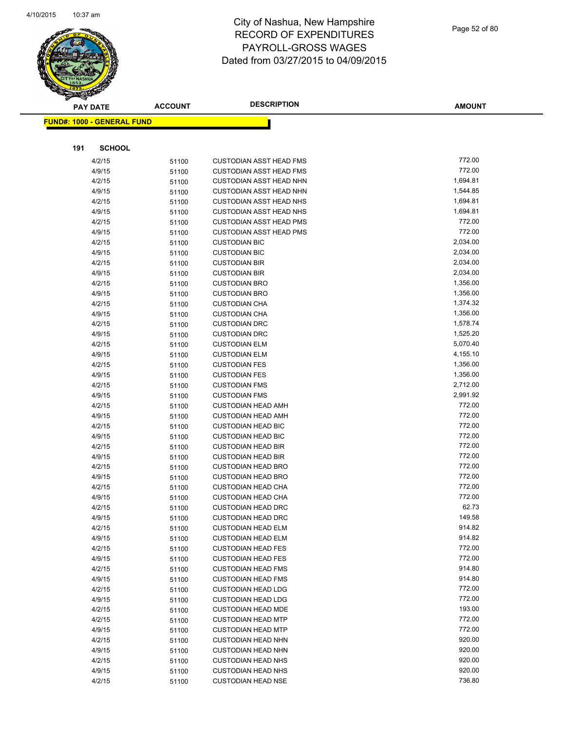# City of Nashua, New Hampshire
# RECORD OF EXPENDITURES
# PAYROLL-GROSS WAGES
# Dated from 03/27/2015 to 04/09/2015

| PAY DATE | ACCOUNT | DESCRIPTION | AMOUNT |
|---|---|---|---|

**FUND#: 1000 - GENERAL FUND**

**191 SCHOOL**

| PAY DATE | ACCOUNT | DESCRIPTION | AMOUNT |
|---|---|---|---|
| 4/2/15 | 51100 | CUSTODIAN ASST HEAD FMS | 772.00 |
| 4/9/15 | 51100 | CUSTODIAN ASST HEAD FMS | 772.00 |
| 4/2/15 | 51100 | CUSTODIAN ASST HEAD NHN | 1,694.81 |
| 4/9/15 | 51100 | CUSTODIAN ASST HEAD NHN | 1,544.85 |
| 4/2/15 | 51100 | CUSTODIAN ASST HEAD NHS | 1,694.81 |
| 4/9/15 | 51100 | CUSTODIAN ASST HEAD NHS | 1,694.81 |
| 4/2/15 | 51100 | CUSTODIAN ASST HEAD PMS | 772.00 |
| 4/9/15 | 51100 | CUSTODIAN ASST HEAD PMS | 772.00 |
| 4/2/15 | 51100 | CUSTODIAN BIC | 2,034.00 |
| 4/9/15 | 51100 | CUSTODIAN BIC | 2,034.00 |
| 4/2/15 | 51100 | CUSTODIAN BIR | 2,034.00 |
| 4/9/15 | 51100 | CUSTODIAN BIR | 2,034.00 |
| 4/2/15 | 51100 | CUSTODIAN BRO | 1,356.00 |
| 4/9/15 | 51100 | CUSTODIAN BRO | 1,356.00 |
| 4/2/15 | 51100 | CUSTODIAN CHA | 1,374.32 |
| 4/9/15 | 51100 | CUSTODIAN CHA | 1,356.00 |
| 4/2/15 | 51100 | CUSTODIAN DRC | 1,578.74 |
| 4/9/15 | 51100 | CUSTODIAN DRC | 1,525.20 |
| 4/2/15 | 51100 | CUSTODIAN ELM | 5,070.40 |
| 4/9/15 | 51100 | CUSTODIAN ELM | 4,155.10 |
| 4/2/15 | 51100 | CUSTODIAN FES | 1,356.00 |
| 4/9/15 | 51100 | CUSTODIAN FES | 1,356.00 |
| 4/2/15 | 51100 | CUSTODIAN FMS | 2,712.00 |
| 4/9/15 | 51100 | CUSTODIAN FMS | 2,991.92 |
| 4/2/15 | 51100 | CUSTODIAN HEAD AMH | 772.00 |
| 4/9/15 | 51100 | CUSTODIAN HEAD AMH | 772.00 |
| 4/2/15 | 51100 | CUSTODIAN HEAD BIC | 772.00 |
| 4/9/15 | 51100 | CUSTODIAN HEAD BIC | 772.00 |
| 4/2/15 | 51100 | CUSTODIAN HEAD BIR | 772.00 |
| 4/9/15 | 51100 | CUSTODIAN HEAD BIR | 772.00 |
| 4/2/15 | 51100 | CUSTODIAN HEAD BRO | 772.00 |
| 4/9/15 | 51100 | CUSTODIAN HEAD BRO | 772.00 |
| 4/2/15 | 51100 | CUSTODIAN HEAD CHA | 772.00 |
| 4/9/15 | 51100 | CUSTODIAN HEAD CHA | 772.00 |
| 4/2/15 | 51100 | CUSTODIAN HEAD DRC | 62.73 |
| 4/9/15 | 51100 | CUSTODIAN HEAD DRC | 149.58 |
| 4/2/15 | 51100 | CUSTODIAN HEAD ELM | 914.82 |
| 4/9/15 | 51100 | CUSTODIAN HEAD ELM | 914.82 |
| 4/2/15 | 51100 | CUSTODIAN HEAD FES | 772.00 |
| 4/9/15 | 51100 | CUSTODIAN HEAD FES | 772.00 |
| 4/2/15 | 51100 | CUSTODIAN HEAD FMS | 914.80 |
| 4/9/15 | 51100 | CUSTODIAN HEAD FMS | 914.80 |
| 4/2/15 | 51100 | CUSTODIAN HEAD LDG | 772.00 |
| 4/9/15 | 51100 | CUSTODIAN HEAD LDG | 772.00 |
| 4/2/15 | 51100 | CUSTODIAN HEAD MDE | 193.00 |
| 4/2/15 | 51100 | CUSTODIAN HEAD MTP | 772.00 |
| 4/9/15 | 51100 | CUSTODIAN HEAD MTP | 772.00 |
| 4/2/15 | 51100 | CUSTODIAN HEAD NHN | 920.00 |
| 4/9/15 | 51100 | CUSTODIAN HEAD NHN | 920.00 |
| 4/2/15 | 51100 | CUSTODIAN HEAD NHS | 920.00 |
| 4/9/15 | 51100 | CUSTODIAN HEAD NHS | 920.00 |
| 4/2/15 | 51100 | CUSTODIAN HEAD NSE | 736.80 |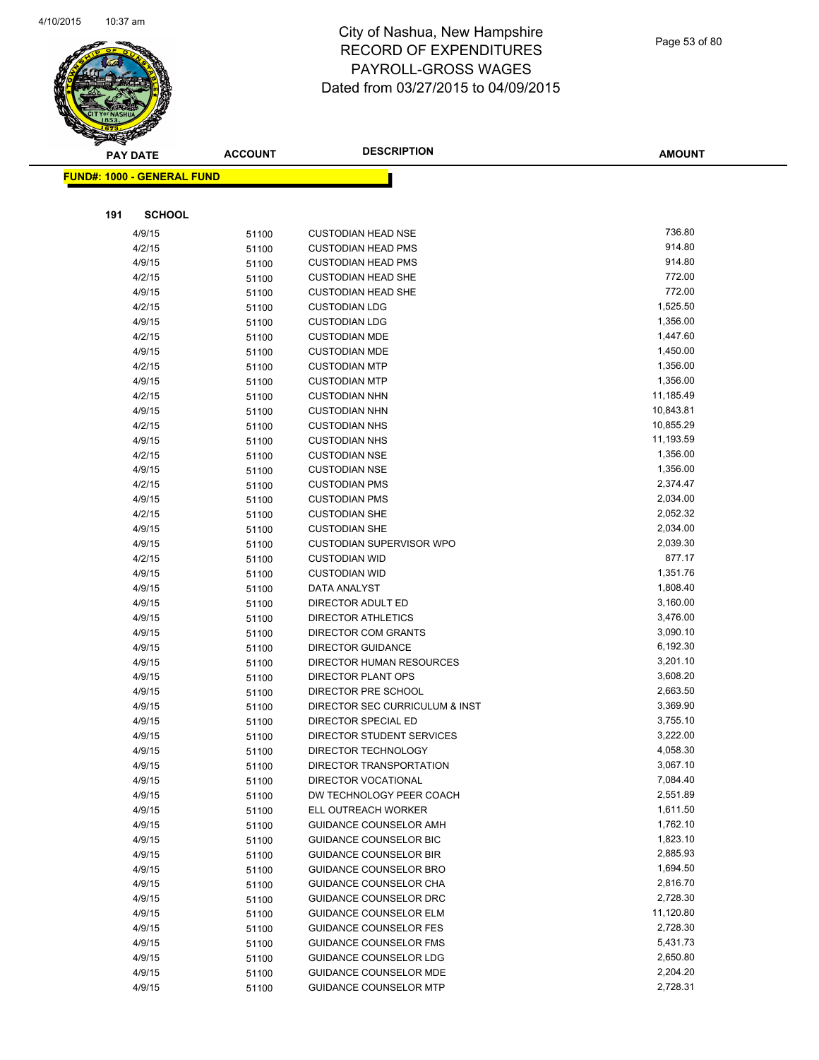# City of Nashua, New Hampshire
## RECORD OF EXPENDITURES
## PAYROLL-GROSS WAGES
## Dated from 03/27/2015 to 04/09/2015

**FUND#: 1000 - GENERAL FUND**

**191 SCHOOL**

| PAY DATE | ACCOUNT | DESCRIPTION | AMOUNT |
|---|---|---|---|
| 4/9/15 | 51100 | CUSTODIAN HEAD NSE | 736.80 |
| 4/2/15 | 51100 | CUSTODIAN HEAD PMS | 914.80 |
| 4/9/15 | 51100 | CUSTODIAN HEAD PMS | 914.80 |
| 4/2/15 | 51100 | CUSTODIAN HEAD SHE | 772.00 |
| 4/9/15 | 51100 | CUSTODIAN HEAD SHE | 772.00 |
| 4/2/15 | 51100 | CUSTODIAN LDG | 1,525.50 |
| 4/9/15 | 51100 | CUSTODIAN LDG | 1,356.00 |
| 4/2/15 | 51100 | CUSTODIAN MDE | 1,447.60 |
| 4/9/15 | 51100 | CUSTODIAN MDE | 1,450.00 |
| 4/2/15 | 51100 | CUSTODIAN MTP | 1,356.00 |
| 4/9/15 | 51100 | CUSTODIAN MTP | 1,356.00 |
| 4/2/15 | 51100 | CUSTODIAN NHN | 11,185.49 |
| 4/9/15 | 51100 | CUSTODIAN NHN | 10,843.81 |
| 4/2/15 | 51100 | CUSTODIAN NHS | 10,855.29 |
| 4/9/15 | 51100 | CUSTODIAN NHS | 11,193.59 |
| 4/2/15 | 51100 | CUSTODIAN NSE | 1,356.00 |
| 4/9/15 | 51100 | CUSTODIAN NSE | 1,356.00 |
| 4/2/15 | 51100 | CUSTODIAN PMS | 2,374.47 |
| 4/9/15 | 51100 | CUSTODIAN PMS | 2,034.00 |
| 4/2/15 | 51100 | CUSTODIAN SHE | 2,052.32 |
| 4/9/15 | 51100 | CUSTODIAN SHE | 2,034.00 |
| 4/9/15 | 51100 | CUSTODIAN SUPERVISOR WPO | 2,039.30 |
| 4/2/15 | 51100 | CUSTODIAN WID | 877.17 |
| 4/9/15 | 51100 | CUSTODIAN WID | 1,351.76 |
| 4/9/15 | 51100 | DATA ANALYST | 1,808.40 |
| 4/9/15 | 51100 | DIRECTOR ADULT ED | 3,160.00 |
| 4/9/15 | 51100 | DIRECTOR ATHLETICS | 3,476.00 |
| 4/9/15 | 51100 | DIRECTOR COM GRANTS | 3,090.10 |
| 4/9/15 | 51100 | DIRECTOR GUIDANCE | 6,192.30 |
| 4/9/15 | 51100 | DIRECTOR HUMAN RESOURCES | 3,201.10 |
| 4/9/15 | 51100 | DIRECTOR PLANT OPS | 3,608.20 |
| 4/9/15 | 51100 | DIRECTOR PRE SCHOOL | 2,663.50 |
| 4/9/15 | 51100 | DIRECTOR SEC CURRICULUM & INST | 3,369.90 |
| 4/9/15 | 51100 | DIRECTOR SPECIAL ED | 3,755.10 |
| 4/9/15 | 51100 | DIRECTOR STUDENT SERVICES | 3,222.00 |
| 4/9/15 | 51100 | DIRECTOR TECHNOLOGY | 4,058.30 |
| 4/9/15 | 51100 | DIRECTOR TRANSPORTATION | 3,067.10 |
| 4/9/15 | 51100 | DIRECTOR VOCATIONAL | 7,084.40 |
| 4/9/15 | 51100 | DW TECHNOLOGY PEER COACH | 2,551.89 |
| 4/9/15 | 51100 | ELL OUTREACH WORKER | 1,611.50 |
| 4/9/15 | 51100 | GUIDANCE COUNSELOR AMH | 1,762.10 |
| 4/9/15 | 51100 | GUIDANCE COUNSELOR BIC | 1,823.10 |
| 4/9/15 | 51100 | GUIDANCE COUNSELOR BIR | 2,885.93 |
| 4/9/15 | 51100 | GUIDANCE COUNSELOR BRO | 1,694.50 |
| 4/9/15 | 51100 | GUIDANCE COUNSELOR CHA | 2,816.70 |
| 4/9/15 | 51100 | GUIDANCE COUNSELOR DRC | 2,728.30 |
| 4/9/15 | 51100 | GUIDANCE COUNSELOR ELM | 11,120.80 |
| 4/9/15 | 51100 | GUIDANCE COUNSELOR FES | 2,728.30 |
| 4/9/15 | 51100 | GUIDANCE COUNSELOR FMS | 5,431.73 |
| 4/9/15 | 51100 | GUIDANCE COUNSELOR LDG | 2,650.80 |
| 4/9/15 | 51100 | GUIDANCE COUNSELOR MDE | 2,204.20 |
| 4/9/15 | 51100 | GUIDANCE COUNSELOR MTP | 2,728.31 |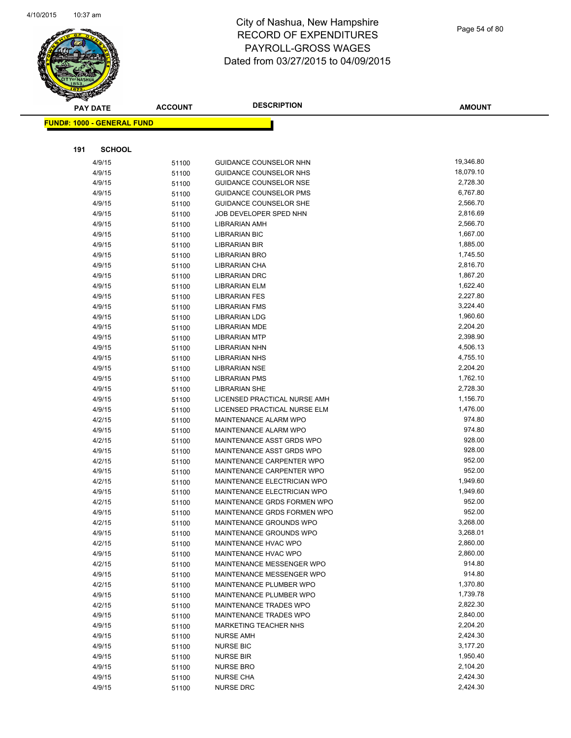# City of Nashua, New Hampshire
# RECORD OF EXPENDITURES
# PAYROLL-GROSS WAGES
# Dated from 03/27/2015 to 04/09/2015

| PAY DATE | ACCOUNT | DESCRIPTION | AMOUNT |
|---|---|---|---|

**FUND#: 1000 - GENERAL FUND**

**191 SCHOOL**

| PAY DATE | ACCOUNT | DESCRIPTION | AMOUNT |
|---|---|---|---|
| 4/9/15 | 51100 | GUIDANCE COUNSELOR NHN | 19,346.80 |
| 4/9/15 | 51100 | GUIDANCE COUNSELOR NHS | 18,079.10 |
| 4/9/15 | 51100 | GUIDANCE COUNSELOR NSE | 2,728.30 |
| 4/9/15 | 51100 | GUIDANCE COUNSELOR PMS | 6,767.80 |
| 4/9/15 | 51100 | GUIDANCE COUNSELOR SHE | 2,566.70 |
| 4/9/15 | 51100 | JOB DEVELOPER SPED NHN | 2,816.69 |
| 4/9/15 | 51100 | LIBRARIAN AMH | 2,566.70 |
| 4/9/15 | 51100 | LIBRARIAN BIC | 1,667.00 |
| 4/9/15 | 51100 | LIBRARIAN BIR | 1,885.00 |
| 4/9/15 | 51100 | LIBRARIAN BRO | 1,745.50 |
| 4/9/15 | 51100 | LIBRARIAN CHA | 2,816.70 |
| 4/9/15 | 51100 | LIBRARIAN DRC | 1,867.20 |
| 4/9/15 | 51100 | LIBRARIAN ELM | 1,622.40 |
| 4/9/15 | 51100 | LIBRARIAN FES | 2,227.80 |
| 4/9/15 | 51100 | LIBRARIAN FMS | 3,224.40 |
| 4/9/15 | 51100 | LIBRARIAN LDG | 1,960.60 |
| 4/9/15 | 51100 | LIBRARIAN MDE | 2,204.20 |
| 4/9/15 | 51100 | LIBRARIAN MTP | 2,398.90 |
| 4/9/15 | 51100 | LIBRARIAN NHN | 4,506.13 |
| 4/9/15 | 51100 | LIBRARIAN NHS | 4,755.10 |
| 4/9/15 | 51100 | LIBRARIAN NSE | 2,204.20 |
| 4/9/15 | 51100 | LIBRARIAN PMS | 1,762.10 |
| 4/9/15 | 51100 | LIBRARIAN SHE | 2,728.30 |
| 4/9/15 | 51100 | LICENSED PRACTICAL NURSE AMH | 1,156.70 |
| 4/9/15 | 51100 | LICENSED PRACTICAL NURSE ELM | 1,476.00 |
| 4/2/15 | 51100 | MAINTENANCE ALARM WPO | 974.80 |
| 4/9/15 | 51100 | MAINTENANCE ALARM WPO | 974.80 |
| 4/2/15 | 51100 | MAINTENANCE ASST GRDS WPO | 928.00 |
| 4/9/15 | 51100 | MAINTENANCE ASST GRDS WPO | 928.00 |
| 4/2/15 | 51100 | MAINTENANCE CARPENTER WPO | 952.00 |
| 4/9/15 | 51100 | MAINTENANCE CARPENTER WPO | 952.00 |
| 4/2/15 | 51100 | MAINTENANCE ELECTRICIAN WPO | 1,949.60 |
| 4/9/15 | 51100 | MAINTENANCE ELECTRICIAN WPO | 1,949.60 |
| 4/2/15 | 51100 | MAINTENANCE GRDS FORMEN WPO | 952.00 |
| 4/9/15 | 51100 | MAINTENANCE GRDS FORMEN WPO | 952.00 |
| 4/2/15 | 51100 | MAINTENANCE GROUNDS WPO | 3,268.00 |
| 4/9/15 | 51100 | MAINTENANCE GROUNDS WPO | 3,268.01 |
| 4/2/15 | 51100 | MAINTENANCE HVAC WPO | 2,860.00 |
| 4/9/15 | 51100 | MAINTENANCE HVAC WPO | 2,860.00 |
| 4/2/15 | 51100 | MAINTENANCE MESSENGER WPO | 914.80 |
| 4/9/15 | 51100 | MAINTENANCE MESSENGER WPO | 914.80 |
| 4/2/15 | 51100 | MAINTENANCE PLUMBER WPO | 1,370.80 |
| 4/9/15 | 51100 | MAINTENANCE PLUMBER WPO | 1,739.78 |
| 4/2/15 | 51100 | MAINTENANCE TRADES WPO | 2,822.30 |
| 4/9/15 | 51100 | MAINTENANCE TRADES WPO | 2,840.00 |
| 4/9/15 | 51100 | MARKETING TEACHER NHS | 2,204.20 |
| 4/9/15 | 51100 | NURSE AMH | 2,424.30 |
| 4/9/15 | 51100 | NURSE BIC | 3,177.20 |
| 4/9/15 | 51100 | NURSE BIR | 1,950.40 |
| 4/9/15 | 51100 | NURSE BRO | 2,104.20 |
| 4/9/15 | 51100 | NURSE CHA | 2,424.30 |
| 4/9/15 | 51100 | NURSE DRC | 2,424.30 |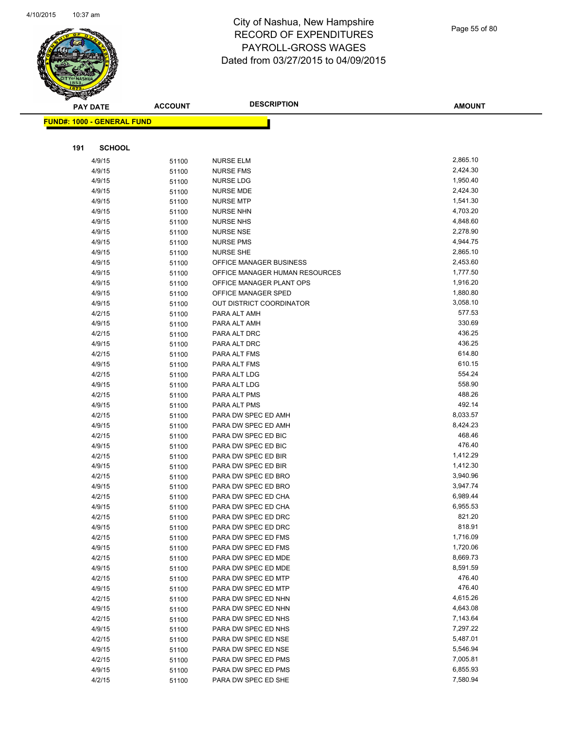# City of Nashua, New Hampshire
# RECORD OF EXPENDITURES
# PAYROLL-GROSS WAGES
# Dated from 03/27/2015 to 04/09/2015

**FUND#: 1000 - GENERAL FUND**

**191 SCHOOL**

| PAY DATE | ACCOUNT | DESCRIPTION | AMOUNT |
|---|---|---|---|
| 4/9/15 | 51100 | NURSE ELM | 2,865.10 |
| 4/9/15 | 51100 | NURSE FMS | 2,424.30 |
| 4/9/15 | 51100 | NURSE LDG | 1,950.40 |
| 4/9/15 | 51100 | NURSE MDE | 2,424.30 |
| 4/9/15 | 51100 | NURSE MTP | 1,541.30 |
| 4/9/15 | 51100 | NURSE NHN | 4,703.20 |
| 4/9/15 | 51100 | NURSE NHS | 4,848.60 |
| 4/9/15 | 51100 | NURSE NSE | 2,278.90 |
| 4/9/15 | 51100 | NURSE PMS | 4,944.75 |
| 4/9/15 | 51100 | NURSE SHE | 2,865.10 |
| 4/9/15 | 51100 | OFFICE MANAGER BUSINESS | 2,453.60 |
| 4/9/15 | 51100 | OFFICE MANAGER HUMAN RESOURCES | 1,777.50 |
| 4/9/15 | 51100 | OFFICE MANAGER PLANT OPS | 1,916.20 |
| 4/9/15 | 51100 | OFFICE MANAGER SPED | 1,880.80 |
| 4/9/15 | 51100 | OUT DISTRICT COORDINATOR | 3,058.10 |
| 4/2/15 | 51100 | PARA ALT AMH | 577.53 |
| 4/9/15 | 51100 | PARA ALT AMH | 330.69 |
| 4/2/15 | 51100 | PARA ALT DRC | 436.25 |
| 4/9/15 | 51100 | PARA ALT DRC | 436.25 |
| 4/2/15 | 51100 | PARA ALT FMS | 614.80 |
| 4/9/15 | 51100 | PARA ALT FMS | 610.15 |
| 4/2/15 | 51100 | PARA ALT LDG | 554.24 |
| 4/9/15 | 51100 | PARA ALT LDG | 558.90 |
| 4/2/15 | 51100 | PARA ALT PMS | 488.26 |
| 4/9/15 | 51100 | PARA ALT PMS | 492.14 |
| 4/2/15 | 51100 | PARA DW SPEC ED AMH | 8,033.57 |
| 4/9/15 | 51100 | PARA DW SPEC ED AMH | 8,424.23 |
| 4/2/15 | 51100 | PARA DW SPEC ED BIC | 468.46 |
| 4/9/15 | 51100 | PARA DW SPEC ED BIC | 476.40 |
| 4/2/15 | 51100 | PARA DW SPEC ED BIR | 1,412.29 |
| 4/9/15 | 51100 | PARA DW SPEC ED BIR | 1,412.30 |
| 4/2/15 | 51100 | PARA DW SPEC ED BRO | 3,940.96 |
| 4/9/15 | 51100 | PARA DW SPEC ED BRO | 3,947.74 |
| 4/2/15 | 51100 | PARA DW SPEC ED CHA | 6,989.44 |
| 4/9/15 | 51100 | PARA DW SPEC ED CHA | 6,955.53 |
| 4/2/15 | 51100 | PARA DW SPEC ED DRC | 821.20 |
| 4/9/15 | 51100 | PARA DW SPEC ED DRC | 818.91 |
| 4/2/15 | 51100 | PARA DW SPEC ED FMS | 1,716.09 |
| 4/9/15 | 51100 | PARA DW SPEC ED FMS | 1,720.06 |
| 4/2/15 | 51100 | PARA DW SPEC ED MDE | 8,669.73 |
| 4/9/15 | 51100 | PARA DW SPEC ED MDE | 8,591.59 |
| 4/2/15 | 51100 | PARA DW SPEC ED MTP | 476.40 |
| 4/9/15 | 51100 | PARA DW SPEC ED MTP | 476.40 |
| 4/2/15 | 51100 | PARA DW SPEC ED NHN | 4,615.26 |
| 4/9/15 | 51100 | PARA DW SPEC ED NHN | 4,643.08 |
| 4/2/15 | 51100 | PARA DW SPEC ED NHS | 7,143.64 |
| 4/9/15 | 51100 | PARA DW SPEC ED NHS | 7,297.22 |
| 4/2/15 | 51100 | PARA DW SPEC ED NSE | 5,487.01 |
| 4/9/15 | 51100 | PARA DW SPEC ED NSE | 5,546.94 |
| 4/2/15 | 51100 | PARA DW SPEC ED PMS | 7,005.81 |
| 4/9/15 | 51100 | PARA DW SPEC ED PMS | 6,855.93 |
| 4/2/15 | 51100 | PARA DW SPEC ED SHE | 7,580.94 |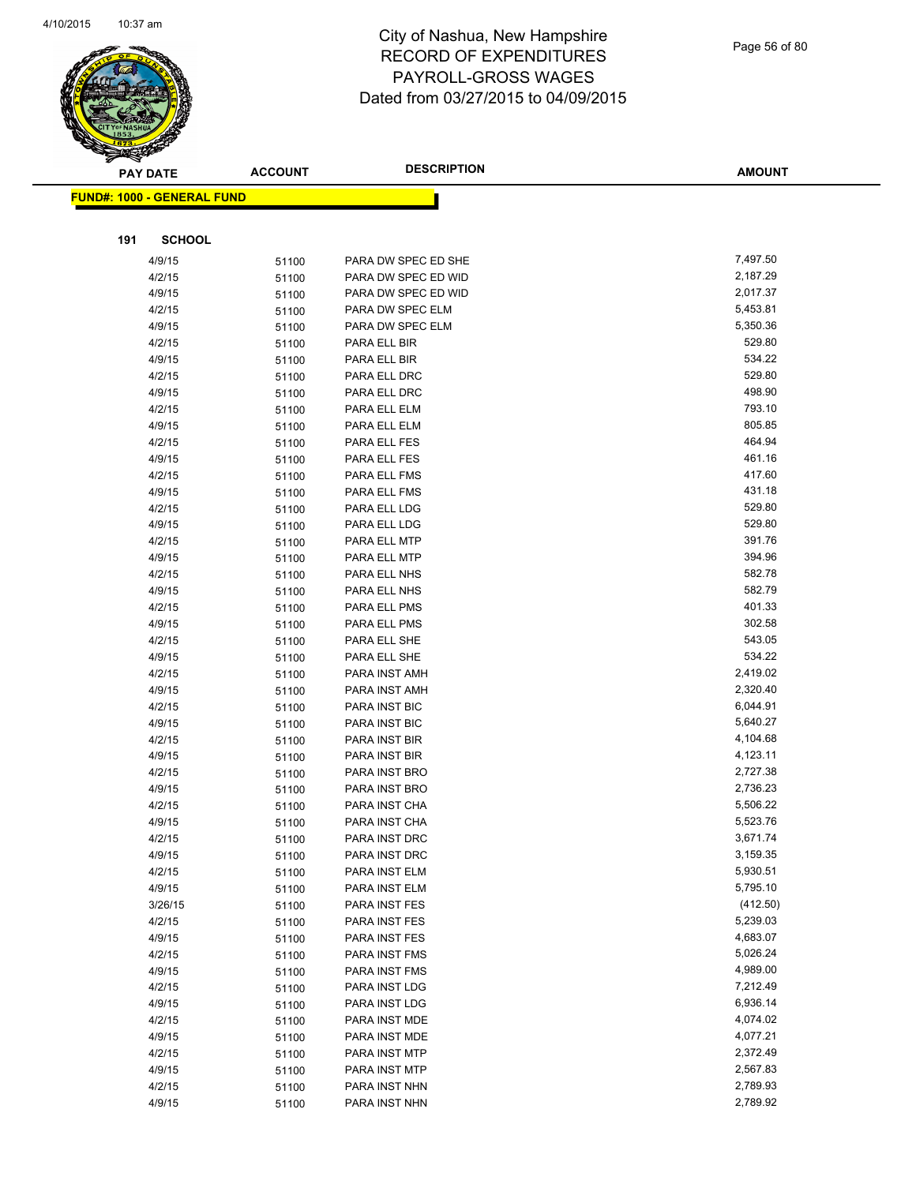# City of Nashua, New Hampshire
## RECORD OF EXPENDITURES
## PAYROLL-GROSS WAGES
## Dated from 03/27/2015 to 04/09/2015

| PAY DATE | ACCOUNT | DESCRIPTION | AMOUNT |
|---|---|---|---|

**FUND#: 1000 - GENERAL FUND**

**191 SCHOOL**

| PAY DATE | ACCOUNT | DESCRIPTION | AMOUNT |
|---|---|---|---|
| 4/9/15 | 51100 | PARA DW SPEC ED SHE | 7,497.50 |
| 4/2/15 | 51100 | PARA DW SPEC ED WID | 2,187.29 |
| 4/9/15 | 51100 | PARA DW SPEC ED WID | 2,017.37 |
| 4/2/15 | 51100 | PARA DW SPEC ELM | 5,453.81 |
| 4/9/15 | 51100 | PARA DW SPEC ELM | 5,350.36 |
| 4/2/15 | 51100 | PARA ELL BIR | 529.80 |
| 4/9/15 | 51100 | PARA ELL BIR | 534.22 |
| 4/2/15 | 51100 | PARA ELL DRC | 529.80 |
| 4/9/15 | 51100 | PARA ELL DRC | 498.90 |
| 4/2/15 | 51100 | PARA ELL ELM | 793.10 |
| 4/9/15 | 51100 | PARA ELL ELM | 805.85 |
| 4/2/15 | 51100 | PARA ELL FES | 464.94 |
| 4/9/15 | 51100 | PARA ELL FES | 461.16 |
| 4/2/15 | 51100 | PARA ELL FMS | 417.60 |
| 4/9/15 | 51100 | PARA ELL FMS | 431.18 |
| 4/2/15 | 51100 | PARA ELL LDG | 529.80 |
| 4/9/15 | 51100 | PARA ELL LDG | 529.80 |
| 4/2/15 | 51100 | PARA ELL MTP | 391.76 |
| 4/9/15 | 51100 | PARA ELL MTP | 394.96 |
| 4/2/15 | 51100 | PARA ELL NHS | 582.78 |
| 4/9/15 | 51100 | PARA ELL NHS | 582.79 |
| 4/2/15 | 51100 | PARA ELL PMS | 401.33 |
| 4/9/15 | 51100 | PARA ELL PMS | 302.58 |
| 4/2/15 | 51100 | PARA ELL SHE | 543.05 |
| 4/9/15 | 51100 | PARA ELL SHE | 534.22 |
| 4/2/15 | 51100 | PARA INST AMH | 2,419.02 |
| 4/9/15 | 51100 | PARA INST AMH | 2,320.40 |
| 4/2/15 | 51100 | PARA INST BIC | 6,044.91 |
| 4/9/15 | 51100 | PARA INST BIC | 5,640.27 |
| 4/2/15 | 51100 | PARA INST BIR | 4,104.68 |
| 4/9/15 | 51100 | PARA INST BIR | 4,123.11 |
| 4/2/15 | 51100 | PARA INST BRO | 2,727.38 |
| 4/9/15 | 51100 | PARA INST BRO | 2,736.23 |
| 4/2/15 | 51100 | PARA INST CHA | 5,506.22 |
| 4/9/15 | 51100 | PARA INST CHA | 5,523.76 |
| 4/2/15 | 51100 | PARA INST DRC | 3,671.74 |
| 4/9/15 | 51100 | PARA INST DRC | 3,159.35 |
| 4/2/15 | 51100 | PARA INST ELM | 5,930.51 |
| 4/9/15 | 51100 | PARA INST ELM | 5,795.10 |
| 3/26/15 | 51100 | PARA INST FES | (412.50) |
| 4/2/15 | 51100 | PARA INST FES | 5,239.03 |
| 4/9/15 | 51100 | PARA INST FES | 4,683.07 |
| 4/2/15 | 51100 | PARA INST FMS | 5,026.24 |
| 4/9/15 | 51100 | PARA INST FMS | 4,989.00 |
| 4/2/15 | 51100 | PARA INST LDG | 7,212.49 |
| 4/9/15 | 51100 | PARA INST LDG | 6,936.14 |
| 4/2/15 | 51100 | PARA INST MDE | 4,074.02 |
| 4/9/15 | 51100 | PARA INST MDE | 4,077.21 |
| 4/2/15 | 51100 | PARA INST MTP | 2,372.49 |
| 4/9/15 | 51100 | PARA INST MTP | 2,567.83 |
| 4/2/15 | 51100 | PARA INST NHN | 2,789.93 |
| 4/9/15 | 51100 | PARA INST NHN | 2,789.92 |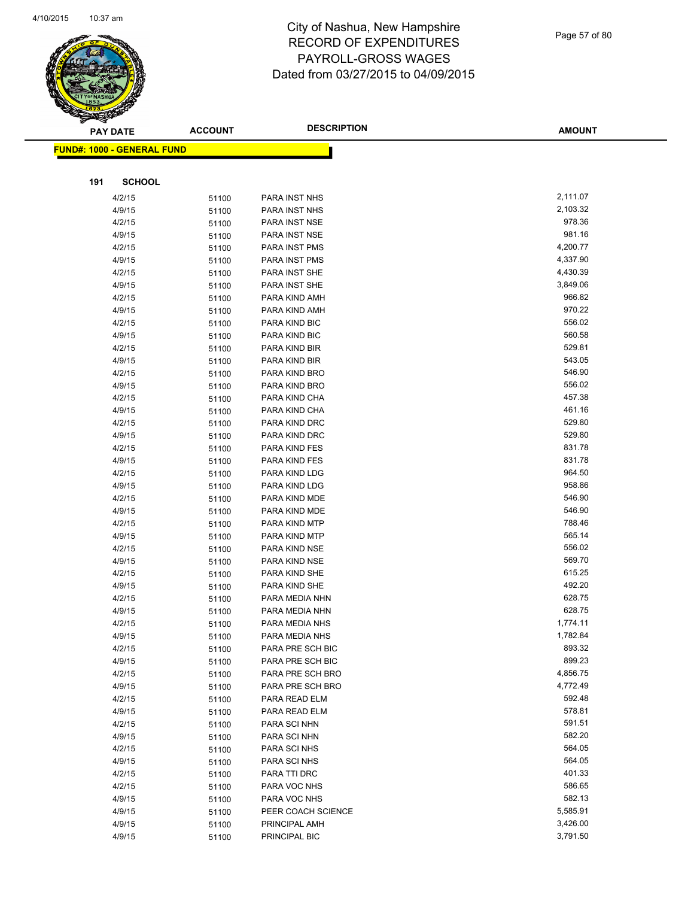# City of Nashua, New Hampshire
## RECORD OF EXPENDITURES
## PAYROLL-GROSS WAGES
## Dated from 03/27/2015 to 04/09/2015

| PAY DATE | ACCOUNT | DESCRIPTION | AMOUNT |
|---|---|---|---|

**FUND#: 1000 - GENERAL FUND**

**191 SCHOOL**

| PAY DATE | ACCOUNT | DESCRIPTION | AMOUNT |
|---|---|---|---|
| 4/2/15 | 51100 | PARA INST NHS | 2,111.07 |
| 4/9/15 | 51100 | PARA INST NHS | 2,103.32 |
| 4/2/15 | 51100 | PARA INST NSE | 978.36 |
| 4/9/15 | 51100 | PARA INST NSE | 981.16 |
| 4/2/15 | 51100 | PARA INST PMS | 4,200.77 |
| 4/9/15 | 51100 | PARA INST PMS | 4,337.90 |
| 4/2/15 | 51100 | PARA INST SHE | 4,430.39 |
| 4/9/15 | 51100 | PARA INST SHE | 3,849.06 |
| 4/2/15 | 51100 | PARA KIND AMH | 966.82 |
| 4/9/15 | 51100 | PARA KIND AMH | 970.22 |
| 4/2/15 | 51100 | PARA KIND BIC | 556.02 |
| 4/9/15 | 51100 | PARA KIND BIC | 560.58 |
| 4/2/15 | 51100 | PARA KIND BIR | 529.81 |
| 4/9/15 | 51100 | PARA KIND BIR | 543.05 |
| 4/2/15 | 51100 | PARA KIND BRO | 546.90 |
| 4/9/15 | 51100 | PARA KIND BRO | 556.02 |
| 4/2/15 | 51100 | PARA KIND CHA | 457.38 |
| 4/9/15 | 51100 | PARA KIND CHA | 461.16 |
| 4/2/15 | 51100 | PARA KIND DRC | 529.80 |
| 4/9/15 | 51100 | PARA KIND DRC | 529.80 |
| 4/2/15 | 51100 | PARA KIND FES | 831.78 |
| 4/9/15 | 51100 | PARA KIND FES | 831.78 |
| 4/2/15 | 51100 | PARA KIND LDG | 964.50 |
| 4/9/15 | 51100 | PARA KIND LDG | 958.86 |
| 4/2/15 | 51100 | PARA KIND MDE | 546.90 |
| 4/9/15 | 51100 | PARA KIND MDE | 546.90 |
| 4/2/15 | 51100 | PARA KIND MTP | 788.46 |
| 4/9/15 | 51100 | PARA KIND MTP | 565.14 |
| 4/2/15 | 51100 | PARA KIND NSE | 556.02 |
| 4/9/15 | 51100 | PARA KIND NSE | 569.70 |
| 4/2/15 | 51100 | PARA KIND SHE | 615.25 |
| 4/9/15 | 51100 | PARA KIND SHE | 492.20 |
| 4/2/15 | 51100 | PARA MEDIA NHN | 628.75 |
| 4/9/15 | 51100 | PARA MEDIA NHN | 628.75 |
| 4/2/15 | 51100 | PARA MEDIA NHS | 1,774.11 |
| 4/9/15 | 51100 | PARA MEDIA NHS | 1,782.84 |
| 4/2/15 | 51100 | PARA PRE SCH BIC | 893.32 |
| 4/9/15 | 51100 | PARA PRE SCH BIC | 899.23 |
| 4/2/15 | 51100 | PARA PRE SCH BRO | 4,856.75 |
| 4/9/15 | 51100 | PARA PRE SCH BRO | 4,772.49 |
| 4/2/15 | 51100 | PARA READ ELM | 592.48 |
| 4/9/15 | 51100 | PARA READ ELM | 578.81 |
| 4/2/15 | 51100 | PARA SCI NHN | 591.51 |
| 4/9/15 | 51100 | PARA SCI NHN | 582.20 |
| 4/2/15 | 51100 | PARA SCI NHS | 564.05 |
| 4/9/15 | 51100 | PARA SCI NHS | 564.05 |
| 4/2/15 | 51100 | PARA TTI DRC | 401.33 |
| 4/2/15 | 51100 | PARA VOC NHS | 586.65 |
| 4/9/15 | 51100 | PARA VOC NHS | 582.13 |
| 4/9/15 | 51100 | PEER COACH SCIENCE | 5,585.91 |
| 4/9/15 | 51100 | PRINCIPAL AMH | 3,426.00 |
| 4/9/15 | 51100 | PRINCIPAL BIC | 3,791.50 |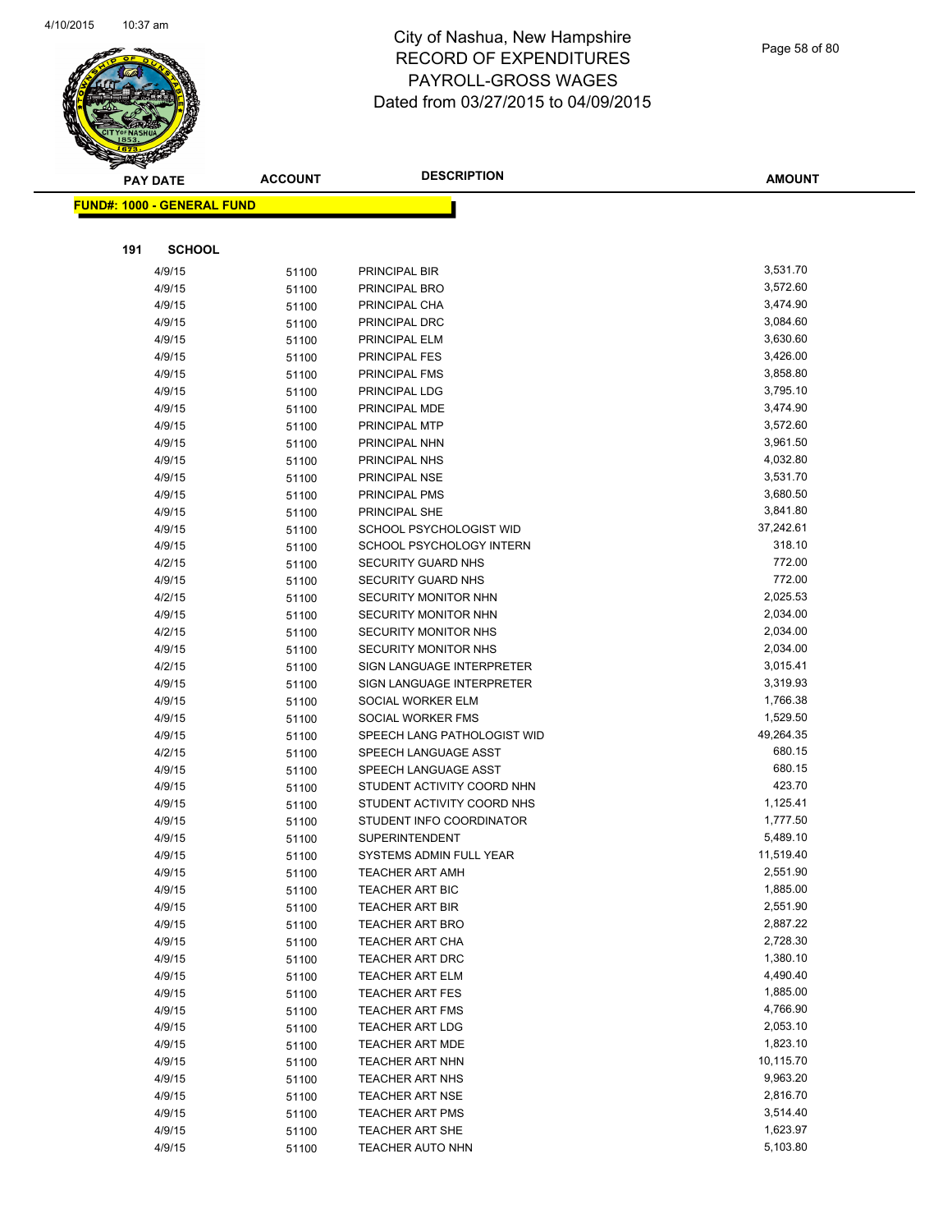# City of Nashua, New Hampshire
# RECORD OF EXPENDITURES
# PAYROLL-GROSS WAGES
# Dated from 03/27/2015 to 04/09/2015

**FUND#: 1000 - GENERAL FUND**

**191 SCHOOL**

| PAY DATE | ACCOUNT | DESCRIPTION | AMOUNT |
|---|---|---|---|
| 4/9/15 | 51100 | PRINCIPAL BIR | 3,531.70 |
| 4/9/15 | 51100 | PRINCIPAL BRO | 3,572.60 |
| 4/9/15 | 51100 | PRINCIPAL CHA | 3,474.90 |
| 4/9/15 | 51100 | PRINCIPAL DRC | 3,084.60 |
| 4/9/15 | 51100 | PRINCIPAL ELM | 3,630.60 |
| 4/9/15 | 51100 | PRINCIPAL FES | 3,426.00 |
| 4/9/15 | 51100 | PRINCIPAL FMS | 3,858.80 |
| 4/9/15 | 51100 | PRINCIPAL LDG | 3,795.10 |
| 4/9/15 | 51100 | PRINCIPAL MDE | 3,474.90 |
| 4/9/15 | 51100 | PRINCIPAL MTP | 3,572.60 |
| 4/9/15 | 51100 | PRINCIPAL NHN | 3,961.50 |
| 4/9/15 | 51100 | PRINCIPAL NHS | 4,032.80 |
| 4/9/15 | 51100 | PRINCIPAL NSE | 3,531.70 |
| 4/9/15 | 51100 | PRINCIPAL PMS | 3,680.50 |
| 4/9/15 | 51100 | PRINCIPAL SHE | 3,841.80 |
| 4/9/15 | 51100 | SCHOOL PSYCHOLOGIST WID | 37,242.61 |
| 4/9/15 | 51100 | SCHOOL PSYCHOLOGY INTERN | 318.10 |
| 4/2/15 | 51100 | SECURITY GUARD NHS | 772.00 |
| 4/9/15 | 51100 | SECURITY GUARD NHS | 772.00 |
| 4/2/15 | 51100 | SECURITY MONITOR NHN | 2,025.53 |
| 4/9/15 | 51100 | SECURITY MONITOR NHN | 2,034.00 |
| 4/2/15 | 51100 | SECURITY MONITOR NHS | 2,034.00 |
| 4/9/15 | 51100 | SECURITY MONITOR NHS | 2,034.00 |
| 4/2/15 | 51100 | SIGN LANGUAGE INTERPRETER | 3,015.41 |
| 4/9/15 | 51100 | SIGN LANGUAGE INTERPRETER | 3,319.93 |
| 4/9/15 | 51100 | SOCIAL WORKER ELM | 1,766.38 |
| 4/9/15 | 51100 | SOCIAL WORKER FMS | 1,529.50 |
| 4/9/15 | 51100 | SPEECH LANG PATHOLOGIST WID | 49,264.35 |
| 4/2/15 | 51100 | SPEECH LANGUAGE ASST | 680.15 |
| 4/9/15 | 51100 | SPEECH LANGUAGE ASST | 680.15 |
| 4/9/15 | 51100 | STUDENT ACTIVITY COORD NHN | 423.70 |
| 4/9/15 | 51100 | STUDENT ACTIVITY COORD NHS | 1,125.41 |
| 4/9/15 | 51100 | STUDENT INFO COORDINATOR | 1,777.50 |
| 4/9/15 | 51100 | SUPERINTENDENT | 5,489.10 |
| 4/9/15 | 51100 | SYSTEMS ADMIN FULL YEAR | 11,519.40 |
| 4/9/15 | 51100 | TEACHER ART AMH | 2,551.90 |
| 4/9/15 | 51100 | TEACHER ART BIC | 1,885.00 |
| 4/9/15 | 51100 | TEACHER ART BIR | 2,551.90 |
| 4/9/15 | 51100 | TEACHER ART BRO | 2,887.22 |
| 4/9/15 | 51100 | TEACHER ART CHA | 2,728.30 |
| 4/9/15 | 51100 | TEACHER ART DRC | 1,380.10 |
| 4/9/15 | 51100 | TEACHER ART ELM | 4,490.40 |
| 4/9/15 | 51100 | TEACHER ART FES | 1,885.00 |
| 4/9/15 | 51100 | TEACHER ART FMS | 4,766.90 |
| 4/9/15 | 51100 | TEACHER ART LDG | 2,053.10 |
| 4/9/15 | 51100 | TEACHER ART MDE | 1,823.10 |
| 4/9/15 | 51100 | TEACHER ART NHN | 10,115.70 |
| 4/9/15 | 51100 | TEACHER ART NHS | 9,963.20 |
| 4/9/15 | 51100 | TEACHER ART NSE | 2,816.70 |
| 4/9/15 | 51100 | TEACHER ART PMS | 3,514.40 |
| 4/9/15 | 51100 | TEACHER ART SHE | 1,623.97 |
| 4/9/15 | 51100 | TEACHER AUTO NHN | 5,103.80 |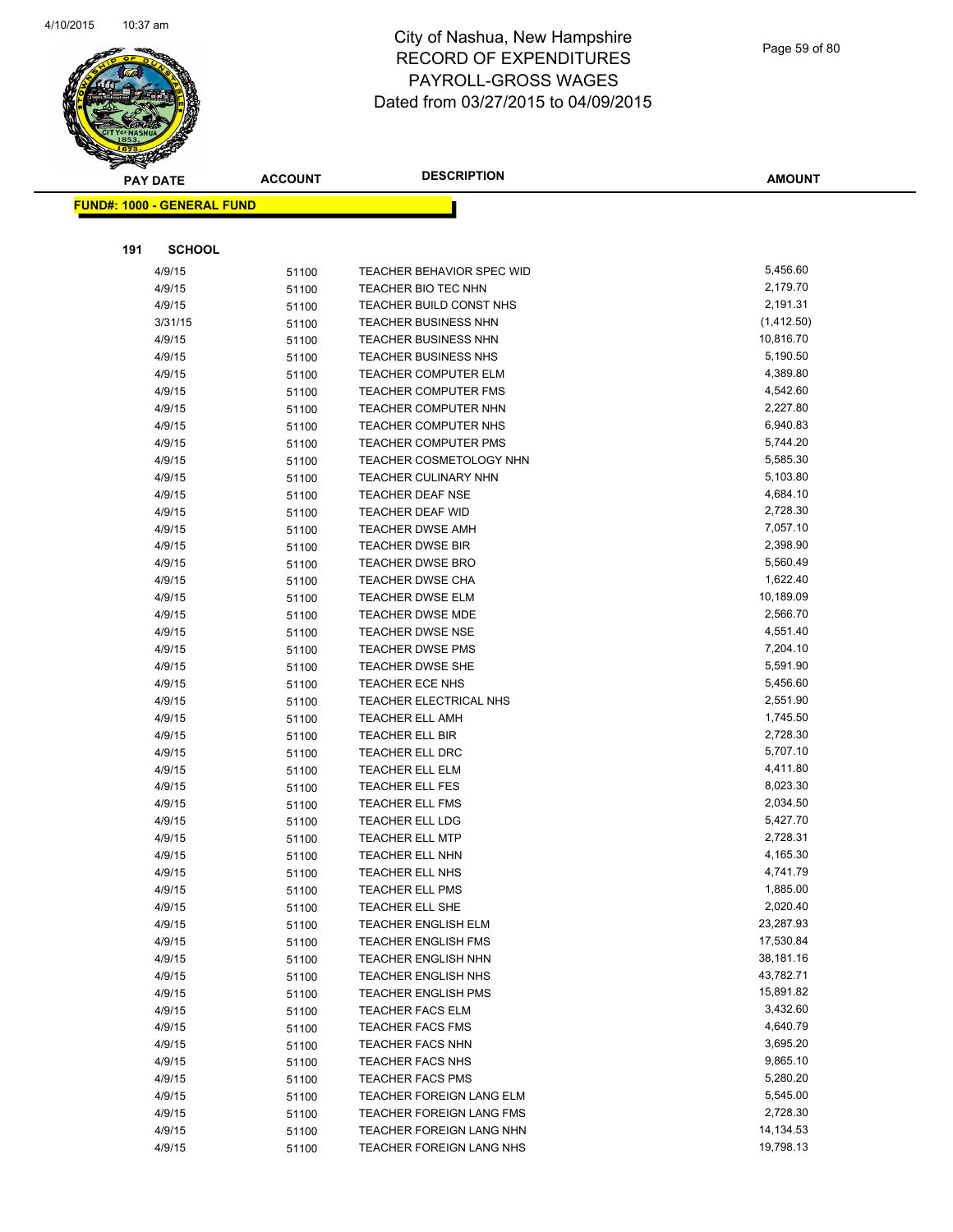# City of Nashua, New Hampshire
## RECORD OF EXPENDITURES
## PAYROLL-GROSS WAGES
## Dated from 03/27/2015 to 04/09/2015

**FUND#: 1000 - GENERAL FUND**

**191 SCHOOL**

| PAY DATE | ACCOUNT | DESCRIPTION | AMOUNT |
|---|---|---|---|
| 4/9/15 | 51100 | TEACHER BEHAVIOR SPEC WID | 5,456.60 |
| 4/9/15 | 51100 | TEACHER BIO TEC NHN | 2,179.70 |
| 4/9/15 | 51100 | TEACHER BUILD CONST NHS | 2,191.31 |
| 3/31/15 | 51100 | TEACHER BUSINESS NHN | (1,412.50) |
| 4/9/15 | 51100 | TEACHER BUSINESS NHN | 10,816.70 |
| 4/9/15 | 51100 | TEACHER BUSINESS NHS | 5,190.50 |
| 4/9/15 | 51100 | TEACHER COMPUTER ELM | 4,389.80 |
| 4/9/15 | 51100 | TEACHER COMPUTER FMS | 4,542.60 |
| 4/9/15 | 51100 | TEACHER COMPUTER NHN | 2,227.80 |
| 4/9/15 | 51100 | TEACHER COMPUTER NHS | 6,940.83 |
| 4/9/15 | 51100 | TEACHER COMPUTER PMS | 5,744.20 |
| 4/9/15 | 51100 | TEACHER COSMETOLOGY NHN | 5,585.30 |
| 4/9/15 | 51100 | TEACHER CULINARY NHN | 5,103.80 |
| 4/9/15 | 51100 | TEACHER DEAF NSE | 4,684.10 |
| 4/9/15 | 51100 | TEACHER DEAF WID | 2,728.30 |
| 4/9/15 | 51100 | TEACHER DWSE AMH | 7,057.10 |
| 4/9/15 | 51100 | TEACHER DWSE BIR | 2,398.90 |
| 4/9/15 | 51100 | TEACHER DWSE BRO | 5,560.49 |
| 4/9/15 | 51100 | TEACHER DWSE CHA | 1,622.40 |
| 4/9/15 | 51100 | TEACHER DWSE ELM | 10,189.09 |
| 4/9/15 | 51100 | TEACHER DWSE MDE | 2,566.70 |
| 4/9/15 | 51100 | TEACHER DWSE NSE | 4,551.40 |
| 4/9/15 | 51100 | TEACHER DWSE PMS | 7,204.10 |
| 4/9/15 | 51100 | TEACHER DWSE SHE | 5,591.90 |
| 4/9/15 | 51100 | TEACHER ECE NHS | 5,456.60 |
| 4/9/15 | 51100 | TEACHER ELECTRICAL NHS | 2,551.90 |
| 4/9/15 | 51100 | TEACHER ELL AMH | 1,745.50 |
| 4/9/15 | 51100 | TEACHER ELL BIR | 2,728.30 |
| 4/9/15 | 51100 | TEACHER ELL DRC | 5,707.10 |
| 4/9/15 | 51100 | TEACHER ELL ELM | 4,411.80 |
| 4/9/15 | 51100 | TEACHER ELL FES | 8,023.30 |
| 4/9/15 | 51100 | TEACHER ELL FMS | 2,034.50 |
| 4/9/15 | 51100 | TEACHER ELL LDG | 5,427.70 |
| 4/9/15 | 51100 | TEACHER ELL MTP | 2,728.31 |
| 4/9/15 | 51100 | TEACHER ELL NHN | 4,165.30 |
| 4/9/15 | 51100 | TEACHER ELL NHS | 4,741.79 |
| 4/9/15 | 51100 | TEACHER ELL PMS | 1,885.00 |
| 4/9/15 | 51100 | TEACHER ELL SHE | 2,020.40 |
| 4/9/15 | 51100 | TEACHER ENGLISH ELM | 23,287.93 |
| 4/9/15 | 51100 | TEACHER ENGLISH FMS | 17,530.84 |
| 4/9/15 | 51100 | TEACHER ENGLISH NHN | 38,181.16 |
| 4/9/15 | 51100 | TEACHER ENGLISH NHS | 43,782.71 |
| 4/9/15 | 51100 | TEACHER ENGLISH PMS | 15,891.82 |
| 4/9/15 | 51100 | TEACHER FACS ELM | 3,432.60 |
| 4/9/15 | 51100 | TEACHER FACS FMS | 4,640.79 |
| 4/9/15 | 51100 | TEACHER FACS NHN | 3,695.20 |
| 4/9/15 | 51100 | TEACHER FACS NHS | 9,865.10 |
| 4/9/15 | 51100 | TEACHER FACS PMS | 5,280.20 |
| 4/9/15 | 51100 | TEACHER FOREIGN LANG ELM | 5,545.00 |
| 4/9/15 | 51100 | TEACHER FOREIGN LANG FMS | 2,728.30 |
| 4/9/15 | 51100 | TEACHER FOREIGN LANG NHN | 14,134.53 |
| 4/9/15 | 51100 | TEACHER FOREIGN LANG NHS | 19,798.13 |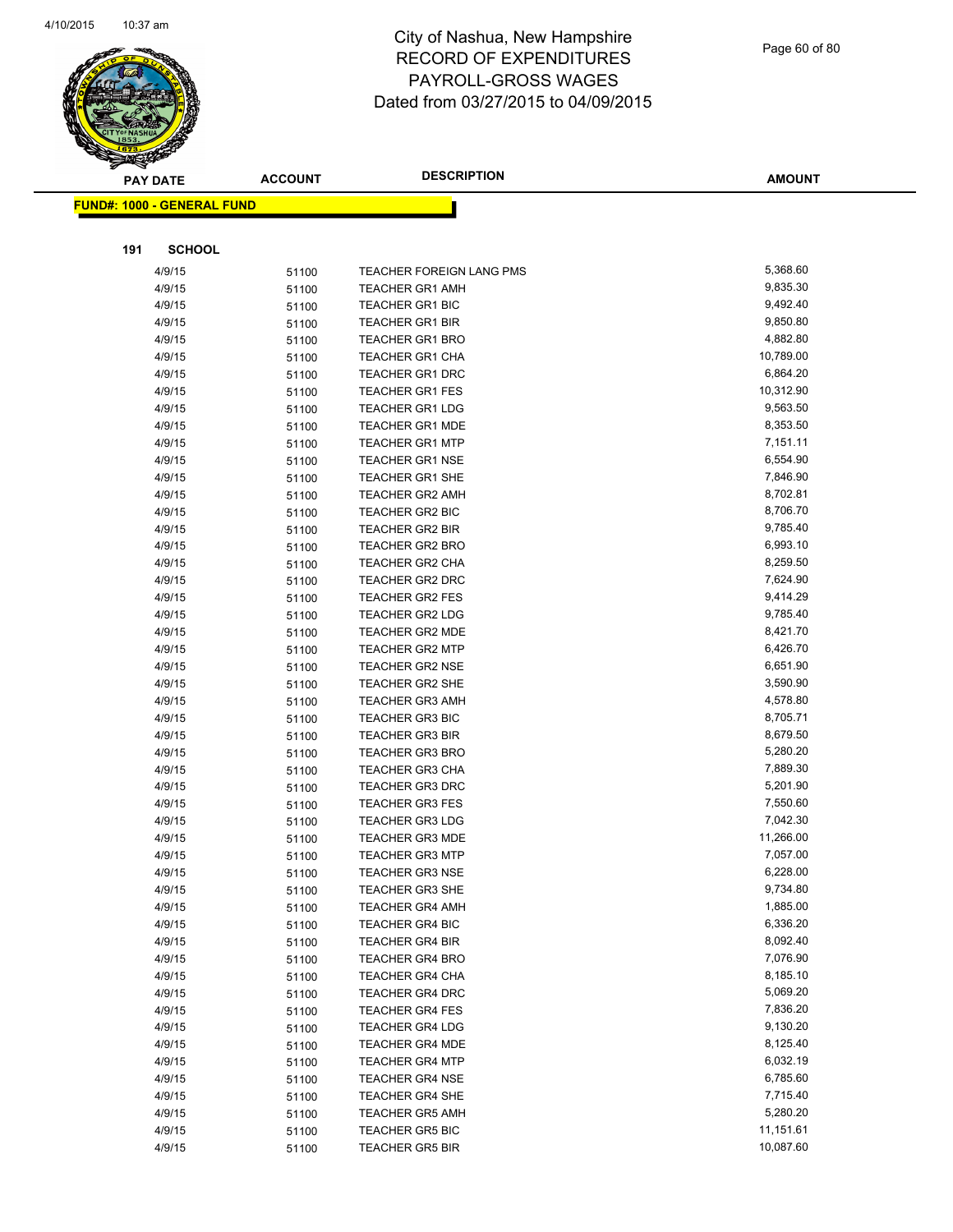# City of Nashua, New Hampshire
## RECORD OF EXPENDITURES
## PAYROLL-GROSS WAGES
## Dated from 03/27/2015 to 04/09/2015

**FUND#: 1000 - GENERAL FUND**

**191 SCHOOL**

| PAY DATE | ACCOUNT | DESCRIPTION | AMOUNT |
|---|---|---|---|
| 4/9/15 | 51100 | TEACHER FOREIGN LANG PMS | 5,368.60 |
| 4/9/15 | 51100 | TEACHER GR1 AMH | 9,835.30 |
| 4/9/15 | 51100 | TEACHER GR1 BIC | 9,492.40 |
| 4/9/15 | 51100 | TEACHER GR1 BIR | 9,850.80 |
| 4/9/15 | 51100 | TEACHER GR1 BRO | 4,882.80 |
| 4/9/15 | 51100 | TEACHER GR1 CHA | 10,789.00 |
| 4/9/15 | 51100 | TEACHER GR1 DRC | 6,864.20 |
| 4/9/15 | 51100 | TEACHER GR1 FES | 10,312.90 |
| 4/9/15 | 51100 | TEACHER GR1 LDG | 9,563.50 |
| 4/9/15 | 51100 | TEACHER GR1 MDE | 8,353.50 |
| 4/9/15 | 51100 | TEACHER GR1 MTP | 7,151.11 |
| 4/9/15 | 51100 | TEACHER GR1 NSE | 6,554.90 |
| 4/9/15 | 51100 | TEACHER GR1 SHE | 7,846.90 |
| 4/9/15 | 51100 | TEACHER GR2 AMH | 8,702.81 |
| 4/9/15 | 51100 | TEACHER GR2 BIC | 8,706.70 |
| 4/9/15 | 51100 | TEACHER GR2 BIR | 9,785.40 |
| 4/9/15 | 51100 | TEACHER GR2 BRO | 6,993.10 |
| 4/9/15 | 51100 | TEACHER GR2 CHA | 8,259.50 |
| 4/9/15 | 51100 | TEACHER GR2 DRC | 7,624.90 |
| 4/9/15 | 51100 | TEACHER GR2 FES | 9,414.29 |
| 4/9/15 | 51100 | TEACHER GR2 LDG | 9,785.40 |
| 4/9/15 | 51100 | TEACHER GR2 MDE | 8,421.70 |
| 4/9/15 | 51100 | TEACHER GR2 MTP | 6,426.70 |
| 4/9/15 | 51100 | TEACHER GR2 NSE | 6,651.90 |
| 4/9/15 | 51100 | TEACHER GR2 SHE | 3,590.90 |
| 4/9/15 | 51100 | TEACHER GR3 AMH | 4,578.80 |
| 4/9/15 | 51100 | TEACHER GR3 BIC | 8,705.71 |
| 4/9/15 | 51100 | TEACHER GR3 BIR | 8,679.50 |
| 4/9/15 | 51100 | TEACHER GR3 BRO | 5,280.20 |
| 4/9/15 | 51100 | TEACHER GR3 CHA | 7,889.30 |
| 4/9/15 | 51100 | TEACHER GR3 DRC | 5,201.90 |
| 4/9/15 | 51100 | TEACHER GR3 FES | 7,550.60 |
| 4/9/15 | 51100 | TEACHER GR3 LDG | 7,042.30 |
| 4/9/15 | 51100 | TEACHER GR3 MDE | 11,266.00 |
| 4/9/15 | 51100 | TEACHER GR3 MTP | 7,057.00 |
| 4/9/15 | 51100 | TEACHER GR3 NSE | 6,228.00 |
| 4/9/15 | 51100 | TEACHER GR3 SHE | 9,734.80 |
| 4/9/15 | 51100 | TEACHER GR4 AMH | 1,885.00 |
| 4/9/15 | 51100 | TEACHER GR4 BIC | 6,336.20 |
| 4/9/15 | 51100 | TEACHER GR4 BIR | 8,092.40 |
| 4/9/15 | 51100 | TEACHER GR4 BRO | 7,076.90 |
| 4/9/15 | 51100 | TEACHER GR4 CHA | 8,185.10 |
| 4/9/15 | 51100 | TEACHER GR4 DRC | 5,069.20 |
| 4/9/15 | 51100 | TEACHER GR4 FES | 7,836.20 |
| 4/9/15 | 51100 | TEACHER GR4 LDG | 9,130.20 |
| 4/9/15 | 51100 | TEACHER GR4 MDE | 8,125.40 |
| 4/9/15 | 51100 | TEACHER GR4 MTP | 6,032.19 |
| 4/9/15 | 51100 | TEACHER GR4 NSE | 6,785.60 |
| 4/9/15 | 51100 | TEACHER GR4 SHE | 7,715.40 |
| 4/9/15 | 51100 | TEACHER GR5 AMH | 5,280.20 |
| 4/9/15 | 51100 | TEACHER GR5 BIC | 11,151.61 |
| 4/9/15 | 51100 | TEACHER GR5 BIR | 10,087.60 |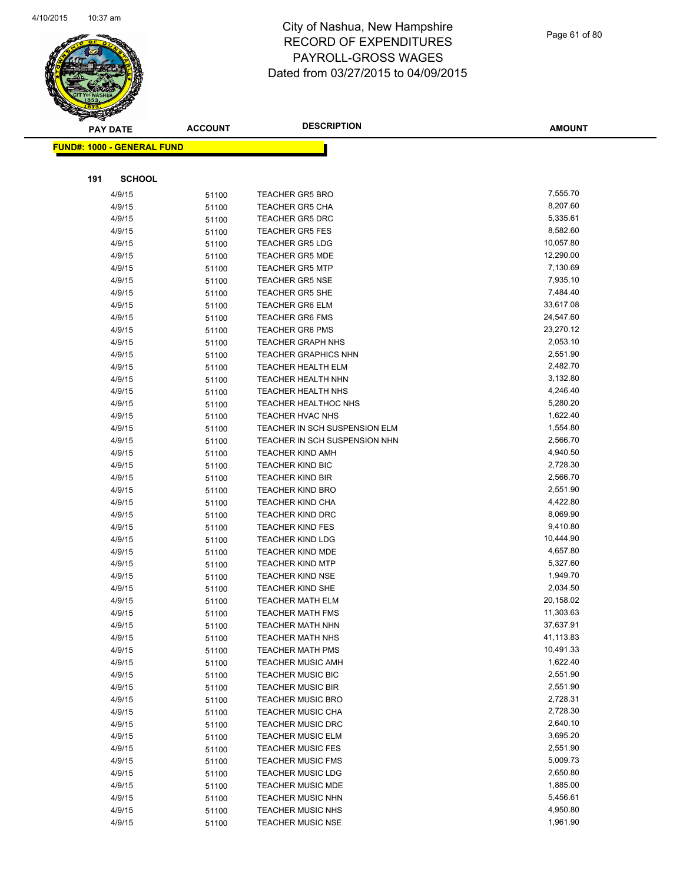# City of Nashua, New Hampshire
## RECORD OF EXPENDITURES
## PAYROLL-GROSS WAGES
## Dated from 03/27/2015 to 04/09/2015

**FUND#: 1000 - GENERAL FUND**

**191 SCHOOL**

| PAY DATE | ACCOUNT | DESCRIPTION | AMOUNT |
|---|---|---|---|
| 4/9/15 | 51100 | TEACHER GR5 BRO | 7,555.70 |
| 4/9/15 | 51100 | TEACHER GR5 CHA | 8,207.60 |
| 4/9/15 | 51100 | TEACHER GR5 DRC | 5,335.61 |
| 4/9/15 | 51100 | TEACHER GR5 FES | 8,582.60 |
| 4/9/15 | 51100 | TEACHER GR5 LDG | 10,057.80 |
| 4/9/15 | 51100 | TEACHER GR5 MDE | 12,290.00 |
| 4/9/15 | 51100 | TEACHER GR5 MTP | 7,130.69 |
| 4/9/15 | 51100 | TEACHER GR5 NSE | 7,935.10 |
| 4/9/15 | 51100 | TEACHER GR5 SHE | 7,484.40 |
| 4/9/15 | 51100 | TEACHER GR6 ELM | 33,617.08 |
| 4/9/15 | 51100 | TEACHER GR6 FMS | 24,547.60 |
| 4/9/15 | 51100 | TEACHER GR6 PMS | 23,270.12 |
| 4/9/15 | 51100 | TEACHER GRAPH NHS | 2,053.10 |
| 4/9/15 | 51100 | TEACHER GRAPHICS NHN | 2,551.90 |
| 4/9/15 | 51100 | TEACHER HEALTH ELM | 2,482.70 |
| 4/9/15 | 51100 | TEACHER HEALTH NHN | 3,132.80 |
| 4/9/15 | 51100 | TEACHER HEALTH NHS | 4,246.40 |
| 4/9/15 | 51100 | TEACHER HEALTHOC NHS | 5,280.20 |
| 4/9/15 | 51100 | TEACHER HVAC NHS | 1,622.40 |
| 4/9/15 | 51100 | TEACHER IN SCH SUSPENSION ELM | 1,554.80 |
| 4/9/15 | 51100 | TEACHER IN SCH SUSPENSION NHN | 2,566.70 |
| 4/9/15 | 51100 | TEACHER KIND AMH | 4,940.50 |
| 4/9/15 | 51100 | TEACHER KIND BIC | 2,728.30 |
| 4/9/15 | 51100 | TEACHER KIND BIR | 2,566.70 |
| 4/9/15 | 51100 | TEACHER KIND BRO | 2,551.90 |
| 4/9/15 | 51100 | TEACHER KIND CHA | 4,422.80 |
| 4/9/15 | 51100 | TEACHER KIND DRC | 8,069.90 |
| 4/9/15 | 51100 | TEACHER KIND FES | 9,410.80 |
| 4/9/15 | 51100 | TEACHER KIND LDG | 10,444.90 |
| 4/9/15 | 51100 | TEACHER KIND MDE | 4,657.80 |
| 4/9/15 | 51100 | TEACHER KIND MTP | 5,327.60 |
| 4/9/15 | 51100 | TEACHER KIND NSE | 1,949.70 |
| 4/9/15 | 51100 | TEACHER KIND SHE | 2,034.50 |
| 4/9/15 | 51100 | TEACHER MATH ELM | 20,158.02 |
| 4/9/15 | 51100 | TEACHER MATH FMS | 11,303.63 |
| 4/9/15 | 51100 | TEACHER MATH NHN | 37,637.91 |
| 4/9/15 | 51100 | TEACHER MATH NHS | 41,113.83 |
| 4/9/15 | 51100 | TEACHER MATH PMS | 10,491.33 |
| 4/9/15 | 51100 | TEACHER MUSIC AMH | 1,622.40 |
| 4/9/15 | 51100 | TEACHER MUSIC BIC | 2,551.90 |
| 4/9/15 | 51100 | TEACHER MUSIC BIR | 2,551.90 |
| 4/9/15 | 51100 | TEACHER MUSIC BRO | 2,728.31 |
| 4/9/15 | 51100 | TEACHER MUSIC CHA | 2,728.30 |
| 4/9/15 | 51100 | TEACHER MUSIC DRC | 2,640.10 |
| 4/9/15 | 51100 | TEACHER MUSIC ELM | 3,695.20 |
| 4/9/15 | 51100 | TEACHER MUSIC FES | 2,551.90 |
| 4/9/15 | 51100 | TEACHER MUSIC FMS | 5,009.73 |
| 4/9/15 | 51100 | TEACHER MUSIC LDG | 2,650.80 |
| 4/9/15 | 51100 | TEACHER MUSIC MDE | 1,885.00 |
| 4/9/15 | 51100 | TEACHER MUSIC NHN | 5,456.61 |
| 4/9/15 | 51100 | TEACHER MUSIC NHS | 4,950.80 |
| 4/9/15 | 51100 | TEACHER MUSIC NSE | 1,961.90 |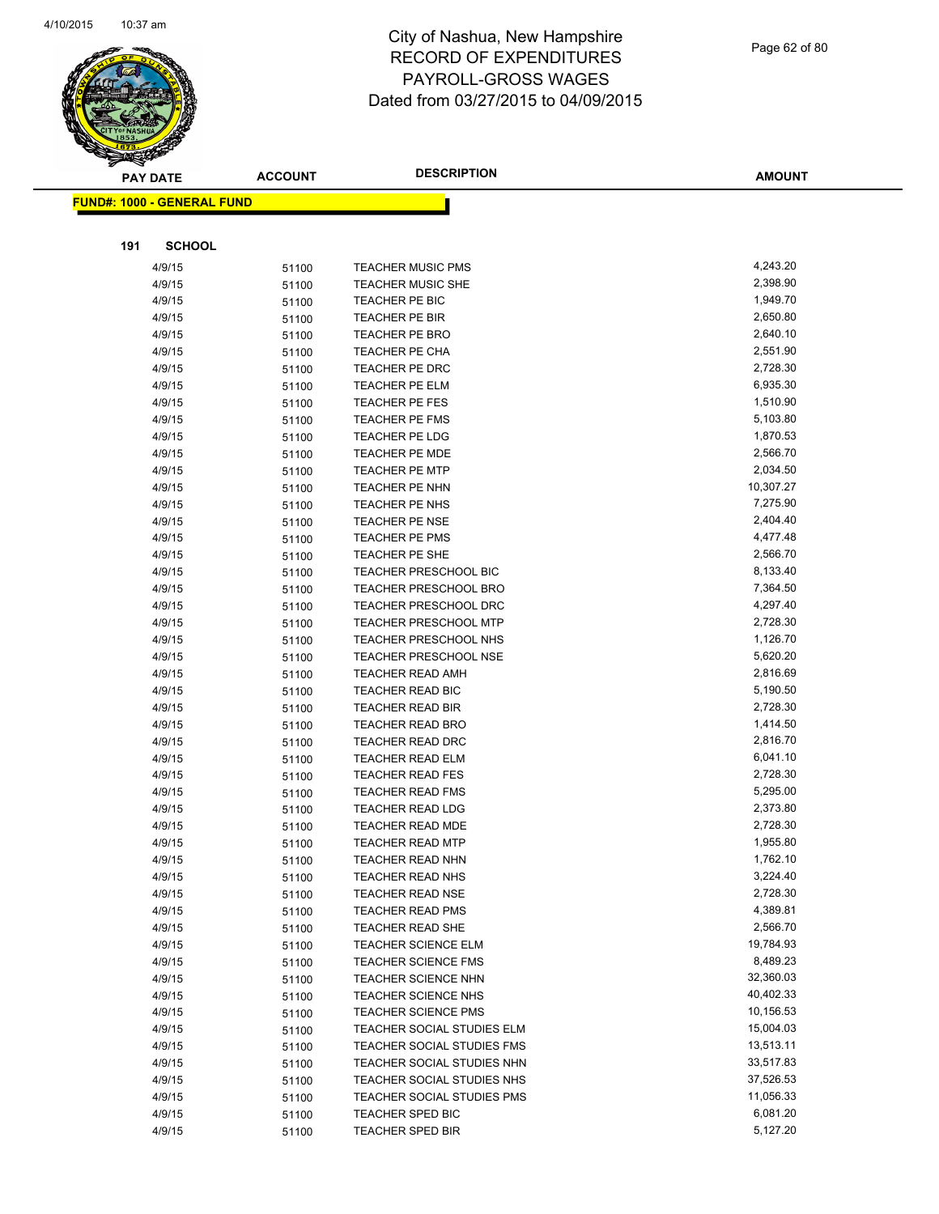# City of Nashua, New Hampshire
# RECORD OF EXPENDITURES
# PAYROLL-GROSS WAGES
# Dated from 03/27/2015 to 04/09/2015

**FUND#: 1000 - GENERAL FUND**

**191 SCHOOL**

| PAY DATE | ACCOUNT | DESCRIPTION | AMOUNT |
|---|---|---|---|
| 4/9/15 | 51100 | TEACHER MUSIC PMS | 4,243.20 |
| 4/9/15 | 51100 | TEACHER MUSIC SHE | 2,398.90 |
| 4/9/15 | 51100 | TEACHER PE BIC | 1,949.70 |
| 4/9/15 | 51100 | TEACHER PE BIR | 2,650.80 |
| 4/9/15 | 51100 | TEACHER PE BRO | 2,640.10 |
| 4/9/15 | 51100 | TEACHER PE CHA | 2,551.90 |
| 4/9/15 | 51100 | TEACHER PE DRC | 2,728.30 |
| 4/9/15 | 51100 | TEACHER PE ELM | 6,935.30 |
| 4/9/15 | 51100 | TEACHER PE FES | 1,510.90 |
| 4/9/15 | 51100 | TEACHER PE FMS | 5,103.80 |
| 4/9/15 | 51100 | TEACHER PE LDG | 1,870.53 |
| 4/9/15 | 51100 | TEACHER PE MDE | 2,566.70 |
| 4/9/15 | 51100 | TEACHER PE MTP | 2,034.50 |
| 4/9/15 | 51100 | TEACHER PE NHN | 10,307.27 |
| 4/9/15 | 51100 | TEACHER PE NHS | 7,275.90 |
| 4/9/15 | 51100 | TEACHER PE NSE | 2,404.40 |
| 4/9/15 | 51100 | TEACHER PE PMS | 4,477.48 |
| 4/9/15 | 51100 | TEACHER PE SHE | 2,566.70 |
| 4/9/15 | 51100 | TEACHER PRESCHOOL BIC | 8,133.40 |
| 4/9/15 | 51100 | TEACHER PRESCHOOL BRO | 7,364.50 |
| 4/9/15 | 51100 | TEACHER PRESCHOOL DRC | 4,297.40 |
| 4/9/15 | 51100 | TEACHER PRESCHOOL MTP | 2,728.30 |
| 4/9/15 | 51100 | TEACHER PRESCHOOL NHS | 1,126.70 |
| 4/9/15 | 51100 | TEACHER PRESCHOOL NSE | 5,620.20 |
| 4/9/15 | 51100 | TEACHER READ AMH | 2,816.69 |
| 4/9/15 | 51100 | TEACHER READ BIC | 5,190.50 |
| 4/9/15 | 51100 | TEACHER READ BIR | 2,728.30 |
| 4/9/15 | 51100 | TEACHER READ BRO | 1,414.50 |
| 4/9/15 | 51100 | TEACHER READ DRC | 2,816.70 |
| 4/9/15 | 51100 | TEACHER READ ELM | 6,041.10 |
| 4/9/15 | 51100 | TEACHER READ FES | 2,728.30 |
| 4/9/15 | 51100 | TEACHER READ FMS | 5,295.00 |
| 4/9/15 | 51100 | TEACHER READ LDG | 2,373.80 |
| 4/9/15 | 51100 | TEACHER READ MDE | 2,728.30 |
| 4/9/15 | 51100 | TEACHER READ MTP | 1,955.80 |
| 4/9/15 | 51100 | TEACHER READ NHN | 1,762.10 |
| 4/9/15 | 51100 | TEACHER READ NHS | 3,224.40 |
| 4/9/15 | 51100 | TEACHER READ NSE | 2,728.30 |
| 4/9/15 | 51100 | TEACHER READ PMS | 4,389.81 |
| 4/9/15 | 51100 | TEACHER READ SHE | 2,566.70 |
| 4/9/15 | 51100 | TEACHER SCIENCE ELM | 19,784.93 |
| 4/9/15 | 51100 | TEACHER SCIENCE FMS | 8,489.23 |
| 4/9/15 | 51100 | TEACHER SCIENCE NHN | 32,360.03 |
| 4/9/15 | 51100 | TEACHER SCIENCE NHS | 40,402.33 |
| 4/9/15 | 51100 | TEACHER SCIENCE PMS | 10,156.53 |
| 4/9/15 | 51100 | TEACHER SOCIAL STUDIES ELM | 15,004.03 |
| 4/9/15 | 51100 | TEACHER SOCIAL STUDIES FMS | 13,513.11 |
| 4/9/15 | 51100 | TEACHER SOCIAL STUDIES NHN | 33,517.83 |
| 4/9/15 | 51100 | TEACHER SOCIAL STUDIES NHS | 37,526.53 |
| 4/9/15 | 51100 | TEACHER SOCIAL STUDIES PMS | 11,056.33 |
| 4/9/15 | 51100 | TEACHER SPED BIC | 6,081.20 |
| 4/9/15 | 51100 | TEACHER SPED BIR | 5,127.20 |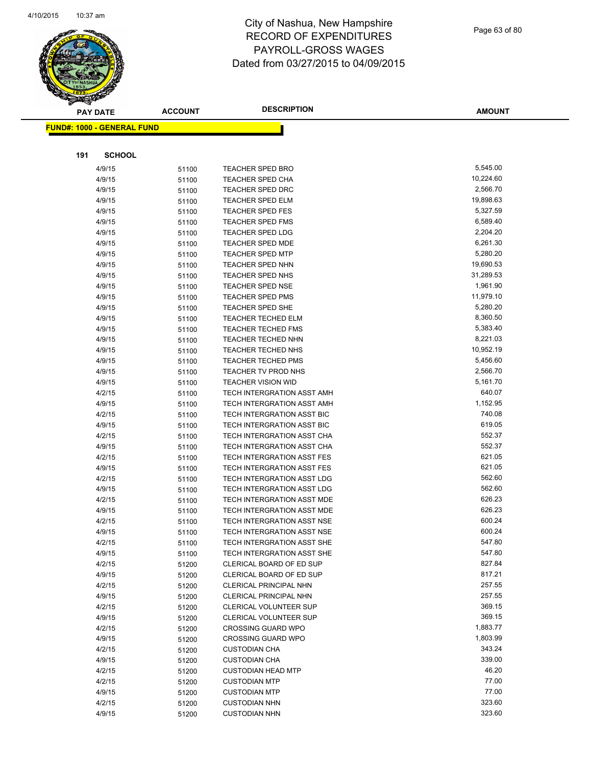City of Nashua, New Hampshire
RECORD OF EXPENDITURES
PAYROLL-GROSS WAGES
Dated from 03/27/2015 to 04/09/2015

**FUND#: 1000 - GENERAL FUND**

**191 SCHOOL**

| PAY DATE | ACCOUNT | DESCRIPTION | AMOUNT |
|---|---|---|---|
| 4/9/15 | 51100 | TEACHER SPED BRO | 5,545.00 |
| 4/9/15 | 51100 | TEACHER SPED CHA | 10,224.60 |
| 4/9/15 | 51100 | TEACHER SPED DRC | 2,566.70 |
| 4/9/15 | 51100 | TEACHER SPED ELM | 19,898.63 |
| 4/9/15 | 51100 | TEACHER SPED FES | 5,327.59 |
| 4/9/15 | 51100 | TEACHER SPED FMS | 6,589.40 |
| 4/9/15 | 51100 | TEACHER SPED LDG | 2,204.20 |
| 4/9/15 | 51100 | TEACHER SPED MDE | 6,261.30 |
| 4/9/15 | 51100 | TEACHER SPED MTP | 5,280.20 |
| 4/9/15 | 51100 | TEACHER SPED NHN | 19,690.53 |
| 4/9/15 | 51100 | TEACHER SPED NHS | 31,289.53 |
| 4/9/15 | 51100 | TEACHER SPED NSE | 1,961.90 |
| 4/9/15 | 51100 | TEACHER SPED PMS | 11,979.10 |
| 4/9/15 | 51100 | TEACHER SPED SHE | 5,280.20 |
| 4/9/15 | 51100 | TEACHER TECHED ELM | 8,360.50 |
| 4/9/15 | 51100 | TEACHER TECHED FMS | 5,383.40 |
| 4/9/15 | 51100 | TEACHER TECHED NHN | 8,221.03 |
| 4/9/15 | 51100 | TEACHER TECHED NHS | 10,952.19 |
| 4/9/15 | 51100 | TEACHER TECHED PMS | 5,456.60 |
| 4/9/15 | 51100 | TEACHER TV PROD NHS | 2,566.70 |
| 4/9/15 | 51100 | TEACHER VISION WID | 5,161.70 |
| 4/2/15 | 51100 | TECH INTERGRATION ASST AMH | 640.07 |
| 4/9/15 | 51100 | TECH INTERGRATION ASST AMH | 1,152.95 |
| 4/2/15 | 51100 | TECH INTERGRATION ASST BIC | 740.08 |
| 4/9/15 | 51100 | TECH INTERGRATION ASST BIC | 619.05 |
| 4/2/15 | 51100 | TECH INTERGRATION ASST CHA | 552.37 |
| 4/9/15 | 51100 | TECH INTERGRATION ASST CHA | 552.37 |
| 4/2/15 | 51100 | TECH INTERGRATION ASST FES | 621.05 |
| 4/9/15 | 51100 | TECH INTERGRATION ASST FES | 621.05 |
| 4/2/15 | 51100 | TECH INTERGRATION ASST LDG | 562.60 |
| 4/9/15 | 51100 | TECH INTERGRATION ASST LDG | 562.60 |
| 4/2/15 | 51100 | TECH INTERGRATION ASST MDE | 626.23 |
| 4/9/15 | 51100 | TECH INTERGRATION ASST MDE | 626.23 |
| 4/2/15 | 51100 | TECH INTERGRATION ASST NSE | 600.24 |
| 4/9/15 | 51100 | TECH INTERGRATION ASST NSE | 600.24 |
| 4/2/15 | 51100 | TECH INTERGRATION ASST SHE | 547.80 |
| 4/9/15 | 51100 | TECH INTERGRATION ASST SHE | 547.80 |
| 4/2/15 | 51200 | CLERICAL BOARD OF ED SUP | 827.84 |
| 4/9/15 | 51200 | CLERICAL BOARD OF ED SUP | 817.21 |
| 4/2/15 | 51200 | CLERICAL PRINCIPAL NHN | 257.55 |
| 4/9/15 | 51200 | CLERICAL PRINCIPAL NHN | 257.55 |
| 4/2/15 | 51200 | CLERICAL VOLUNTEER SUP | 369.15 |
| 4/9/15 | 51200 | CLERICAL VOLUNTEER SUP | 369.15 |
| 4/2/15 | 51200 | CROSSING GUARD WPO | 1,883.77 |
| 4/9/15 | 51200 | CROSSING GUARD WPO | 1,803.99 |
| 4/2/15 | 51200 | CUSTODIAN CHA | 343.24 |
| 4/9/15 | 51200 | CUSTODIAN CHA | 339.00 |
| 4/2/15 | 51200 | CUSTODIAN HEAD MTP | 46.20 |
| 4/2/15 | 51200 | CUSTODIAN MTP | 77.00 |
| 4/9/15 | 51200 | CUSTODIAN MTP | 77.00 |
| 4/2/15 | 51200 | CUSTODIAN NHN | 323.60 |
| 4/9/15 | 51200 | CUSTODIAN NHN | 323.60 |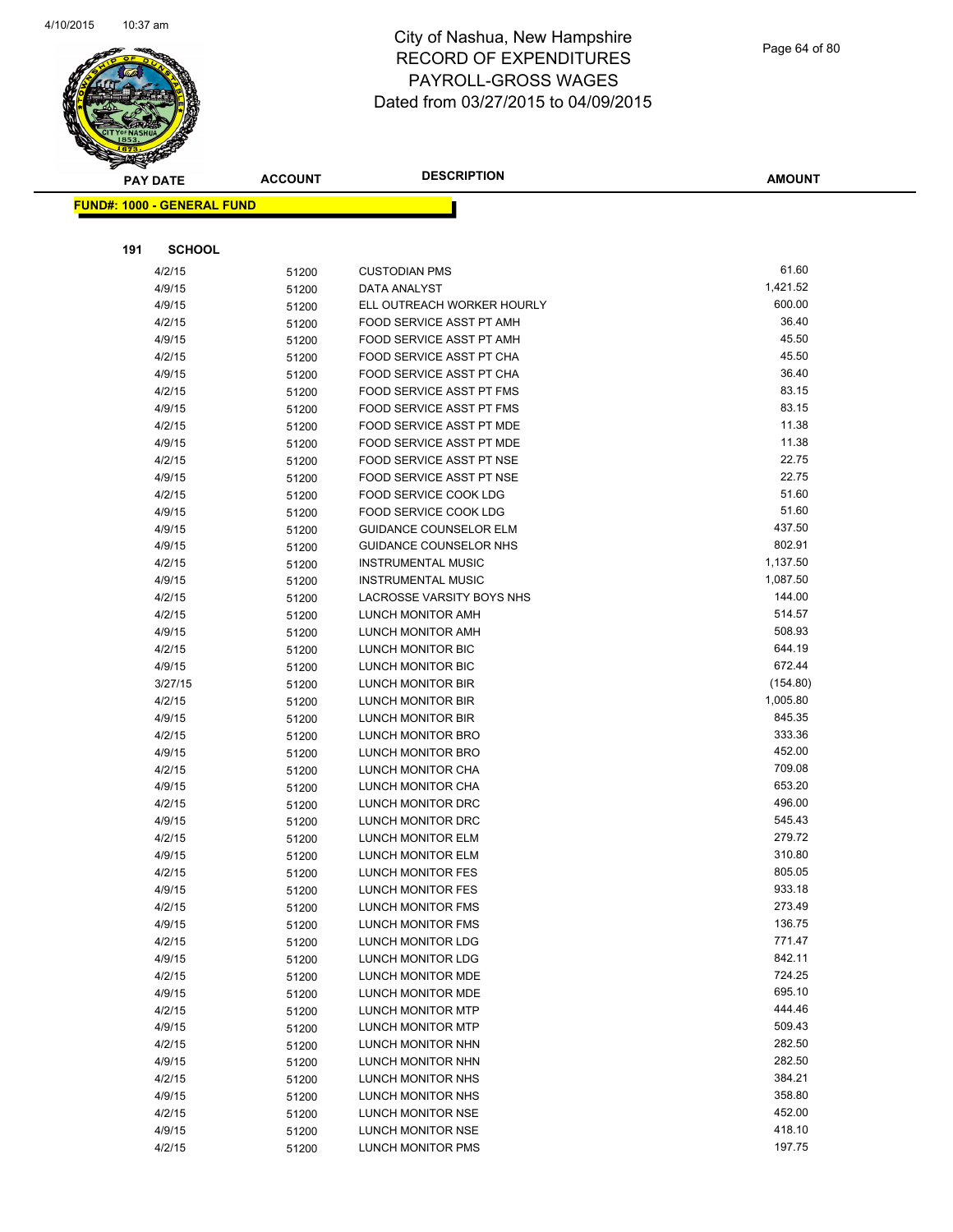# City of Nashua, New Hampshire
## RECORD OF EXPENDITURES
## PAYROLL-GROSS WAGES
## Dated from 03/27/2015 to 04/09/2015

**FUND#: 1000 - GENERAL FUND**

**191 SCHOOL**

| PAY DATE | ACCOUNT | DESCRIPTION | AMOUNT |
|---|---|---|---|
| 4/2/15 | 51200 | CUSTODIAN PMS | 61.60 |
| 4/9/15 | 51200 | DATA ANALYST | 1,421.52 |
| 4/9/15 | 51200 | ELL OUTREACH WORKER HOURLY | 600.00 |
| 4/2/15 | 51200 | FOOD SERVICE ASST PT AMH | 36.40 |
| 4/9/15 | 51200 | FOOD SERVICE ASST PT AMH | 45.50 |
| 4/2/15 | 51200 | FOOD SERVICE ASST PT CHA | 45.50 |
| 4/9/15 | 51200 | FOOD SERVICE ASST PT CHA | 36.40 |
| 4/2/15 | 51200 | FOOD SERVICE ASST PT FMS | 83.15 |
| 4/9/15 | 51200 | FOOD SERVICE ASST PT FMS | 83.15 |
| 4/2/15 | 51200 | FOOD SERVICE ASST PT MDE | 11.38 |
| 4/9/15 | 51200 | FOOD SERVICE ASST PT MDE | 11.38 |
| 4/2/15 | 51200 | FOOD SERVICE ASST PT NSE | 22.75 |
| 4/9/15 | 51200 | FOOD SERVICE ASST PT NSE | 22.75 |
| 4/2/15 | 51200 | FOOD SERVICE COOK LDG | 51.60 |
| 4/9/15 | 51200 | FOOD SERVICE COOK LDG | 51.60 |
| 4/9/15 | 51200 | GUIDANCE COUNSELOR ELM | 437.50 |
| 4/9/15 | 51200 | GUIDANCE COUNSELOR NHS | 802.91 |
| 4/2/15 | 51200 | INSTRUMENTAL MUSIC | 1,137.50 |
| 4/9/15 | 51200 | INSTRUMENTAL MUSIC | 1,087.50 |
| 4/2/15 | 51200 | LACROSSE VARSITY BOYS NHS | 144.00 |
| 4/2/15 | 51200 | LUNCH MONITOR AMH | 514.57 |
| 4/9/15 | 51200 | LUNCH MONITOR AMH | 508.93 |
| 4/2/15 | 51200 | LUNCH MONITOR BIC | 644.19 |
| 4/9/15 | 51200 | LUNCH MONITOR BIC | 672.44 |
| 3/27/15 | 51200 | LUNCH MONITOR BIR | (154.80) |
| 4/2/15 | 51200 | LUNCH MONITOR BIR | 1,005.80 |
| 4/9/15 | 51200 | LUNCH MONITOR BIR | 845.35 |
| 4/2/15 | 51200 | LUNCH MONITOR BRO | 333.36 |
| 4/9/15 | 51200 | LUNCH MONITOR BRO | 452.00 |
| 4/2/15 | 51200 | LUNCH MONITOR CHA | 709.08 |
| 4/9/15 | 51200 | LUNCH MONITOR CHA | 653.20 |
| 4/2/15 | 51200 | LUNCH MONITOR DRC | 496.00 |
| 4/9/15 | 51200 | LUNCH MONITOR DRC | 545.43 |
| 4/2/15 | 51200 | LUNCH MONITOR ELM | 279.72 |
| 4/9/15 | 51200 | LUNCH MONITOR ELM | 310.80 |
| 4/2/15 | 51200 | LUNCH MONITOR FES | 805.05 |
| 4/9/15 | 51200 | LUNCH MONITOR FES | 933.18 |
| 4/2/15 | 51200 | LUNCH MONITOR FMS | 273.49 |
| 4/9/15 | 51200 | LUNCH MONITOR FMS | 136.75 |
| 4/2/15 | 51200 | LUNCH MONITOR LDG | 771.47 |
| 4/9/15 | 51200 | LUNCH MONITOR LDG | 842.11 |
| 4/2/15 | 51200 | LUNCH MONITOR MDE | 724.25 |
| 4/9/15 | 51200 | LUNCH MONITOR MDE | 695.10 |
| 4/2/15 | 51200 | LUNCH MONITOR MTP | 444.46 |
| 4/9/15 | 51200 | LUNCH MONITOR MTP | 509.43 |
| 4/2/15 | 51200 | LUNCH MONITOR NHN | 282.50 |
| 4/9/15 | 51200 | LUNCH MONITOR NHN | 282.50 |
| 4/2/15 | 51200 | LUNCH MONITOR NHS | 384.21 |
| 4/9/15 | 51200 | LUNCH MONITOR NHS | 358.80 |
| 4/2/15 | 51200 | LUNCH MONITOR NSE | 452.00 |
| 4/9/15 | 51200 | LUNCH MONITOR NSE | 418.10 |
| 4/2/15 | 51200 | LUNCH MONITOR PMS | 197.75 |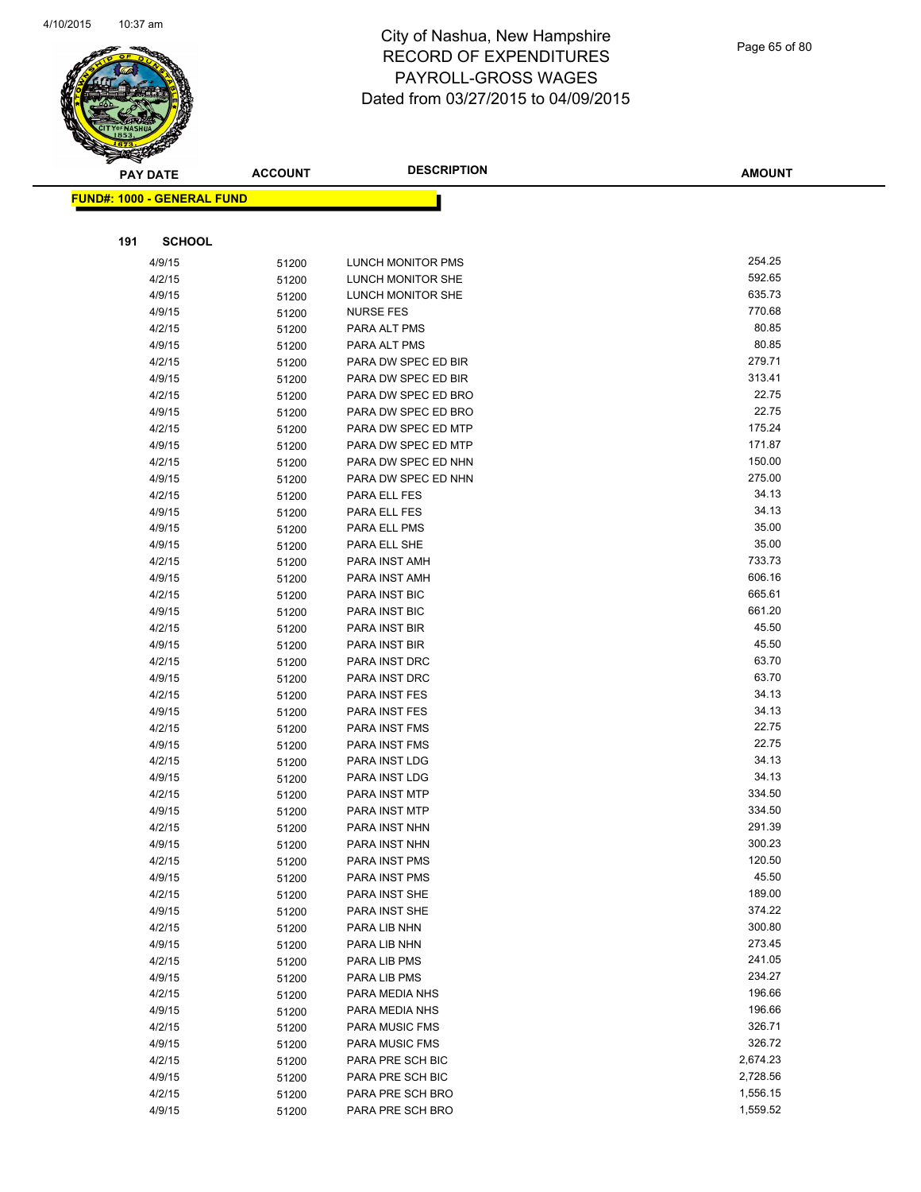# City of Nashua, New Hampshire
# RECORD OF EXPENDITURES
# PAYROLL-GROSS WAGES
# Dated from 03/27/2015 to 04/09/2015

**FUND#: 1000 - GENERAL FUND**

**191 SCHOOL**

| PAY DATE | ACCOUNT | DESCRIPTION | AMOUNT |
|---|---|---|---|
| 4/9/15 | 51200 | LUNCH MONITOR PMS | 254.25 |
| 4/2/15 | 51200 | LUNCH MONITOR SHE | 592.65 |
| 4/9/15 | 51200 | LUNCH MONITOR SHE | 635.73 |
| 4/9/15 | 51200 | NURSE FES | 770.68 |
| 4/2/15 | 51200 | PARA ALT PMS | 80.85 |
| 4/9/15 | 51200 | PARA ALT PMS | 80.85 |
| 4/2/15 | 51200 | PARA DW SPEC ED BIR | 279.71 |
| 4/9/15 | 51200 | PARA DW SPEC ED BIR | 313.41 |
| 4/2/15 | 51200 | PARA DW SPEC ED BRO | 22.75 |
| 4/9/15 | 51200 | PARA DW SPEC ED BRO | 22.75 |
| 4/2/15 | 51200 | PARA DW SPEC ED MTP | 175.24 |
| 4/9/15 | 51200 | PARA DW SPEC ED MTP | 171.87 |
| 4/2/15 | 51200 | PARA DW SPEC ED NHN | 150.00 |
| 4/9/15 | 51200 | PARA DW SPEC ED NHN | 275.00 |
| 4/2/15 | 51200 | PARA ELL FES | 34.13 |
| 4/9/15 | 51200 | PARA ELL FES | 34.13 |
| 4/9/15 | 51200 | PARA ELL PMS | 35.00 |
| 4/9/15 | 51200 | PARA ELL SHE | 35.00 |
| 4/2/15 | 51200 | PARA INST AMH | 733.73 |
| 4/9/15 | 51200 | PARA INST AMH | 606.16 |
| 4/2/15 | 51200 | PARA INST BIC | 665.61 |
| 4/9/15 | 51200 | PARA INST BIC | 661.20 |
| 4/2/15 | 51200 | PARA INST BIR | 45.50 |
| 4/9/15 | 51200 | PARA INST BIR | 45.50 |
| 4/2/15 | 51200 | PARA INST DRC | 63.70 |
| 4/9/15 | 51200 | PARA INST DRC | 63.70 |
| 4/2/15 | 51200 | PARA INST FES | 34.13 |
| 4/9/15 | 51200 | PARA INST FES | 34.13 |
| 4/2/15 | 51200 | PARA INST FMS | 22.75 |
| 4/9/15 | 51200 | PARA INST FMS | 22.75 |
| 4/2/15 | 51200 | PARA INST LDG | 34.13 |
| 4/9/15 | 51200 | PARA INST LDG | 34.13 |
| 4/2/15 | 51200 | PARA INST MTP | 334.50 |
| 4/9/15 | 51200 | PARA INST MTP | 334.50 |
| 4/2/15 | 51200 | PARA INST NHN | 291.39 |
| 4/9/15 | 51200 | PARA INST NHN | 300.23 |
| 4/2/15 | 51200 | PARA INST PMS | 120.50 |
| 4/9/15 | 51200 | PARA INST PMS | 45.50 |
| 4/2/15 | 51200 | PARA INST SHE | 189.00 |
| 4/9/15 | 51200 | PARA INST SHE | 374.22 |
| 4/2/15 | 51200 | PARA LIB NHN | 300.80 |
| 4/9/15 | 51200 | PARA LIB NHN | 273.45 |
| 4/2/15 | 51200 | PARA LIB PMS | 241.05 |
| 4/9/15 | 51200 | PARA LIB PMS | 234.27 |
| 4/2/15 | 51200 | PARA MEDIA NHS | 196.66 |
| 4/9/15 | 51200 | PARA MEDIA NHS | 196.66 |
| 4/2/15 | 51200 | PARA MUSIC FMS | 326.71 |
| 4/9/15 | 51200 | PARA MUSIC FMS | 326.72 |
| 4/2/15 | 51200 | PARA PRE SCH BIC | 2,674.23 |
| 4/9/15 | 51200 | PARA PRE SCH BIC | 2,728.56 |
| 4/2/15 | 51200 | PARA PRE SCH BRO | 1,556.15 |
| 4/9/15 | 51200 | PARA PRE SCH BRO | 1,559.52 |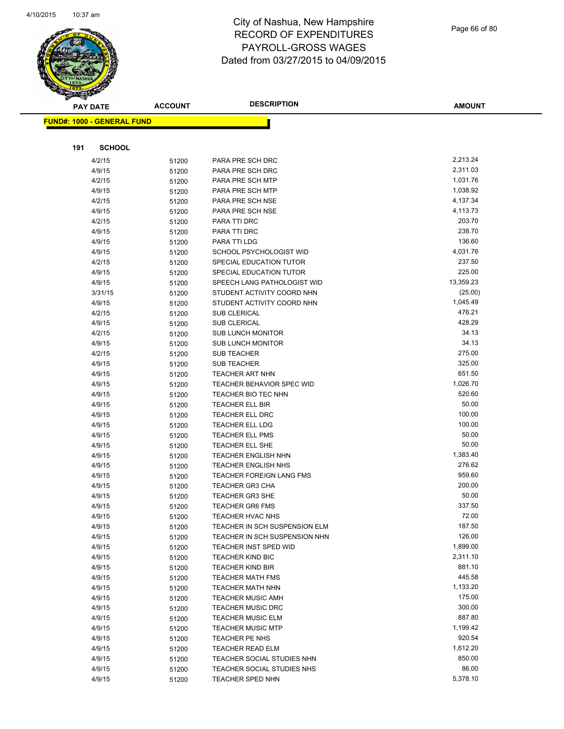# City of Nashua, New Hampshire
## RECORD OF EXPENDITURES
## PAYROLL-GROSS WAGES
## Dated from 03/27/2015 to 04/09/2015

**FUND#: 1000 - GENERAL FUND**

**191 SCHOOL**

| PAY DATE | ACCOUNT | DESCRIPTION | AMOUNT |
|---|---|---|---|
| 4/2/15 | 51200 | PARA PRE SCH DRC | 2,213.24 |
| 4/9/15 | 51200 | PARA PRE SCH DRC | 2,311.03 |
| 4/2/15 | 51200 | PARA PRE SCH MTP | 1,031.76 |
| 4/9/15 | 51200 | PARA PRE SCH MTP | 1,038.92 |
| 4/2/15 | 51200 | PARA PRE SCH NSE | 4,137.34 |
| 4/9/15 | 51200 | PARA PRE SCH NSE | 4,113.73 |
| 4/2/15 | 51200 | PARA TTI DRC | 203.70 |
| 4/9/15 | 51200 | PARA TTI DRC | 238.70 |
| 4/9/15 | 51200 | PARA TTI LDG | 136.60 |
| 4/9/15 | 51200 | SCHOOL PSYCHOLOGIST WID | 4,031.76 |
| 4/2/15 | 51200 | SPECIAL EDUCATION TUTOR | 237.50 |
| 4/9/15 | 51200 | SPECIAL EDUCATION TUTOR | 225.00 |
| 4/9/15 | 51200 | SPEECH LANG PATHOLOGIST WID | 13,359.23 |
| 3/31/15 | 51200 | STUDENT ACTIVITY COORD NHN | (25.00) |
| 4/9/15 | 51200 | STUDENT ACTIVITY COORD NHN | 1,045.49 |
| 4/2/15 | 51200 | SUB CLERICAL | 476.21 |
| 4/9/15 | 51200 | SUB CLERICAL | 428.29 |
| 4/2/15 | 51200 | SUB LUNCH MONITOR | 34.13 |
| 4/9/15 | 51200 | SUB LUNCH MONITOR | 34.13 |
| 4/2/15 | 51200 | SUB TEACHER | 275.00 |
| 4/9/15 | 51200 | SUB TEACHER | 325.00 |
| 4/9/15 | 51200 | TEACHER ART NHN | 651.50 |
| 4/9/15 | 51200 | TEACHER BEHAVIOR SPEC WID | 1,026.70 |
| 4/9/15 | 51200 | TEACHER BIO TEC NHN | 520.60 |
| 4/9/15 | 51200 | TEACHER ELL BIR | 50.00 |
| 4/9/15 | 51200 | TEACHER ELL DRC | 100.00 |
| 4/9/15 | 51200 | TEACHER ELL LDG | 100.00 |
| 4/9/15 | 51200 | TEACHER ELL PMS | 50.00 |
| 4/9/15 | 51200 | TEACHER ELL SHE | 50.00 |
| 4/9/15 | 51200 | TEACHER ENGLISH NHN | 1,383.40 |
| 4/9/15 | 51200 | TEACHER ENGLISH NHS | 276.62 |
| 4/9/15 | 51200 | TEACHER FOREIGN LANG FMS | 959.60 |
| 4/9/15 | 51200 | TEACHER GR3 CHA | 200.00 |
| 4/9/15 | 51200 | TEACHER GR3 SHE | 50.00 |
| 4/9/15 | 51200 | TEACHER GR6 FMS | 337.50 |
| 4/9/15 | 51200 | TEACHER HVAC NHS | 72.00 |
| 4/9/15 | 51200 | TEACHER IN SCH SUSPENSION ELM | 187.50 |
| 4/9/15 | 51200 | TEACHER IN SCH SUSPENSION NHN | 126.00 |
| 4/9/15 | 51200 | TEACHER INST SPED WID | 1,899.00 |
| 4/9/15 | 51200 | TEACHER KIND BIC | 2,311.10 |
| 4/9/15 | 51200 | TEACHER KIND BIR | 881.10 |
| 4/9/15 | 51200 | TEACHER MATH FMS | 445.58 |
| 4/9/15 | 51200 | TEACHER MATH NHN | 1,133.20 |
| 4/9/15 | 51200 | TEACHER MUSIC AMH | 175.00 |
| 4/9/15 | 51200 | TEACHER MUSIC DRC | 300.00 |
| 4/9/15 | 51200 | TEACHER MUSIC ELM | 887.80 |
| 4/9/15 | 51200 | TEACHER MUSIC MTP | 1,199.42 |
| 4/9/15 | 51200 | TEACHER PE NHS | 920.54 |
| 4/9/15 | 51200 | TEACHER READ ELM | 1,612.20 |
| 4/9/15 | 51200 | TEACHER SOCIAL STUDIES NHN | 850.00 |
| 4/9/15 | 51200 | TEACHER SOCIAL STUDIES NHS | 86.00 |
| 4/9/15 | 51200 | TEACHER SPED NHN | 5,378.10 |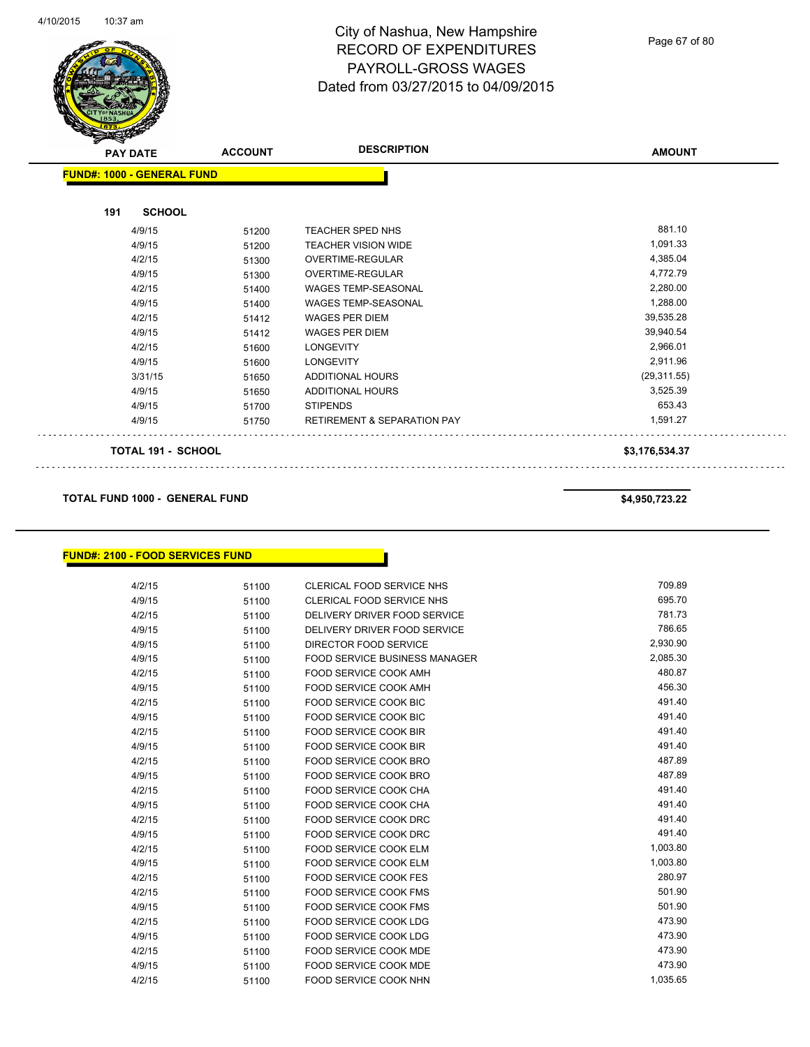City of Nashua, New Hampshire
RECORD OF EXPENDITURES
PAYROLL-GROSS WAGES
Dated from 03/27/2015 to 04/09/2015

| PAY DATE | ACCOUNT | DESCRIPTION | AMOUNT |
|---|---|---|---|

**FUND#: 1000 - GENERAL FUND**

**191 SCHOOL**

| PAY DATE | ACCOUNT | DESCRIPTION | AMOUNT |
|---|---|---|---|
| 4/9/15 | 51200 | TEACHER SPED NHS | 881.10 |
| 4/9/15 | 51200 | TEACHER VISION WIDE | 1,091.33 |
| 4/2/15 | 51300 | OVERTIME-REGULAR | 4,385.04 |
| 4/9/15 | 51300 | OVERTIME-REGULAR | 4,772.79 |
| 4/2/15 | 51400 | WAGES TEMP-SEASONAL | 2,280.00 |
| 4/9/15 | 51400 | WAGES TEMP-SEASONAL | 1,288.00 |
| 4/2/15 | 51412 | WAGES PER DIEM | 39,535.28 |
| 4/9/15 | 51412 | WAGES PER DIEM | 39,940.54 |
| 4/2/15 | 51600 | LONGEVITY | 2,966.01 |
| 4/9/15 | 51600 | LONGEVITY | 2,911.96 |
| 3/31/15 | 51650 | ADDITIONAL HOURS | (29,311.55) |
| 4/9/15 | 51650 | ADDITIONAL HOURS | 3,525.39 |
| 4/9/15 | 51700 | STIPENDS | 653.43 |
| 4/9/15 | 51750 | RETIREMENT & SEPARATION PAY | 1,591.27 |

**TOTAL 191 - SCHOOL** **$3,176,534.37**

**TOTAL FUND 1000 - GENERAL FUND** **$4,950,723.22**

**FUND#: 2100 - FOOD SERVICES FUND**

| PAY DATE | ACCOUNT | DESCRIPTION | AMOUNT |
|---|---|---|---|
| 4/2/15 | 51100 | CLERICAL FOOD SERVICE NHS | 709.89 |
| 4/9/15 | 51100 | CLERICAL FOOD SERVICE NHS | 695.70 |
| 4/2/15 | 51100 | DELIVERY DRIVER FOOD SERVICE | 781.73 |
| 4/9/15 | 51100 | DELIVERY DRIVER FOOD SERVICE | 786.65 |
| 4/9/15 | 51100 | DIRECTOR FOOD SERVICE | 2,930.90 |
| 4/9/15 | 51100 | FOOD SERVICE BUSINESS MANAGER | 2,085.30 |
| 4/2/15 | 51100 | FOOD SERVICE COOK AMH | 480.87 |
| 4/9/15 | 51100 | FOOD SERVICE COOK AMH | 456.30 |
| 4/2/15 | 51100 | FOOD SERVICE COOK BIC | 491.40 |
| 4/9/15 | 51100 | FOOD SERVICE COOK BIC | 491.40 |
| 4/2/15 | 51100 | FOOD SERVICE COOK BIR | 491.40 |
| 4/9/15 | 51100 | FOOD SERVICE COOK BIR | 491.40 |
| 4/2/15 | 51100 | FOOD SERVICE COOK BRO | 487.89 |
| 4/9/15 | 51100 | FOOD SERVICE COOK BRO | 487.89 |
| 4/2/15 | 51100 | FOOD SERVICE COOK CHA | 491.40 |
| 4/9/15 | 51100 | FOOD SERVICE COOK CHA | 491.40 |
| 4/2/15 | 51100 | FOOD SERVICE COOK DRC | 491.40 |
| 4/9/15 | 51100 | FOOD SERVICE COOK DRC | 491.40 |
| 4/2/15 | 51100 | FOOD SERVICE COOK ELM | 1,003.80 |
| 4/9/15 | 51100 | FOOD SERVICE COOK ELM | 1,003.80 |
| 4/2/15 | 51100 | FOOD SERVICE COOK FES | 280.97 |
| 4/2/15 | 51100 | FOOD SERVICE COOK FMS | 501.90 |
| 4/9/15 | 51100 | FOOD SERVICE COOK FMS | 501.90 |
| 4/2/15 | 51100 | FOOD SERVICE COOK LDG | 473.90 |
| 4/9/15 | 51100 | FOOD SERVICE COOK LDG | 473.90 |
| 4/2/15 | 51100 | FOOD SERVICE COOK MDE | 473.90 |
| 4/9/15 | 51100 | FOOD SERVICE COOK MDE | 473.90 |
| 4/2/15 | 51100 | FOOD SERVICE COOK NHN | 1,035.65 |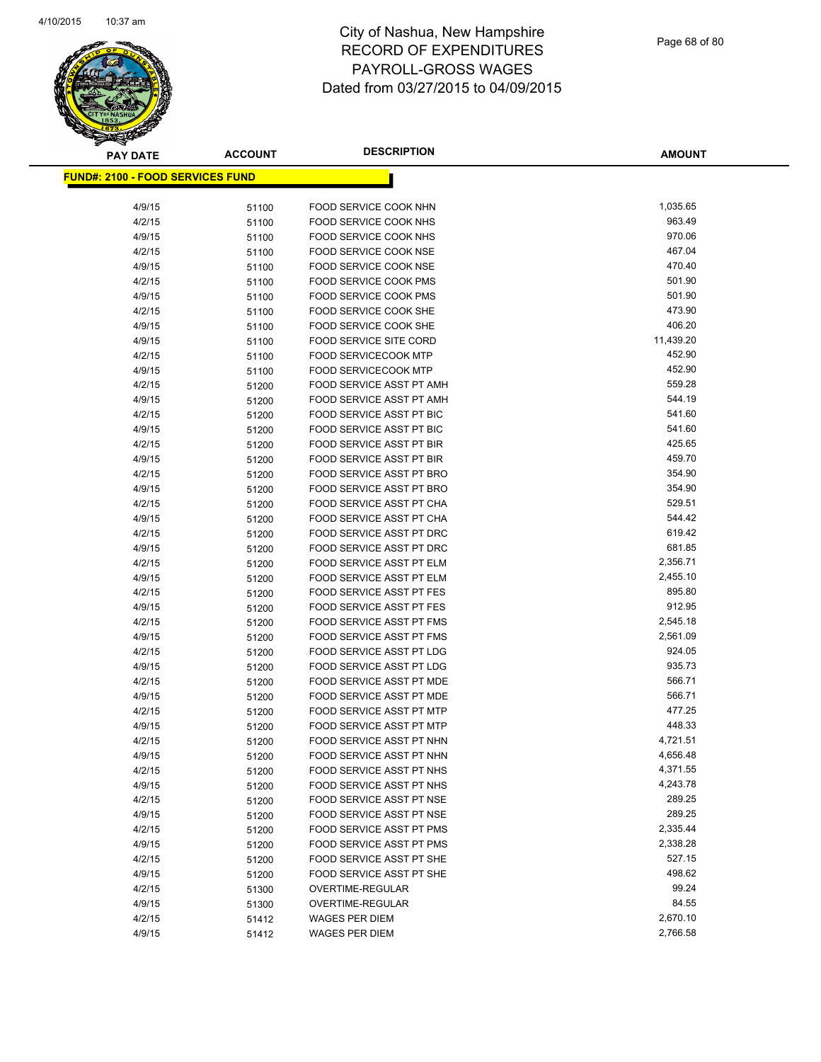# City of Nashua, New Hampshire
# RECORD OF EXPENDITURES
# PAYROLL-GROSS WAGES
# Dated from 03/27/2015 to 04/09/2015

**FUND#: 2100 - FOOD SERVICES FUND**

| PAY DATE | ACCOUNT | DESCRIPTION | AMOUNT |
|---|---|---|---|
| 4/9/15 | 51100 | FOOD SERVICE COOK NHN | 1,035.65 |
| 4/2/15 | 51100 | FOOD SERVICE COOK NHS | 963.49 |
| 4/9/15 | 51100 | FOOD SERVICE COOK NHS | 970.06 |
| 4/2/15 | 51100 | FOOD SERVICE COOK NSE | 467.04 |
| 4/9/15 | 51100 | FOOD SERVICE COOK NSE | 470.40 |
| 4/2/15 | 51100 | FOOD SERVICE COOK PMS | 501.90 |
| 4/9/15 | 51100 | FOOD SERVICE COOK PMS | 501.90 |
| 4/2/15 | 51100 | FOOD SERVICE COOK SHE | 473.90 |
| 4/9/15 | 51100 | FOOD SERVICE COOK SHE | 406.20 |
| 4/9/15 | 51100 | FOOD SERVICE SITE CORD | 11,439.20 |
| 4/2/15 | 51100 | FOOD SERVICECOOK MTP | 452.90 |
| 4/9/15 | 51100 | FOOD SERVICECOOK MTP | 452.90 |
| 4/2/15 | 51200 | FOOD SERVICE ASST PT AMH | 559.28 |
| 4/9/15 | 51200 | FOOD SERVICE ASST PT AMH | 544.19 |
| 4/2/15 | 51200 | FOOD SERVICE ASST PT BIC | 541.60 |
| 4/9/15 | 51200 | FOOD SERVICE ASST PT BIC | 541.60 |
| 4/2/15 | 51200 | FOOD SERVICE ASST PT BIR | 425.65 |
| 4/9/15 | 51200 | FOOD SERVICE ASST PT BIR | 459.70 |
| 4/2/15 | 51200 | FOOD SERVICE ASST PT BRO | 354.90 |
| 4/9/15 | 51200 | FOOD SERVICE ASST PT BRO | 354.90 |
| 4/2/15 | 51200 | FOOD SERVICE ASST PT CHA | 529.51 |
| 4/9/15 | 51200 | FOOD SERVICE ASST PT CHA | 544.42 |
| 4/2/15 | 51200 | FOOD SERVICE ASST PT DRC | 619.42 |
| 4/9/15 | 51200 | FOOD SERVICE ASST PT DRC | 681.85 |
| 4/2/15 | 51200 | FOOD SERVICE ASST PT ELM | 2,356.71 |
| 4/9/15 | 51200 | FOOD SERVICE ASST PT ELM | 2,455.10 |
| 4/2/15 | 51200 | FOOD SERVICE ASST PT FES | 895.80 |
| 4/9/15 | 51200 | FOOD SERVICE ASST PT FES | 912.95 |
| 4/2/15 | 51200 | FOOD SERVICE ASST PT FMS | 2,545.18 |
| 4/9/15 | 51200 | FOOD SERVICE ASST PT FMS | 2,561.09 |
| 4/2/15 | 51200 | FOOD SERVICE ASST PT LDG | 924.05 |
| 4/9/15 | 51200 | FOOD SERVICE ASST PT LDG | 935.73 |
| 4/2/15 | 51200 | FOOD SERVICE ASST PT MDE | 566.71 |
| 4/9/15 | 51200 | FOOD SERVICE ASST PT MDE | 566.71 |
| 4/2/15 | 51200 | FOOD SERVICE ASST PT MTP | 477.25 |
| 4/9/15 | 51200 | FOOD SERVICE ASST PT MTP | 448.33 |
| 4/2/15 | 51200 | FOOD SERVICE ASST PT NHN | 4,721.51 |
| 4/9/15 | 51200 | FOOD SERVICE ASST PT NHN | 4,656.48 |
| 4/2/15 | 51200 | FOOD SERVICE ASST PT NHS | 4,371.55 |
| 4/9/15 | 51200 | FOOD SERVICE ASST PT NHS | 4,243.78 |
| 4/2/15 | 51200 | FOOD SERVICE ASST PT NSE | 289.25 |
| 4/9/15 | 51200 | FOOD SERVICE ASST PT NSE | 289.25 |
| 4/2/15 | 51200 | FOOD SERVICE ASST PT PMS | 2,335.44 |
| 4/9/15 | 51200 | FOOD SERVICE ASST PT PMS | 2,338.28 |
| 4/2/15 | 51200 | FOOD SERVICE ASST PT SHE | 527.15 |
| 4/9/15 | 51200 | FOOD SERVICE ASST PT SHE | 498.62 |
| 4/2/15 | 51300 | OVERTIME-REGULAR | 99.24 |
| 4/9/15 | 51300 | OVERTIME-REGULAR | 84.55 |
| 4/2/15 | 51412 | WAGES PER DIEM | 2,670.10 |
| 4/9/15 | 51412 | WAGES PER DIEM | 2,766.58 |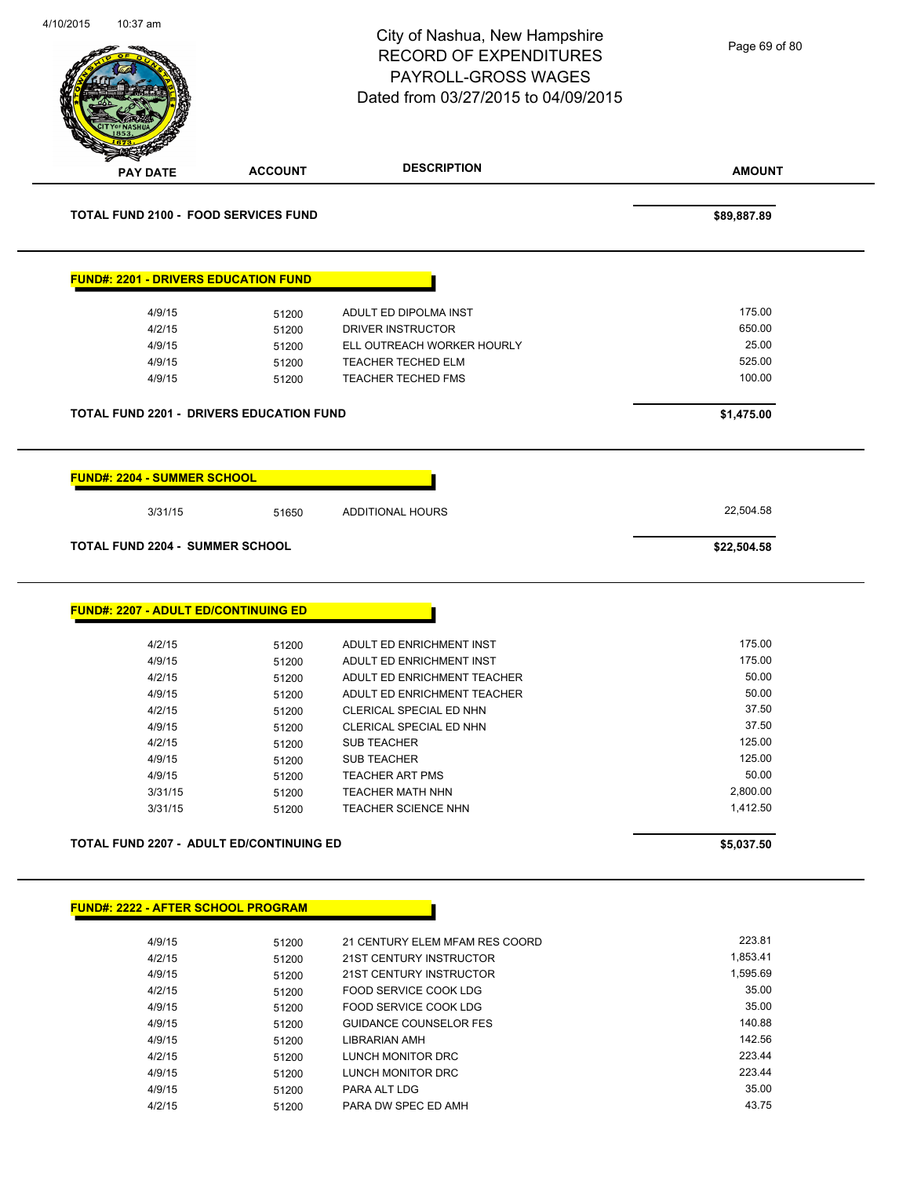City of Nashua, New Hampshire
RECORD OF EXPENDITURES
PAYROLL-GROSS WAGES
Dated from 03/27/2015 to 04/09/2015

| PAY DATE | ACCOUNT | DESCRIPTION | AMOUNT |
|---|---|---|---|
| **TOTAL FUND 2100 - FOOD SERVICES FUND** | | | **$89,887.89** |

**FUND#: 2201 - DRIVERS EDUCATION FUND**

| PAY DATE | ACCOUNT | DESCRIPTION | AMOUNT |
|---|---|---|---|
| 4/9/15 | 51200 | ADULT ED DIPOLMA INST | 175.00 |
| 4/2/15 | 51200 | DRIVER INSTRUCTOR | 650.00 |
| 4/9/15 | 51200 | ELL OUTREACH WORKER HOURLY | 25.00 |
| 4/9/15 | 51200 | TEACHER TECHED ELM | 525.00 |
| 4/9/15 | 51200 | TEACHER TECHED FMS | 100.00 |
| **TOTAL FUND 2201 - DRIVERS EDUCATION FUND** | | | **$1,475.00** |

**FUND#: 2204 - SUMMER SCHOOL**

| PAY DATE | ACCOUNT | DESCRIPTION | AMOUNT |
|---|---|---|---|
| 3/31/15 | 51650 | ADDITIONAL HOURS | 22,504.58 |
| **TOTAL FUND 2204 - SUMMER SCHOOL** | | | **$22,504.58** |

**FUND#: 2207 - ADULT ED/CONTINUING ED**

| PAY DATE | ACCOUNT | DESCRIPTION | AMOUNT |
|---|---|---|---|
| 4/2/15 | 51200 | ADULT ED ENRICHMENT INST | 175.00 |
| 4/9/15 | 51200 | ADULT ED ENRICHMENT INST | 175.00 |
| 4/2/15 | 51200 | ADULT ED ENRICHMENT TEACHER | 50.00 |
| 4/9/15 | 51200 | ADULT ED ENRICHMENT TEACHER | 50.00 |
| 4/2/15 | 51200 | CLERICAL SPECIAL ED NHN | 37.50 |
| 4/9/15 | 51200 | CLERICAL SPECIAL ED NHN | 37.50 |
| 4/2/15 | 51200 | SUB TEACHER | 125.00 |
| 4/9/15 | 51200 | SUB TEACHER | 125.00 |
| 4/9/15 | 51200 | TEACHER ART PMS | 50.00 |
| 3/31/15 | 51200 | TEACHER MATH NHN | 2,800.00 |
| 3/31/15 | 51200 | TEACHER SCIENCE NHN | 1,412.50 |
| **TOTAL FUND 2207 - ADULT ED/CONTINUING ED** | | | **$5,037.50** |

**FUND#: 2222 - AFTER SCHOOL PROGRAM**

| PAY DATE | ACCOUNT | DESCRIPTION | AMOUNT |
|---|---|---|---|
| 4/9/15 | 51200 | 21 CENTURY ELEM MFAM RES COORD | 223.81 |
| 4/2/15 | 51200 | 21ST CENTURY INSTRUCTOR | 1,853.41 |
| 4/9/15 | 51200 | 21ST CENTURY INSTRUCTOR | 1,595.69 |
| 4/2/15 | 51200 | FOOD SERVICE COOK LDG | 35.00 |
| 4/9/15 | 51200 | FOOD SERVICE COOK LDG | 35.00 |
| 4/9/15 | 51200 | GUIDANCE COUNSELOR FES | 140.88 |
| 4/9/15 | 51200 | LIBRARIAN AMH | 142.56 |
| 4/2/15 | 51200 | LUNCH MONITOR DRC | 223.44 |
| 4/9/15 | 51200 | LUNCH MONITOR DRC | 223.44 |
| 4/9/15 | 51200 | PARA ALT LDG | 35.00 |
| 4/2/15 | 51200 | PARA DW SPEC ED AMH | 43.75 |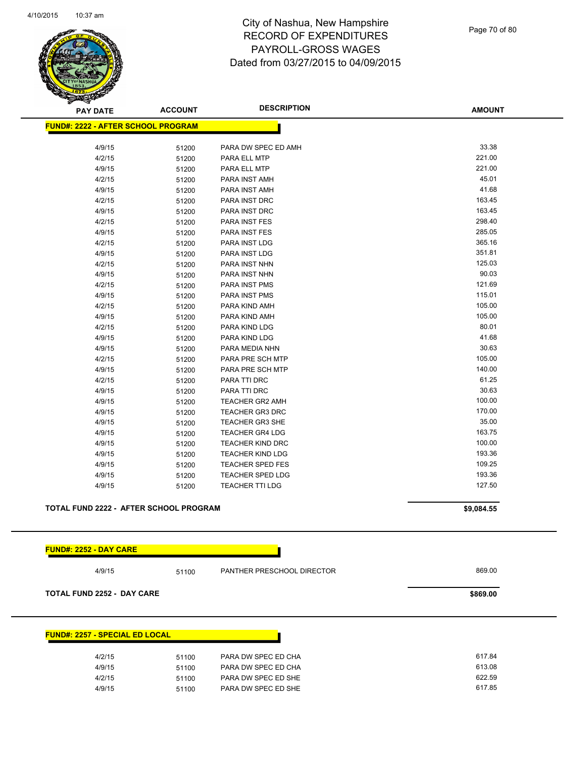# City of Nashua, New Hampshire
# RECORD OF EXPENDITURES
# PAYROLL-GROSS WAGES
# Dated from 03/27/2015 to 04/09/2015

## FUND#: 2222 - AFTER SCHOOL PROGRAM

| PAY DATE | ACCOUNT | DESCRIPTION | AMOUNT |
|---|---|---|---|
| 4/9/15 | 51200 | PARA DW SPEC ED AMH | 33.38 |
| 4/2/15 | 51200 | PARA ELL MTP | 221.00 |
| 4/9/15 | 51200 | PARA ELL MTP | 221.00 |
| 4/2/15 | 51200 | PARA INST AMH | 45.01 |
| 4/9/15 | 51200 | PARA INST AMH | 41.68 |
| 4/2/15 | 51200 | PARA INST DRC | 163.45 |
| 4/9/15 | 51200 | PARA INST DRC | 163.45 |
| 4/2/15 | 51200 | PARA INST FES | 298.40 |
| 4/9/15 | 51200 | PARA INST FES | 285.05 |
| 4/2/15 | 51200 | PARA INST LDG | 365.16 |
| 4/9/15 | 51200 | PARA INST LDG | 351.81 |
| 4/2/15 | 51200 | PARA INST NHN | 125.03 |
| 4/9/15 | 51200 | PARA INST NHN | 90.03 |
| 4/2/15 | 51200 | PARA INST PMS | 121.69 |
| 4/9/15 | 51200 | PARA INST PMS | 115.01 |
| 4/2/15 | 51200 | PARA KIND AMH | 105.00 |
| 4/9/15 | 51200 | PARA KIND AMH | 105.00 |
| 4/2/15 | 51200 | PARA KIND LDG | 80.01 |
| 4/9/15 | 51200 | PARA KIND LDG | 41.68 |
| 4/9/15 | 51200 | PARA MEDIA NHN | 30.63 |
| 4/2/15 | 51200 | PARA PRE SCH MTP | 105.00 |
| 4/9/15 | 51200 | PARA PRE SCH MTP | 140.00 |
| 4/2/15 | 51200 | PARA TTI DRC | 61.25 |
| 4/9/15 | 51200 | PARA TTI DRC | 30.63 |
| 4/9/15 | 51200 | TEACHER GR2 AMH | 100.00 |
| 4/9/15 | 51200 | TEACHER GR3 DRC | 170.00 |
| 4/9/15 | 51200 | TEACHER GR3 SHE | 35.00 |
| 4/9/15 | 51200 | TEACHER GR4 LDG | 163.75 |
| 4/9/15 | 51200 | TEACHER KIND DRC | 100.00 |
| 4/9/15 | 51200 | TEACHER KIND LDG | 193.36 |
| 4/9/15 | 51200 | TEACHER SPED FES | 109.25 |
| 4/9/15 | 51200 | TEACHER SPED LDG | 193.36 |
| 4/9/15 | 51200 | TEACHER TTI LDG | 127.50 |

**TOTAL FUND 2222 - AFTER SCHOOL PROGRAM** **$9,084.55**

## FUND#: 2252 - DAY CARE

| PAY DATE | ACCOUNT | DESCRIPTION | AMOUNT |
|---|---|---|---|
| 4/9/15 | 51100 | PANTHER PRESCHOOL DIRECTOR | 869.00 |

**TOTAL FUND 2252 - DAY CARE** **$869.00**

## FUND#: 2257 - SPECIAL ED LOCAL

| PAY DATE | ACCOUNT | DESCRIPTION | AMOUNT |
|---|---|---|---|
| 4/2/15 | 51100 | PARA DW SPEC ED CHA | 617.84 |
| 4/9/15 | 51100 | PARA DW SPEC ED CHA | 613.08 |
| 4/2/15 | 51100 | PARA DW SPEC ED SHE | 622.59 |
| 4/9/15 | 51100 | PARA DW SPEC ED SHE | 617.85 |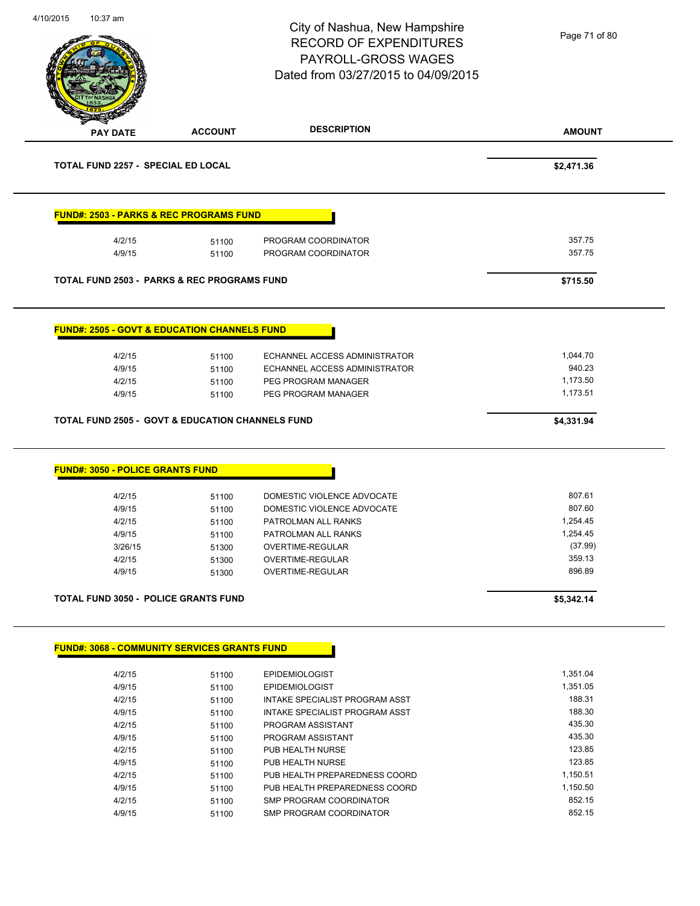City of Nashua, New Hampshire
RECORD OF EXPENDITURES
PAYROLL-GROSS WAGES
Dated from 03/27/2015 to 04/09/2015

| PAY DATE | ACCOUNT | DESCRIPTION | AMOUNT |
|---|---|---|---|
| **TOTAL FUND 2257 - SPECIAL ED LOCAL** | | | **$2,471.36** |

**FUND#: 2503 - PARKS & REC PROGRAMS FUND**

| PAY DATE | ACCOUNT | DESCRIPTION | AMOUNT |
|---|---|---|---|
| 4/2/15 | 51100 | PROGRAM COORDINATOR | 357.75 |
| 4/9/15 | 51100 | PROGRAM COORDINATOR | 357.75 |
| **TOTAL FUND 2503 - PARKS & REC PROGRAMS FUND** | | | **$715.50** |

**FUND#: 2505 - GOVT & EDUCATION CHANNELS FUND**

| PAY DATE | ACCOUNT | DESCRIPTION | AMOUNT |
|---|---|---|---|
| 4/2/15 | 51100 | ECHANNEL ACCESS ADMINISTRATOR | 1,044.70 |
| 4/9/15 | 51100 | ECHANNEL ACCESS ADMINISTRATOR | 940.23 |
| 4/2/15 | 51100 | PEG PROGRAM MANAGER | 1,173.50 |
| 4/9/15 | 51100 | PEG PROGRAM MANAGER | 1,173.51 |
| **TOTAL FUND 2505 - GOVT & EDUCATION CHANNELS FUND** | | | **$4,331.94** |

**FUND#: 3050 - POLICE GRANTS FUND**

| PAY DATE | ACCOUNT | DESCRIPTION | AMOUNT |
|---|---|---|---|
| 4/2/15 | 51100 | DOMESTIC VIOLENCE ADVOCATE | 807.61 |
| 4/9/15 | 51100 | DOMESTIC VIOLENCE ADVOCATE | 807.60 |
| 4/2/15 | 51100 | PATROLMAN ALL RANKS | 1,254.45 |
| 4/9/15 | 51100 | PATROLMAN ALL RANKS | 1,254.45 |
| 3/26/15 | 51300 | OVERTIME-REGULAR | (37.99) |
| 4/2/15 | 51300 | OVERTIME-REGULAR | 359.13 |
| 4/9/15 | 51300 | OVERTIME-REGULAR | 896.89 |
| **TOTAL FUND 3050 - POLICE GRANTS FUND** | | | **$5,342.14** |

**FUND#: 3068 - COMMUNITY SERVICES GRANTS FUND**

| PAY DATE | ACCOUNT | DESCRIPTION | AMOUNT |
|---|---|---|---|
| 4/2/15 | 51100 | EPIDEMIOLOGIST | 1,351.04 |
| 4/9/15 | 51100 | EPIDEMIOLOGIST | 1,351.05 |
| 4/2/15 | 51100 | INTAKE SPECIALIST PROGRAM ASST | 188.31 |
| 4/9/15 | 51100 | INTAKE SPECIALIST PROGRAM ASST | 188.30 |
| 4/2/15 | 51100 | PROGRAM ASSISTANT | 435.30 |
| 4/9/15 | 51100 | PROGRAM ASSISTANT | 435.30 |
| 4/2/15 | 51100 | PUB HEALTH NURSE | 123.85 |
| 4/9/15 | 51100 | PUB HEALTH NURSE | 123.85 |
| 4/2/15 | 51100 | PUB HEALTH PREPAREDNESS COORD | 1,150.51 |
| 4/9/15 | 51100 | PUB HEALTH PREPAREDNESS COORD | 1,150.50 |
| 4/2/15 | 51100 | SMP PROGRAM COORDINATOR | 852.15 |
| 4/9/15 | 51100 | SMP PROGRAM COORDINATOR | 852.15 |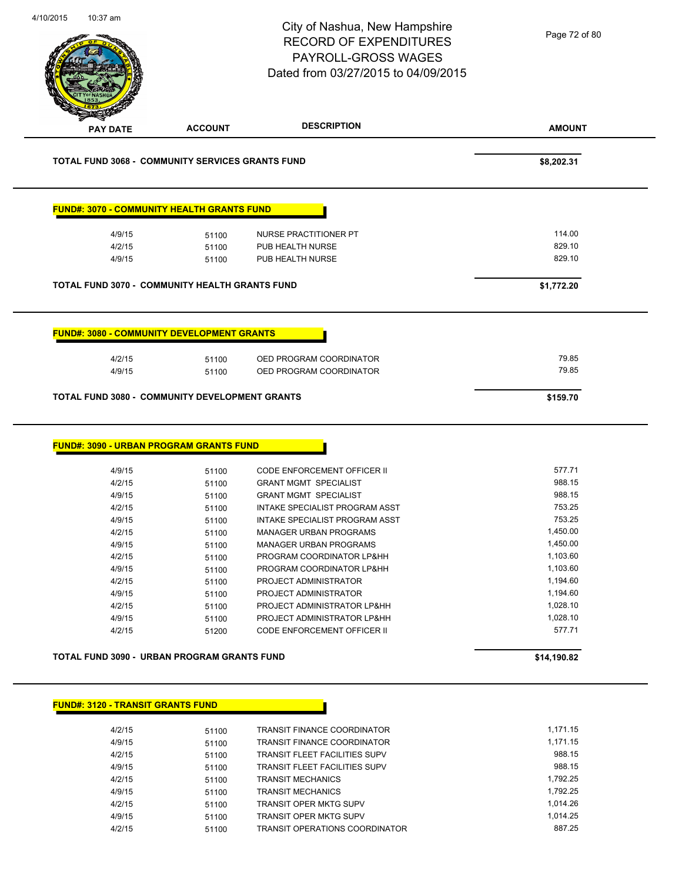City of Nashua, New Hampshire
RECORD OF EXPENDITURES
PAYROLL-GROSS WAGES
Dated from 03/27/2015 to 04/09/2015

| PAY DATE | ACCOUNT | DESCRIPTION | AMOUNT |
|---|---|---|---|
| **TOTAL FUND 3068 - COMMUNITY SERVICES GRANTS FUND** | | | **$8,202.31** |

**FUND#: 3070 - COMMUNITY HEALTH GRANTS FUND**

| PAY DATE | ACCOUNT | DESCRIPTION | AMOUNT |
|---|---|---|---|
| 4/9/15 | 51100 | NURSE PRACTITIONER PT | 114.00 |
| 4/2/15 | 51100 | PUB HEALTH NURSE | 829.10 |
| 4/9/15 | 51100 | PUB HEALTH NURSE | 829.10 |
| **TOTAL FUND 3070 - COMMUNITY HEALTH GRANTS FUND** | | | **$1,772.20** |

**FUND#: 3080 - COMMUNITY DEVELOPMENT GRANTS**

| PAY DATE | ACCOUNT | DESCRIPTION | AMOUNT |
|---|---|---|---|
| 4/2/15 | 51100 | OED PROGRAM COORDINATOR | 79.85 |
| 4/9/15 | 51100 | OED PROGRAM COORDINATOR | 79.85 |
| **TOTAL FUND 3080 - COMMUNITY DEVELOPMENT GRANTS** | | | **$159.70** |

**FUND#: 3090 - URBAN PROGRAM GRANTS FUND**

| PAY DATE | ACCOUNT | DESCRIPTION | AMOUNT |
|---|---|---|---|
| 4/9/15 | 51100 | CODE ENFORCEMENT OFFICER II | 577.71 |
| 4/2/15 | 51100 | GRANT MGMT SPECIALIST | 988.15 |
| 4/9/15 | 51100 | GRANT MGMT SPECIALIST | 988.15 |
| 4/2/15 | 51100 | INTAKE SPECIALIST PROGRAM ASST | 753.25 |
| 4/9/15 | 51100 | INTAKE SPECIALIST PROGRAM ASST | 753.25 |
| 4/2/15 | 51100 | MANAGER URBAN PROGRAMS | 1,450.00 |
| 4/9/15 | 51100 | MANAGER URBAN PROGRAMS | 1,450.00 |
| 4/2/15 | 51100 | PROGRAM COORDINATOR LP&HH | 1,103.60 |
| 4/9/15 | 51100 | PROGRAM COORDINATOR LP&HH | 1,103.60 |
| 4/2/15 | 51100 | PROJECT ADMINISTRATOR | 1,194.60 |
| 4/9/15 | 51100 | PROJECT ADMINISTRATOR | 1,194.60 |
| 4/2/15 | 51100 | PROJECT ADMINISTRATOR LP&HH | 1,028.10 |
| 4/9/15 | 51100 | PROJECT ADMINISTRATOR LP&HH | 1,028.10 |
| 4/2/15 | 51200 | CODE ENFORCEMENT OFFICER II | 577.71 |
| **TOTAL FUND 3090 - URBAN PROGRAM GRANTS FUND** | | | **$14,190.82** |

**FUND#: 3120 - TRANSIT GRANTS FUND**

| PAY DATE | ACCOUNT | DESCRIPTION | AMOUNT |
|---|---|---|---|
| 4/2/15 | 51100 | TRANSIT FINANCE COORDINATOR | 1,171.15 |
| 4/9/15 | 51100 | TRANSIT FINANCE COORDINATOR | 1,171.15 |
| 4/2/15 | 51100 | TRANSIT FLEET FACILITIES SUPV | 988.15 |
| 4/9/15 | 51100 | TRANSIT FLEET FACILITIES SUPV | 988.15 |
| 4/2/15 | 51100 | TRANSIT MECHANICS | 1,792.25 |
| 4/9/15 | 51100 | TRANSIT MECHANICS | 1,792.25 |
| 4/2/15 | 51100 | TRANSIT OPER MKTG SUPV | 1,014.26 |
| 4/9/15 | 51100 | TRANSIT OPER MKTG SUPV | 1,014.25 |
| 4/2/15 | 51100 | TRANSIT OPERATIONS COORDINATOR | 887.25 |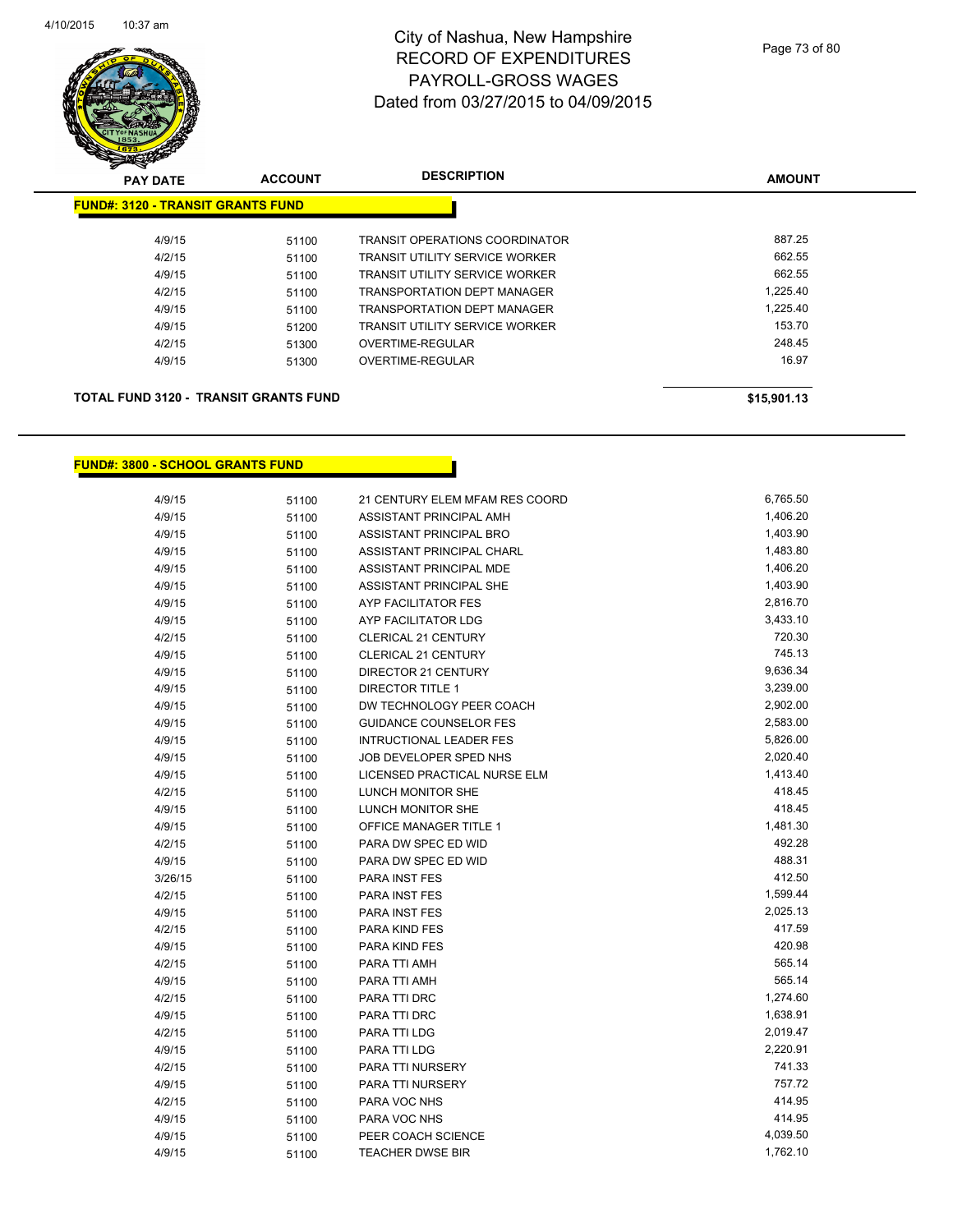# City of Nashua, New Hampshire
# RECORD OF EXPENDITURES
# PAYROLL-GROSS WAGES
# Dated from 03/27/2015 to 04/09/2015

| PAY DATE | ACCOUNT | DESCRIPTION | AMOUNT |
|---|---|---|---|
| **FUND#: 3120 - TRANSIT GRANTS FUND** | | | |
| 4/9/15 | 51100 | TRANSIT OPERATIONS COORDINATOR | 887.25 |
| 4/2/15 | 51100 | TRANSIT UTILITY SERVICE WORKER | 662.55 |
| 4/9/15 | 51100 | TRANSIT UTILITY SERVICE WORKER | 662.55 |
| 4/2/15 | 51100 | TRANSPORTATION DEPT MANAGER | 1,225.40 |
| 4/9/15 | 51100 | TRANSPORTATION DEPT MANAGER | 1,225.40 |
| 4/9/15 | 51200 | TRANSIT UTILITY SERVICE WORKER | 153.70 |
| 4/2/15 | 51300 | OVERTIME-REGULAR | 248.45 |
| 4/9/15 | 51300 | OVERTIME-REGULAR | 16.97 |
| **TOTAL FUND 3120 - TRANSIT GRANTS FUND** | | | **$15,901.13** |

| PAY DATE | ACCOUNT | DESCRIPTION | AMOUNT |
|---|---|---|---|
| **FUND#: 3800 - SCHOOL GRANTS FUND** | | | |
| 4/9/15 | 51100 | 21 CENTURY ELEM MFAM RES COORD | 6,765.50 |
| 4/9/15 | 51100 | ASSISTANT PRINCIPAL AMH | 1,406.20 |
| 4/9/15 | 51100 | ASSISTANT PRINCIPAL BRO | 1,403.90 |
| 4/9/15 | 51100 | ASSISTANT PRINCIPAL CHARL | 1,483.80 |
| 4/9/15 | 51100 | ASSISTANT PRINCIPAL MDE | 1,406.20 |
| 4/9/15 | 51100 | ASSISTANT PRINCIPAL SHE | 1,403.90 |
| 4/9/15 | 51100 | AYP FACILITATOR FES | 2,816.70 |
| 4/9/15 | 51100 | AYP FACILITATOR LDG | 3,433.10 |
| 4/2/15 | 51100 | CLERICAL 21 CENTURY | 720.30 |
| 4/9/15 | 51100 | CLERICAL 21 CENTURY | 745.13 |
| 4/9/15 | 51100 | DIRECTOR 21 CENTURY | 9,636.34 |
| 4/9/15 | 51100 | DIRECTOR TITLE 1 | 3,239.00 |
| 4/9/15 | 51100 | DW TECHNOLOGY PEER COACH | 2,902.00 |
| 4/9/15 | 51100 | GUIDANCE COUNSELOR FES | 2,583.00 |
| 4/9/15 | 51100 | INTRUCTIONAL LEADER FES | 5,826.00 |
| 4/9/15 | 51100 | JOB DEVELOPER SPED NHS | 2,020.40 |
| 4/9/15 | 51100 | LICENSED PRACTICAL NURSE ELM | 1,413.40 |
| 4/2/15 | 51100 | LUNCH MONITOR SHE | 418.45 |
| 4/9/15 | 51100 | LUNCH MONITOR SHE | 418.45 |
| 4/9/15 | 51100 | OFFICE MANAGER TITLE 1 | 1,481.30 |
| 4/2/15 | 51100 | PARA DW SPEC ED WID | 492.28 |
| 4/9/15 | 51100 | PARA DW SPEC ED WID | 488.31 |
| 3/26/15 | 51100 | PARA INST FES | 412.50 |
| 4/2/15 | 51100 | PARA INST FES | 1,599.44 |
| 4/9/15 | 51100 | PARA INST FES | 2,025.13 |
| 4/2/15 | 51100 | PARA KIND FES | 417.59 |
| 4/9/15 | 51100 | PARA KIND FES | 420.98 |
| 4/2/15 | 51100 | PARA TTI AMH | 565.14 |
| 4/9/15 | 51100 | PARA TTI AMH | 565.14 |
| 4/2/15 | 51100 | PARA TTI DRC | 1,274.60 |
| 4/9/15 | 51100 | PARA TTI DRC | 1,638.91 |
| 4/2/15 | 51100 | PARA TTI LDG | 2,019.47 |
| 4/9/15 | 51100 | PARA TTI LDG | 2,220.91 |
| 4/2/15 | 51100 | PARA TTI NURSERY | 741.33 |
| 4/9/15 | 51100 | PARA TTI NURSERY | 757.72 |
| 4/2/15 | 51100 | PARA VOC NHS | 414.95 |
| 4/9/15 | 51100 | PARA VOC NHS | 414.95 |
| 4/9/15 | 51100 | PEER COACH SCIENCE | 4,039.50 |
| 4/9/15 | 51100 | TEACHER DWSE BIR | 1,762.10 |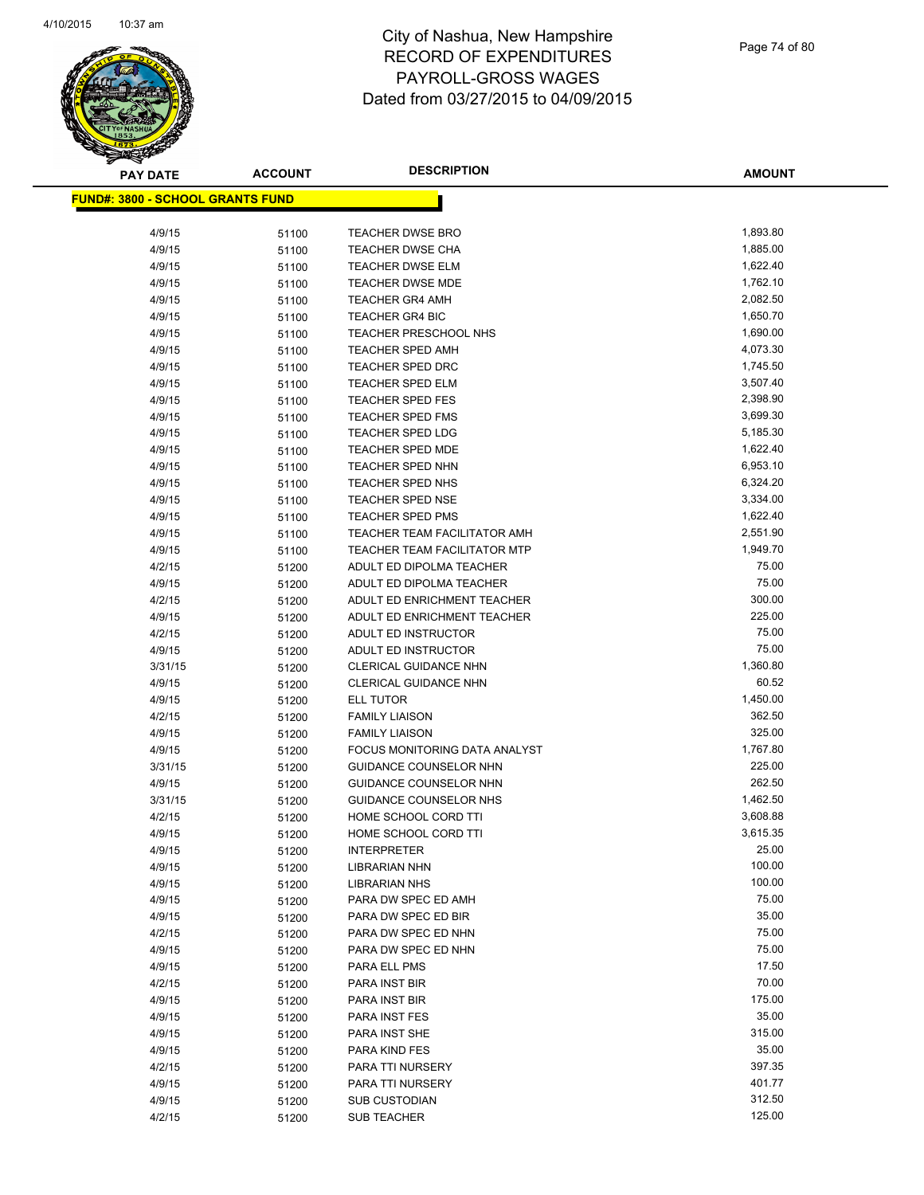# City of Nashua, New Hampshire
# RECORD OF EXPENDITURES
# PAYROLL-GROSS WAGES
# Dated from 03/27/2015 to 04/09/2015

**FUND#: 3800 - SCHOOL GRANTS FUND**

| PAY DATE | ACCOUNT | DESCRIPTION | AMOUNT |
|---|---|---|---|
| 4/9/15 | 51100 | TEACHER DWSE BRO | 1,893.80 |
| 4/9/15 | 51100 | TEACHER DWSE CHA | 1,885.00 |
| 4/9/15 | 51100 | TEACHER DWSE ELM | 1,622.40 |
| 4/9/15 | 51100 | TEACHER DWSE MDE | 1,762.10 |
| 4/9/15 | 51100 | TEACHER GR4 AMH | 2,082.50 |
| 4/9/15 | 51100 | TEACHER GR4 BIC | 1,650.70 |
| 4/9/15 | 51100 | TEACHER PRESCHOOL NHS | 1,690.00 |
| 4/9/15 | 51100 | TEACHER SPED AMH | 4,073.30 |
| 4/9/15 | 51100 | TEACHER SPED DRC | 1,745.50 |
| 4/9/15 | 51100 | TEACHER SPED ELM | 3,507.40 |
| 4/9/15 | 51100 | TEACHER SPED FES | 2,398.90 |
| 4/9/15 | 51100 | TEACHER SPED FMS | 3,699.30 |
| 4/9/15 | 51100 | TEACHER SPED LDG | 5,185.30 |
| 4/9/15 | 51100 | TEACHER SPED MDE | 1,622.40 |
| 4/9/15 | 51100 | TEACHER SPED NHN | 6,953.10 |
| 4/9/15 | 51100 | TEACHER SPED NHS | 6,324.20 |
| 4/9/15 | 51100 | TEACHER SPED NSE | 3,334.00 |
| 4/9/15 | 51100 | TEACHER SPED PMS | 1,622.40 |
| 4/9/15 | 51100 | TEACHER TEAM FACILITATOR AMH | 2,551.90 |
| 4/9/15 | 51100 | TEACHER TEAM FACILITATOR MTP | 1,949.70 |
| 4/2/15 | 51200 | ADULT ED DIPOLMA TEACHER | 75.00 |
| 4/9/15 | 51200 | ADULT ED DIPOLMA TEACHER | 75.00 |
| 4/2/15 | 51200 | ADULT ED ENRICHMENT TEACHER | 300.00 |
| 4/9/15 | 51200 | ADULT ED ENRICHMENT TEACHER | 225.00 |
| 4/2/15 | 51200 | ADULT ED INSTRUCTOR | 75.00 |
| 4/9/15 | 51200 | ADULT ED INSTRUCTOR | 75.00 |
| 3/31/15 | 51200 | CLERICAL GUIDANCE NHN | 1,360.80 |
| 4/9/15 | 51200 | CLERICAL GUIDANCE NHN | 60.52 |
| 4/9/15 | 51200 | ELL TUTOR | 1,450.00 |
| 4/2/15 | 51200 | FAMILY LIAISON | 362.50 |
| 4/9/15 | 51200 | FAMILY LIAISON | 325.00 |
| 4/9/15 | 51200 | FOCUS MONITORING DATA ANALYST | 1,767.80 |
| 3/31/15 | 51200 | GUIDANCE COUNSELOR NHN | 225.00 |
| 4/9/15 | 51200 | GUIDANCE COUNSELOR NHN | 262.50 |
| 3/31/15 | 51200 | GUIDANCE COUNSELOR NHS | 1,462.50 |
| 4/2/15 | 51200 | HOME SCHOOL CORD TTI | 3,608.88 |
| 4/9/15 | 51200 | HOME SCHOOL CORD TTI | 3,615.35 |
| 4/9/15 | 51200 | INTERPRETER | 25.00 |
| 4/9/15 | 51200 | LIBRARIAN NHN | 100.00 |
| 4/9/15 | 51200 | LIBRARIAN NHS | 100.00 |
| 4/9/15 | 51200 | PARA DW SPEC ED AMH | 75.00 |
| 4/9/15 | 51200 | PARA DW SPEC ED BIR | 35.00 |
| 4/2/15 | 51200 | PARA DW SPEC ED NHN | 75.00 |
| 4/9/15 | 51200 | PARA DW SPEC ED NHN | 75.00 |
| 4/9/15 | 51200 | PARA ELL PMS | 17.50 |
| 4/2/15 | 51200 | PARA INST BIR | 70.00 |
| 4/9/15 | 51200 | PARA INST BIR | 175.00 |
| 4/9/15 | 51200 | PARA INST FES | 35.00 |
| 4/9/15 | 51200 | PARA INST SHE | 315.00 |
| 4/9/15 | 51200 | PARA KIND FES | 35.00 |
| 4/2/15 | 51200 | PARA TTI NURSERY | 397.35 |
| 4/9/15 | 51200 | PARA TTI NURSERY | 401.77 |
| 4/9/15 | 51200 | SUB CUSTODIAN | 312.50 |
| 4/2/15 | 51200 | SUB TEACHER | 125.00 |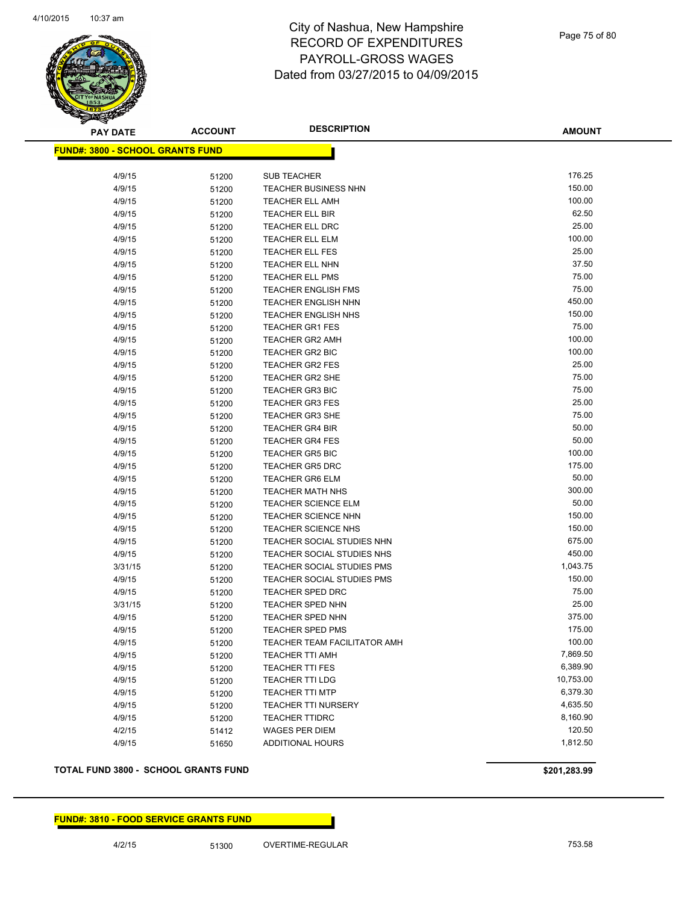# City of Nashua, New Hampshire
## RECORD OF EXPENDITURES
## PAYROLL-GROSS WAGES
## Dated from 03/27/2015 to 04/09/2015

**FUND#: 3800 - SCHOOL GRANTS FUND**

| PAY DATE | ACCOUNT | DESCRIPTION | AMOUNT |
|---|---|---|---|
| 4/9/15 | 51200 | SUB TEACHER | 176.25 |
| 4/9/15 | 51200 | TEACHER BUSINESS NHN | 150.00 |
| 4/9/15 | 51200 | TEACHER ELL AMH | 100.00 |
| 4/9/15 | 51200 | TEACHER ELL BIR | 62.50 |
| 4/9/15 | 51200 | TEACHER ELL DRC | 25.00 |
| 4/9/15 | 51200 | TEACHER ELL ELM | 100.00 |
| 4/9/15 | 51200 | TEACHER ELL FES | 25.00 |
| 4/9/15 | 51200 | TEACHER ELL NHN | 37.50 |
| 4/9/15 | 51200 | TEACHER ELL PMS | 75.00 |
| 4/9/15 | 51200 | TEACHER ENGLISH FMS | 75.00 |
| 4/9/15 | 51200 | TEACHER ENGLISH NHN | 450.00 |
| 4/9/15 | 51200 | TEACHER ENGLISH NHS | 150.00 |
| 4/9/15 | 51200 | TEACHER GR1 FES | 75.00 |
| 4/9/15 | 51200 | TEACHER GR2 AMH | 100.00 |
| 4/9/15 | 51200 | TEACHER GR2 BIC | 100.00 |
| 4/9/15 | 51200 | TEACHER GR2 FES | 25.00 |
| 4/9/15 | 51200 | TEACHER GR2 SHE | 75.00 |
| 4/9/15 | 51200 | TEACHER GR3 BIC | 75.00 |
| 4/9/15 | 51200 | TEACHER GR3 FES | 25.00 |
| 4/9/15 | 51200 | TEACHER GR3 SHE | 75.00 |
| 4/9/15 | 51200 | TEACHER GR4 BIR | 50.00 |
| 4/9/15 | 51200 | TEACHER GR4 FES | 50.00 |
| 4/9/15 | 51200 | TEACHER GR5 BIC | 100.00 |
| 4/9/15 | 51200 | TEACHER GR5 DRC | 175.00 |
| 4/9/15 | 51200 | TEACHER GR6 ELM | 50.00 |
| 4/9/15 | 51200 | TEACHER MATH NHS | 300.00 |
| 4/9/15 | 51200 | TEACHER SCIENCE ELM | 50.00 |
| 4/9/15 | 51200 | TEACHER SCIENCE NHN | 150.00 |
| 4/9/15 | 51200 | TEACHER SCIENCE NHS | 150.00 |
| 4/9/15 | 51200 | TEACHER SOCIAL STUDIES NHN | 675.00 |
| 4/9/15 | 51200 | TEACHER SOCIAL STUDIES NHS | 450.00 |
| 3/31/15 | 51200 | TEACHER SOCIAL STUDIES PMS | 1,043.75 |
| 4/9/15 | 51200 | TEACHER SOCIAL STUDIES PMS | 150.00 |
| 4/9/15 | 51200 | TEACHER SPED DRC | 75.00 |
| 3/31/15 | 51200 | TEACHER SPED NHN | 25.00 |
| 4/9/15 | 51200 | TEACHER SPED NHN | 375.00 |
| 4/9/15 | 51200 | TEACHER SPED PMS | 175.00 |
| 4/9/15 | 51200 | TEACHER TEAM FACILITATOR AMH | 100.00 |
| 4/9/15 | 51200 | TEACHER TTI AMH | 7,869.50 |
| 4/9/15 | 51200 | TEACHER TTI FES | 6,389.90 |
| 4/9/15 | 51200 | TEACHER TTI LDG | 10,753.00 |
| 4/9/15 | 51200 | TEACHER TTI MTP | 6,379.30 |
| 4/9/15 | 51200 | TEACHER TTI NURSERY | 4,635.50 |
| 4/9/15 | 51200 | TEACHER TTIDRC | 8,160.90 |
| 4/2/15 | 51412 | WAGES PER DIEM | 120.50 |
| 4/9/15 | 51650 | ADDITIONAL HOURS | 1,812.50 |

**TOTAL FUND 3800 - SCHOOL GRANTS FUND** **$201,283.99**

**FUND#: 3810 - FOOD SERVICE GRANTS FUND**

| PAY DATE | ACCOUNT | DESCRIPTION | AMOUNT |
|---|---|---|---|
| 4/2/15 | 51300 | OVERTIME-REGULAR | 753.58 |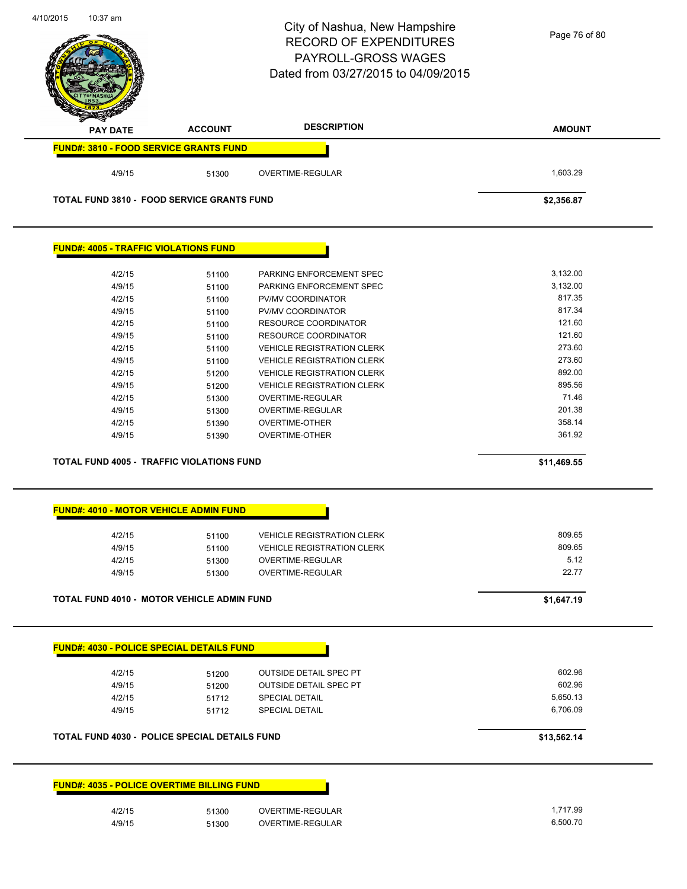# City of Nashua, New Hampshire
# RECORD OF EXPENDITURES
# PAYROLL-GROSS WAGES
# Dated from 03/27/2015 to 04/09/2015

| PAY DATE | ACCOUNT | DESCRIPTION | AMOUNT |
|---|---|---|---|
| **FUND#: 3810 - FOOD SERVICE GRANTS FUND** | | | |
| 4/9/15 | 51300 | OVERTIME-REGULAR | 1,603.29 |
| **TOTAL FUND 3810 - FOOD SERVICE GRANTS FUND** | | | **$2,356.87** |
| **FUND#: 4005 - TRAFFIC VIOLATIONS FUND** | | | |
| 4/2/15 | 51100 | PARKING ENFORCEMENT SPEC | 3,132.00 |
| 4/9/15 | 51100 | PARKING ENFORCEMENT SPEC | 3,132.00 |
| 4/2/15 | 51100 | PV/MV COORDINATOR | 817.35 |
| 4/9/15 | 51100 | PV/MV COORDINATOR | 817.34 |
| 4/2/15 | 51100 | RESOURCE COORDINATOR | 121.60 |
| 4/9/15 | 51100 | RESOURCE COORDINATOR | 121.60 |
| 4/2/15 | 51100 | VEHICLE REGISTRATION CLERK | 273.60 |
| 4/9/15 | 51100 | VEHICLE REGISTRATION CLERK | 273.60 |
| 4/2/15 | 51200 | VEHICLE REGISTRATION CLERK | 892.00 |
| 4/9/15 | 51200 | VEHICLE REGISTRATION CLERK | 895.56 |
| 4/2/15 | 51300 | OVERTIME-REGULAR | 71.46 |
| 4/9/15 | 51300 | OVERTIME-REGULAR | 201.38 |
| 4/2/15 | 51390 | OVERTIME-OTHER | 358.14 |
| 4/9/15 | 51390 | OVERTIME-OTHER | 361.92 |
| **TOTAL FUND 4005 - TRAFFIC VIOLATIONS FUND** | | | **$11,469.55** |
| **FUND#: 4010 - MOTOR VEHICLE ADMIN FUND** | | | |
| 4/2/15 | 51100 | VEHICLE REGISTRATION CLERK | 809.65 |
| 4/9/15 | 51100 | VEHICLE REGISTRATION CLERK | 809.65 |
| 4/2/15 | 51300 | OVERTIME-REGULAR | 5.12 |
| 4/9/15 | 51300 | OVERTIME-REGULAR | 22.77 |
| **TOTAL FUND 4010 - MOTOR VEHICLE ADMIN FUND** | | | **$1,647.19** |
| **FUND#: 4030 - POLICE SPECIAL DETAILS FUND** | | | |
| 4/2/15 | 51200 | OUTSIDE DETAIL SPEC PT | 602.96 |
| 4/9/15 | 51200 | OUTSIDE DETAIL SPEC PT | 602.96 |
| 4/2/15 | 51712 | SPECIAL DETAIL | 5,650.13 |
| 4/9/15 | 51712 | SPECIAL DETAIL | 6,706.09 |
| **TOTAL FUND 4030 - POLICE SPECIAL DETAILS FUND** | | | **$13,562.14** |
| **FUND#: 4035 - POLICE OVERTIME BILLING FUND** | | | |
| 4/2/15 | 51300 | OVERTIME-REGULAR | 1,717.99 |
| 4/9/15 | 51300 | OVERTIME-REGULAR | 6,500.70 |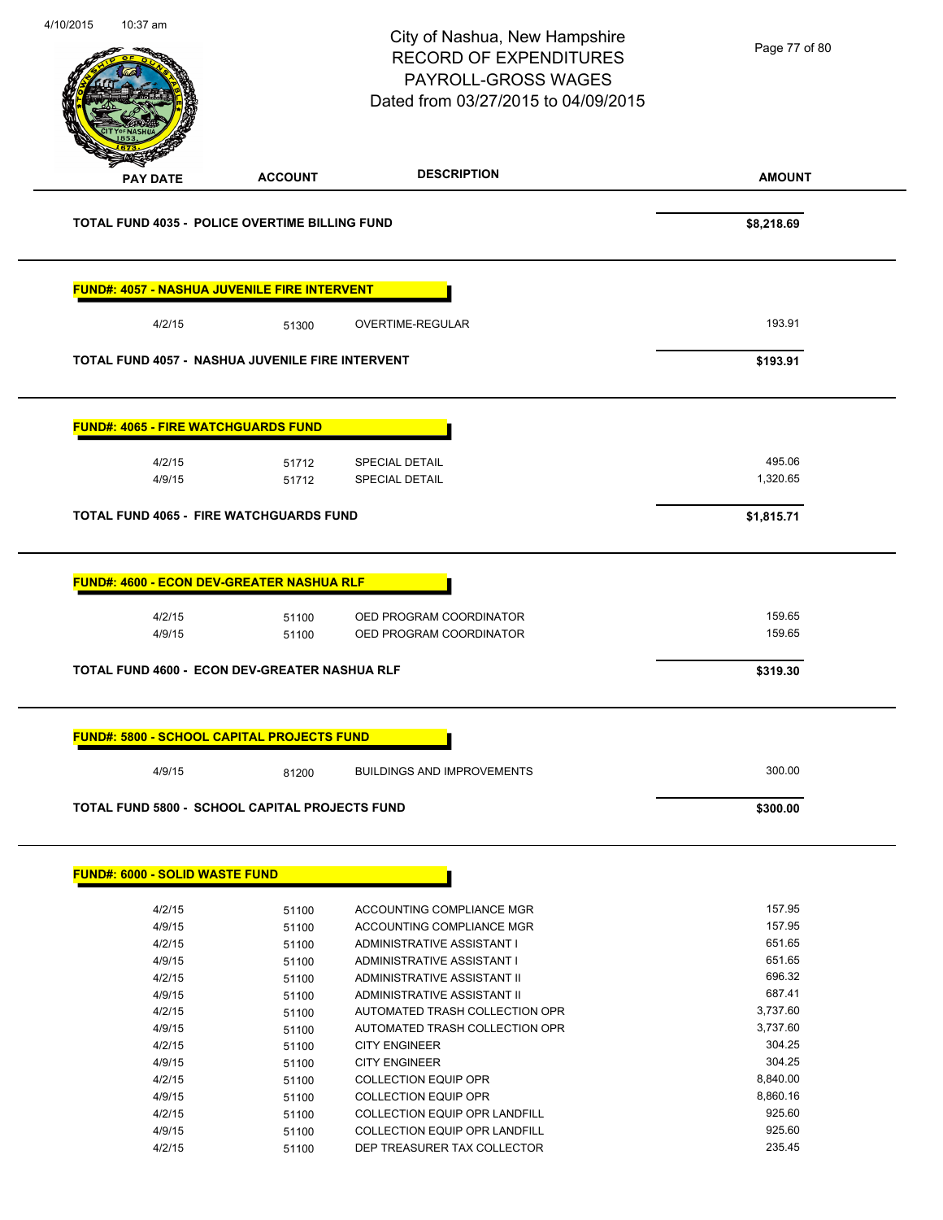# City of Nashua, New Hampshire
## RECORD OF EXPENDITURES
## PAYROLL-GROSS WAGES
## Dated from 03/27/2015 to 04/09/2015

| PAY DATE | ACCOUNT | DESCRIPTION | AMOUNT |
|---|---|---|---|
| **TOTAL FUND 4035 - POLICE OVERTIME BILLING FUND** | | | **$8,218.69** |

**FUND#: 4057 - NASHUA JUVENILE FIRE INTERVENT**

| PAY DATE | ACCOUNT | DESCRIPTION | AMOUNT |
|---|---|---|---|
| 4/2/15 | 51300 | OVERTIME-REGULAR | 193.91 |
| **TOTAL FUND 4057 - NASHUA JUVENILE FIRE INTERVENT** | | | **$193.91** |

**FUND#: 4065 - FIRE WATCHGUARDS FUND**

| PAY DATE | ACCOUNT | DESCRIPTION | AMOUNT |
|---|---|---|---|
| 4/2/15 | 51712 | SPECIAL DETAIL | 495.06 |
| 4/9/15 | 51712 | SPECIAL DETAIL | 1,320.65 |
| **TOTAL FUND 4065 - FIRE WATCHGUARDS FUND** | | | **$1,815.71** |

**FUND#: 4600 - ECON DEV-GREATER NASHUA RLF**

| PAY DATE | ACCOUNT | DESCRIPTION | AMOUNT |
|---|---|---|---|
| 4/2/15 | 51100 | OED PROGRAM COORDINATOR | 159.65 |
| 4/9/15 | 51100 | OED PROGRAM COORDINATOR | 159.65 |
| **TOTAL FUND 4600 - ECON DEV-GREATER NASHUA RLF** | | | **$319.30** |

**FUND#: 5800 - SCHOOL CAPITAL PROJECTS FUND**

| PAY DATE | ACCOUNT | DESCRIPTION | AMOUNT |
|---|---|---|---|
| 4/9/15 | 81200 | BUILDINGS AND IMPROVEMENTS | 300.00 |
| **TOTAL FUND 5800 - SCHOOL CAPITAL PROJECTS FUND** | | | **$300.00** |

**FUND#: 6000 - SOLID WASTE FUND**

| PAY DATE | ACCOUNT | DESCRIPTION | AMOUNT |
|---|---|---|---|
| 4/2/15 | 51100 | ACCOUNTING COMPLIANCE MGR | 157.95 |
| 4/9/15 | 51100 | ACCOUNTING COMPLIANCE MGR | 157.95 |
| 4/2/15 | 51100 | ADMINISTRATIVE ASSISTANT I | 651.65 |
| 4/9/15 | 51100 | ADMINISTRATIVE ASSISTANT I | 651.65 |
| 4/2/15 | 51100 | ADMINISTRATIVE ASSISTANT II | 696.32 |
| 4/9/15 | 51100 | ADMINISTRATIVE ASSISTANT II | 687.41 |
| 4/2/15 | 51100 | AUTOMATED TRASH COLLECTION OPR | 3,737.60 |
| 4/9/15 | 51100 | AUTOMATED TRASH COLLECTION OPR | 3,737.60 |
| 4/2/15 | 51100 | CITY ENGINEER | 304.25 |
| 4/9/15 | 51100 | CITY ENGINEER | 304.25 |
| 4/2/15 | 51100 | COLLECTION EQUIP OPR | 8,840.00 |
| 4/9/15 | 51100 | COLLECTION EQUIP OPR | 8,860.16 |
| 4/2/15 | 51100 | COLLECTION EQUIP OPR LANDFILL | 925.60 |
| 4/9/15 | 51100 | COLLECTION EQUIP OPR LANDFILL | 925.60 |
| 4/2/15 | 51100 | DEP TREASURER TAX COLLECTOR | 235.45 |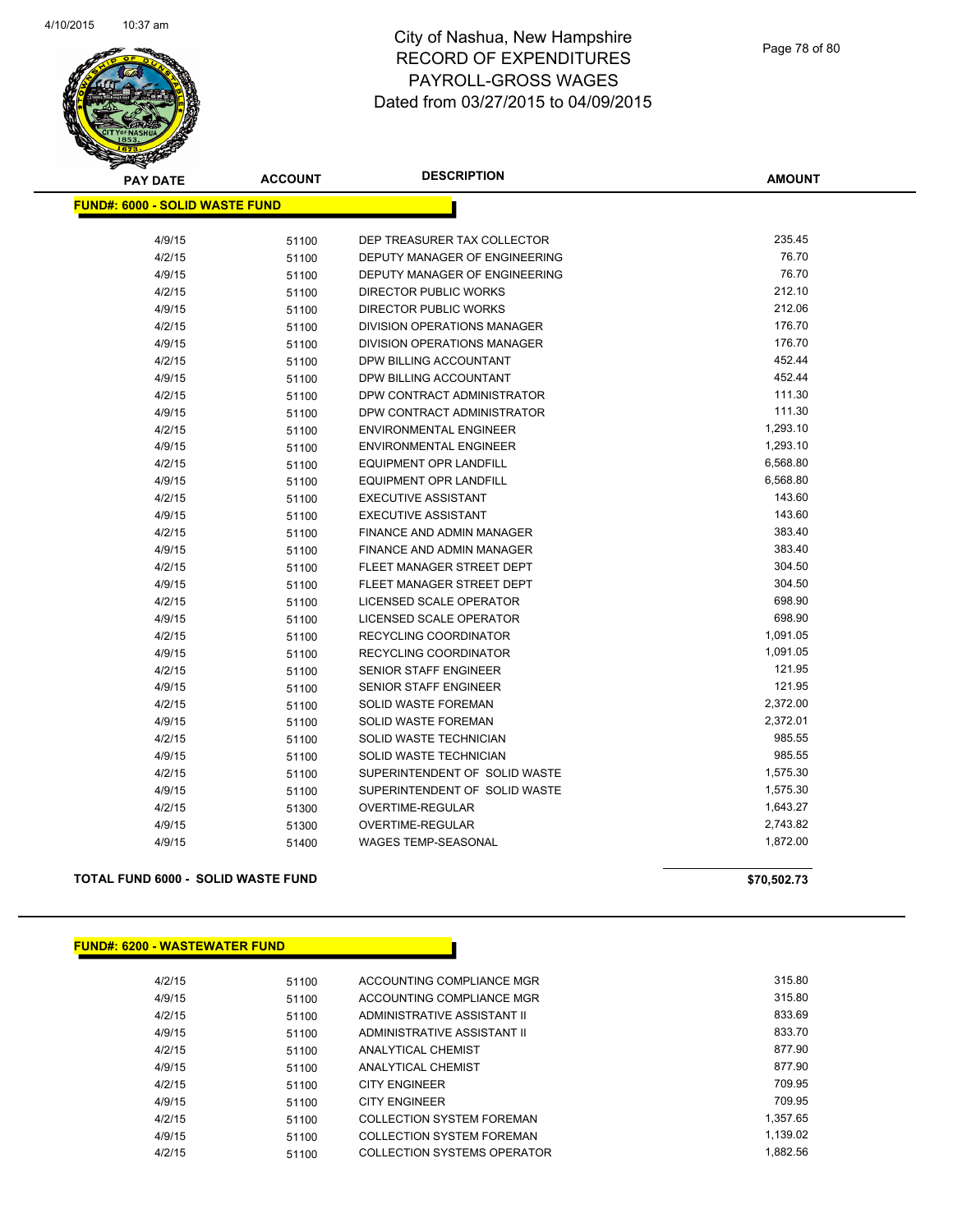# City of Nashua, New Hampshire
## RECORD OF EXPENDITURES
## PAYROLL-GROSS WAGES
## Dated from 03/27/2015 to 04/09/2015

### FUND#: 6000 - SOLID WASTE FUND

| PAY DATE | ACCOUNT | DESCRIPTION | AMOUNT |
|---|---|---|---|
| 4/9/15 | 51100 | DEP TREASURER TAX COLLECTOR | 235.45 |
| 4/2/15 | 51100 | DEPUTY MANAGER OF ENGINEERING | 76.70 |
| 4/9/15 | 51100 | DEPUTY MANAGER OF ENGINEERING | 76.70 |
| 4/2/15 | 51100 | DIRECTOR PUBLIC WORKS | 212.10 |
| 4/9/15 | 51100 | DIRECTOR PUBLIC WORKS | 212.06 |
| 4/2/15 | 51100 | DIVISION OPERATIONS MANAGER | 176.70 |
| 4/9/15 | 51100 | DIVISION OPERATIONS MANAGER | 176.70 |
| 4/2/15 | 51100 | DPW BILLING ACCOUNTANT | 452.44 |
| 4/9/15 | 51100 | DPW BILLING ACCOUNTANT | 452.44 |
| 4/2/15 | 51100 | DPW CONTRACT ADMINISTRATOR | 111.30 |
| 4/9/15 | 51100 | DPW CONTRACT ADMINISTRATOR | 111.30 |
| 4/2/15 | 51100 | ENVIRONMENTAL ENGINEER | 1,293.10 |
| 4/9/15 | 51100 | ENVIRONMENTAL ENGINEER | 1,293.10 |
| 4/2/15 | 51100 | EQUIPMENT OPR LANDFILL | 6,568.80 |
| 4/9/15 | 51100 | EQUIPMENT OPR LANDFILL | 6,568.80 |
| 4/2/15 | 51100 | EXECUTIVE ASSISTANT | 143.60 |
| 4/9/15 | 51100 | EXECUTIVE ASSISTANT | 143.60 |
| 4/2/15 | 51100 | FINANCE AND ADMIN MANAGER | 383.40 |
| 4/9/15 | 51100 | FINANCE AND ADMIN MANAGER | 383.40 |
| 4/2/15 | 51100 | FLEET MANAGER STREET DEPT | 304.50 |
| 4/9/15 | 51100 | FLEET MANAGER STREET DEPT | 304.50 |
| 4/2/15 | 51100 | LICENSED SCALE OPERATOR | 698.90 |
| 4/9/15 | 51100 | LICENSED SCALE OPERATOR | 698.90 |
| 4/2/15 | 51100 | RECYCLING COORDINATOR | 1,091.05 |
| 4/9/15 | 51100 | RECYCLING COORDINATOR | 1,091.05 |
| 4/2/15 | 51100 | SENIOR STAFF ENGINEER | 121.95 |
| 4/9/15 | 51100 | SENIOR STAFF ENGINEER | 121.95 |
| 4/2/15 | 51100 | SOLID WASTE FOREMAN | 2,372.00 |
| 4/9/15 | 51100 | SOLID WASTE FOREMAN | 2,372.01 |
| 4/2/15 | 51100 | SOLID WASTE TECHNICIAN | 985.55 |
| 4/9/15 | 51100 | SOLID WASTE TECHNICIAN | 985.55 |
| 4/2/15 | 51100 | SUPERINTENDENT OF SOLID WASTE | 1,575.30 |
| 4/9/15 | 51100 | SUPERINTENDENT OF SOLID WASTE | 1,575.30 |
| 4/2/15 | 51300 | OVERTIME-REGULAR | 1,643.27 |
| 4/9/15 | 51300 | OVERTIME-REGULAR | 2,743.82 |
| 4/9/15 | 51400 | WAGES TEMP-SEASONAL | 1,872.00 |

**TOTAL FUND 6000 - SOLID WASTE FUND** **$70,502.73**

### FUND#: 6200 - WASTEWATER FUND

| PAY DATE | ACCOUNT | DESCRIPTION | AMOUNT |
|---|---|---|---|
| 4/2/15 | 51100 | ACCOUNTING COMPLIANCE MGR | 315.80 |
| 4/9/15 | 51100 | ACCOUNTING COMPLIANCE MGR | 315.80 |
| 4/2/15 | 51100 | ADMINISTRATIVE ASSISTANT II | 833.69 |
| 4/9/15 | 51100 | ADMINISTRATIVE ASSISTANT II | 833.70 |
| 4/2/15 | 51100 | ANALYTICAL CHEMIST | 877.90 |
| 4/9/15 | 51100 | ANALYTICAL CHEMIST | 877.90 |
| 4/2/15 | 51100 | CITY ENGINEER | 709.95 |
| 4/9/15 | 51100 | CITY ENGINEER | 709.95 |
| 4/2/15 | 51100 | COLLECTION SYSTEM FOREMAN | 1,357.65 |
| 4/9/15 | 51100 | COLLECTION SYSTEM FOREMAN | 1,139.02 |
| 4/2/15 | 51100 | COLLECTION SYSTEMS OPERATOR | 1,882.56 |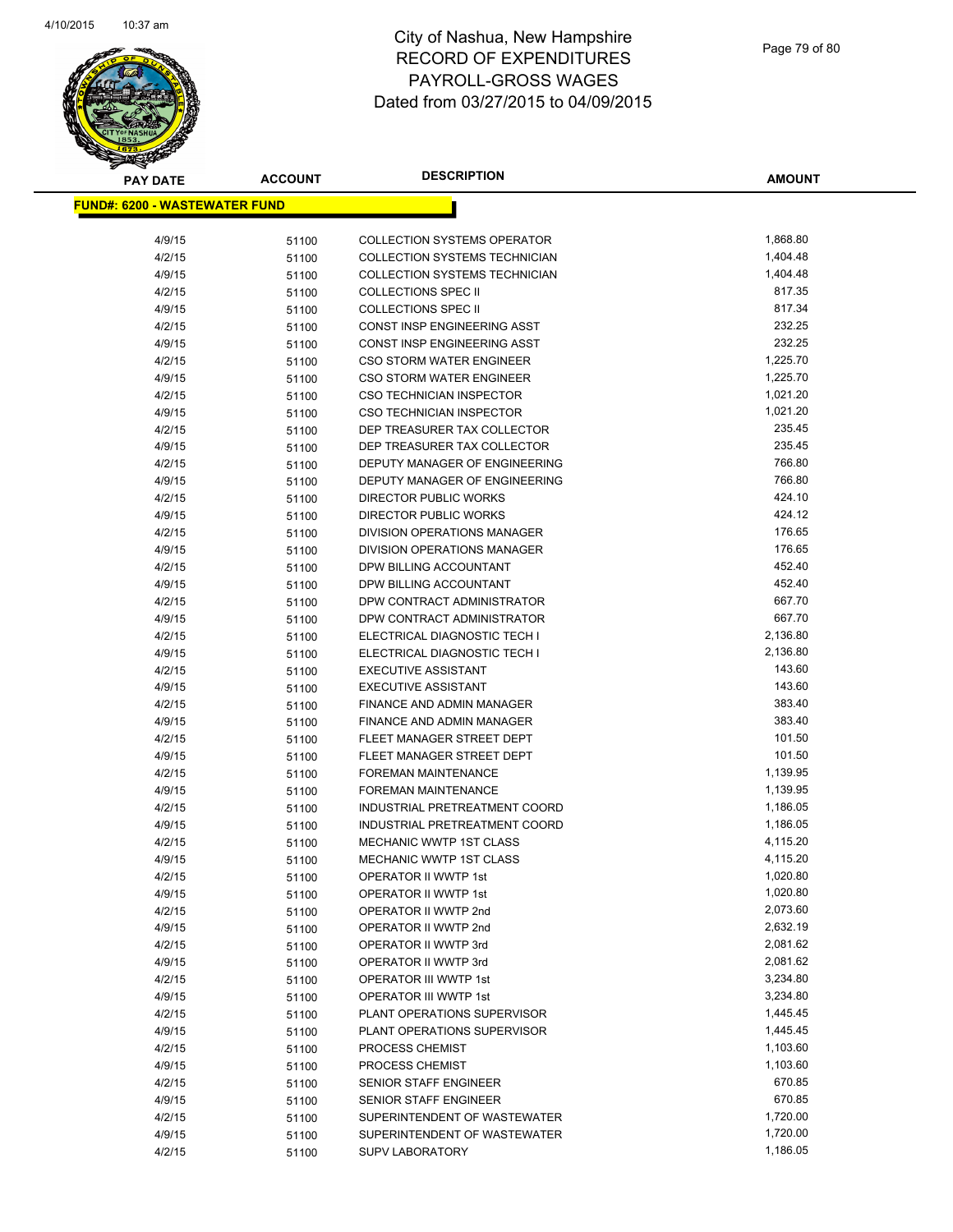# City of Nashua, New Hampshire
## RECORD OF EXPENDITURES
## PAYROLL-GROSS WAGES
## Dated from 03/27/2015 to 04/09/2015

**FUND#: 6200 - WASTEWATER FUND**

| PAY DATE | ACCOUNT | DESCRIPTION | AMOUNT |
|---|---|---|---|
| 4/9/15 | 51100 | COLLECTION SYSTEMS OPERATOR | 1,868.80 |
| 4/2/15 | 51100 | COLLECTION SYSTEMS TECHNICIAN | 1,404.48 |
| 4/9/15 | 51100 | COLLECTION SYSTEMS TECHNICIAN | 1,404.48 |
| 4/2/15 | 51100 | COLLECTIONS SPEC II | 817.35 |
| 4/9/15 | 51100 | COLLECTIONS SPEC II | 817.34 |
| 4/2/15 | 51100 | CONST INSP ENGINEERING ASST | 232.25 |
| 4/9/15 | 51100 | CONST INSP ENGINEERING ASST | 232.25 |
| 4/2/15 | 51100 | CSO STORM WATER ENGINEER | 1,225.70 |
| 4/9/15 | 51100 | CSO STORM WATER ENGINEER | 1,225.70 |
| 4/2/15 | 51100 | CSO TECHNICIAN INSPECTOR | 1,021.20 |
| 4/9/15 | 51100 | CSO TECHNICIAN INSPECTOR | 1,021.20 |
| 4/2/15 | 51100 | DEP TREASURER TAX COLLECTOR | 235.45 |
| 4/9/15 | 51100 | DEP TREASURER TAX COLLECTOR | 235.45 |
| 4/2/15 | 51100 | DEPUTY MANAGER OF ENGINEERING | 766.80 |
| 4/9/15 | 51100 | DEPUTY MANAGER OF ENGINEERING | 766.80 |
| 4/2/15 | 51100 | DIRECTOR PUBLIC WORKS | 424.10 |
| 4/9/15 | 51100 | DIRECTOR PUBLIC WORKS | 424.12 |
| 4/2/15 | 51100 | DIVISION OPERATIONS MANAGER | 176.65 |
| 4/9/15 | 51100 | DIVISION OPERATIONS MANAGER | 176.65 |
| 4/2/15 | 51100 | DPW BILLING ACCOUNTANT | 452.40 |
| 4/9/15 | 51100 | DPW BILLING ACCOUNTANT | 452.40 |
| 4/2/15 | 51100 | DPW CONTRACT ADMINISTRATOR | 667.70 |
| 4/9/15 | 51100 | DPW CONTRACT ADMINISTRATOR | 667.70 |
| 4/2/15 | 51100 | ELECTRICAL DIAGNOSTIC TECH I | 2,136.80 |
| 4/9/15 | 51100 | ELECTRICAL DIAGNOSTIC TECH I | 2,136.80 |
| 4/2/15 | 51100 | EXECUTIVE ASSISTANT | 143.60 |
| 4/9/15 | 51100 | EXECUTIVE ASSISTANT | 143.60 |
| 4/2/15 | 51100 | FINANCE AND ADMIN MANAGER | 383.40 |
| 4/9/15 | 51100 | FINANCE AND ADMIN MANAGER | 383.40 |
| 4/2/15 | 51100 | FLEET MANAGER STREET DEPT | 101.50 |
| 4/9/15 | 51100 | FLEET MANAGER STREET DEPT | 101.50 |
| 4/2/15 | 51100 | FOREMAN MAINTENANCE | 1,139.95 |
| 4/9/15 | 51100 | FOREMAN MAINTENANCE | 1,139.95 |
| 4/2/15 | 51100 | INDUSTRIAL PRETREATMENT COORD | 1,186.05 |
| 4/9/15 | 51100 | INDUSTRIAL PRETREATMENT COORD | 1,186.05 |
| 4/2/15 | 51100 | MECHANIC WWTP 1ST CLASS | 4,115.20 |
| 4/9/15 | 51100 | MECHANIC WWTP 1ST CLASS | 4,115.20 |
| 4/2/15 | 51100 | OPERATOR II WWTP 1st | 1,020.80 |
| 4/9/15 | 51100 | OPERATOR II WWTP 1st | 1,020.80 |
| 4/2/15 | 51100 | OPERATOR II WWTP 2nd | 2,073.60 |
| 4/9/15 | 51100 | OPERATOR II WWTP 2nd | 2,632.19 |
| 4/2/15 | 51100 | OPERATOR II WWTP 3rd | 2,081.62 |
| 4/9/15 | 51100 | OPERATOR II WWTP 3rd | 2,081.62 |
| 4/2/15 | 51100 | OPERATOR III WWTP 1st | 3,234.80 |
| 4/9/15 | 51100 | OPERATOR III WWTP 1st | 3,234.80 |
| 4/2/15 | 51100 | PLANT OPERATIONS SUPERVISOR | 1,445.45 |
| 4/9/15 | 51100 | PLANT OPERATIONS SUPERVISOR | 1,445.45 |
| 4/2/15 | 51100 | PROCESS CHEMIST | 1,103.60 |
| 4/9/15 | 51100 | PROCESS CHEMIST | 1,103.60 |
| 4/2/15 | 51100 | SENIOR STAFF ENGINEER | 670.85 |
| 4/9/15 | 51100 | SENIOR STAFF ENGINEER | 670.85 |
| 4/2/15 | 51100 | SUPERINTENDENT OF WASTEWATER | 1,720.00 |
| 4/9/15 | 51100 | SUPERINTENDENT OF WASTEWATER | 1,720.00 |
| 4/2/15 | 51100 | SUPV LABORATORY | 1,186.05 |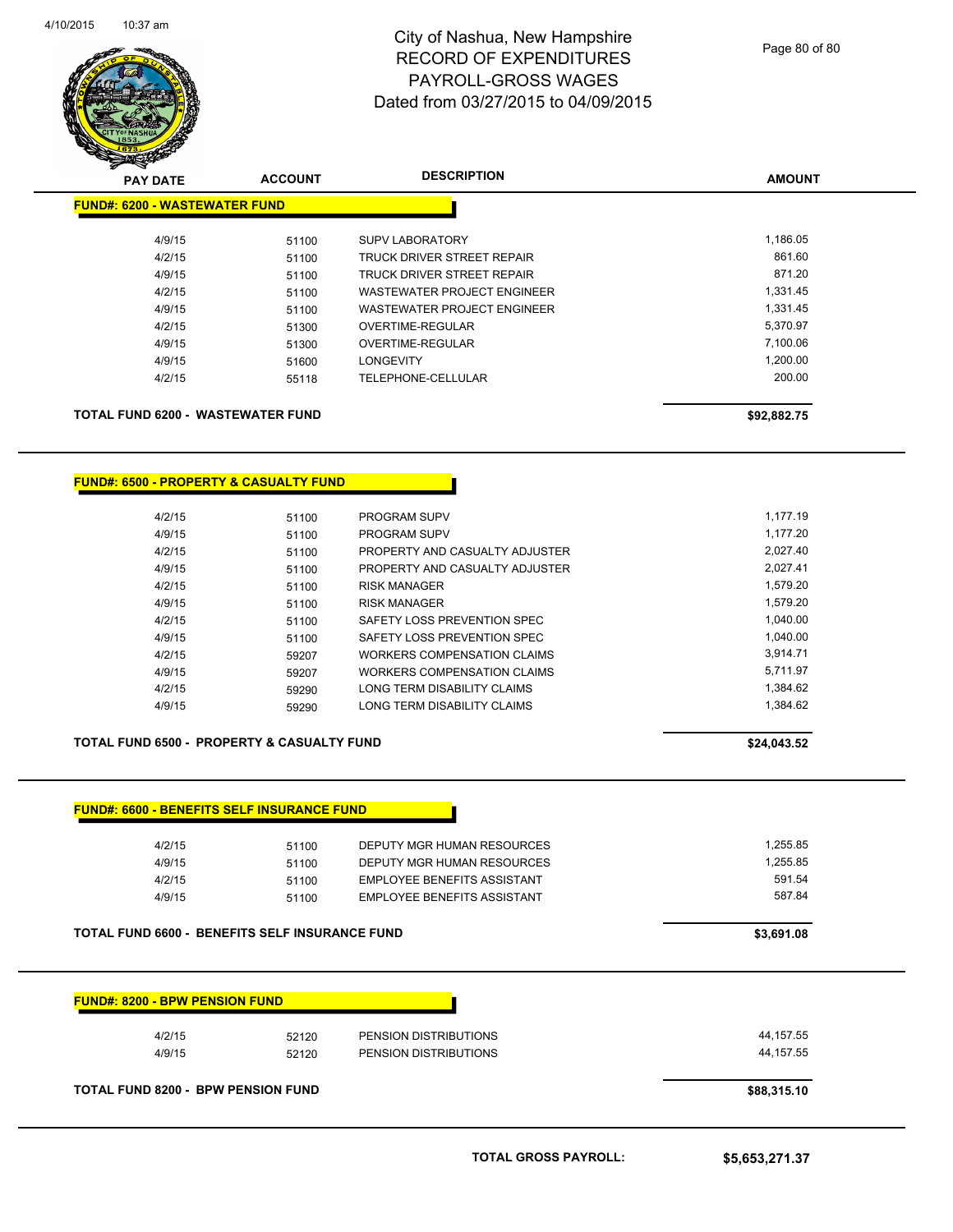# City of Nashua, New Hampshire
## RECORD OF EXPENDITURES
## PAYROLL-GROSS WAGES
## Dated from 03/27/2015 to 04/09/2015

| PAY DATE | ACCOUNT | DESCRIPTION | AMOUNT |
|---|---|---|---|
| **FUND#: 6200 - WASTEWATER FUND** | | | |
| 4/9/15 | 51100 | SUPV LABORATORY | 1,186.05 |
| 4/2/15 | 51100 | TRUCK DRIVER STREET REPAIR | 861.60 |
| 4/9/15 | 51100 | TRUCK DRIVER STREET REPAIR | 871.20 |
| 4/2/15 | 51100 | WASTEWATER PROJECT ENGINEER | 1,331.45 |
| 4/9/15 | 51100 | WASTEWATER PROJECT ENGINEER | 1,331.45 |
| 4/2/15 | 51300 | OVERTIME-REGULAR | 5,370.97 |
| 4/9/15 | 51300 | OVERTIME-REGULAR | 7,100.06 |
| 4/9/15 | 51600 | LONGEVITY | 1,200.00 |
| 4/2/15 | 55118 | TELEPHONE-CELLULAR | 200.00 |
| **TOTAL FUND 6200 - WASTEWATER FUND** | | | **$92,882.75** |

| PAY DATE | ACCOUNT | DESCRIPTION | AMOUNT |
|---|---|---|---|
| **FUND#: 6500 - PROPERTY & CASUALTY FUND** | | | |
| 4/2/15 | 51100 | PROGRAM SUPV | 1,177.19 |
| 4/9/15 | 51100 | PROGRAM SUPV | 1,177.20 |
| 4/2/15 | 51100 | PROPERTY AND CASUALTY ADJUSTER | 2,027.40 |
| 4/9/15 | 51100 | PROPERTY AND CASUALTY ADJUSTER | 2,027.41 |
| 4/2/15 | 51100 | RISK MANAGER | 1,579.20 |
| 4/9/15 | 51100 | RISK MANAGER | 1,579.20 |
| 4/2/15 | 51100 | SAFETY LOSS PREVENTION SPEC | 1,040.00 |
| 4/9/15 | 51100 | SAFETY LOSS PREVENTION SPEC | 1,040.00 |
| 4/2/15 | 59207 | WORKERS COMPENSATION CLAIMS | 3,914.71 |
| 4/9/15 | 59207 | WORKERS COMPENSATION CLAIMS | 5,711.97 |
| 4/2/15 | 59290 | LONG TERM DISABILITY CLAIMS | 1,384.62 |
| 4/9/15 | 59290 | LONG TERM DISABILITY CLAIMS | 1,384.62 |
| **TOTAL FUND 6500 - PROPERTY & CASUALTY FUND** | | | **$24,043.52** |

| PAY DATE | ACCOUNT | DESCRIPTION | AMOUNT |
|---|---|---|---|
| **FUND#: 6600 - BENEFITS SELF INSURANCE FUND** | | | |
| 4/2/15 | 51100 | DEPUTY MGR HUMAN RESOURCES | 1,255.85 |
| 4/9/15 | 51100 | DEPUTY MGR HUMAN RESOURCES | 1,255.85 |
| 4/2/15 | 51100 | EMPLOYEE BENEFITS ASSISTANT | 591.54 |
| 4/9/15 | 51100 | EMPLOYEE BENEFITS ASSISTANT | 587.84 |
| **TOTAL FUND 6600 - BENEFITS SELF INSURANCE FUND** | | | **$3,691.08** |

| PAY DATE | ACCOUNT | DESCRIPTION | AMOUNT |
|---|---|---|---|
| **FUND#: 8200 - BPW PENSION FUND** | | | |
| 4/2/15 | 52120 | PENSION DISTRIBUTIONS | 44,157.55 |
| 4/9/15 | 52120 | PENSION DISTRIBUTIONS | 44,157.55 |
| **TOTAL FUND 8200 - BPW PENSION FUND** | | | **$88,315.10** |

**TOTAL GROSS PAYROLL: $5,653,271.37**